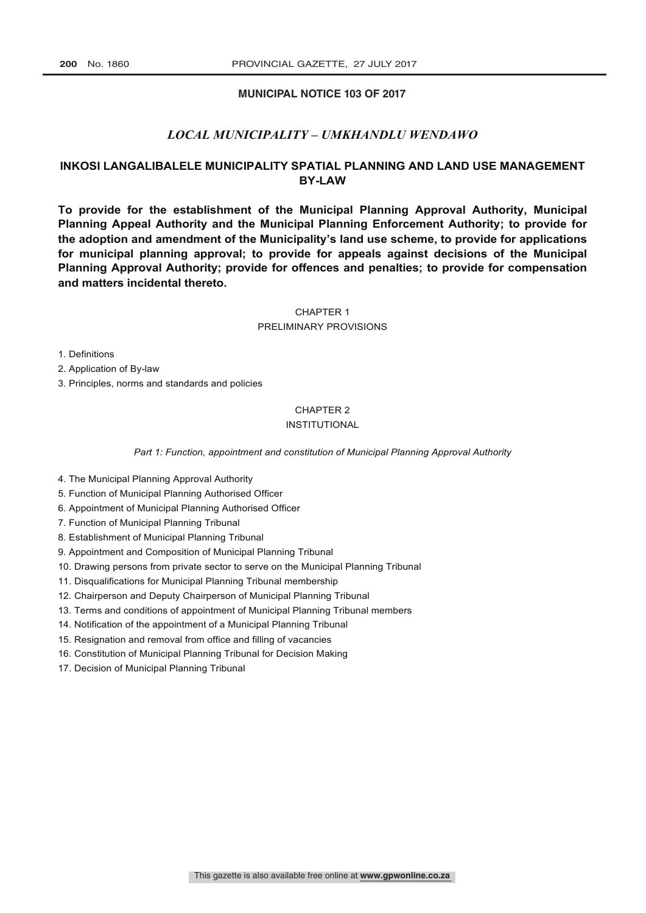## MUNICIPAL NOTICE 103 OF 2017

### *LOCAL MUNICIPALITY – UMKHANDLU WENDAWO*

### INKOSI LANGALIBALELE MUNICIPALITY SPATIAL PLANNING AND LAND USE MANAGEMENT BY-LAW

**To provide for the establishment of the Municipal Planning Approval Authority, Municipal Planning Appeal Authority and the Municipal Planning Enforcement Authority; to provide for the adoption and amendment of the Municipality's land use scheme, to provide for applications for municipal planning approval; to provide for appeals against decisions of the Municipal Planning Approval Authority; provide for offences and penalties; to provide for compensation and matters incidental thereto.**

CHAPTER 1
PRELIMINARY PROVISIONS

1. Definitions
2. Application of By-law
3. Principles, norms and standards and policies

CHAPTER 2
INSTITUTIONAL

*Part 1: Function, appointment and constitution of Municipal Planning Approval Authority*

4. The Municipal Planning Approval Authority
5. Function of Municipal Planning Authorised Officer
6. Appointment of Municipal Planning Authorised Officer
7. Function of Municipal Planning Tribunal
8. Establishment of Municipal Planning Tribunal
9. Appointment and Composition of Municipal Planning Tribunal
10. Drawing persons from private sector to serve on the Municipal Planning Tribunal
11. Disqualifications for Municipal Planning Tribunal membership
12. Chairperson and Deputy Chairperson of Municipal Planning Tribunal
13. Terms and conditions of appointment of Municipal Planning Tribunal members
14. Notification of the appointment of a Municipal Planning Tribunal
15. Resignation and removal from office and filling of vacancies
16. Constitution of Municipal Planning Tribunal for Decision Making
17. Decision of Municipal Planning Tribunal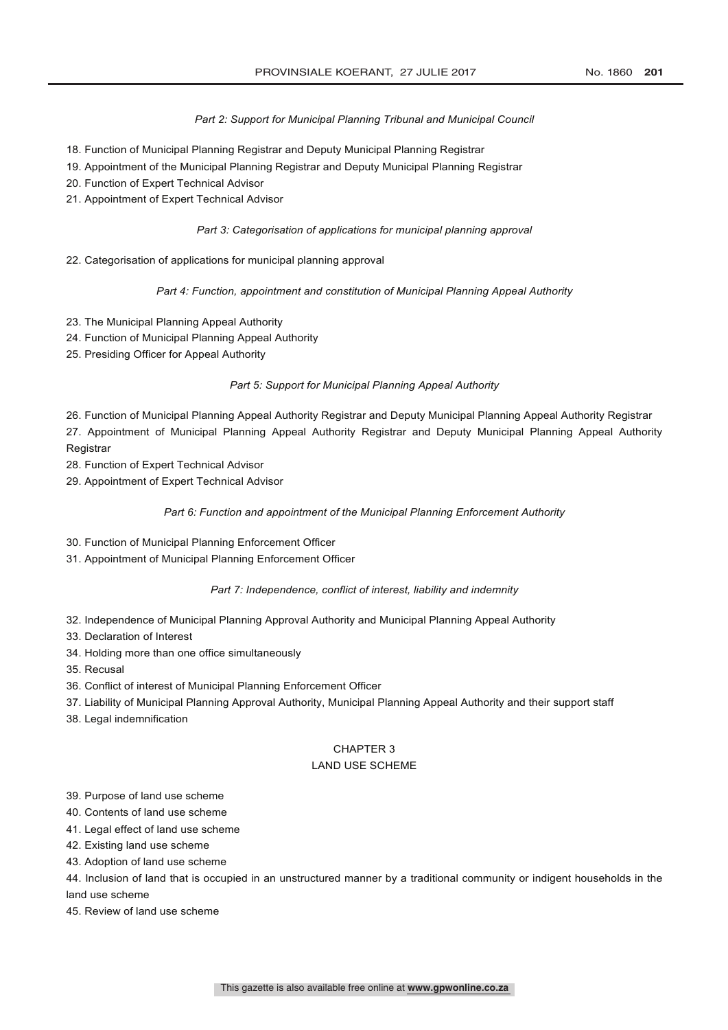*Part 2: Support for Municipal Planning Tribunal and Municipal Council*

18. Function of Municipal Planning Registrar and Deputy Municipal Planning Registrar
19. Appointment of the Municipal Planning Registrar and Deputy Municipal Planning Registrar
20. Function of Expert Technical Advisor
21. Appointment of Expert Technical Advisor

*Part 3: Categorisation of applications for municipal planning approval*

22. Categorisation of applications for municipal planning approval

*Part 4: Function, appointment and constitution of Municipal Planning Appeal Authority*

23. The Municipal Planning Appeal Authority
24. Function of Municipal Planning Appeal Authority
25. Presiding Officer for Appeal Authority

*Part 5: Support for Municipal Planning Appeal Authority*

26. Function of Municipal Planning Appeal Authority Registrar and Deputy Municipal Planning Appeal Authority Registrar
27. Appointment of Municipal Planning Appeal Authority Registrar and Deputy Municipal Planning Appeal Authority Registrar
28. Function of Expert Technical Advisor
29. Appointment of Expert Technical Advisor

*Part 6: Function and appointment of the Municipal Planning Enforcement Authority*

30. Function of Municipal Planning Enforcement Officer
31. Appointment of Municipal Planning Enforcement Officer

*Part 7: Independence, conflict of interest, liability and indemnity*

32. Independence of Municipal Planning Approval Authority and Municipal Planning Appeal Authority
33. Declaration of Interest
34. Holding more than one office simultaneously
35. Recusal
36. Conflict of interest of Municipal Planning Enforcement Officer
37. Liability of Municipal Planning Approval Authority, Municipal Planning Appeal Authority and their support staff
38. Legal indemnification

## CHAPTER 3
## LAND USE SCHEME

39. Purpose of land use scheme
40. Contents of land use scheme
41. Legal effect of land use scheme
42. Existing land use scheme
43. Adoption of land use scheme
44. Inclusion of land that is occupied in an unstructured manner by a traditional community or indigent households in the land use scheme
45. Review of land use scheme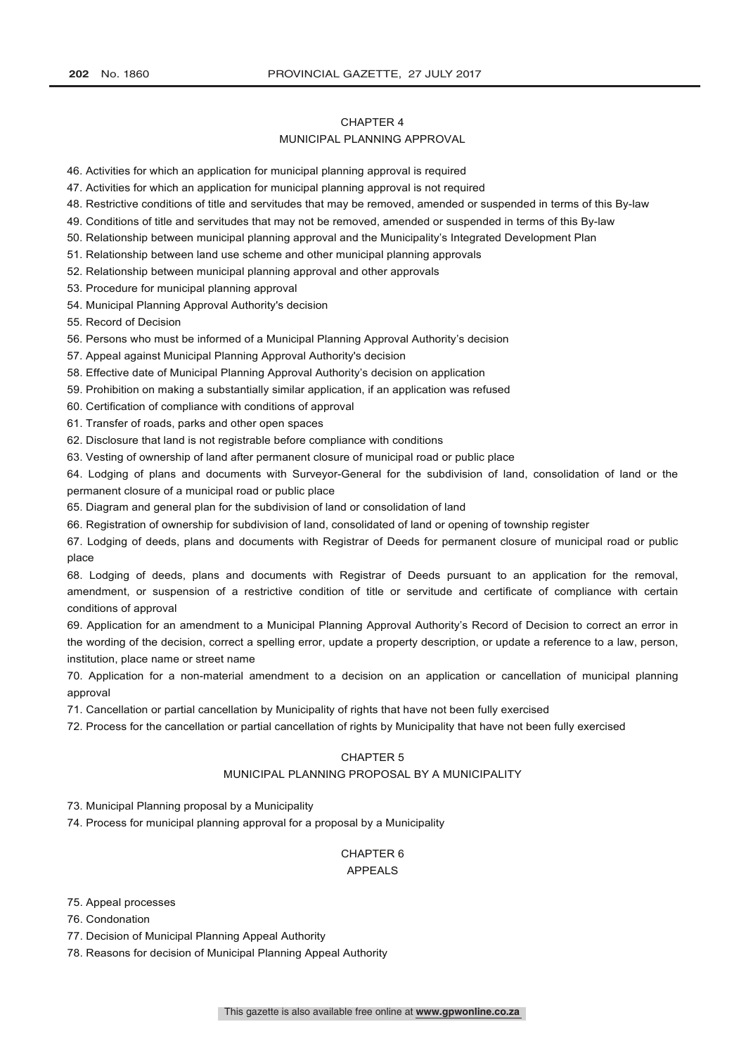## CHAPTER 4
## MUNICIPAL PLANNING APPROVAL

46. Activities for which an application for municipal planning approval is required
47. Activities for which an application for municipal planning approval is not required
48. Restrictive conditions of title and servitudes that may be removed, amended or suspended in terms of this By-law
49. Conditions of title and servitudes that may not be removed, amended or suspended in terms of this By-law
50. Relationship between municipal planning approval and the Municipality's Integrated Development Plan
51. Relationship between land use scheme and other municipal planning approvals
52. Relationship between municipal planning approval and other approvals
53. Procedure for municipal planning approval
54. Municipal Planning Approval Authority's decision
55. Record of Decision
56. Persons who must be informed of a Municipal Planning Approval Authority's decision
57. Appeal against Municipal Planning Approval Authority's decision
58. Effective date of Municipal Planning Approval Authority's decision on application
59. Prohibition on making a substantially similar application, if an application was refused
60. Certification of compliance with conditions of approval
61. Transfer of roads, parks and other open spaces
62. Disclosure that land is not registrable before compliance with conditions
63. Vesting of ownership of land after permanent closure of municipal road or public place
64. Lodging of plans and documents with Surveyor-General for the subdivision of land, consolidation of land or the permanent closure of a municipal road or public place
65. Diagram and general plan for the subdivision of land or consolidation of land
66. Registration of ownership for subdivision of land, consolidated of land or opening of township register
67. Lodging of deeds, plans and documents with Registrar of Deeds for permanent closure of municipal road or public place
68. Lodging of deeds, plans and documents with Registrar of Deeds pursuant to an application for the removal, amendment, or suspension of a restrictive condition of title or servitude and certificate of compliance with certain conditions of approval
69. Application for an amendment to a Municipal Planning Approval Authority's Record of Decision to correct an error in the wording of the decision, correct a spelling error, update a property description, or update a reference to a law, person, institution, place name or street name
70. Application for a non-material amendment to a decision on an application or cancellation of municipal planning approval
71. Cancellation or partial cancellation by Municipality of rights that have not been fully exercised
72. Process for the cancellation or partial cancellation of rights by Municipality that have not been fully exercised

## CHAPTER 5
## MUNICIPAL PLANNING PROPOSAL BY A MUNICIPALITY

73. Municipal Planning proposal by a Municipality
74. Process for municipal planning approval for a proposal by a Municipality

## CHAPTER 6
## APPEALS

75. Appeal processes
76. Condonation
77. Decision of Municipal Planning Appeal Authority
78. Reasons for decision of Municipal Planning Appeal Authority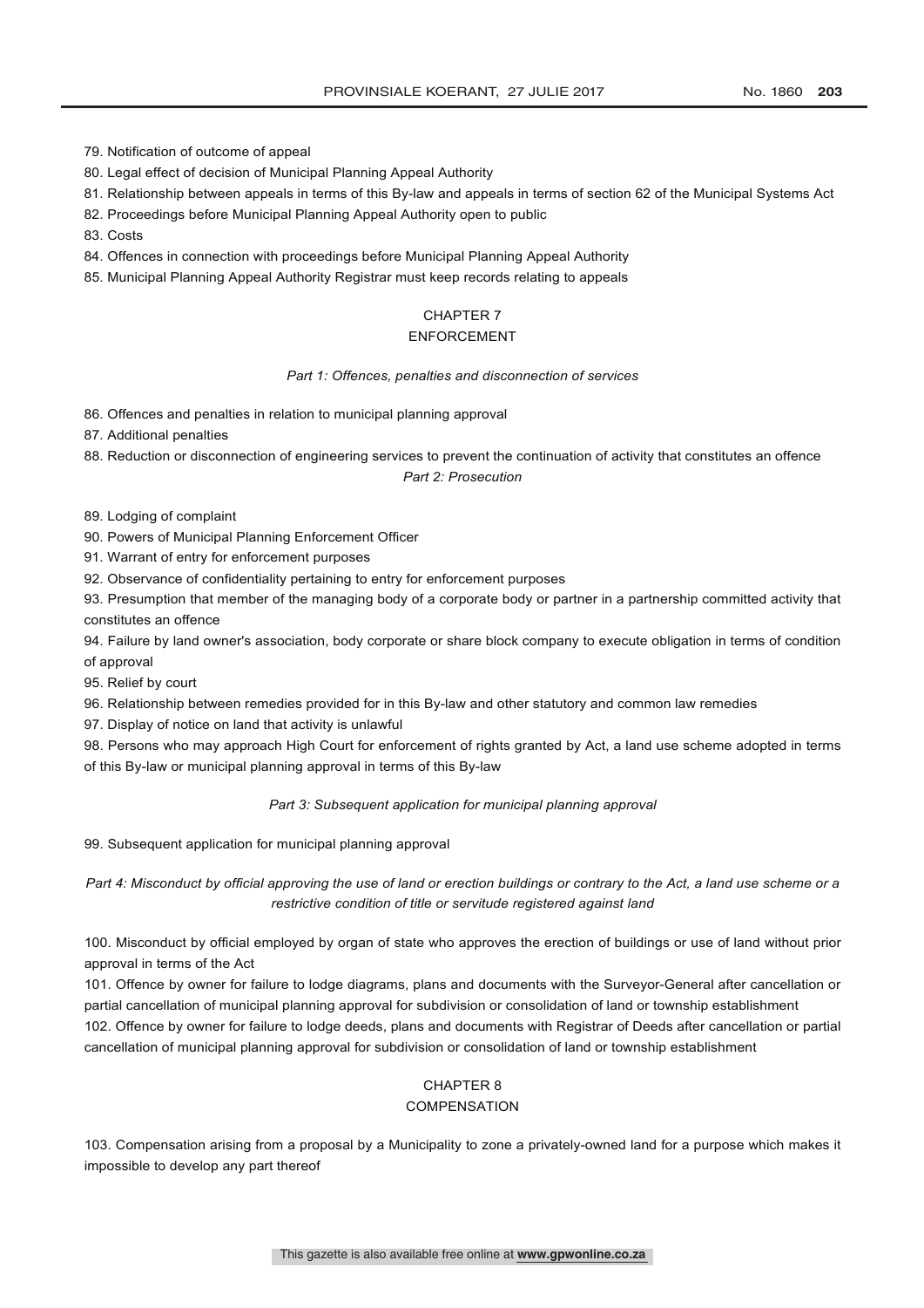79. Notification of outcome of appeal

80. Legal effect of decision of Municipal Planning Appeal Authority

81. Relationship between appeals in terms of this By-law and appeals in terms of section 62 of the Municipal Systems Act

82. Proceedings before Municipal Planning Appeal Authority open to public

83. Costs

84. Offences in connection with proceedings before Municipal Planning Appeal Authority

85. Municipal Planning Appeal Authority Registrar must keep records relating to appeals

## CHAPTER 7
## ENFORCEMENT

*Part 1: Offences, penalties and disconnection of services*

86. Offences and penalties in relation to municipal planning approval

87. Additional penalties

88. Reduction or disconnection of engineering services to prevent the continuation of activity that constitutes an offence

*Part 2: Prosecution*

89. Lodging of complaint

90. Powers of Municipal Planning Enforcement Officer

91. Warrant of entry for enforcement purposes

92. Observance of confidentiality pertaining to entry for enforcement purposes

93. Presumption that member of the managing body of a corporate body or partner in a partnership committed activity that constitutes an offence

94. Failure by land owner's association, body corporate or share block company to execute obligation in terms of condition of approval

95. Relief by court

96. Relationship between remedies provided for in this By-law and other statutory and common law remedies

97. Display of notice on land that activity is unlawful

98. Persons who may approach High Court for enforcement of rights granted by Act, a land use scheme adopted in terms of this By-law or municipal planning approval in terms of this By-law

*Part 3: Subsequent application for municipal planning approval*

99. Subsequent application for municipal planning approval

*Part 4: Misconduct by official approving the use of land or erection buildings or contrary to the Act, a land use scheme or a restrictive condition of title or servitude registered against land*

100. Misconduct by official employed by organ of state who approves the erection of buildings or use of land without prior approval in terms of the Act

101. Offence by owner for failure to lodge diagrams, plans and documents with the Surveyor-General after cancellation or partial cancellation of municipal planning approval for subdivision or consolidation of land or township establishment

102. Offence by owner for failure to lodge deeds, plans and documents with Registrar of Deeds after cancellation or partial cancellation of municipal planning approval for subdivision or consolidation of land or township establishment

## CHAPTER 8
## COMPENSATION

103. Compensation arising from a proposal by a Municipality to zone a privately-owned land for a purpose which makes it impossible to develop any part thereof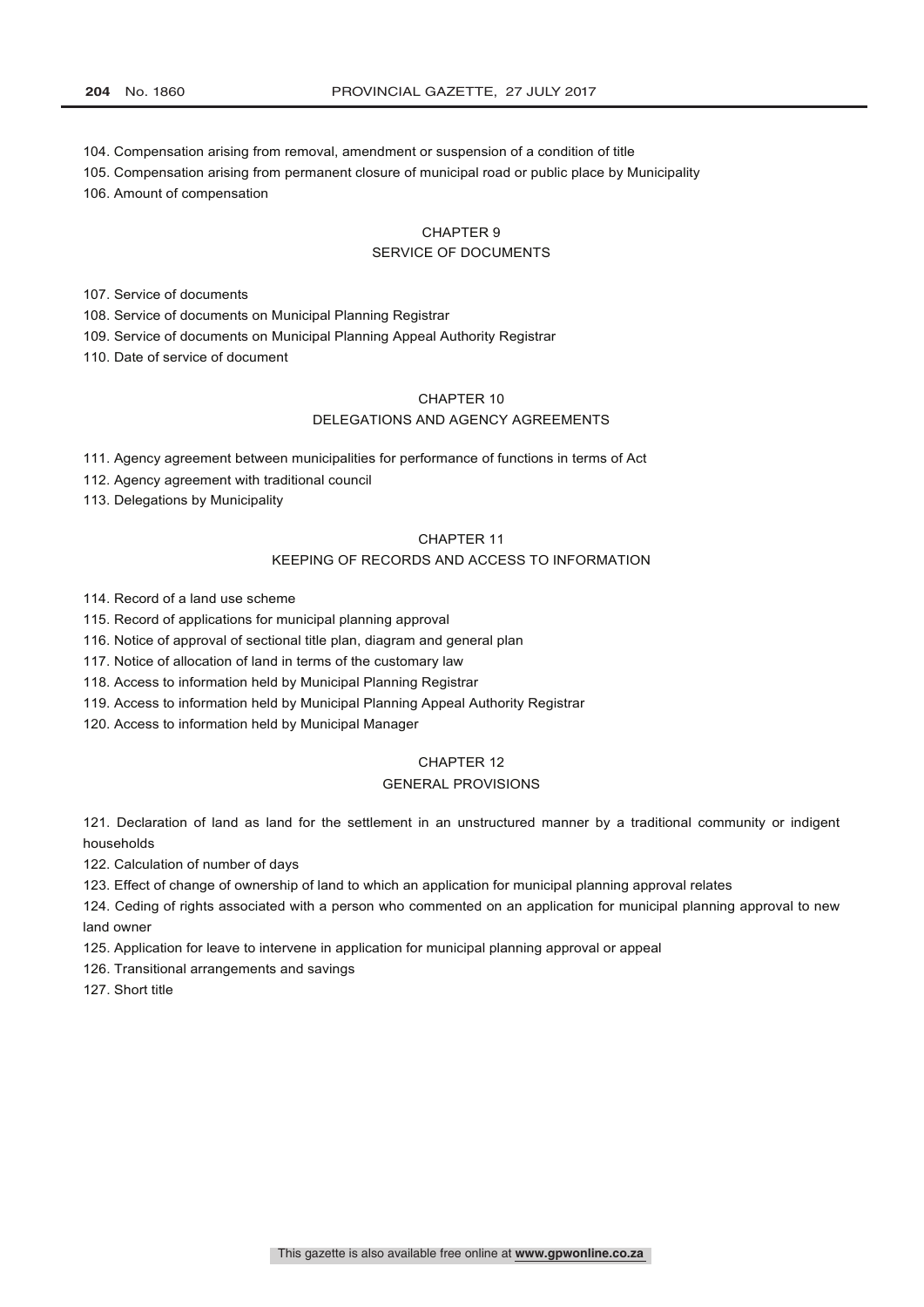104. Compensation arising from removal, amendment or suspension of a condition of title

105. Compensation arising from permanent closure of municipal road or public place by Municipality

106. Amount of compensation

## CHAPTER 9
## SERVICE OF DOCUMENTS

107. Service of documents

108. Service of documents on Municipal Planning Registrar

109. Service of documents on Municipal Planning Appeal Authority Registrar

110. Date of service of document

## CHAPTER 10
## DELEGATIONS AND AGENCY AGREEMENTS

111. Agency agreement between municipalities for performance of functions in terms of Act

112. Agency agreement with traditional council

113. Delegations by Municipality

## CHAPTER 11
## KEEPING OF RECORDS AND ACCESS TO INFORMATION

114. Record of a land use scheme

115. Record of applications for municipal planning approval

116. Notice of approval of sectional title plan, diagram and general plan

117. Notice of allocation of land in terms of the customary law

118. Access to information held by Municipal Planning Registrar

119. Access to information held by Municipal Planning Appeal Authority Registrar

120. Access to information held by Municipal Manager

## CHAPTER 12
## GENERAL PROVISIONS

121. Declaration of land as land for the settlement in an unstructured manner by a traditional community or indigent households

122. Calculation of number of days

123. Effect of change of ownership of land to which an application for municipal planning approval relates

124. Ceding of rights associated with a person who commented on an application for municipal planning approval to new land owner

125. Application for leave to intervene in application for municipal planning approval or appeal

126. Transitional arrangements and savings

127. Short title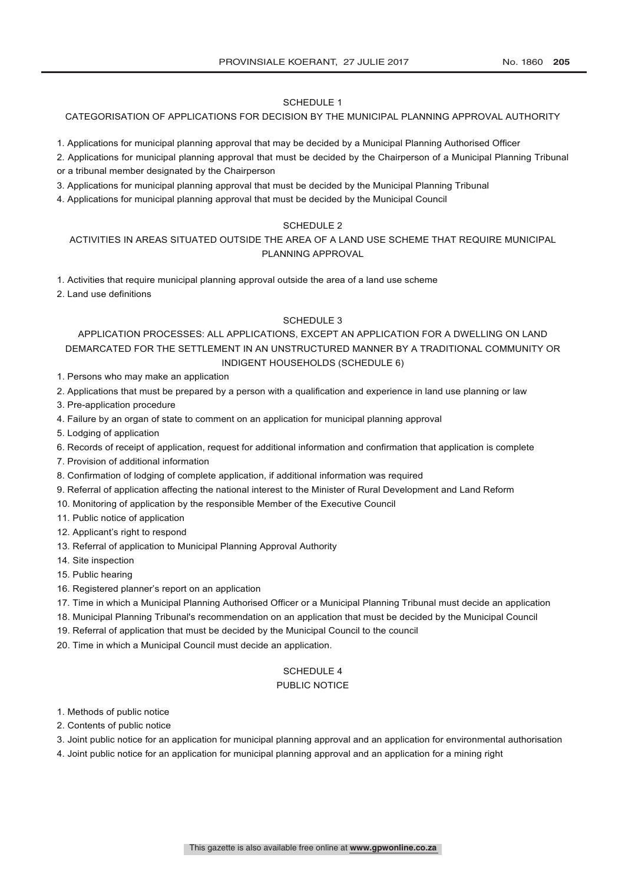## SCHEDULE 1

### CATEGORISATION OF APPLICATIONS FOR DECISION BY THE MUNICIPAL PLANNING APPROVAL AUTHORITY

1. Applications for municipal planning approval that may be decided by a Municipal Planning Authorised Officer
2. Applications for municipal planning approval that must be decided by the Chairperson of a Municipal Planning Tribunal or a tribunal member designated by the Chairperson
3. Applications for municipal planning approval that must be decided by the Municipal Planning Tribunal
4. Applications for municipal planning approval that must be decided by the Municipal Council

## SCHEDULE 2

### ACTIVITIES IN AREAS SITUATED OUTSIDE THE AREA OF A LAND USE SCHEME THAT REQUIRE MUNICIPAL PLANNING APPROVAL

1. Activities that require municipal planning approval outside the area of a land use scheme
2. Land use definitions

## SCHEDULE 3

### APPLICATION PROCESSES: ALL APPLICATIONS, EXCEPT AN APPLICATION FOR A DWELLING ON LAND DEMARCATED FOR THE SETTLEMENT IN AN UNSTRUCTURED MANNER BY A TRADITIONAL COMMUNITY OR INDIGENT HOUSEHOLDS (SCHEDULE 6)

1. Persons who may make an application
2. Applications that must be prepared by a person with a qualification and experience in land use planning or law
3. Pre-application procedure
4. Failure by an organ of state to comment on an application for municipal planning approval
5. Lodging of application
6. Records of receipt of application, request for additional information and confirmation that application is complete
7. Provision of additional information
8. Confirmation of lodging of complete application, if additional information was required
9. Referral of application affecting the national interest to the Minister of Rural Development and Land Reform
10. Monitoring of application by the responsible Member of the Executive Council
11. Public notice of application
12. Applicant's right to respond
13. Referral of application to Municipal Planning Approval Authority
14. Site inspection
15. Public hearing
16. Registered planner's report on an application
17. Time in which a Municipal Planning Authorised Officer or a Municipal Planning Tribunal must decide an application
18. Municipal Planning Tribunal's recommendation on an application that must be decided by the Municipal Council
19. Referral of application that must be decided by the Municipal Council to the council
20. Time in which a Municipal Council must decide an application.

## SCHEDULE 4

### PUBLIC NOTICE

1. Methods of public notice
2. Contents of public notice
3. Joint public notice for an application for municipal planning approval and an application for environmental authorisation
4. Joint public notice for an application for municipal planning approval and an application for a mining right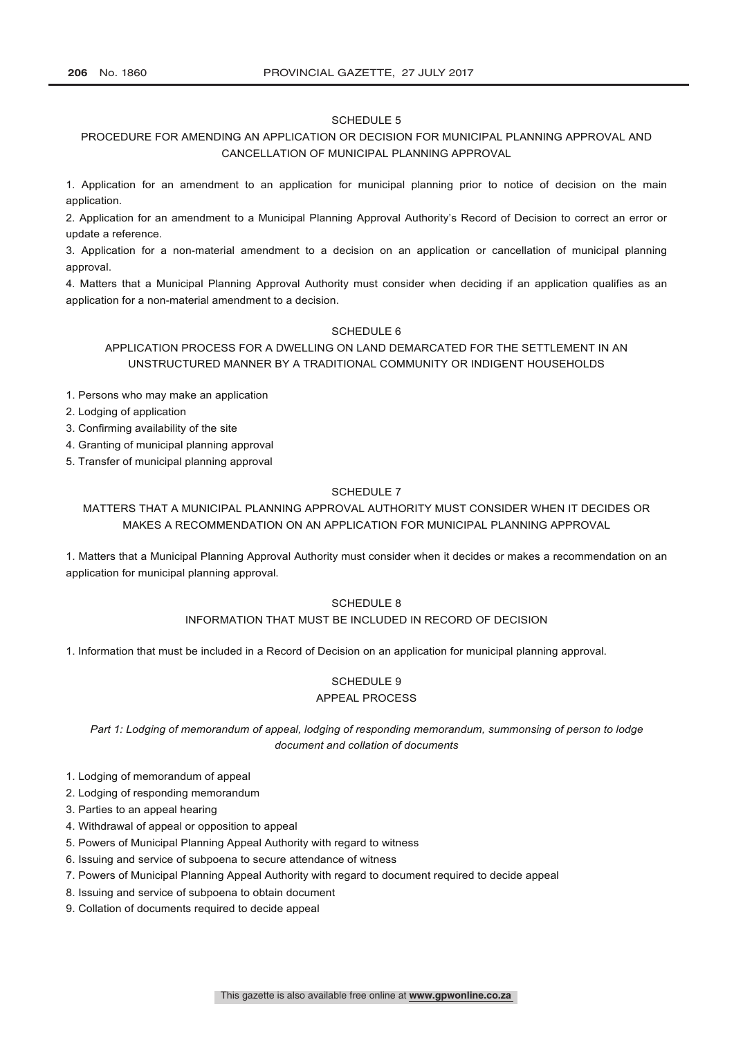## SCHEDULE 5

## PROCEDURE FOR AMENDING AN APPLICATION OR DECISION FOR MUNICIPAL PLANNING APPROVAL AND CANCELLATION OF MUNICIPAL PLANNING APPROVAL

1. Application for an amendment to an application for municipal planning prior to notice of decision on the main application.
2. Application for an amendment to a Municipal Planning Approval Authority's Record of Decision to correct an error or update a reference.
3. Application for a non-material amendment to a decision on an application or cancellation of municipal planning approval.
4. Matters that a Municipal Planning Approval Authority must consider when deciding if an application qualifies as an application for a non-material amendment to a decision.

## SCHEDULE 6

## APPLICATION PROCESS FOR A DWELLING ON LAND DEMARCATED FOR THE SETTLEMENT IN AN UNSTRUCTURED MANNER BY A TRADITIONAL COMMUNITY OR INDIGENT HOUSEHOLDS

1. Persons who may make an application
2. Lodging of application
3. Confirming availability of the site
4. Granting of municipal planning approval
5. Transfer of municipal planning approval

## SCHEDULE 7

## MATTERS THAT A MUNICIPAL PLANNING APPROVAL AUTHORITY MUST CONSIDER WHEN IT DECIDES OR MAKES A RECOMMENDATION ON AN APPLICATION FOR MUNICIPAL PLANNING APPROVAL

1. Matters that a Municipal Planning Approval Authority must consider when it decides or makes a recommendation on an application for municipal planning approval.

## SCHEDULE 8

## INFORMATION THAT MUST BE INCLUDED IN RECORD OF DECISION

1. Information that must be included in a Record of Decision on an application for municipal planning approval.

## SCHEDULE 9

## APPEAL PROCESS

*Part 1: Lodging of memorandum of appeal, lodging of responding memorandum, summonsing of person to lodge document and collation of documents*

1. Lodging of memorandum of appeal
2. Lodging of responding memorandum
3. Parties to an appeal hearing
4. Withdrawal of appeal or opposition to appeal
5. Powers of Municipal Planning Appeal Authority with regard to witness
6. Issuing and service of subpoena to secure attendance of witness
7. Powers of Municipal Planning Appeal Authority with regard to document required to decide appeal
8. Issuing and service of subpoena to obtain document
9. Collation of documents required to decide appeal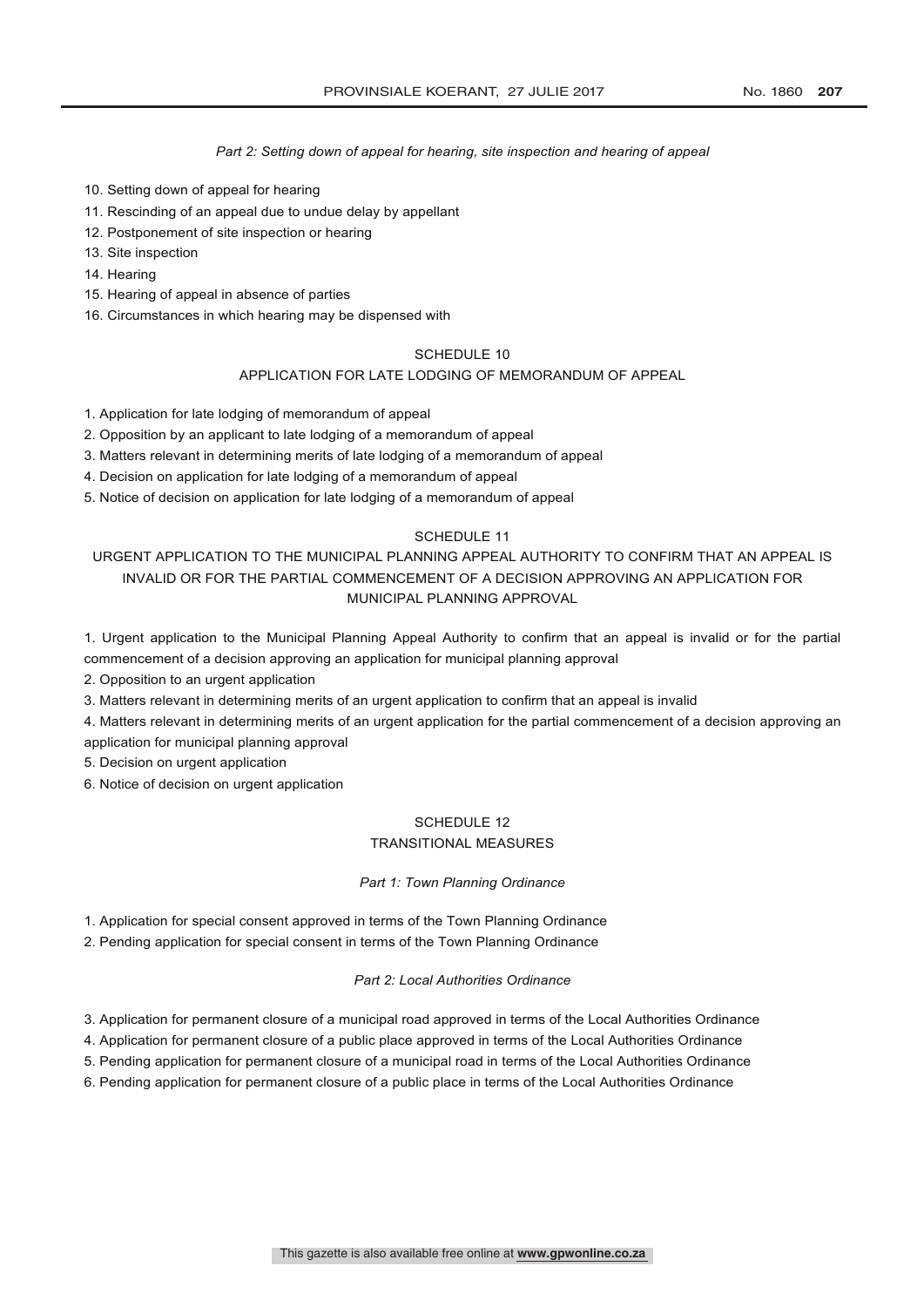*Part 2: Setting down of appeal for hearing, site inspection and hearing of appeal*

10. Setting down of appeal for hearing
11. Rescinding of an appeal due to undue delay by appellant
12. Postponement of site inspection or hearing
13. Site inspection
14. Hearing
15. Hearing of appeal in absence of parties
16. Circumstances in which hearing may be dispensed with

## SCHEDULE 10

## APPLICATION FOR LATE LODGING OF MEMORANDUM OF APPEAL

1. Application for late lodging of memorandum of appeal
2. Opposition by an applicant to late lodging of a memorandum of appeal
3. Matters relevant in determining merits of late lodging of a memorandum of appeal
4. Decision on application for late lodging of a memorandum of appeal
5. Notice of decision on application for late lodging of a memorandum of appeal

## SCHEDULE 11

## URGENT APPLICATION TO THE MUNICIPAL PLANNING APPEAL AUTHORITY TO CONFIRM THAT AN APPEAL IS INVALID OR FOR THE PARTIAL COMMENCEMENT OF A DECISION APPROVING AN APPLICATION FOR MUNICIPAL PLANNING APPROVAL

1. Urgent application to the Municipal Planning Appeal Authority to confirm that an appeal is invalid or for the partial commencement of a decision approving an application for municipal planning approval
2. Opposition to an urgent application
3. Matters relevant in determining merits of an urgent application to confirm that an appeal is invalid
4. Matters relevant in determining merits of an urgent application for the partial commencement of a decision approving an application for municipal planning approval
5. Decision on urgent application
6. Notice of decision on urgent application

## SCHEDULE 12

## TRANSITIONAL MEASURES

*Part 1: Town Planning Ordinance*

1. Application for special consent approved in terms of the Town Planning Ordinance
2. Pending application for special consent in terms of the Town Planning Ordinance

*Part 2: Local Authorities Ordinance*

3. Application for permanent closure of a municipal road approved in terms of the Local Authorities Ordinance
4. Application for permanent closure of a public place approved in terms of the Local Authorities Ordinance
5. Pending application for permanent closure of a municipal road in terms of the Local Authorities Ordinance
6. Pending application for permanent closure of a public place in terms of the Local Authorities Ordinance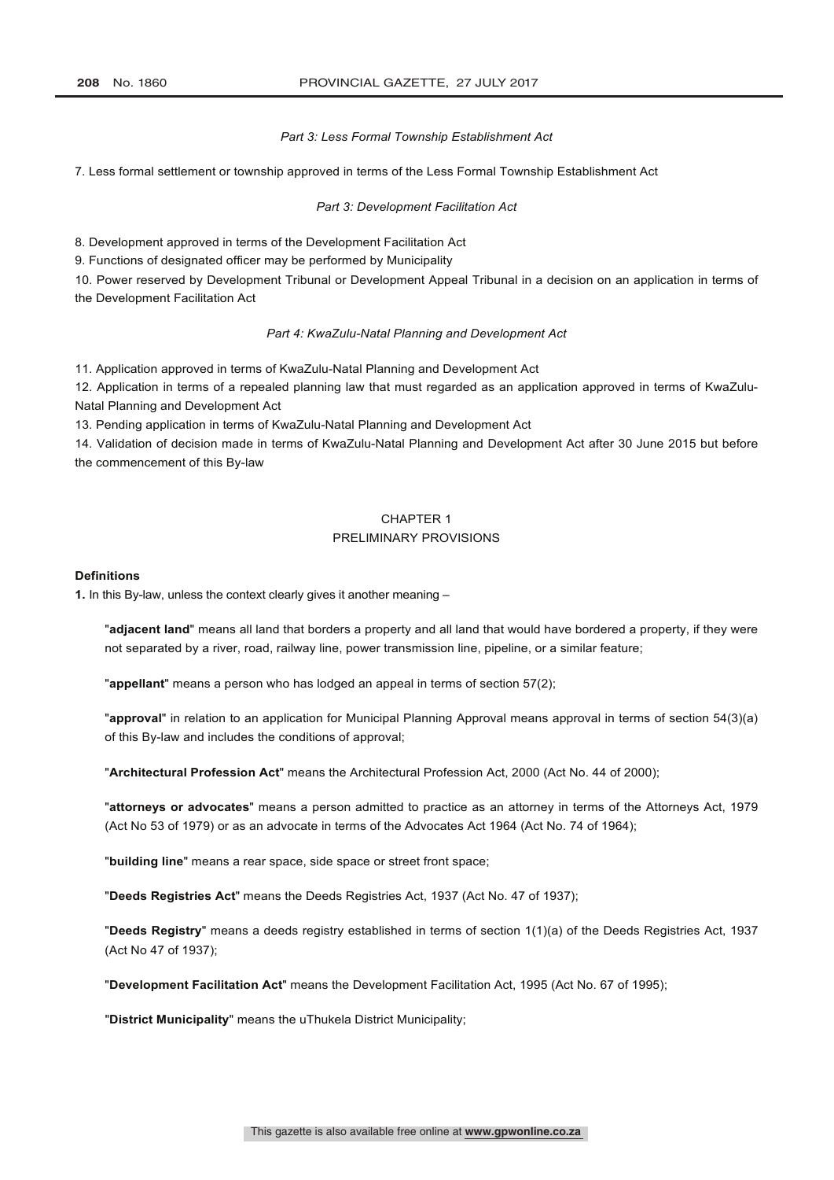*Part 3: Less Formal Township Establishment Act*

7. Less formal settlement or township approved in terms of the Less Formal Township Establishment Act

*Part 3: Development Facilitation Act*

8. Development approved in terms of the Development Facilitation Act

9. Functions of designated officer may be performed by Municipality

10. Power reserved by Development Tribunal or Development Appeal Tribunal in a decision on an application in terms of the Development Facilitation Act

*Part 4: KwaZulu-Natal Planning and Development Act*

11. Application approved in terms of KwaZulu-Natal Planning and Development Act

12. Application in terms of a repealed planning law that must regarded as an application approved in terms of KwaZulu-Natal Planning and Development Act

13. Pending application in terms of KwaZulu-Natal Planning and Development Act

14. Validation of decision made in terms of KwaZulu-Natal Planning and Development Act after 30 June 2015 but before the commencement of this By-law

## CHAPTER 1
## PRELIMINARY PROVISIONS

**Definitions**

**1.** In this By-law, unless the context clearly gives it another meaning –

"**adjacent land**" means all land that borders a property and all land that would have bordered a property, if they were not separated by a river, road, railway line, power transmission line, pipeline, or a similar feature;

"**appellant**" means a person who has lodged an appeal in terms of section 57(2);

"**approval**" in relation to an application for Municipal Planning Approval means approval in terms of section 54(3)(a) of this By-law and includes the conditions of approval;

"**Architectural Profession Act**" means the Architectural Profession Act, 2000 (Act No. 44 of 2000);

"**attorneys or advocates**" means a person admitted to practice as an attorney in terms of the Attorneys Act, 1979 (Act No 53 of 1979) or as an advocate in terms of the Advocates Act 1964 (Act No. 74 of 1964);

"**building line**" means a rear space, side space or street front space;

"**Deeds Registries Act**" means the Deeds Registries Act, 1937 (Act No. 47 of 1937);

"**Deeds Registry**" means a deeds registry established in terms of section 1(1)(a) of the Deeds Registries Act, 1937 (Act No 47 of 1937);

"**Development Facilitation Act**" means the Development Facilitation Act, 1995 (Act No. 67 of 1995);

"**District Municipality**" means the uThukela District Municipality;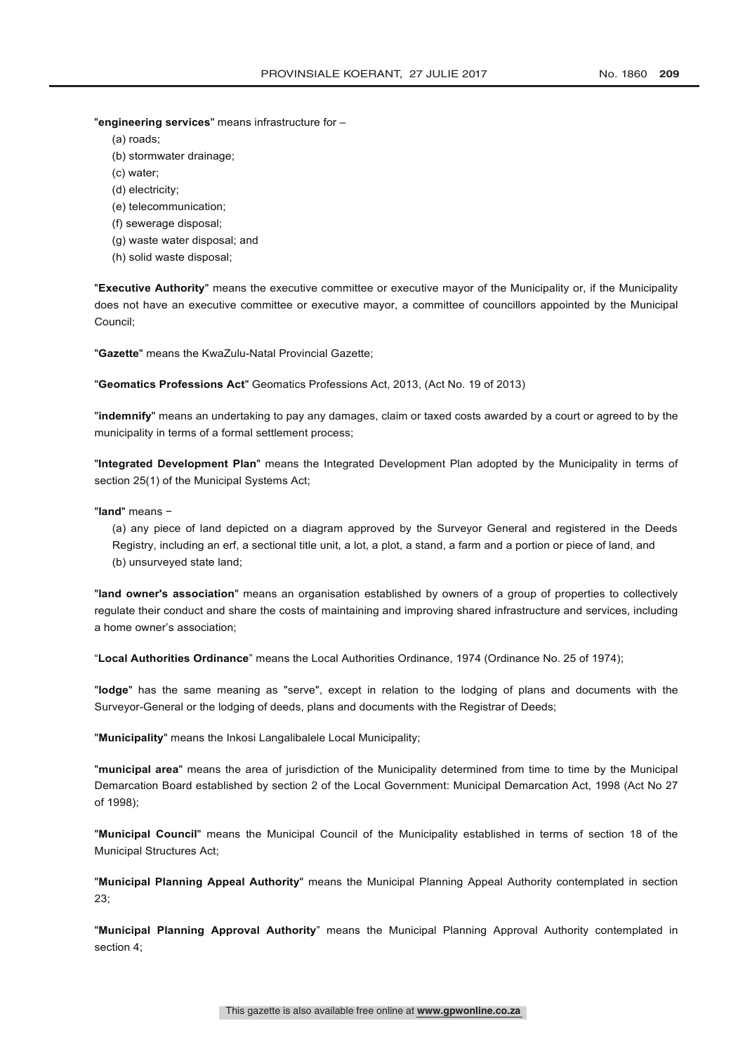"**engineering services**" means infrastructure for –

(a) roads;
(b) stormwater drainage;
(c) water;
(d) electricity;
(e) telecommunication;
(f) sewerage disposal;
(g) waste water disposal; and
(h) solid waste disposal;

"**Executive Authority**" means the executive committee or executive mayor of the Municipality or, if the Municipality does not have an executive committee or executive mayor, a committee of councillors appointed by the Municipal Council;

"**Gazette**" means the KwaZulu-Natal Provincial Gazette;

"**Geomatics Professions Act**" Geomatics Professions Act, 2013, (Act No. 19 of 2013)

"**indemnify**" means an undertaking to pay any damages, claim or taxed costs awarded by a court or agreed to by the municipality in terms of a formal settlement process;

"**Integrated Development Plan**" means the Integrated Development Plan adopted by the Municipality in terms of section 25(1) of the Municipal Systems Act;

"**land**" means –

(a) any piece of land depicted on a diagram approved by the Surveyor General and registered in the Deeds Registry, including an erf, a sectional title unit, a lot, a plot, a stand, a farm and a portion or piece of land, and
(b) unsurveyed state land;

"**land owner's association**" means an organisation established by owners of a group of properties to collectively regulate their conduct and share the costs of maintaining and improving shared infrastructure and services, including a home owner's association;

"**Local Authorities Ordinance**" means the Local Authorities Ordinance, 1974 (Ordinance No. 25 of 1974);

"**lodge**" has the same meaning as "serve", except in relation to the lodging of plans and documents with the Surveyor-General or the lodging of deeds, plans and documents with the Registrar of Deeds;

"**Municipality**" means the Inkosi Langalibalele Local Municipality;

"**municipal area**" means the area of jurisdiction of the Municipality determined from time to time by the Municipal Demarcation Board established by section 2 of the Local Government: Municipal Demarcation Act, 1998 (Act No 27 of 1998);

"**Municipal Council**" means the Municipal Council of the Municipality established in terms of section 18 of the Municipal Structures Act;

"**Municipal Planning Appeal Authority**" means the Municipal Planning Appeal Authority contemplated in section 23;

"**Municipal Planning Approval Authority**" means the Municipal Planning Approval Authority contemplated in section 4;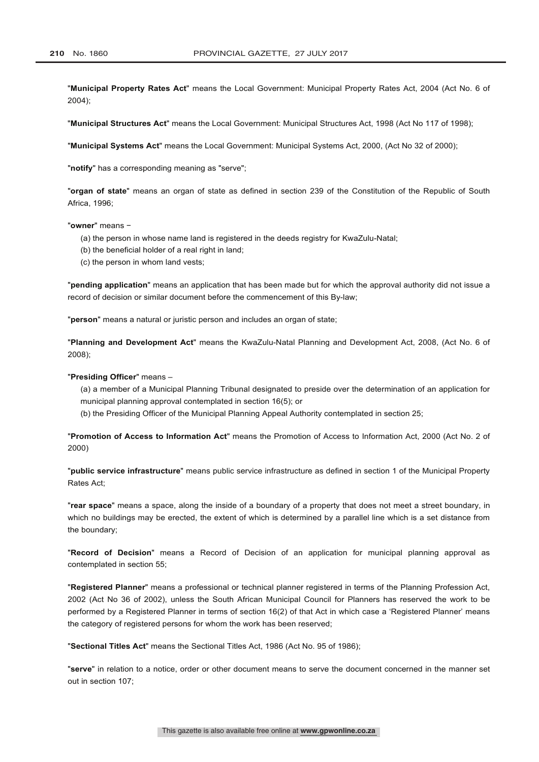"**Municipal Property Rates Act**" means the Local Government: Municipal Property Rates Act, 2004 (Act No. 6 of 2004);

"**Municipal Structures Act**" means the Local Government: Municipal Structures Act, 1998 (Act No 117 of 1998);

"**Municipal Systems Act**" means the Local Government: Municipal Systems Act, 2000, (Act No 32 of 2000);

"**notify**" has a corresponding meaning as "serve";

"**organ of state**" means an organ of state as defined in section 239 of the Constitution of the Republic of South Africa, 1996;

"**owner**" means −

(a) the person in whose name land is registered in the deeds registry for KwaZulu-Natal;

(b) the beneficial holder of a real right in land;

(c) the person in whom land vests;

"**pending application**" means an application that has been made but for which the approval authority did not issue a record of decision or similar document before the commencement of this By-law;

"**person**" means a natural or juristic person and includes an organ of state;

"**Planning and Development Act**" means the KwaZulu-Natal Planning and Development Act, 2008, (Act No. 6 of 2008);

"**Presiding Officer**" means –

(a) a member of a Municipal Planning Tribunal designated to preside over the determination of an application for municipal planning approval contemplated in section 16(5); or

(b) the Presiding Officer of the Municipal Planning Appeal Authority contemplated in section 25;

"**Promotion of Access to Information Act**" means the Promotion of Access to Information Act, 2000 (Act No. 2 of 2000)

"**public service infrastructure**" means public service infrastructure as defined in section 1 of the Municipal Property Rates Act;

"**rear space**" means a space, along the inside of a boundary of a property that does not meet a street boundary, in which no buildings may be erected, the extent of which is determined by a parallel line which is a set distance from the boundary;

"**Record of Decision**" means a Record of Decision of an application for municipal planning approval as contemplated in section 55;

"**Registered Planner**" means a professional or technical planner registered in terms of the Planning Profession Act, 2002 (Act No 36 of 2002), unless the South African Municipal Council for Planners has reserved the work to be performed by a Registered Planner in terms of section 16(2) of that Act in which case a 'Registered Planner' means the category of registered persons for whom the work has been reserved;

"**Sectional Titles Act**" means the Sectional Titles Act, 1986 (Act No. 95 of 1986);

"**serve**" in relation to a notice, order or other document means to serve the document concerned in the manner set out in section 107;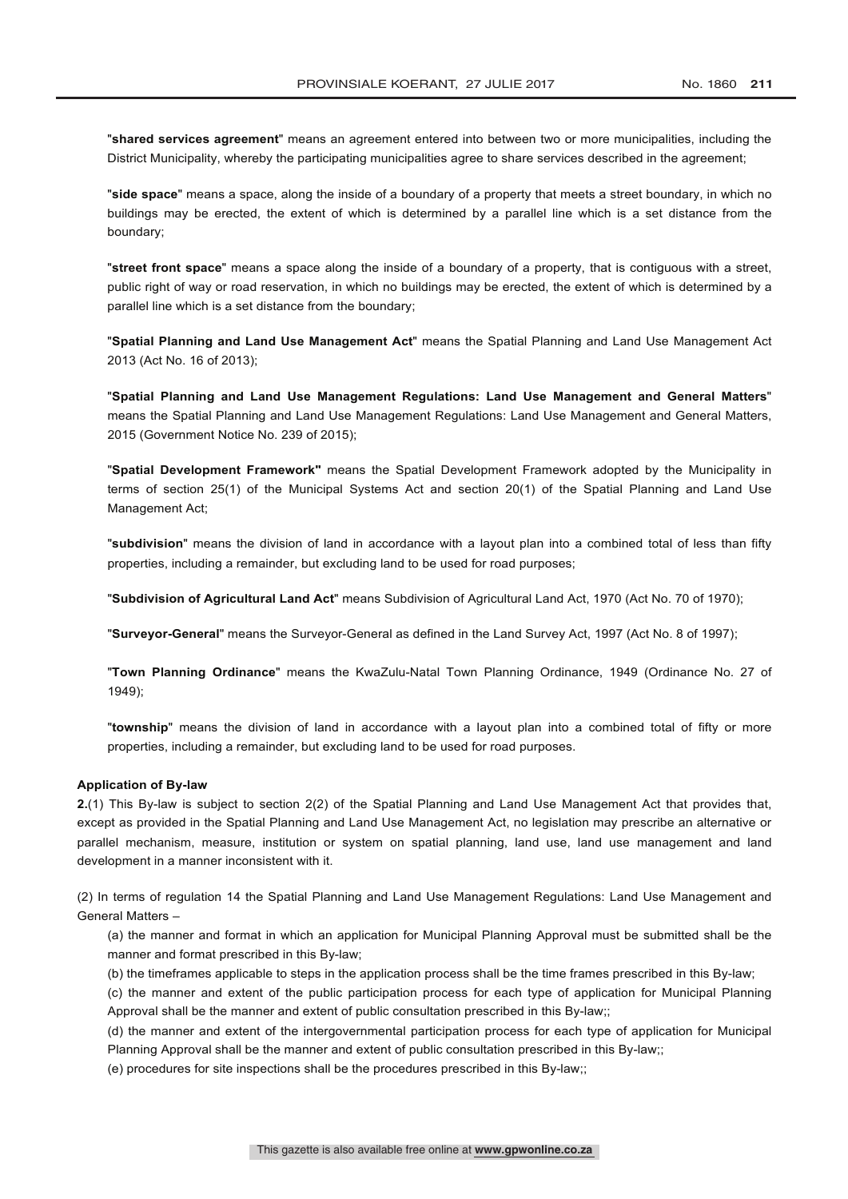"**shared services agreement**" means an agreement entered into between two or more municipalities, including the District Municipality, whereby the participating municipalities agree to share services described in the agreement;

"**side space**" means a space, along the inside of a boundary of a property that meets a street boundary, in which no buildings may be erected, the extent of which is determined by a parallel line which is a set distance from the boundary;

"**street front space**" means a space along the inside of a boundary of a property, that is contiguous with a street, public right of way or road reservation, in which no buildings may be erected, the extent of which is determined by a parallel line which is a set distance from the boundary;

"**Spatial Planning and Land Use Management Act**" means the Spatial Planning and Land Use Management Act 2013 (Act No. 16 of 2013);

"**Spatial Planning and Land Use Management Regulations: Land Use Management and General Matters**" means the Spatial Planning and Land Use Management Regulations: Land Use Management and General Matters, 2015 (Government Notice No. 239 of 2015);

"**Spatial Development Framework"** means the Spatial Development Framework adopted by the Municipality in terms of section 25(1) of the Municipal Systems Act and section 20(1) of the Spatial Planning and Land Use Management Act;

"**subdivision**" means the division of land in accordance with a layout plan into a combined total of less than fifty properties, including a remainder, but excluding land to be used for road purposes;

"**Subdivision of Agricultural Land Act**" means Subdivision of Agricultural Land Act, 1970 (Act No. 70 of 1970);

"**Surveyor-General**" means the Surveyor-General as defined in the Land Survey Act, 1997 (Act No. 8 of 1997);

"**Town Planning Ordinance**" means the KwaZulu-Natal Town Planning Ordinance, 1949 (Ordinance No. 27 of 1949);

"**township**" means the division of land in accordance with a layout plan into a combined total of fifty or more properties, including a remainder, but excluding land to be used for road purposes.

**Application of By-law**

**2.**(1) This By-law is subject to section 2(2) of the Spatial Planning and Land Use Management Act that provides that, except as provided in the Spatial Planning and Land Use Management Act, no legislation may prescribe an alternative or parallel mechanism, measure, institution or system on spatial planning, land use, land use management and land development in a manner inconsistent with it.

(2) In terms of regulation 14 the Spatial Planning and Land Use Management Regulations: Land Use Management and General Matters –

(a) the manner and format in which an application for Municipal Planning Approval must be submitted shall be the manner and format prescribed in this By-law;

(b) the timeframes applicable to steps in the application process shall be the time frames prescribed in this By-law;

(c) the manner and extent of the public participation process for each type of application for Municipal Planning Approval shall be the manner and extent of public consultation prescribed in this By-law;;

(d) the manner and extent of the intergovernmental participation process for each type of application for Municipal Planning Approval shall be the manner and extent of public consultation prescribed in this By-law;;

(e) procedures for site inspections shall be the procedures prescribed in this By-law;;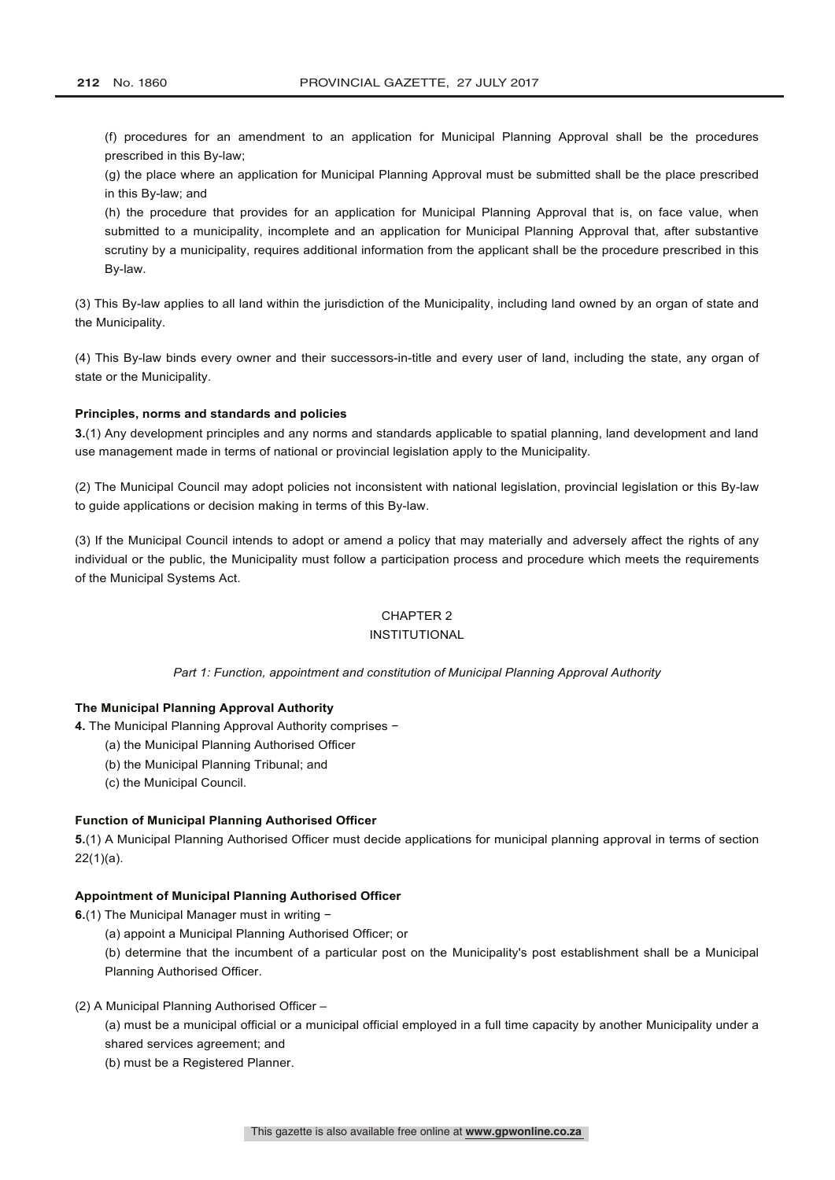(f) procedures for an amendment to an application for Municipal Planning Approval shall be the procedures prescribed in this By-law;

(g) the place where an application for Municipal Planning Approval must be submitted shall be the place prescribed in this By-law; and

(h) the procedure that provides for an application for Municipal Planning Approval that is, on face value, when submitted to a municipality, incomplete and an application for Municipal Planning Approval that, after substantive scrutiny by a municipality, requires additional information from the applicant shall be the procedure prescribed in this By-law.

(3) This By-law applies to all land within the jurisdiction of the Municipality, including land owned by an organ of state and the Municipality.

(4) This By-law binds every owner and their successors-in-title and every user of land, including the state, any organ of state or the Municipality.

**Principles, norms and standards and policies**

**3.**(1) Any development principles and any norms and standards applicable to spatial planning, land development and land use management made in terms of national or provincial legislation apply to the Municipality.

(2) The Municipal Council may adopt policies not inconsistent with national legislation, provincial legislation or this By-law to guide applications or decision making in terms of this By-law.

(3) If the Municipal Council intends to adopt or amend a policy that may materially and adversely affect the rights of any individual or the public, the Municipality must follow a participation process and procedure which meets the requirements of the Municipal Systems Act.

## CHAPTER 2
## INSTITUTIONAL

*Part 1: Function, appointment and constitution of Municipal Planning Approval Authority*

**The Municipal Planning Approval Authority**

**4.** The Municipal Planning Approval Authority comprises −

(a) the Municipal Planning Authorised Officer

(b) the Municipal Planning Tribunal; and

(c) the Municipal Council.

**Function of Municipal Planning Authorised Officer**

**5.**(1) A Municipal Planning Authorised Officer must decide applications for municipal planning approval in terms of section 22(1)(a).

**Appointment of Municipal Planning Authorised Officer**

**6.**(1) The Municipal Manager must in writing −

(a) appoint a Municipal Planning Authorised Officer; or

(b) determine that the incumbent of a particular post on the Municipality's post establishment shall be a Municipal Planning Authorised Officer.

(2) A Municipal Planning Authorised Officer –

(a) must be a municipal official or a municipal official employed in a full time capacity by another Municipality under a shared services agreement; and

(b) must be a Registered Planner.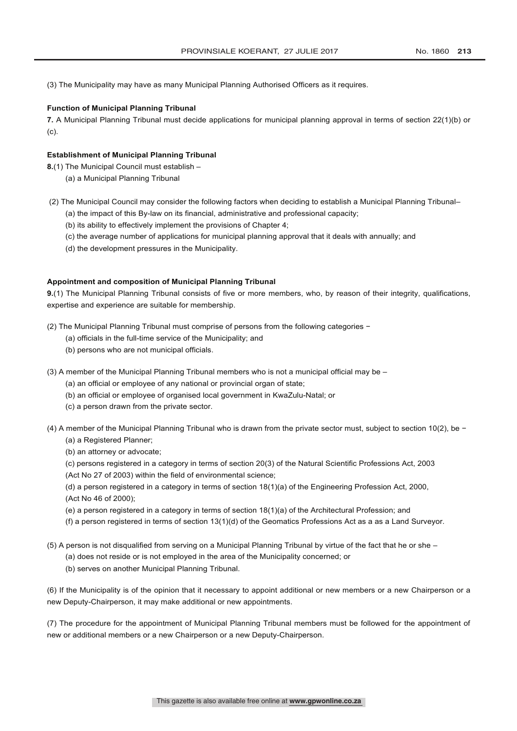(3) The Municipality may have as many Municipal Planning Authorised Officers as it requires.

**Function of Municipal Planning Tribunal**

**7.** A Municipal Planning Tribunal must decide applications for municipal planning approval in terms of section 22(1)(b) or (c).

**Establishment of Municipal Planning Tribunal**

**8.**(1) The Municipal Council must establish –

(a) a Municipal Planning Tribunal

(2) The Municipal Council may consider the following factors when deciding to establish a Municipal Planning Tribunal–

(a) the impact of this By-law on its financial, administrative and professional capacity;

(b) its ability to effectively implement the provisions of Chapter 4;

(c) the average number of applications for municipal planning approval that it deals with annually; and

(d) the development pressures in the Municipality.

**Appointment and composition of Municipal Planning Tribunal**

**9.**(1) The Municipal Planning Tribunal consists of five or more members, who, by reason of their integrity, qualifications, expertise and experience are suitable for membership.

(2) The Municipal Planning Tribunal must comprise of persons from the following categories −

(a) officials in the full-time service of the Municipality; and

(b) persons who are not municipal officials.

(3) A member of the Municipal Planning Tribunal members who is not a municipal official may be –

(a) an official or employee of any national or provincial organ of state;

(b) an official or employee of organised local government in KwaZulu-Natal; or

(c) a person drawn from the private sector.

(4) A member of the Municipal Planning Tribunal who is drawn from the private sector must, subject to section 10(2), be −

(a) a Registered Planner;

(b) an attorney or advocate;

(c) persons registered in a category in terms of section 20(3) of the Natural Scientific Professions Act, 2003 (Act No 27 of 2003) within the field of environmental science;

(d) a person registered in a category in terms of section 18(1)(a) of the Engineering Profession Act, 2000, (Act No 46 of 2000);

(e) a person registered in a category in terms of section 18(1)(a) of the Architectural Profession; and

(f) a person registered in terms of section 13(1)(d) of the Geomatics Professions Act as a as a Land Surveyor.

(5) A person is not disqualified from serving on a Municipal Planning Tribunal by virtue of the fact that he or she –

(a) does not reside or is not employed in the area of the Municipality concerned; or

(b) serves on another Municipal Planning Tribunal.

(6) If the Municipality is of the opinion that it necessary to appoint additional or new members or a new Chairperson or a new Deputy-Chairperson, it may make additional or new appointments.

(7) The procedure for the appointment of Municipal Planning Tribunal members must be followed for the appointment of new or additional members or a new Chairperson or a new Deputy-Chairperson.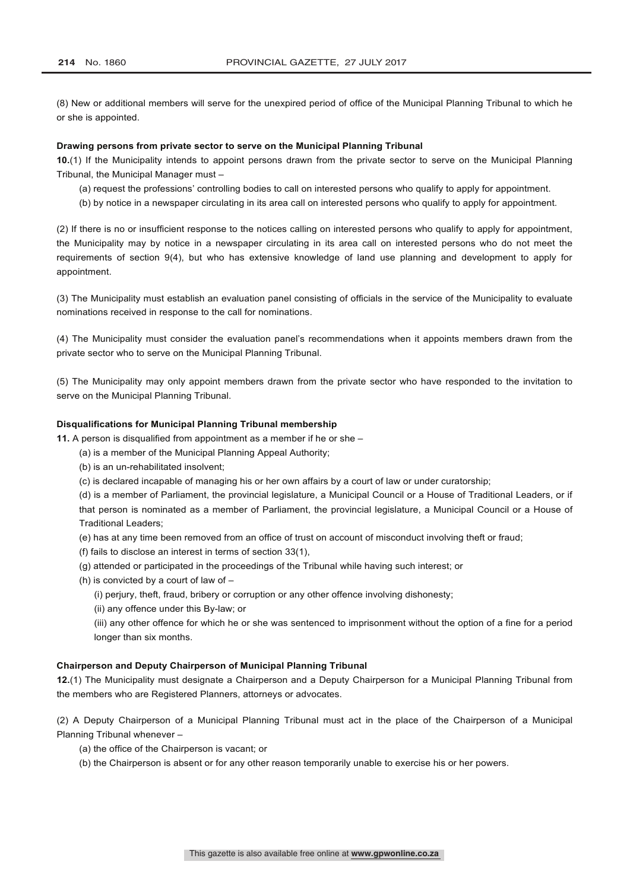(8) New or additional members will serve for the unexpired period of office of the Municipal Planning Tribunal to which he or she is appointed.

**Drawing persons from private sector to serve on the Municipal Planning Tribunal**

**10.**(1) If the Municipality intends to appoint persons drawn from the private sector to serve on the Municipal Planning Tribunal, the Municipal Manager must –

(a) request the professions' controlling bodies to call on interested persons who qualify to apply for appointment.

(b) by notice in a newspaper circulating in its area call on interested persons who qualify to apply for appointment.

(2) If there is no or insufficient response to the notices calling on interested persons who qualify to apply for appointment, the Municipality may by notice in a newspaper circulating in its area call on interested persons who do not meet the requirements of section 9(4), but who has extensive knowledge of land use planning and development to apply for appointment.

(3) The Municipality must establish an evaluation panel consisting of officials in the service of the Municipality to evaluate nominations received in response to the call for nominations.

(4) The Municipality must consider the evaluation panel's recommendations when it appoints members drawn from the private sector who to serve on the Municipal Planning Tribunal.

(5) The Municipality may only appoint members drawn from the private sector who have responded to the invitation to serve on the Municipal Planning Tribunal.

**Disqualifications for Municipal Planning Tribunal membership**

**11.** A person is disqualified from appointment as a member if he or she –

(a) is a member of the Municipal Planning Appeal Authority;

(b) is an un-rehabilitated insolvent;

(c) is declared incapable of managing his or her own affairs by a court of law or under curatorship;

(d) is a member of Parliament, the provincial legislature, a Municipal Council or a House of Traditional Leaders, or if that person is nominated as a member of Parliament, the provincial legislature, a Municipal Council or a House of Traditional Leaders;

(e) has at any time been removed from an office of trust on account of misconduct involving theft or fraud;

(f) fails to disclose an interest in terms of section 33(1),

(g) attended or participated in the proceedings of the Tribunal while having such interest; or

(h) is convicted by a court of law of –

(i) perjury, theft, fraud, bribery or corruption or any other offence involving dishonesty;

(ii) any offence under this By-law; or

(iii) any other offence for which he or she was sentenced to imprisonment without the option of a fine for a period longer than six months.

**Chairperson and Deputy Chairperson of Municipal Planning Tribunal**

**12.**(1) The Municipality must designate a Chairperson and a Deputy Chairperson for a Municipal Planning Tribunal from the members who are Registered Planners, attorneys or advocates.

(2) A Deputy Chairperson of a Municipal Planning Tribunal must act in the place of the Chairperson of a Municipal Planning Tribunal whenever –

(a) the office of the Chairperson is vacant; or

(b) the Chairperson is absent or for any other reason temporarily unable to exercise his or her powers.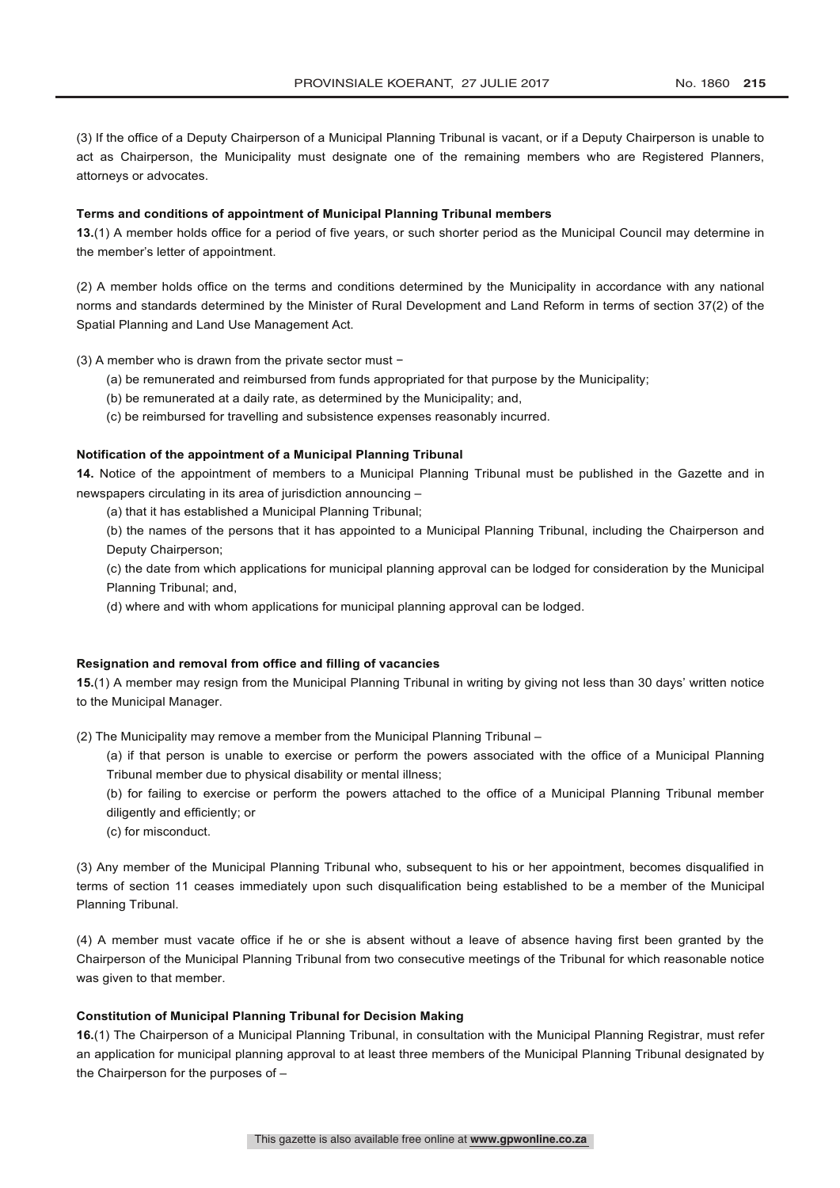(3) If the office of a Deputy Chairperson of a Municipal Planning Tribunal is vacant, or if a Deputy Chairperson is unable to act as Chairperson, the Municipality must designate one of the remaining members who are Registered Planners, attorneys or advocates.

**Terms and conditions of appointment of Municipal Planning Tribunal members**

**13.**(1) A member holds office for a period of five years, or such shorter period as the Municipal Council may determine in the member's letter of appointment.

(2) A member holds office on the terms and conditions determined by the Municipality in accordance with any national norms and standards determined by the Minister of Rural Development and Land Reform in terms of section 37(2) of the Spatial Planning and Land Use Management Act.

(3) A member who is drawn from the private sector must −

(a) be remunerated and reimbursed from funds appropriated for that purpose by the Municipality;

(b) be remunerated at a daily rate, as determined by the Municipality; and,

(c) be reimbursed for travelling and subsistence expenses reasonably incurred.

**Notification of the appointment of a Municipal Planning Tribunal**

**14.** Notice of the appointment of members to a Municipal Planning Tribunal must be published in the Gazette and in newspapers circulating in its area of jurisdiction announcing –

(a) that it has established a Municipal Planning Tribunal;

(b) the names of the persons that it has appointed to a Municipal Planning Tribunal, including the Chairperson and Deputy Chairperson;

(c) the date from which applications for municipal planning approval can be lodged for consideration by the Municipal Planning Tribunal; and,

(d) where and with whom applications for municipal planning approval can be lodged.

**Resignation and removal from office and filling of vacancies**

**15.**(1) A member may resign from the Municipal Planning Tribunal in writing by giving not less than 30 days' written notice to the Municipal Manager.

(2) The Municipality may remove a member from the Municipal Planning Tribunal –

(a) if that person is unable to exercise or perform the powers associated with the office of a Municipal Planning Tribunal member due to physical disability or mental illness;

(b) for failing to exercise or perform the powers attached to the office of a Municipal Planning Tribunal member diligently and efficiently; or

(c) for misconduct.

(3) Any member of the Municipal Planning Tribunal who, subsequent to his or her appointment, becomes disqualified in terms of section 11 ceases immediately upon such disqualification being established to be a member of the Municipal Planning Tribunal.

(4) A member must vacate office if he or she is absent without a leave of absence having first been granted by the Chairperson of the Municipal Planning Tribunal from two consecutive meetings of the Tribunal for which reasonable notice was given to that member.

**Constitution of Municipal Planning Tribunal for Decision Making**

**16.**(1) The Chairperson of a Municipal Planning Tribunal, in consultation with the Municipal Planning Registrar, must refer an application for municipal planning approval to at least three members of the Municipal Planning Tribunal designated by the Chairperson for the purposes of –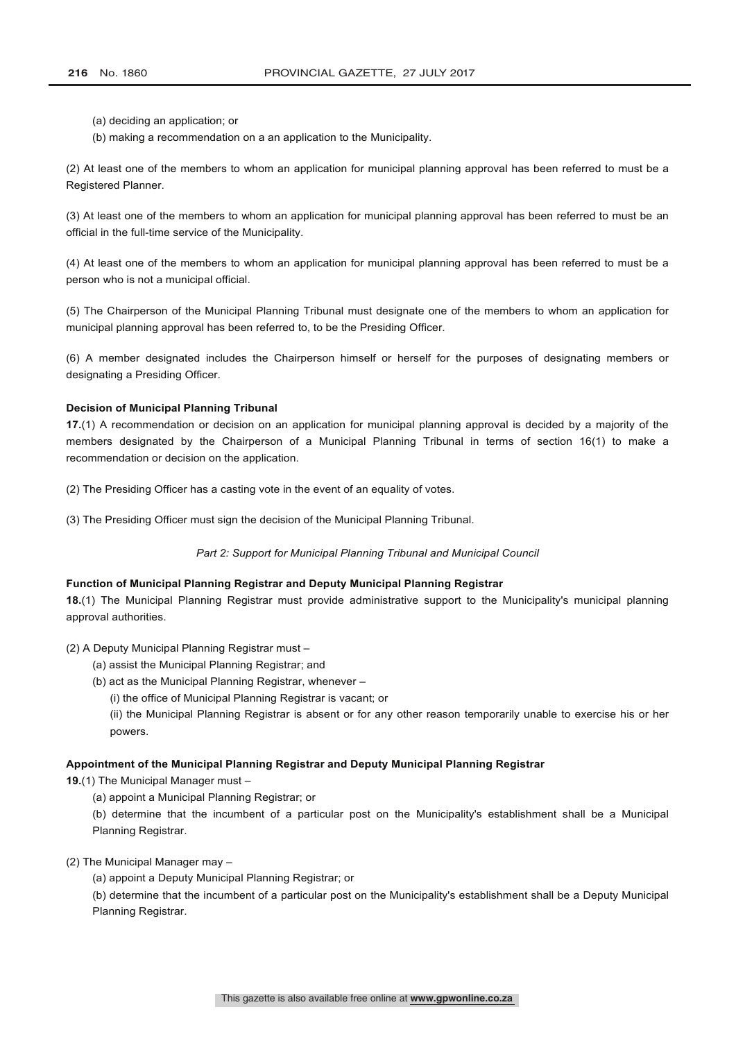(a) deciding an application; or

(b) making a recommendation on a an application to the Municipality.

(2) At least one of the members to whom an application for municipal planning approval has been referred to must be a Registered Planner.

(3) At least one of the members to whom an application for municipal planning approval has been referred to must be an official in the full-time service of the Municipality.

(4) At least one of the members to whom an application for municipal planning approval has been referred to must be a person who is not a municipal official.

(5) The Chairperson of the Municipal Planning Tribunal must designate one of the members to whom an application for municipal planning approval has been referred to, to be the Presiding Officer.

(6) A member designated includes the Chairperson himself or herself for the purposes of designating members or designating a Presiding Officer.

**Decision of Municipal Planning Tribunal**

**17.**(1) A recommendation or decision on an application for municipal planning approval is decided by a majority of the members designated by the Chairperson of a Municipal Planning Tribunal in terms of section 16(1) to make a recommendation or decision on the application.

(2) The Presiding Officer has a casting vote in the event of an equality of votes.

(3) The Presiding Officer must sign the decision of the Municipal Planning Tribunal.

*Part 2: Support for Municipal Planning Tribunal and Municipal Council*

**Function of Municipal Planning Registrar and Deputy Municipal Planning Registrar**

**18.**(1) The Municipal Planning Registrar must provide administrative support to the Municipality's municipal planning approval authorities.

(2) A Deputy Municipal Planning Registrar must –

(a) assist the Municipal Planning Registrar; and

(b) act as the Municipal Planning Registrar, whenever –

(i) the office of Municipal Planning Registrar is vacant; or

(ii) the Municipal Planning Registrar is absent or for any other reason temporarily unable to exercise his or her powers.

**Appointment of the Municipal Planning Registrar and Deputy Municipal Planning Registrar**

**19.**(1) The Municipal Manager must –

(a) appoint a Municipal Planning Registrar; or

(b) determine that the incumbent of a particular post on the Municipality's establishment shall be a Municipal Planning Registrar.

(2) The Municipal Manager may –

(a) appoint a Deputy Municipal Planning Registrar; or

(b) determine that the incumbent of a particular post on the Municipality's establishment shall be a Deputy Municipal Planning Registrar.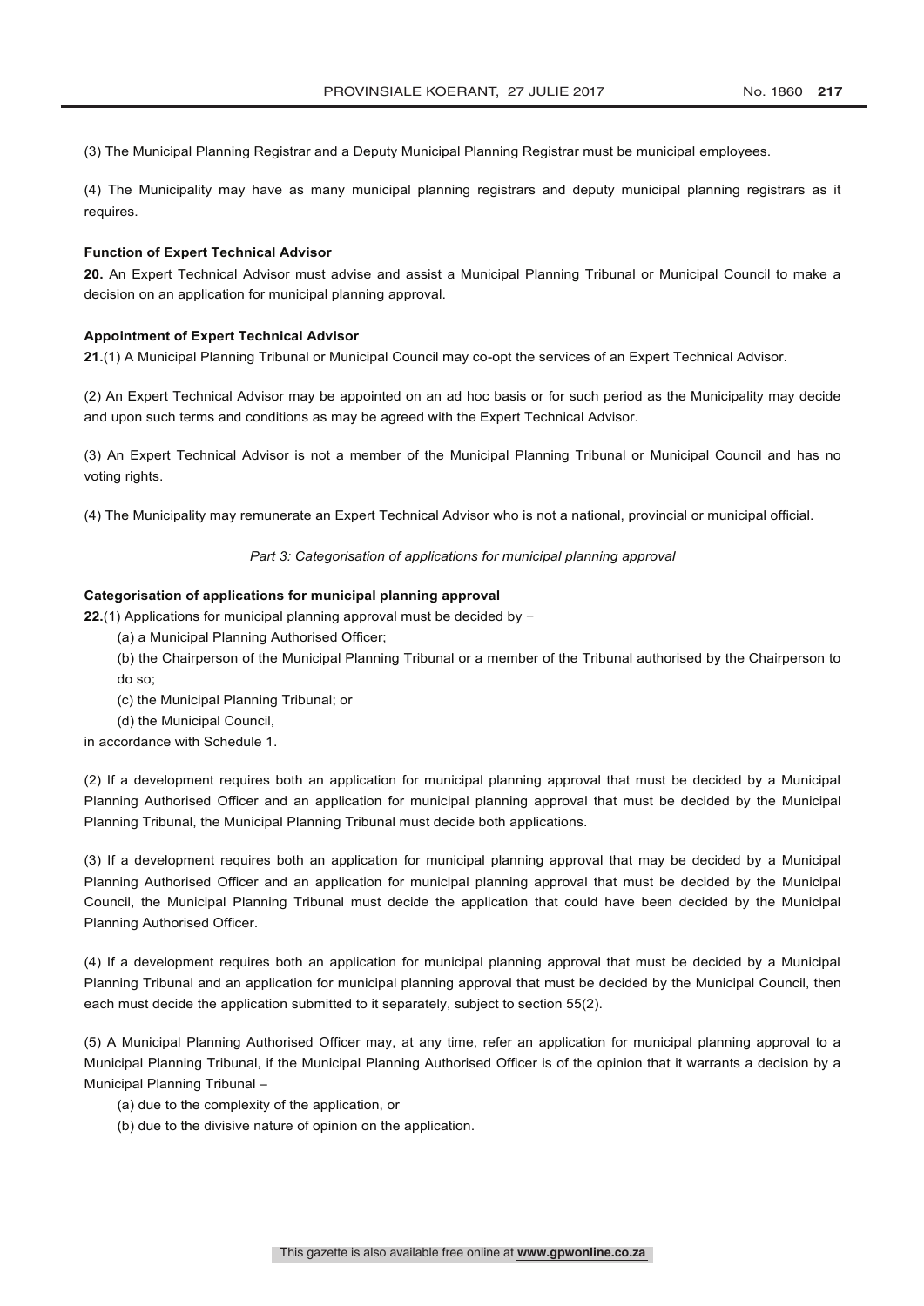(3) The Municipal Planning Registrar and a Deputy Municipal Planning Registrar must be municipal employees.

(4) The Municipality may have as many municipal planning registrars and deputy municipal planning registrars as it requires.

**Function of Expert Technical Advisor**

**20.** An Expert Technical Advisor must advise and assist a Municipal Planning Tribunal or Municipal Council to make a decision on an application for municipal planning approval.

**Appointment of Expert Technical Advisor**

**21.**(1) A Municipal Planning Tribunal or Municipal Council may co-opt the services of an Expert Technical Advisor.

(2) An Expert Technical Advisor may be appointed on an ad hoc basis or for such period as the Municipality may decide and upon such terms and conditions as may be agreed with the Expert Technical Advisor.

(3) An Expert Technical Advisor is not a member of the Municipal Planning Tribunal or Municipal Council and has no voting rights.

(4) The Municipality may remunerate an Expert Technical Advisor who is not a national, provincial or municipal official.

*Part 3: Categorisation of applications for municipal planning approval*

**Categorisation of applications for municipal planning approval**

**22.**(1) Applications for municipal planning approval must be decided by −

(a) a Municipal Planning Authorised Officer;

(b) the Chairperson of the Municipal Planning Tribunal or a member of the Tribunal authorised by the Chairperson to do so;

(c) the Municipal Planning Tribunal; or

(d) the Municipal Council,

in accordance with Schedule 1.

(2) If a development requires both an application for municipal planning approval that must be decided by a Municipal Planning Authorised Officer and an application for municipal planning approval that must be decided by the Municipal Planning Tribunal, the Municipal Planning Tribunal must decide both applications.

(3) If a development requires both an application for municipal planning approval that may be decided by a Municipal Planning Authorised Officer and an application for municipal planning approval that must be decided by the Municipal Council, the Municipal Planning Tribunal must decide the application that could have been decided by the Municipal Planning Authorised Officer.

(4) If a development requires both an application for municipal planning approval that must be decided by a Municipal Planning Tribunal and an application for municipal planning approval that must be decided by the Municipal Council, then each must decide the application submitted to it separately, subject to section 55(2).

(5) A Municipal Planning Authorised Officer may, at any time, refer an application for municipal planning approval to a Municipal Planning Tribunal, if the Municipal Planning Authorised Officer is of the opinion that it warrants a decision by a Municipal Planning Tribunal –

(a) due to the complexity of the application, or

(b) due to the divisive nature of opinion on the application.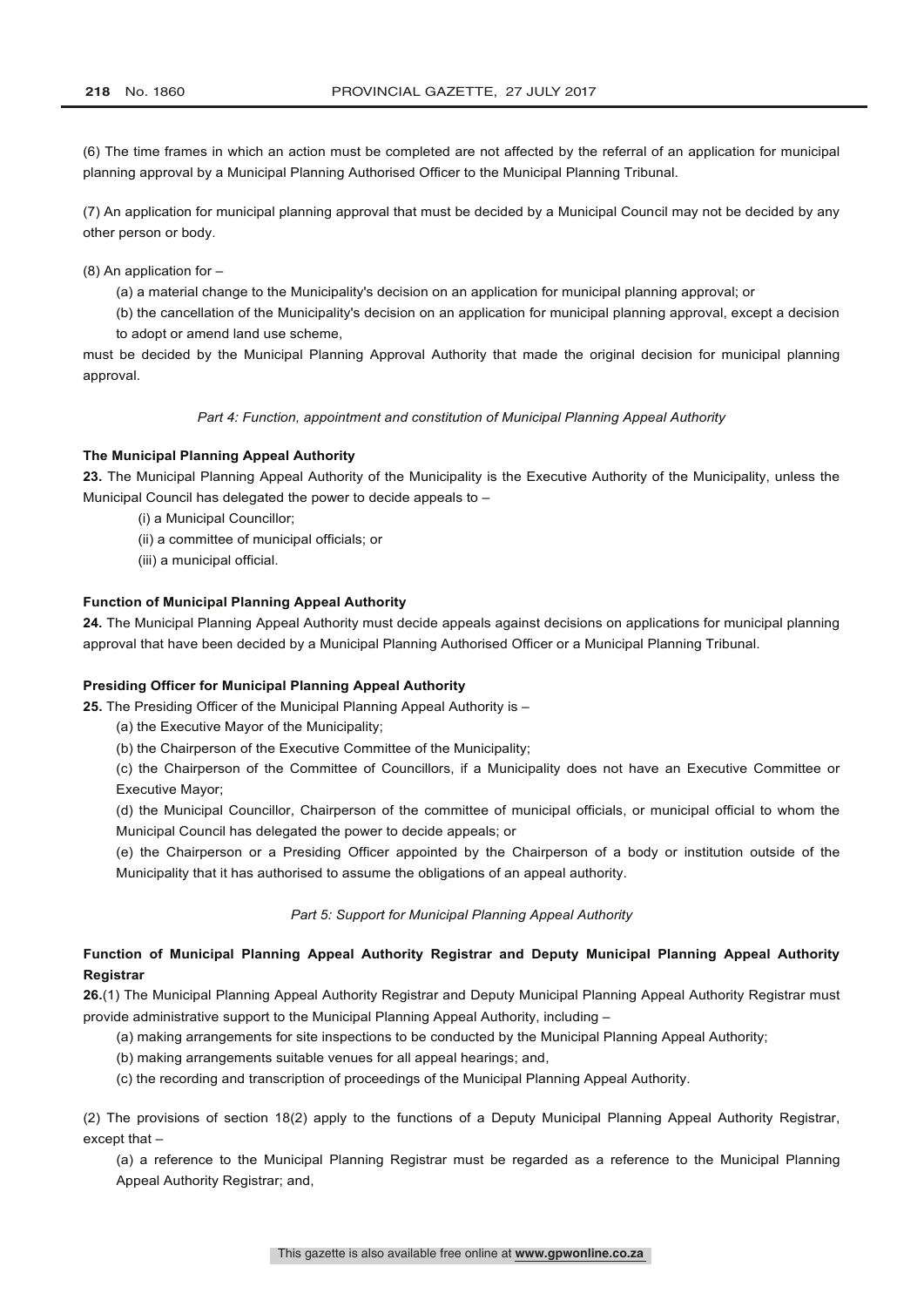(6) The time frames in which an action must be completed are not affected by the referral of an application for municipal planning approval by a Municipal Planning Authorised Officer to the Municipal Planning Tribunal.

(7) An application for municipal planning approval that must be decided by a Municipal Council may not be decided by any other person or body.

(8) An application for –

(a) a material change to the Municipality's decision on an application for municipal planning approval; or

(b) the cancellation of the Municipality's decision on an application for municipal planning approval, except a decision to adopt or amend land use scheme,

must be decided by the Municipal Planning Approval Authority that made the original decision for municipal planning approval.

*Part 4: Function, appointment and constitution of Municipal Planning Appeal Authority*

**The Municipal Planning Appeal Authority**

**23.** The Municipal Planning Appeal Authority of the Municipality is the Executive Authority of the Municipality, unless the Municipal Council has delegated the power to decide appeals to –

(i) a Municipal Councillor;

(ii) a committee of municipal officials; or

(iii) a municipal official.

**Function of Municipal Planning Appeal Authority**

**24.** The Municipal Planning Appeal Authority must decide appeals against decisions on applications for municipal planning approval that have been decided by a Municipal Planning Authorised Officer or a Municipal Planning Tribunal.

**Presiding Officer for Municipal Planning Appeal Authority**

**25.** The Presiding Officer of the Municipal Planning Appeal Authority is –

(a) the Executive Mayor of the Municipality;

(b) the Chairperson of the Executive Committee of the Municipality;

(c) the Chairperson of the Committee of Councillors, if a Municipality does not have an Executive Committee or Executive Mayor;

(d) the Municipal Councillor, Chairperson of the committee of municipal officials, or municipal official to whom the Municipal Council has delegated the power to decide appeals; or

(e) the Chairperson or a Presiding Officer appointed by the Chairperson of a body or institution outside of the Municipality that it has authorised to assume the obligations of an appeal authority.

*Part 5: Support for Municipal Planning Appeal Authority*

**Function of Municipal Planning Appeal Authority Registrar and Deputy Municipal Planning Appeal Authority Registrar**

**26.**(1) The Municipal Planning Appeal Authority Registrar and Deputy Municipal Planning Appeal Authority Registrar must provide administrative support to the Municipal Planning Appeal Authority, including –

(a) making arrangements for site inspections to be conducted by the Municipal Planning Appeal Authority;

(b) making arrangements suitable venues for all appeal hearings; and,

(c) the recording and transcription of proceedings of the Municipal Planning Appeal Authority.

(2) The provisions of section 18(2) apply to the functions of a Deputy Municipal Planning Appeal Authority Registrar, except that –

(a) a reference to the Municipal Planning Registrar must be regarded as a reference to the Municipal Planning Appeal Authority Registrar; and,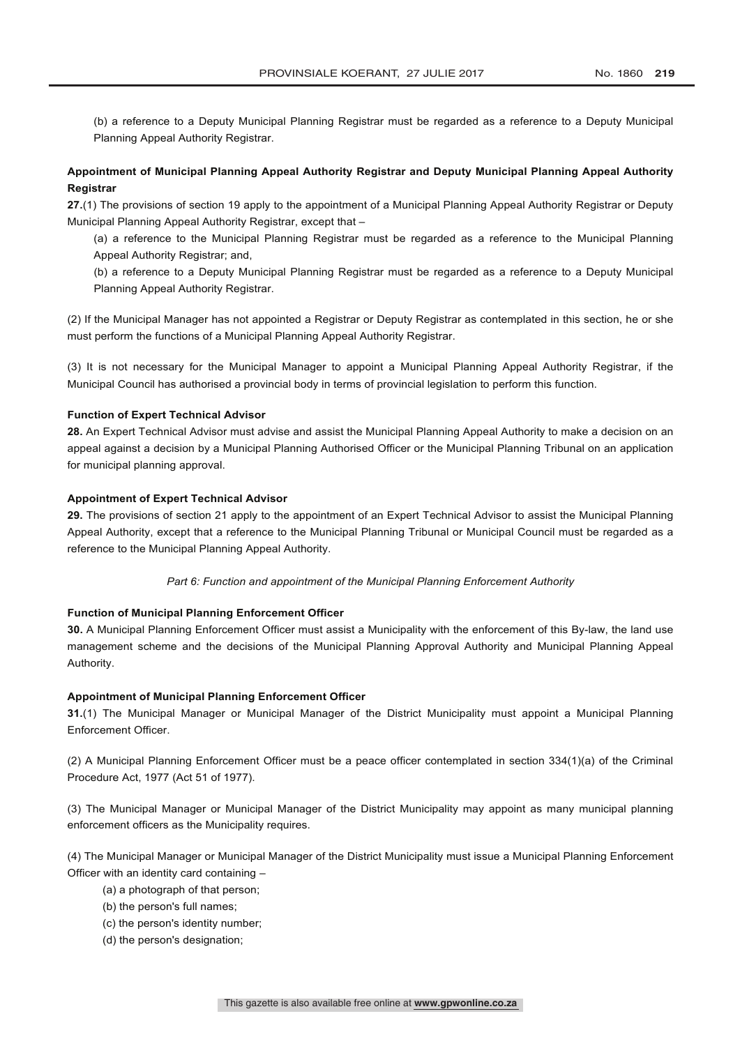(b) a reference to a Deputy Municipal Planning Registrar must be regarded as a reference to a Deputy Municipal Planning Appeal Authority Registrar.

**Appointment of Municipal Planning Appeal Authority Registrar and Deputy Municipal Planning Appeal Authority Registrar**

**27.**(1) The provisions of section 19 apply to the appointment of a Municipal Planning Appeal Authority Registrar or Deputy Municipal Planning Appeal Authority Registrar, except that –

(a) a reference to the Municipal Planning Registrar must be regarded as a reference to the Municipal Planning Appeal Authority Registrar; and,

(b) a reference to a Deputy Municipal Planning Registrar must be regarded as a reference to a Deputy Municipal Planning Appeal Authority Registrar.

(2) If the Municipal Manager has not appointed a Registrar or Deputy Registrar as contemplated in this section, he or she must perform the functions of a Municipal Planning Appeal Authority Registrar.

(3) It is not necessary for the Municipal Manager to appoint a Municipal Planning Appeal Authority Registrar, if the Municipal Council has authorised a provincial body in terms of provincial legislation to perform this function.

**Function of Expert Technical Advisor**

**28.** An Expert Technical Advisor must advise and assist the Municipal Planning Appeal Authority to make a decision on an appeal against a decision by a Municipal Planning Authorised Officer or the Municipal Planning Tribunal on an application for municipal planning approval.

**Appointment of Expert Technical Advisor**

**29.** The provisions of section 21 apply to the appointment of an Expert Technical Advisor to assist the Municipal Planning Appeal Authority, except that a reference to the Municipal Planning Tribunal or Municipal Council must be regarded as a reference to the Municipal Planning Appeal Authority.

*Part 6: Function and appointment of the Municipal Planning Enforcement Authority*

**Function of Municipal Planning Enforcement Officer**

**30.** A Municipal Planning Enforcement Officer must assist a Municipality with the enforcement of this By-law, the land use management scheme and the decisions of the Municipal Planning Approval Authority and Municipal Planning Appeal Authority.

**Appointment of Municipal Planning Enforcement Officer**

**31.**(1) The Municipal Manager or Municipal Manager of the District Municipality must appoint a Municipal Planning Enforcement Officer.

(2) A Municipal Planning Enforcement Officer must be a peace officer contemplated in section 334(1)(a) of the Criminal Procedure Act, 1977 (Act 51 of 1977).

(3) The Municipal Manager or Municipal Manager of the District Municipality may appoint as many municipal planning enforcement officers as the Municipality requires.

(4) The Municipal Manager or Municipal Manager of the District Municipality must issue a Municipal Planning Enforcement Officer with an identity card containing –

(a) a photograph of that person;

(b) the person's full names;

(c) the person's identity number;

(d) the person's designation;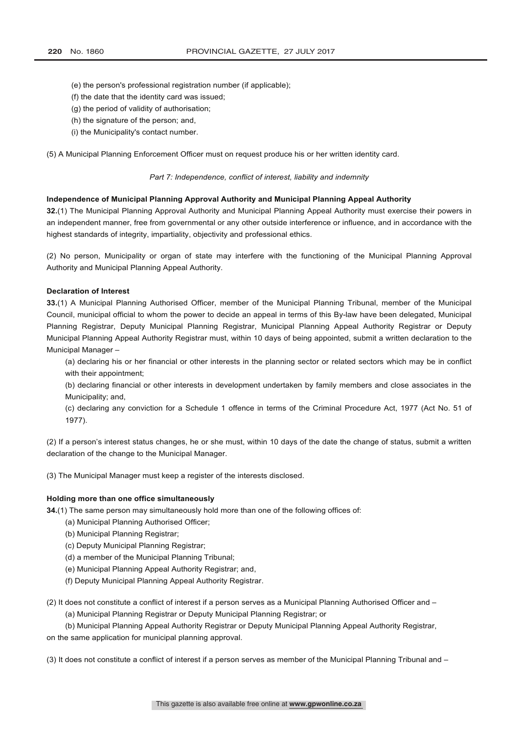(e) the person's professional registration number (if applicable);

(f) the date that the identity card was issued;

(g) the period of validity of authorisation;

(h) the signature of the person; and,

(i) the Municipality's contact number.

(5) A Municipal Planning Enforcement Officer must on request produce his or her written identity card.

*Part 7: Independence, conflict of interest, liability and indemnity*

**Independence of Municipal Planning Approval Authority and Municipal Planning Appeal Authority**

**32.**(1) The Municipal Planning Approval Authority and Municipal Planning Appeal Authority must exercise their powers in an independent manner, free from governmental or any other outside interference or influence, and in accordance with the highest standards of integrity, impartiality, objectivity and professional ethics.

(2) No person, Municipality or organ of state may interfere with the functioning of the Municipal Planning Approval Authority and Municipal Planning Appeal Authority.

**Declaration of Interest**

**33.**(1) A Municipal Planning Authorised Officer, member of the Municipal Planning Tribunal, member of the Municipal Council, municipal official to whom the power to decide an appeal in terms of this By-law have been delegated, Municipal Planning Registrar, Deputy Municipal Planning Registrar, Municipal Planning Appeal Authority Registrar or Deputy Municipal Planning Appeal Authority Registrar must, within 10 days of being appointed, submit a written declaration to the Municipal Manager –

(a) declaring his or her financial or other interests in the planning sector or related sectors which may be in conflict with their appointment;

(b) declaring financial or other interests in development undertaken by family members and close associates in the Municipality; and,

(c) declaring any conviction for a Schedule 1 offence in terms of the Criminal Procedure Act, 1977 (Act No. 51 of 1977).

(2) If a person's interest status changes, he or she must, within 10 days of the date the change of status, submit a written declaration of the change to the Municipal Manager.

(3) The Municipal Manager must keep a register of the interests disclosed.

**Holding more than one office simultaneously**

**34.**(1) The same person may simultaneously hold more than one of the following offices of:

(a) Municipal Planning Authorised Officer;

(b) Municipal Planning Registrar;

(c) Deputy Municipal Planning Registrar;

(d) a member of the Municipal Planning Tribunal;

(e) Municipal Planning Appeal Authority Registrar; and,

(f) Deputy Municipal Planning Appeal Authority Registrar.

(2) It does not constitute a conflict of interest if a person serves as a Municipal Planning Authorised Officer and –

(a) Municipal Planning Registrar or Deputy Municipal Planning Registrar; or

(b) Municipal Planning Appeal Authority Registrar or Deputy Municipal Planning Appeal Authority Registrar,

on the same application for municipal planning approval.

(3) It does not constitute a conflict of interest if a person serves as member of the Municipal Planning Tribunal and –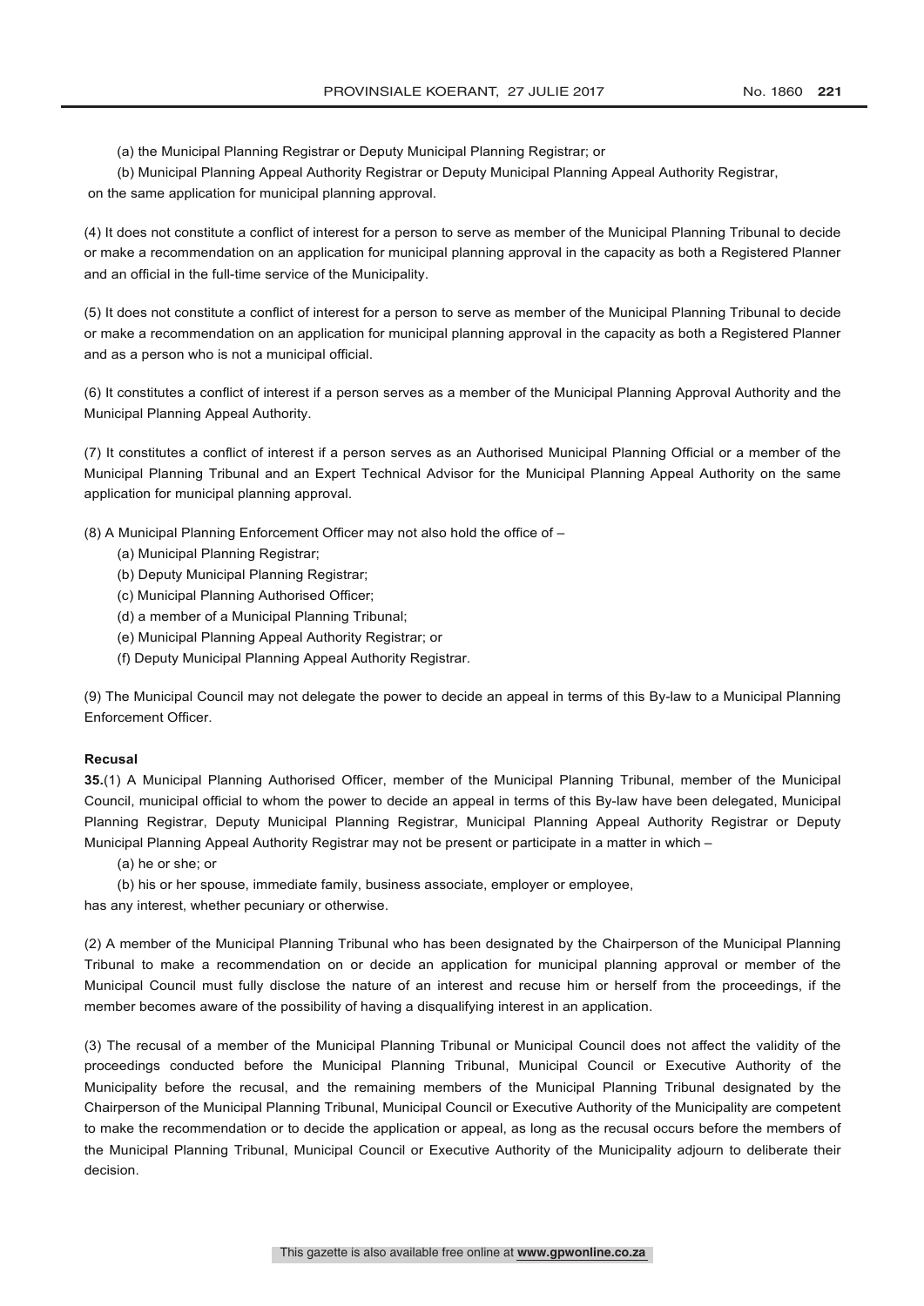(a) the Municipal Planning Registrar or Deputy Municipal Planning Registrar; or

(b) Municipal Planning Appeal Authority Registrar or Deputy Municipal Planning Appeal Authority Registrar,

on the same application for municipal planning approval.

(4) It does not constitute a conflict of interest for a person to serve as member of the Municipal Planning Tribunal to decide or make a recommendation on an application for municipal planning approval in the capacity as both a Registered Planner and an official in the full-time service of the Municipality.

(5) It does not constitute a conflict of interest for a person to serve as member of the Municipal Planning Tribunal to decide or make a recommendation on an application for municipal planning approval in the capacity as both a Registered Planner and as a person who is not a municipal official.

(6) It constitutes a conflict of interest if a person serves as a member of the Municipal Planning Approval Authority and the Municipal Planning Appeal Authority.

(7) It constitutes a conflict of interest if a person serves as an Authorised Municipal Planning Official or a member of the Municipal Planning Tribunal and an Expert Technical Advisor for the Municipal Planning Appeal Authority on the same application for municipal planning approval.

(8) A Municipal Planning Enforcement Officer may not also hold the office of –

(a) Municipal Planning Registrar;

(b) Deputy Municipal Planning Registrar;

(c) Municipal Planning Authorised Officer;

(d) a member of a Municipal Planning Tribunal;

(e) Municipal Planning Appeal Authority Registrar; or

(f) Deputy Municipal Planning Appeal Authority Registrar.

(9) The Municipal Council may not delegate the power to decide an appeal in terms of this By-law to a Municipal Planning Enforcement Officer.

**Recusal**

**35.**(1) A Municipal Planning Authorised Officer, member of the Municipal Planning Tribunal, member of the Municipal Council, municipal official to whom the power to decide an appeal in terms of this By-law have been delegated, Municipal Planning Registrar, Deputy Municipal Planning Registrar, Municipal Planning Appeal Authority Registrar or Deputy Municipal Planning Appeal Authority Registrar may not be present or participate in a matter in which –

(a) he or she; or

(b) his or her spouse, immediate family, business associate, employer or employee,

has any interest, whether pecuniary or otherwise.

(2) A member of the Municipal Planning Tribunal who has been designated by the Chairperson of the Municipal Planning Tribunal to make a recommendation on or decide an application for municipal planning approval or member of the Municipal Council must fully disclose the nature of an interest and recuse him or herself from the proceedings, if the member becomes aware of the possibility of having a disqualifying interest in an application.

(3) The recusal of a member of the Municipal Planning Tribunal or Municipal Council does not affect the validity of the proceedings conducted before the Municipal Planning Tribunal, Municipal Council or Executive Authority of the Municipality before the recusal, and the remaining members of the Municipal Planning Tribunal designated by the Chairperson of the Municipal Planning Tribunal, Municipal Council or Executive Authority of the Municipality are competent to make the recommendation or to decide the application or appeal, as long as the recusal occurs before the members of the Municipal Planning Tribunal, Municipal Council or Executive Authority of the Municipality adjourn to deliberate their decision.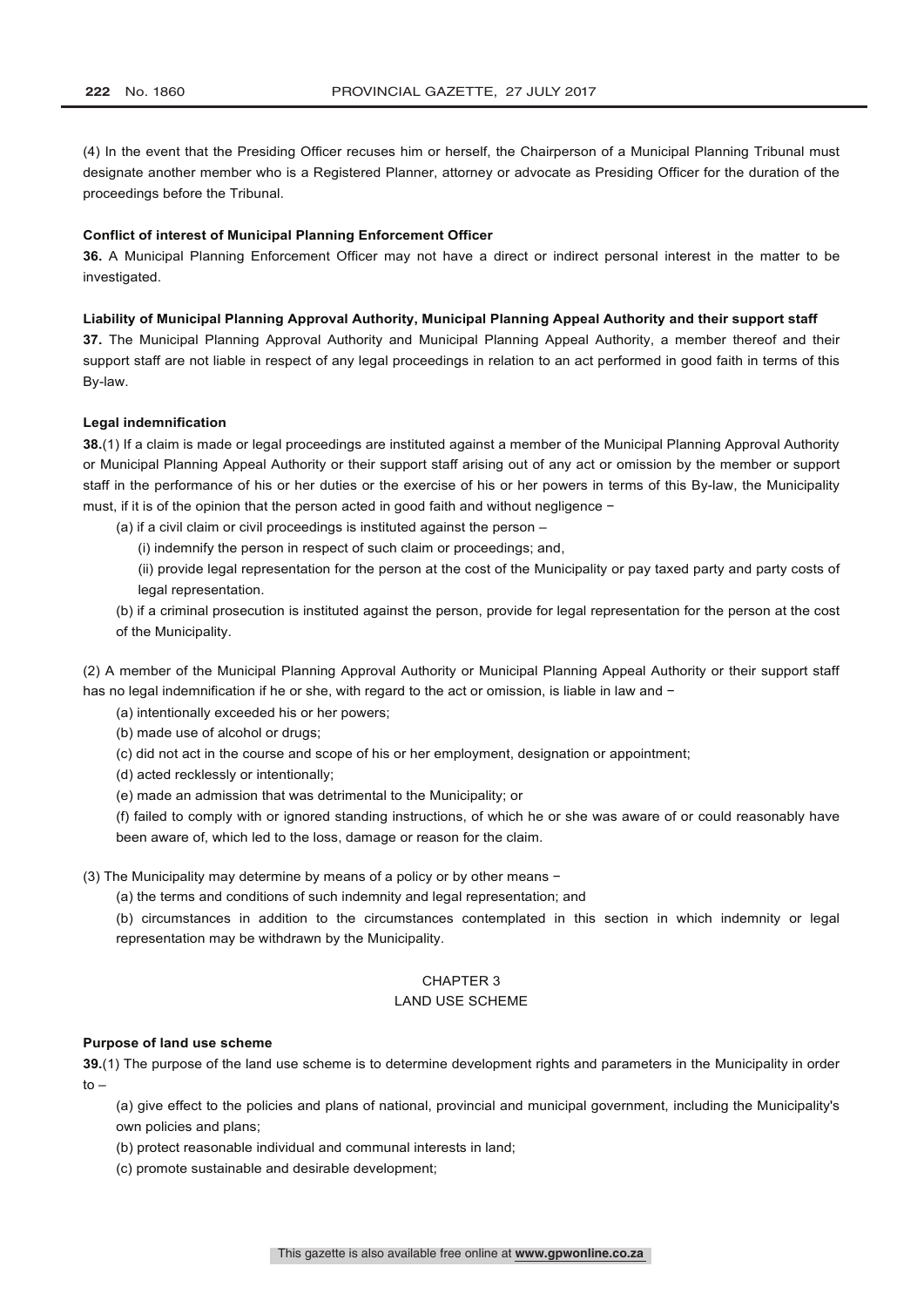(4) In the event that the Presiding Officer recuses him or herself, the Chairperson of a Municipal Planning Tribunal must designate another member who is a Registered Planner, attorney or advocate as Presiding Officer for the duration of the proceedings before the Tribunal.

**Conflict of interest of Municipal Planning Enforcement Officer**

**36.** A Municipal Planning Enforcement Officer may not have a direct or indirect personal interest in the matter to be investigated.

**Liability of Municipal Planning Approval Authority, Municipal Planning Appeal Authority and their support staff**

**37.** The Municipal Planning Approval Authority and Municipal Planning Appeal Authority, a member thereof and their support staff are not liable in respect of any legal proceedings in relation to an act performed in good faith in terms of this By-law.

**Legal indemnification**

**38.**(1) If a claim is made or legal proceedings are instituted against a member of the Municipal Planning Approval Authority or Municipal Planning Appeal Authority or their support staff arising out of any act or omission by the member or support staff in the performance of his or her duties or the exercise of his or her powers in terms of this By-law, the Municipality must, if it is of the opinion that the person acted in good faith and without negligence −

(a) if a civil claim or civil proceedings is instituted against the person –

(i) indemnify the person in respect of such claim or proceedings; and,

(ii) provide legal representation for the person at the cost of the Municipality or pay taxed party and party costs of legal representation.

(b) if a criminal prosecution is instituted against the person, provide for legal representation for the person at the cost of the Municipality.

(2) A member of the Municipal Planning Approval Authority or Municipal Planning Appeal Authority or their support staff has no legal indemnification if he or she, with regard to the act or omission, is liable in law and −

(a) intentionally exceeded his or her powers;

(b) made use of alcohol or drugs;

(c) did not act in the course and scope of his or her employment, designation or appointment;

(d) acted recklessly or intentionally;

(e) made an admission that was detrimental to the Municipality; or

(f) failed to comply with or ignored standing instructions, of which he or she was aware of or could reasonably have been aware of, which led to the loss, damage or reason for the claim.

(3) The Municipality may determine by means of a policy or by other means −

(a) the terms and conditions of such indemnity and legal representation; and

(b) circumstances in addition to the circumstances contemplated in this section in which indemnity or legal representation may be withdrawn by the Municipality.

## CHAPTER 3
## LAND USE SCHEME

**Purpose of land use scheme**

**39.**(1) The purpose of the land use scheme is to determine development rights and parameters in the Municipality in order to –

(a) give effect to the policies and plans of national, provincial and municipal government, including the Municipality's own policies and plans;

(b) protect reasonable individual and communal interests in land;

(c) promote sustainable and desirable development;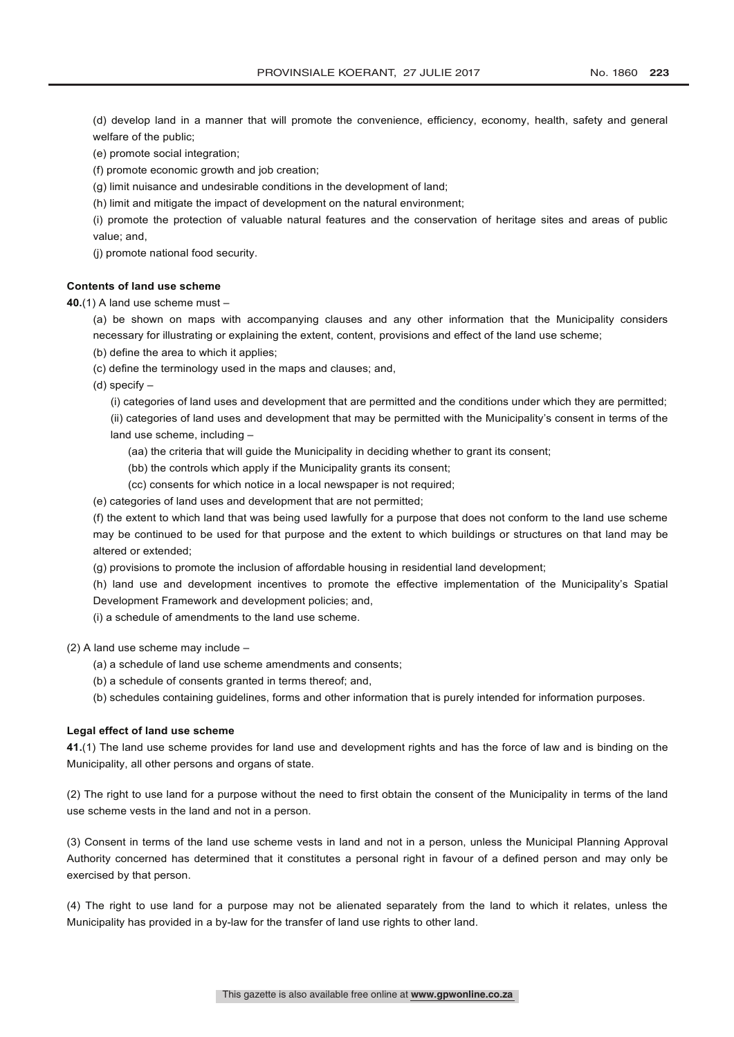(d) develop land in a manner that will promote the convenience, efficiency, economy, health, safety and general welfare of the public;

(e) promote social integration;

(f) promote economic growth and job creation;

(g) limit nuisance and undesirable conditions in the development of land;

(h) limit and mitigate the impact of development on the natural environment;

(i) promote the protection of valuable natural features and the conservation of heritage sites and areas of public value; and,

(j) promote national food security.

**Contents of land use scheme**

**40.**(1) A land use scheme must –

(a) be shown on maps with accompanying clauses and any other information that the Municipality considers necessary for illustrating or explaining the extent, content, provisions and effect of the land use scheme;

(b) define the area to which it applies;

(c) define the terminology used in the maps and clauses; and,

(d) specify –

(i) categories of land uses and development that are permitted and the conditions under which they are permitted;

(ii) categories of land uses and development that may be permitted with the Municipality's consent in terms of the land use scheme, including –

(aa) the criteria that will guide the Municipality in deciding whether to grant its consent;

(bb) the controls which apply if the Municipality grants its consent;

(cc) consents for which notice in a local newspaper is not required;

(e) categories of land uses and development that are not permitted;

(f) the extent to which land that was being used lawfully for a purpose that does not conform to the land use scheme may be continued to be used for that purpose and the extent to which buildings or structures on that land may be altered or extended;

(g) provisions to promote the inclusion of affordable housing in residential land development;

(h) land use and development incentives to promote the effective implementation of the Municipality's Spatial Development Framework and development policies; and,

(i) a schedule of amendments to the land use scheme.

(2) A land use scheme may include –

(a) a schedule of land use scheme amendments and consents;

(b) a schedule of consents granted in terms thereof; and,

(b) schedules containing guidelines, forms and other information that is purely intended for information purposes.

**Legal effect of land use scheme**

**41.**(1) The land use scheme provides for land use and development rights and has the force of law and is binding on the Municipality, all other persons and organs of state.

(2) The right to use land for a purpose without the need to first obtain the consent of the Municipality in terms of the land use scheme vests in the land and not in a person.

(3) Consent in terms of the land use scheme vests in land and not in a person, unless the Municipal Planning Approval Authority concerned has determined that it constitutes a personal right in favour of a defined person and may only be exercised by that person.

(4) The right to use land for a purpose may not be alienated separately from the land to which it relates, unless the Municipality has provided in a by-law for the transfer of land use rights to other land.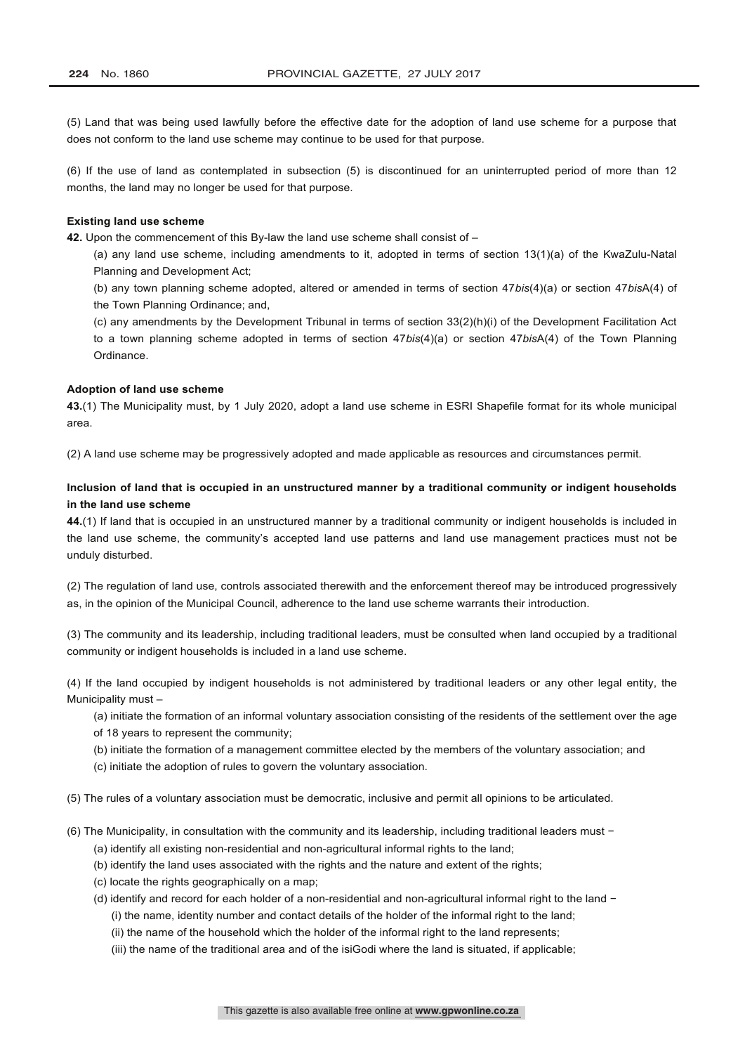(5) Land that was being used lawfully before the effective date for the adoption of land use scheme for a purpose that does not conform to the land use scheme may continue to be used for that purpose.

(6) If the use of land as contemplated in subsection (5) is discontinued for an uninterrupted period of more than 12 months, the land may no longer be used for that purpose.

**Existing land use scheme**

**42.** Upon the commencement of this By-law the land use scheme shall consist of –

(a) any land use scheme, including amendments to it, adopted in terms of section 13(1)(a) of the KwaZulu-Natal Planning and Development Act;

(b) any town planning scheme adopted, altered or amended in terms of section 47*bis*(4)(a) or section 47*bis*A(4) of the Town Planning Ordinance; and,

(c) any amendments by the Development Tribunal in terms of section 33(2)(h)(i) of the Development Facilitation Act to a town planning scheme adopted in terms of section 47*bis*(4)(a) or section 47*bis*A(4) of the Town Planning Ordinance.

**Adoption of land use scheme**

**43.**(1) The Municipality must, by 1 July 2020, adopt a land use scheme in ESRI Shapefile format for its whole municipal area.

(2) A land use scheme may be progressively adopted and made applicable as resources and circumstances permit.

**Inclusion of land that is occupied in an unstructured manner by a traditional community or indigent households in the land use scheme**

**44.**(1) If land that is occupied in an unstructured manner by a traditional community or indigent households is included in the land use scheme, the community's accepted land use patterns and land use management practices must not be unduly disturbed.

(2) The regulation of land use, controls associated therewith and the enforcement thereof may be introduced progressively as, in the opinion of the Municipal Council, adherence to the land use scheme warrants their introduction.

(3) The community and its leadership, including traditional leaders, must be consulted when land occupied by a traditional community or indigent households is included in a land use scheme.

(4) If the land occupied by indigent households is not administered by traditional leaders or any other legal entity, the Municipality must –

(a) initiate the formation of an informal voluntary association consisting of the residents of the settlement over the age of 18 years to represent the community;

(b) initiate the formation of a management committee elected by the members of the voluntary association; and

(c) initiate the adoption of rules to govern the voluntary association.

(5) The rules of a voluntary association must be democratic, inclusive and permit all opinions to be articulated.

(6) The Municipality, in consultation with the community and its leadership, including traditional leaders must −

(a) identify all existing non-residential and non-agricultural informal rights to the land;

(b) identify the land uses associated with the rights and the nature and extent of the rights;

(c) locate the rights geographically on a map;

(d) identify and record for each holder of a non-residential and non-agricultural informal right to the land −

(i) the name, identity number and contact details of the holder of the informal right to the land;

(ii) the name of the household which the holder of the informal right to the land represents;

(iii) the name of the traditional area and of the isiGodi where the land is situated, if applicable;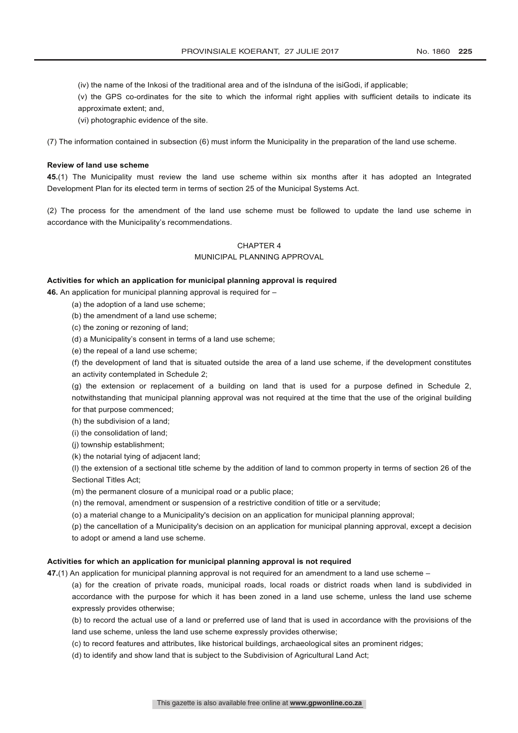(iv) the name of the Inkosi of the traditional area and of the isInduna of the isiGodi, if applicable;

(v) the GPS co-ordinates for the site to which the informal right applies with sufficient details to indicate its approximate extent; and,

(vi) photographic evidence of the site.

(7) The information contained in subsection (6) must inform the Municipality in the preparation of the land use scheme.

**Review of land use scheme**

**45.**(1) The Municipality must review the land use scheme within six months after it has adopted an Integrated Development Plan for its elected term in terms of section 25 of the Municipal Systems Act.

(2) The process for the amendment of the land use scheme must be followed to update the land use scheme in accordance with the Municipality's recommendations.

## CHAPTER 4
## MUNICIPAL PLANNING APPROVAL

**Activities for which an application for municipal planning approval is required**

**46.** An application for municipal planning approval is required for –

(a) the adoption of a land use scheme;

(b) the amendment of a land use scheme;

(c) the zoning or rezoning of land;

(d) a Municipality's consent in terms of a land use scheme;

(e) the repeal of a land use scheme;

(f) the development of land that is situated outside the area of a land use scheme, if the development constitutes an activity contemplated in Schedule 2;

(g) the extension or replacement of a building on land that is used for a purpose defined in Schedule 2, notwithstanding that municipal planning approval was not required at the time that the use of the original building for that purpose commenced;

(h) the subdivision of a land;

(i) the consolidation of land;

(j) township establishment;

(k) the notarial tying of adjacent land;

(l) the extension of a sectional title scheme by the addition of land to common property in terms of section 26 of the Sectional Titles Act;

(m) the permanent closure of a municipal road or a public place;

(n) the removal, amendment or suspension of a restrictive condition of title or a servitude;

(o) a material change to a Municipality's decision on an application for municipal planning approval;

(p) the cancellation of a Municipality's decision on an application for municipal planning approval, except a decision to adopt or amend a land use scheme.

**Activities for which an application for municipal planning approval is not required**

**47.**(1) An application for municipal planning approval is not required for an amendment to a land use scheme –

(a) for the creation of private roads, municipal roads, local roads or district roads when land is subdivided in accordance with the purpose for which it has been zoned in a land use scheme, unless the land use scheme expressly provides otherwise;

(b) to record the actual use of a land or preferred use of land that is used in accordance with the provisions of the land use scheme, unless the land use scheme expressly provides otherwise;

(c) to record features and attributes, like historical buildings, archaeological sites an prominent ridges;

(d) to identify and show land that is subject to the Subdivision of Agricultural Land Act;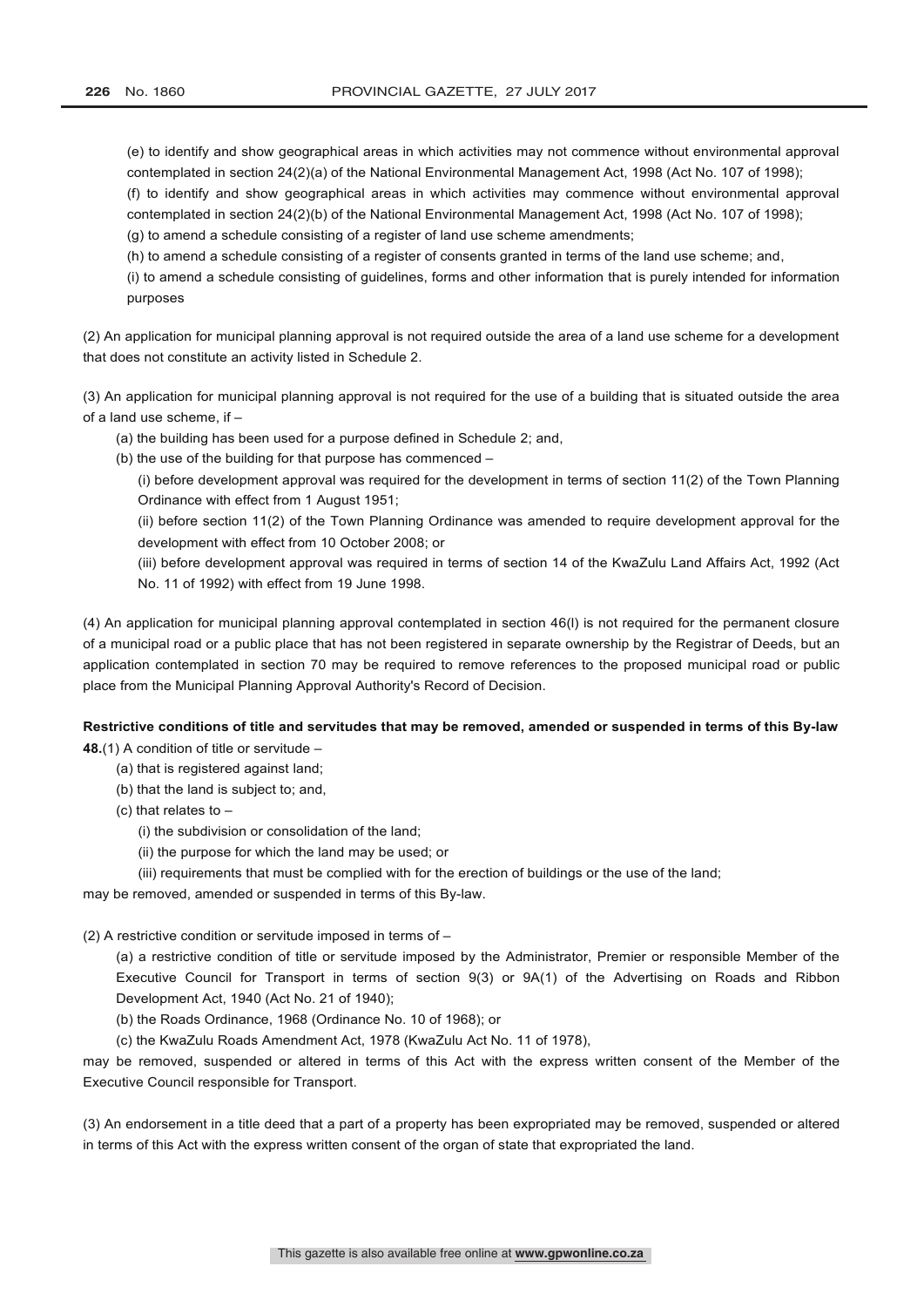(e) to identify and show geographical areas in which activities may not commence without environmental approval contemplated in section 24(2)(a) of the National Environmental Management Act, 1998 (Act No. 107 of 1998);

(f) to identify and show geographical areas in which activities may commence without environmental approval contemplated in section 24(2)(b) of the National Environmental Management Act, 1998 (Act No. 107 of 1998);

(g) to amend a schedule consisting of a register of land use scheme amendments;

(h) to amend a schedule consisting of a register of consents granted in terms of the land use scheme; and,

(i) to amend a schedule consisting of guidelines, forms and other information that is purely intended for information purposes

(2) An application for municipal planning approval is not required outside the area of a land use scheme for a development that does not constitute an activity listed in Schedule 2.

(3) An application for municipal planning approval is not required for the use of a building that is situated outside the area of a land use scheme, if –

(a) the building has been used for a purpose defined in Schedule 2; and,

(b) the use of the building for that purpose has commenced –

(i) before development approval was required for the development in terms of section 11(2) of the Town Planning Ordinance with effect from 1 August 1951;

(ii) before section 11(2) of the Town Planning Ordinance was amended to require development approval for the development with effect from 10 October 2008; or

(iii) before development approval was required in terms of section 14 of the KwaZulu Land Affairs Act, 1992 (Act No. 11 of 1992) with effect from 19 June 1998.

(4) An application for municipal planning approval contemplated in section 46(l) is not required for the permanent closure of a municipal road or a public place that has not been registered in separate ownership by the Registrar of Deeds, but an application contemplated in section 70 may be required to remove references to the proposed municipal road or public place from the Municipal Planning Approval Authority's Record of Decision.

**Restrictive conditions of title and servitudes that may be removed, amended or suspended in terms of this By-law**

**48.**(1) A condition of title or servitude –

(a) that is registered against land;

(b) that the land is subject to; and,

(c) that relates to –

(i) the subdivision or consolidation of the land;

(ii) the purpose for which the land may be used; or

(iii) requirements that must be complied with for the erection of buildings or the use of the land;

may be removed, amended or suspended in terms of this By-law.

(2) A restrictive condition or servitude imposed in terms of –

(a) a restrictive condition of title or servitude imposed by the Administrator, Premier or responsible Member of the Executive Council for Transport in terms of section 9(3) or 9A(1) of the Advertising on Roads and Ribbon Development Act, 1940 (Act No. 21 of 1940);

(b) the Roads Ordinance, 1968 (Ordinance No. 10 of 1968); or

(c) the KwaZulu Roads Amendment Act, 1978 (KwaZulu Act No. 11 of 1978),

may be removed, suspended or altered in terms of this Act with the express written consent of the Member of the Executive Council responsible for Transport.

(3) An endorsement in a title deed that a part of a property has been expropriated may be removed, suspended or altered in terms of this Act with the express written consent of the organ of state that expropriated the land.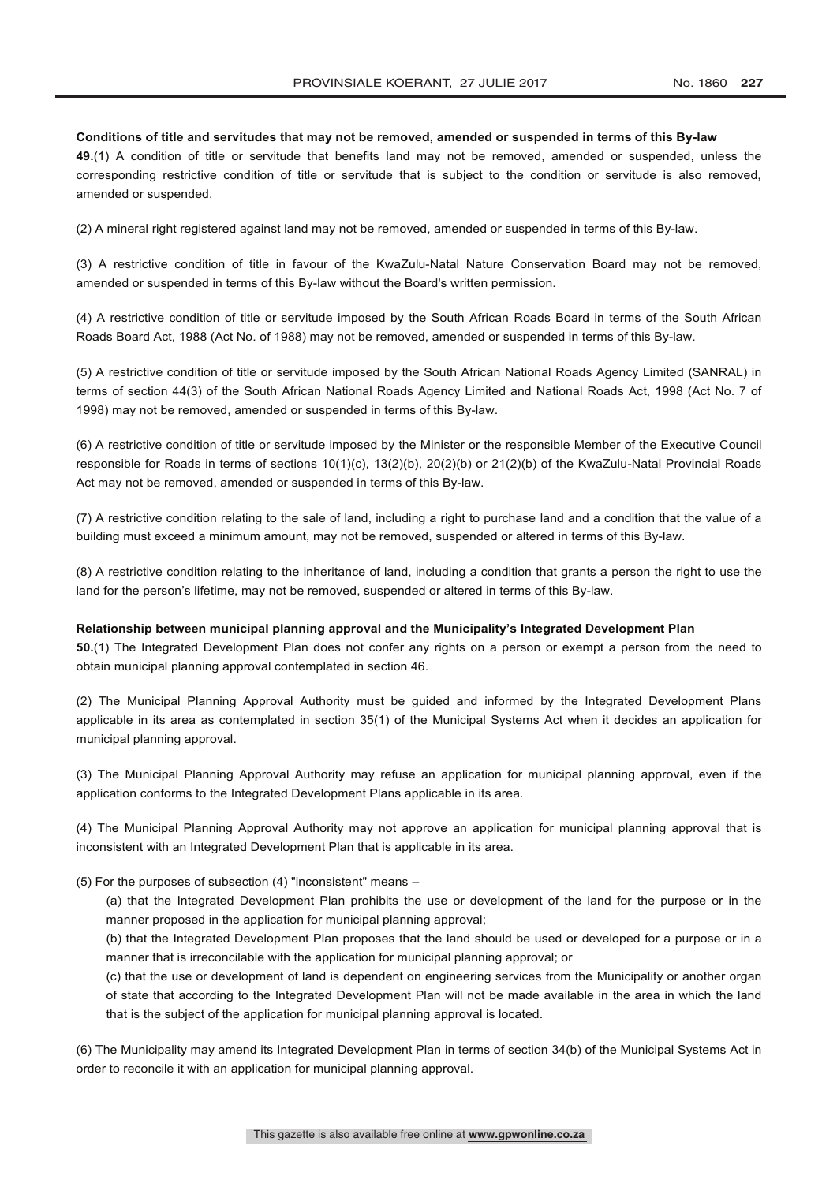**Conditions of title and servitudes that may not be removed, amended or suspended in terms of this By-law**

**49.**(1) A condition of title or servitude that benefits land may not be removed, amended or suspended, unless the corresponding restrictive condition of title or servitude that is subject to the condition or servitude is also removed, amended or suspended.

(2) A mineral right registered against land may not be removed, amended or suspended in terms of this By-law.

(3) A restrictive condition of title in favour of the KwaZulu-Natal Nature Conservation Board may not be removed, amended or suspended in terms of this By-law without the Board's written permission.

(4) A restrictive condition of title or servitude imposed by the South African Roads Board in terms of the South African Roads Board Act, 1988 (Act No. of 1988) may not be removed, amended or suspended in terms of this By-law.

(5) A restrictive condition of title or servitude imposed by the South African National Roads Agency Limited (SANRAL) in terms of section 44(3) of the South African National Roads Agency Limited and National Roads Act, 1998 (Act No. 7 of 1998) may not be removed, amended or suspended in terms of this By-law.

(6) A restrictive condition of title or servitude imposed by the Minister or the responsible Member of the Executive Council responsible for Roads in terms of sections 10(1)(c), 13(2)(b), 20(2)(b) or 21(2)(b) of the KwaZulu-Natal Provincial Roads Act may not be removed, amended or suspended in terms of this By-law.

(7) A restrictive condition relating to the sale of land, including a right to purchase land and a condition that the value of a building must exceed a minimum amount, may not be removed, suspended or altered in terms of this By-law.

(8) A restrictive condition relating to the inheritance of land, including a condition that grants a person the right to use the land for the person's lifetime, may not be removed, suspended or altered in terms of this By-law.

**Relationship between municipal planning approval and the Municipality's Integrated Development Plan**

**50.**(1) The Integrated Development Plan does not confer any rights on a person or exempt a person from the need to obtain municipal planning approval contemplated in section 46.

(2) The Municipal Planning Approval Authority must be guided and informed by the Integrated Development Plans applicable in its area as contemplated in section 35(1) of the Municipal Systems Act when it decides an application for municipal planning approval.

(3) The Municipal Planning Approval Authority may refuse an application for municipal planning approval, even if the application conforms to the Integrated Development Plans applicable in its area.

(4) The Municipal Planning Approval Authority may not approve an application for municipal planning approval that is inconsistent with an Integrated Development Plan that is applicable in its area.

(5) For the purposes of subsection (4) "inconsistent" means –

(a) that the Integrated Development Plan prohibits the use or development of the land for the purpose or in the manner proposed in the application for municipal planning approval;

(b) that the Integrated Development Plan proposes that the land should be used or developed for a purpose or in a manner that is irreconcilable with the application for municipal planning approval; or

(c) that the use or development of land is dependent on engineering services from the Municipality or another organ of state that according to the Integrated Development Plan will not be made available in the area in which the land that is the subject of the application for municipal planning approval is located.

(6) The Municipality may amend its Integrated Development Plan in terms of section 34(b) of the Municipal Systems Act in order to reconcile it with an application for municipal planning approval.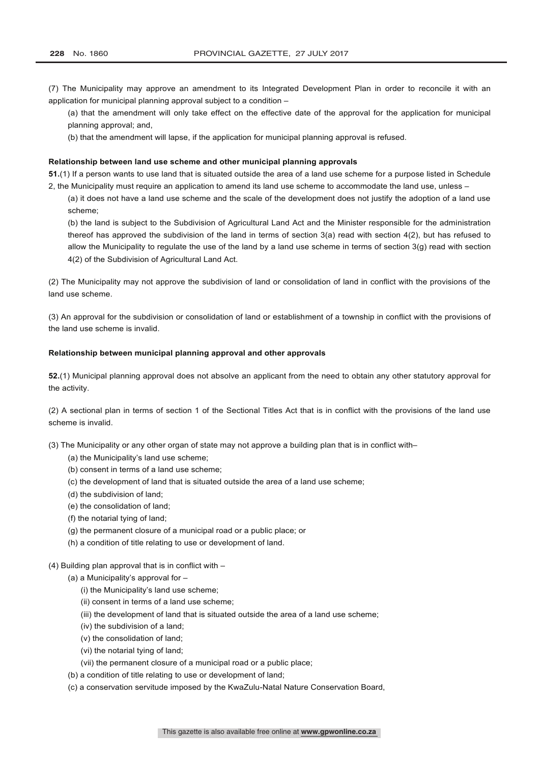(7) The Municipality may approve an amendment to its Integrated Development Plan in order to reconcile it with an application for municipal planning approval subject to a condition –

(a) that the amendment will only take effect on the effective date of the approval for the application for municipal planning approval; and,

(b) that the amendment will lapse, if the application for municipal planning approval is refused.

**Relationship between land use scheme and other municipal planning approvals**

**51.**(1) If a person wants to use land that is situated outside the area of a land use scheme for a purpose listed in Schedule 2, the Municipality must require an application to amend its land use scheme to accommodate the land use, unless –

(a) it does not have a land use scheme and the scale of the development does not justify the adoption of a land use scheme;

(b) the land is subject to the Subdivision of Agricultural Land Act and the Minister responsible for the administration thereof has approved the subdivision of the land in terms of section 3(a) read with section 4(2), but has refused to allow the Municipality to regulate the use of the land by a land use scheme in terms of section 3(g) read with section 4(2) of the Subdivision of Agricultural Land Act.

(2) The Municipality may not approve the subdivision of land or consolidation of land in conflict with the provisions of the land use scheme.

(3) An approval for the subdivision or consolidation of land or establishment of a township in conflict with the provisions of the land use scheme is invalid.

**Relationship between municipal planning approval and other approvals**

**52.**(1) Municipal planning approval does not absolve an applicant from the need to obtain any other statutory approval for the activity.

(2) A sectional plan in terms of section 1 of the Sectional Titles Act that is in conflict with the provisions of the land use scheme is invalid.

(3) The Municipality or any other organ of state may not approve a building plan that is in conflict with–

(a) the Municipality's land use scheme;

(b) consent in terms of a land use scheme;

(c) the development of land that is situated outside the area of a land use scheme;

(d) the subdivision of land;

(e) the consolidation of land;

(f) the notarial tying of land;

(g) the permanent closure of a municipal road or a public place; or

(h) a condition of title relating to use or development of land.

(4) Building plan approval that is in conflict with –

(a) a Municipality's approval for –

(i) the Municipality's land use scheme;

(ii) consent in terms of a land use scheme;

(iii) the development of land that is situated outside the area of a land use scheme;

(iv) the subdivision of a land;

(v) the consolidation of land;

(vi) the notarial tying of land;

(vii) the permanent closure of a municipal road or a public place;

(b) a condition of title relating to use or development of land;

(c) a conservation servitude imposed by the KwaZulu-Natal Nature Conservation Board,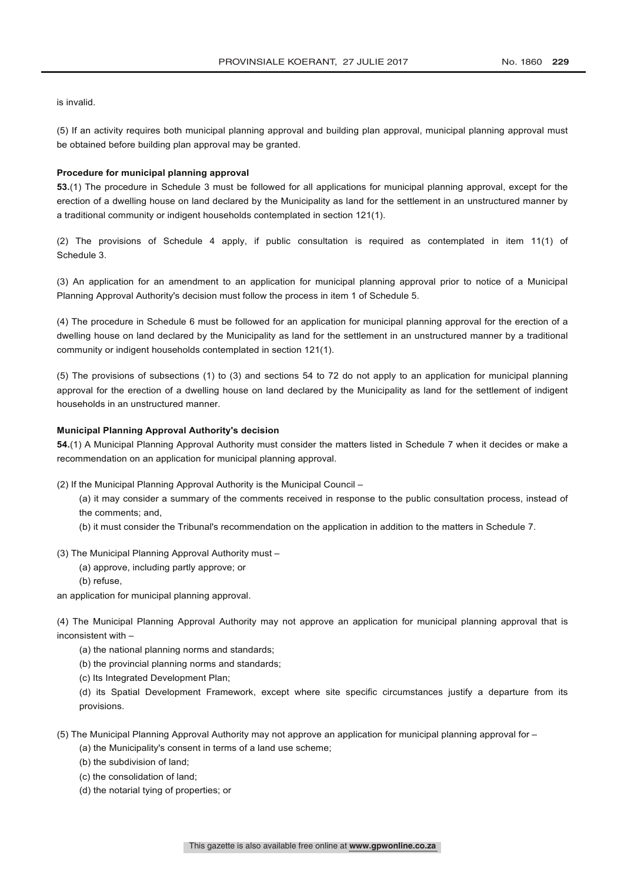is invalid.

(5) If an activity requires both municipal planning approval and building plan approval, municipal planning approval must be obtained before building plan approval may be granted.

**Procedure for municipal planning approval**

**53.**(1) The procedure in Schedule 3 must be followed for all applications for municipal planning approval, except for the erection of a dwelling house on land declared by the Municipality as land for the settlement in an unstructured manner by a traditional community or indigent households contemplated in section 121(1).

(2) The provisions of Schedule 4 apply, if public consultation is required as contemplated in item 11(1) of Schedule 3.

(3) An application for an amendment to an application for municipal planning approval prior to notice of a Municipal Planning Approval Authority's decision must follow the process in item 1 of Schedule 5.

(4) The procedure in Schedule 6 must be followed for an application for municipal planning approval for the erection of a dwelling house on land declared by the Municipality as land for the settlement in an unstructured manner by a traditional community or indigent households contemplated in section 121(1).

(5) The provisions of subsections (1) to (3) and sections 54 to 72 do not apply to an application for municipal planning approval for the erection of a dwelling house on land declared by the Municipality as land for the settlement of indigent households in an unstructured manner.

**Municipal Planning Approval Authority's decision**

**54.**(1) A Municipal Planning Approval Authority must consider the matters listed in Schedule 7 when it decides or make a recommendation on an application for municipal planning approval.

(2) If the Municipal Planning Approval Authority is the Municipal Council –

(a) it may consider a summary of the comments received in response to the public consultation process, instead of the comments; and,

(b) it must consider the Tribunal's recommendation on the application in addition to the matters in Schedule 7.

(3) The Municipal Planning Approval Authority must –

(a) approve, including partly approve; or

(b) refuse,

an application for municipal planning approval.

(4) The Municipal Planning Approval Authority may not approve an application for municipal planning approval that is inconsistent with –

(a) the national planning norms and standards;

(b) the provincial planning norms and standards;

(c) Its Integrated Development Plan;

(d) its Spatial Development Framework, except where site specific circumstances justify a departure from its provisions.

(5) The Municipal Planning Approval Authority may not approve an application for municipal planning approval for –

(a) the Municipality's consent in terms of a land use scheme;

(b) the subdivision of land;

(c) the consolidation of land;

(d) the notarial tying of properties; or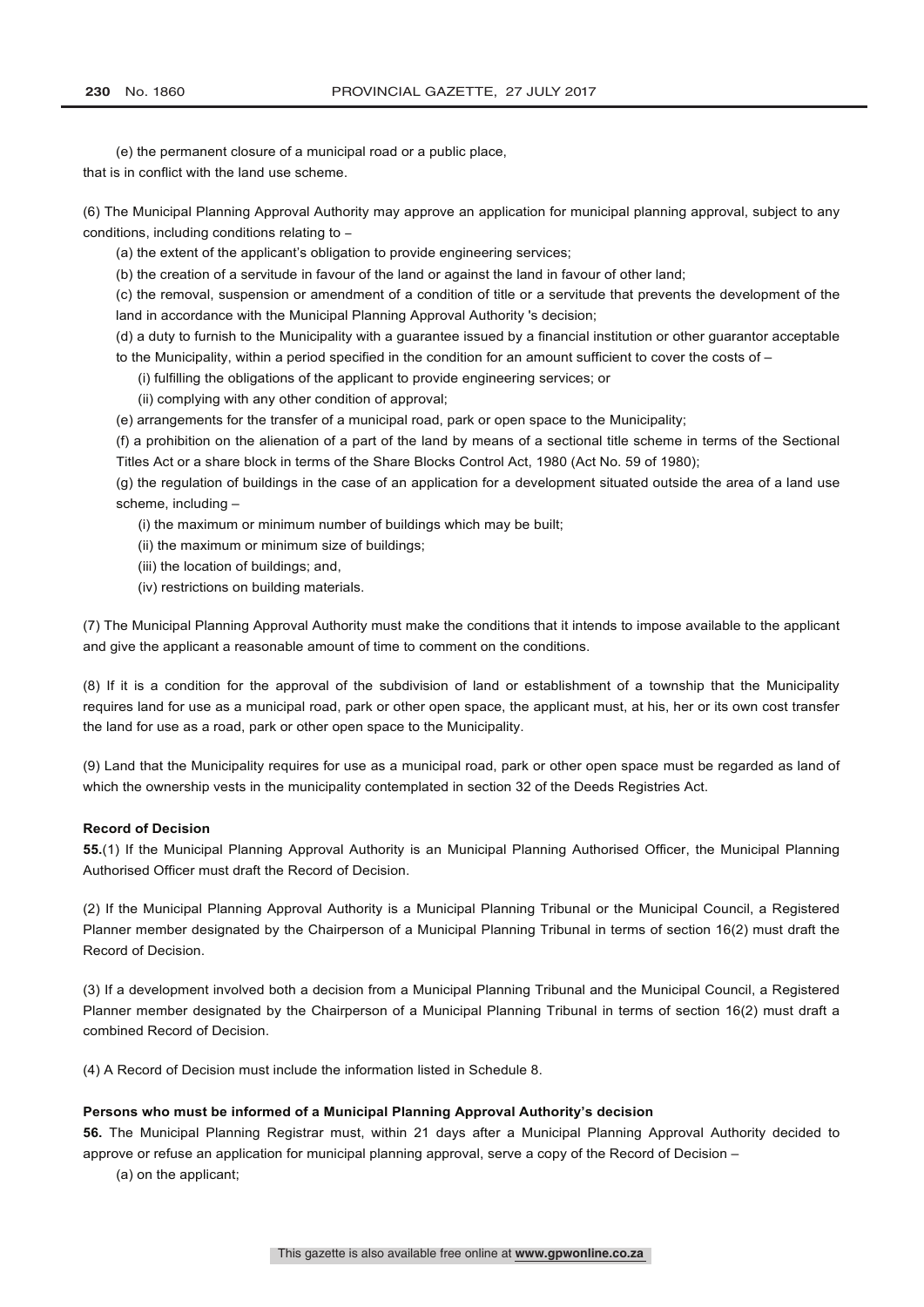(e) the permanent closure of a municipal road or a public place,

that is in conflict with the land use scheme.

(6) The Municipal Planning Approval Authority may approve an application for municipal planning approval, subject to any conditions, including conditions relating to –

(a) the extent of the applicant's obligation to provide engineering services;

(b) the creation of a servitude in favour of the land or against the land in favour of other land;

(c) the removal, suspension or amendment of a condition of title or a servitude that prevents the development of the land in accordance with the Municipal Planning Approval Authority 's decision;

(d) a duty to furnish to the Municipality with a guarantee issued by a financial institution or other guarantor acceptable to the Municipality, within a period specified in the condition for an amount sufficient to cover the costs of –

(i) fulfilling the obligations of the applicant to provide engineering services; or

(ii) complying with any other condition of approval;

(e) arrangements for the transfer of a municipal road, park or open space to the Municipality;

(f) a prohibition on the alienation of a part of the land by means of a sectional title scheme in terms of the Sectional Titles Act or a share block in terms of the Share Blocks Control Act, 1980 (Act No. 59 of 1980);

(g) the regulation of buildings in the case of an application for a development situated outside the area of a land use scheme, including –

(i) the maximum or minimum number of buildings which may be built;

(ii) the maximum or minimum size of buildings;

(iii) the location of buildings; and,

(iv) restrictions on building materials.

(7) The Municipal Planning Approval Authority must make the conditions that it intends to impose available to the applicant and give the applicant a reasonable amount of time to comment on the conditions.

(8) If it is a condition for the approval of the subdivision of land or establishment of a township that the Municipality requires land for use as a municipal road, park or other open space, the applicant must, at his, her or its own cost transfer the land for use as a road, park or other open space to the Municipality.

(9) Land that the Municipality requires for use as a municipal road, park or other open space must be regarded as land of which the ownership vests in the municipality contemplated in section 32 of the Deeds Registries Act.

**Record of Decision**

**55.**(1) If the Municipal Planning Approval Authority is an Municipal Planning Authorised Officer, the Municipal Planning Authorised Officer must draft the Record of Decision.

(2) If the Municipal Planning Approval Authority is a Municipal Planning Tribunal or the Municipal Council, a Registered Planner member designated by the Chairperson of a Municipal Planning Tribunal in terms of section 16(2) must draft the Record of Decision.

(3) If a development involved both a decision from a Municipal Planning Tribunal and the Municipal Council, a Registered Planner member designated by the Chairperson of a Municipal Planning Tribunal in terms of section 16(2) must draft a combined Record of Decision.

(4) A Record of Decision must include the information listed in Schedule 8.

**Persons who must be informed of a Municipal Planning Approval Authority's decision**

**56.** The Municipal Planning Registrar must, within 21 days after a Municipal Planning Approval Authority decided to approve or refuse an application for municipal planning approval, serve a copy of the Record of Decision –

(a) on the applicant;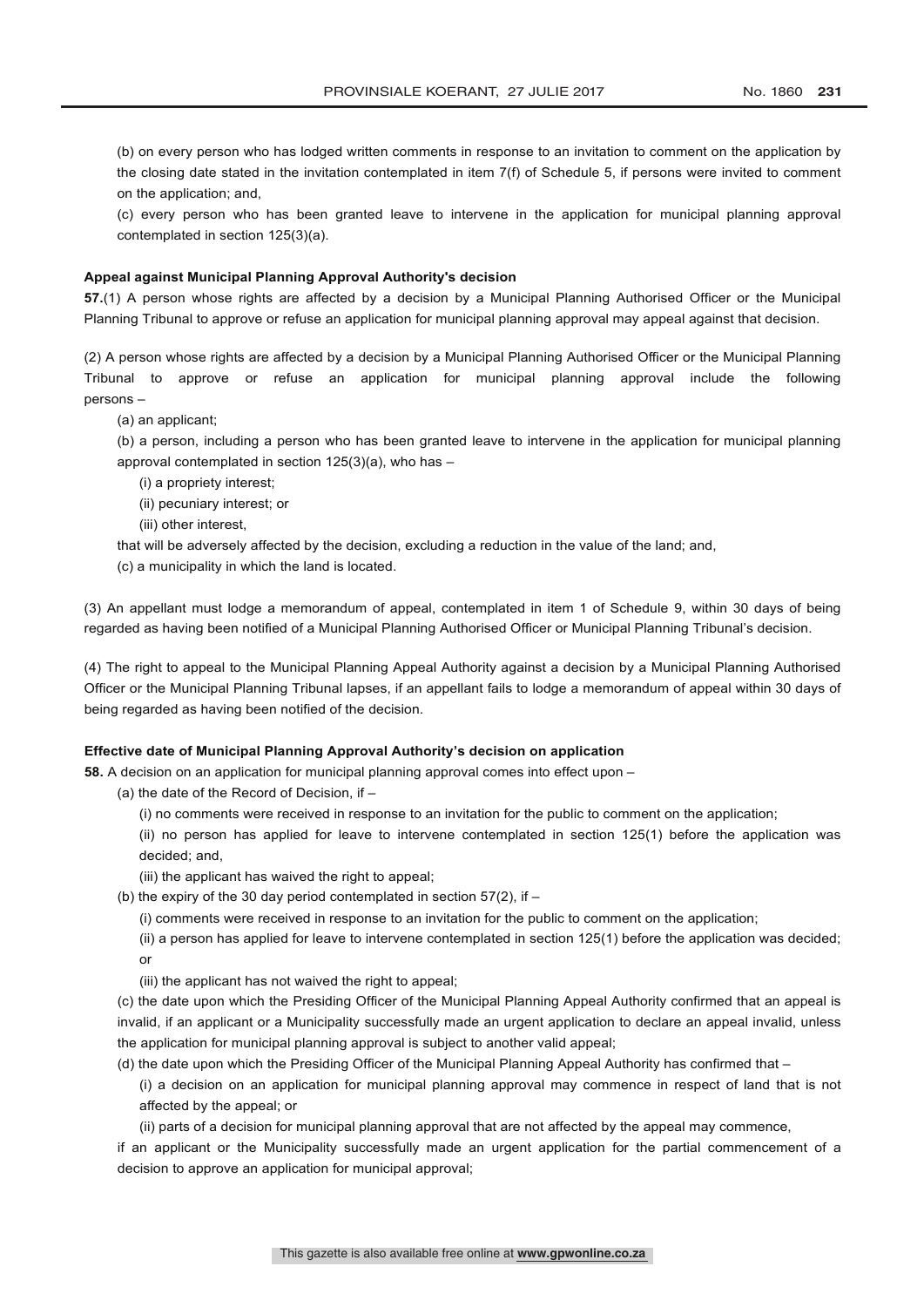(b) on every person who has lodged written comments in response to an invitation to comment on the application by the closing date stated in the invitation contemplated in item 7(f) of Schedule 5, if persons were invited to comment on the application; and,

(c) every person who has been granted leave to intervene in the application for municipal planning approval contemplated in section 125(3)(a).

**Appeal against Municipal Planning Approval Authority's decision**

**57.**(1) A person whose rights are affected by a decision by a Municipal Planning Authorised Officer or the Municipal Planning Tribunal to approve or refuse an application for municipal planning approval may appeal against that decision.

(2) A person whose rights are affected by a decision by a Municipal Planning Authorised Officer or the Municipal Planning Tribunal to approve or refuse an application for municipal planning approval include the following persons –

(a) an applicant;

(b) a person, including a person who has been granted leave to intervene in the application for municipal planning approval contemplated in section 125(3)(a), who has –

(i) a propriety interest;

(ii) pecuniary interest; or

(iii) other interest,

that will be adversely affected by the decision, excluding a reduction in the value of the land; and,

(c) a municipality in which the land is located.

(3) An appellant must lodge a memorandum of appeal, contemplated in item 1 of Schedule 9, within 30 days of being regarded as having been notified of a Municipal Planning Authorised Officer or Municipal Planning Tribunal's decision.

(4) The right to appeal to the Municipal Planning Appeal Authority against a decision by a Municipal Planning Authorised Officer or the Municipal Planning Tribunal lapses, if an appellant fails to lodge a memorandum of appeal within 30 days of being regarded as having been notified of the decision.

**Effective date of Municipal Planning Approval Authority's decision on application**

**58.** A decision on an application for municipal planning approval comes into effect upon –

(a) the date of the Record of Decision, if –

(i) no comments were received in response to an invitation for the public to comment on the application;

(ii) no person has applied for leave to intervene contemplated in section 125(1) before the application was decided; and,

(iii) the applicant has waived the right to appeal;

(b) the expiry of the 30 day period contemplated in section 57(2), if –

(i) comments were received in response to an invitation for the public to comment on the application;

(ii) a person has applied for leave to intervene contemplated in section 125(1) before the application was decided; or

(iii) the applicant has not waived the right to appeal;

(c) the date upon which the Presiding Officer of the Municipal Planning Appeal Authority confirmed that an appeal is invalid, if an applicant or a Municipality successfully made an urgent application to declare an appeal invalid, unless the application for municipal planning approval is subject to another valid appeal;

(d) the date upon which the Presiding Officer of the Municipal Planning Appeal Authority has confirmed that –

(i) a decision on an application for municipal planning approval may commence in respect of land that is not affected by the appeal; or

(ii) parts of a decision for municipal planning approval that are not affected by the appeal may commence,

if an applicant or the Municipality successfully made an urgent application for the partial commencement of a decision to approve an application for municipal approval;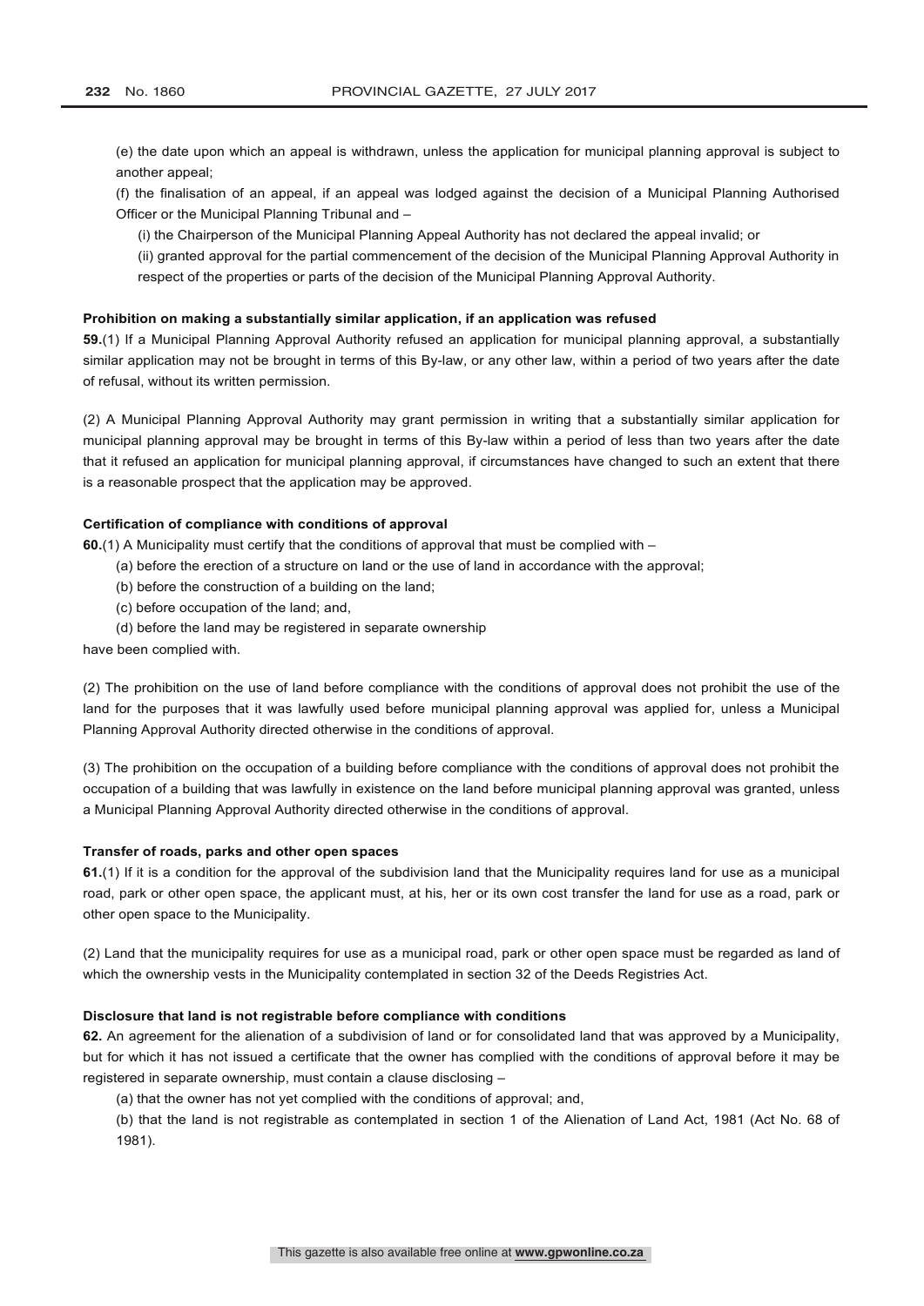(e) the date upon which an appeal is withdrawn, unless the application for municipal planning approval is subject to another appeal;

(f) the finalisation of an appeal, if an appeal was lodged against the decision of a Municipal Planning Authorised Officer or the Municipal Planning Tribunal and –

(i) the Chairperson of the Municipal Planning Appeal Authority has not declared the appeal invalid; or

(ii) granted approval for the partial commencement of the decision of the Municipal Planning Approval Authority in respect of the properties or parts of the decision of the Municipal Planning Approval Authority.

**Prohibition on making a substantially similar application, if an application was refused**

**59.**(1) If a Municipal Planning Approval Authority refused an application for municipal planning approval, a substantially similar application may not be brought in terms of this By-law, or any other law, within a period of two years after the date of refusal, without its written permission.

(2) A Municipal Planning Approval Authority may grant permission in writing that a substantially similar application for municipal planning approval may be brought in terms of this By-law within a period of less than two years after the date that it refused an application for municipal planning approval, if circumstances have changed to such an extent that there is a reasonable prospect that the application may be approved.

**Certification of compliance with conditions of approval**

**60.**(1) A Municipality must certify that the conditions of approval that must be complied with –

(a) before the erection of a structure on land or the use of land in accordance with the approval;

(b) before the construction of a building on the land;

(c) before occupation of the land; and,

(d) before the land may be registered in separate ownership

have been complied with.

(2) The prohibition on the use of land before compliance with the conditions of approval does not prohibit the use of the land for the purposes that it was lawfully used before municipal planning approval was applied for, unless a Municipal Planning Approval Authority directed otherwise in the conditions of approval.

(3) The prohibition on the occupation of a building before compliance with the conditions of approval does not prohibit the occupation of a building that was lawfully in existence on the land before municipal planning approval was granted, unless a Municipal Planning Approval Authority directed otherwise in the conditions of approval.

**Transfer of roads, parks and other open spaces**

**61.**(1) If it is a condition for the approval of the subdivision land that the Municipality requires land for use as a municipal road, park or other open space, the applicant must, at his, her or its own cost transfer the land for use as a road, park or other open space to the Municipality.

(2) Land that the municipality requires for use as a municipal road, park or other open space must be regarded as land of which the ownership vests in the Municipality contemplated in section 32 of the Deeds Registries Act.

**Disclosure that land is not registrable before compliance with conditions**

**62.** An agreement for the alienation of a subdivision of land or for consolidated land that was approved by a Municipality, but for which it has not issued a certificate that the owner has complied with the conditions of approval before it may be registered in separate ownership, must contain a clause disclosing –

(a) that the owner has not yet complied with the conditions of approval; and,

(b) that the land is not registrable as contemplated in section 1 of the Alienation of Land Act, 1981 (Act No. 68 of 1981).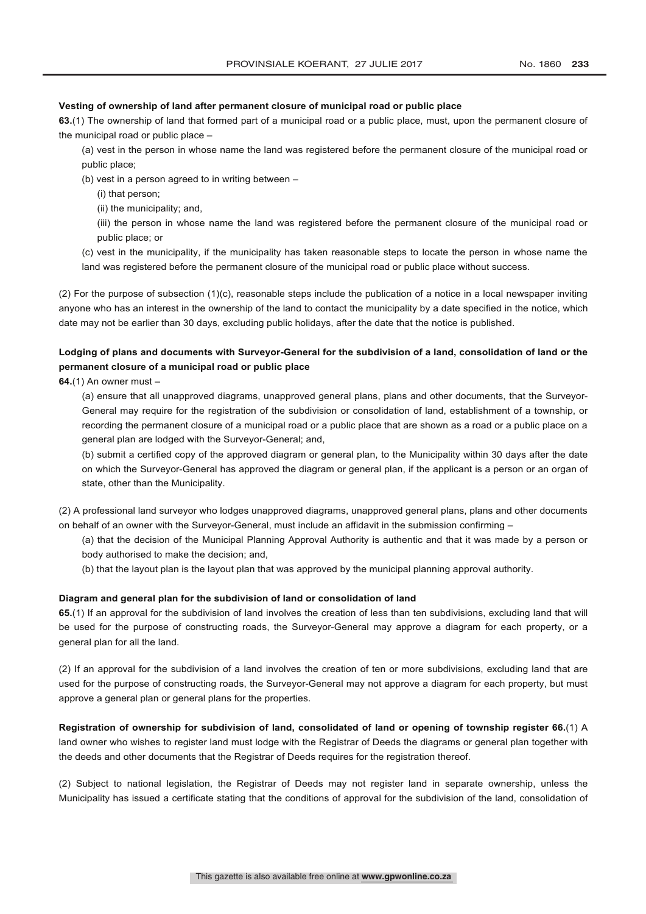**Vesting of ownership of land after permanent closure of municipal road or public place**

**63.**(1) The ownership of land that formed part of a municipal road or a public place, must, upon the permanent closure of the municipal road or public place –

(a) vest in the person in whose name the land was registered before the permanent closure of the municipal road or public place;

(b) vest in a person agreed to in writing between –

(i) that person;

(ii) the municipality; and,

(iii) the person in whose name the land was registered before the permanent closure of the municipal road or public place; or

(c) vest in the municipality, if the municipality has taken reasonable steps to locate the person in whose name the land was registered before the permanent closure of the municipal road or public place without success.

(2) For the purpose of subsection (1)(c), reasonable steps include the publication of a notice in a local newspaper inviting anyone who has an interest in the ownership of the land to contact the municipality by a date specified in the notice, which date may not be earlier than 30 days, excluding public holidays, after the date that the notice is published.

**Lodging of plans and documents with Surveyor-General for the subdivision of a land, consolidation of land or the permanent closure of a municipal road or public place**

**64.**(1) An owner must –

(a) ensure that all unapproved diagrams, unapproved general plans, plans and other documents, that the Surveyor-General may require for the registration of the subdivision or consolidation of land, establishment of a township, or recording the permanent closure of a municipal road or a public place that are shown as a road or a public place on a general plan are lodged with the Surveyor-General; and,

(b) submit a certified copy of the approved diagram or general plan, to the Municipality within 30 days after the date on which the Surveyor-General has approved the diagram or general plan, if the applicant is a person or an organ of state, other than the Municipality.

(2) A professional land surveyor who lodges unapproved diagrams, unapproved general plans, plans and other documents on behalf of an owner with the Surveyor-General, must include an affidavit in the submission confirming –

(a) that the decision of the Municipal Planning Approval Authority is authentic and that it was made by a person or body authorised to make the decision; and,

(b) that the layout plan is the layout plan that was approved by the municipal planning approval authority.

**Diagram and general plan for the subdivision of land or consolidation of land**

**65.**(1) If an approval for the subdivision of land involves the creation of less than ten subdivisions, excluding land that will be used for the purpose of constructing roads, the Surveyor-General may approve a diagram for each property, or a general plan for all the land.

(2) If an approval for the subdivision of a land involves the creation of ten or more subdivisions, excluding land that are used for the purpose of constructing roads, the Surveyor-General may not approve a diagram for each property, but must approve a general plan or general plans for the properties.

**Registration of ownership for subdivision of land, consolidated of land or opening of township register 66.**(1) A land owner who wishes to register land must lodge with the Registrar of Deeds the diagrams or general plan together with the deeds and other documents that the Registrar of Deeds requires for the registration thereof.

(2) Subject to national legislation, the Registrar of Deeds may not register land in separate ownership, unless the Municipality has issued a certificate stating that the conditions of approval for the subdivision of the land, consolidation of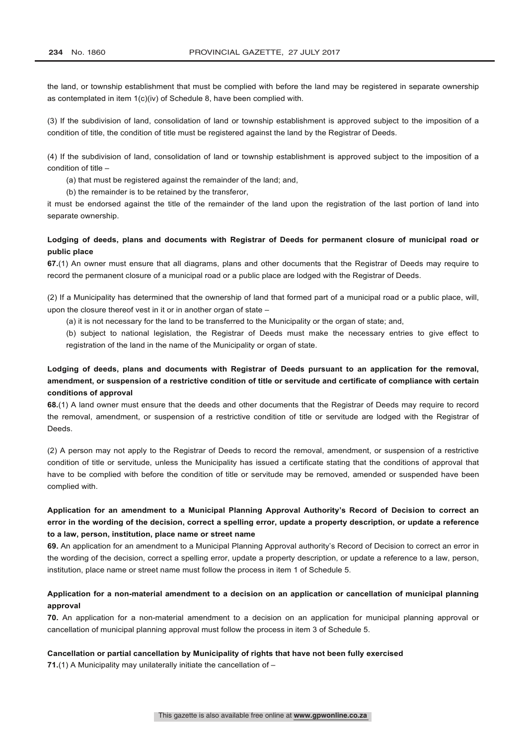the land, or township establishment that must be complied with before the land may be registered in separate ownership as contemplated in item 1(c)(iv) of Schedule 8, have been complied with.

(3) If the subdivision of land, consolidation of land or township establishment is approved subject to the imposition of a condition of title, the condition of title must be registered against the land by the Registrar of Deeds.

(4) If the subdivision of land, consolidation of land or township establishment is approved subject to the imposition of a condition of title –

(a) that must be registered against the remainder of the land; and,

(b) the remainder is to be retained by the transferor,

it must be endorsed against the title of the remainder of the land upon the registration of the last portion of land into separate ownership.

**Lodging of deeds, plans and documents with Registrar of Deeds for permanent closure of municipal road or public place**

**67.**(1) An owner must ensure that all diagrams, plans and other documents that the Registrar of Deeds may require to record the permanent closure of a municipal road or a public place are lodged with the Registrar of Deeds.

(2) If a Municipality has determined that the ownership of land that formed part of a municipal road or a public place, will, upon the closure thereof vest in it or in another organ of state –

(a) it is not necessary for the land to be transferred to the Municipality or the organ of state; and,

(b) subject to national legislation, the Registrar of Deeds must make the necessary entries to give effect to registration of the land in the name of the Municipality or organ of state.

**Lodging of deeds, plans and documents with Registrar of Deeds pursuant to an application for the removal, amendment, or suspension of a restrictive condition of title or servitude and certificate of compliance with certain conditions of approval**

**68.**(1) A land owner must ensure that the deeds and other documents that the Registrar of Deeds may require to record the removal, amendment, or suspension of a restrictive condition of title or servitude are lodged with the Registrar of Deeds.

(2) A person may not apply to the Registrar of Deeds to record the removal, amendment, or suspension of a restrictive condition of title or servitude, unless the Municipality has issued a certificate stating that the conditions of approval that have to be complied with before the condition of title or servitude may be removed, amended or suspended have been complied with.

**Application for an amendment to a Municipal Planning Approval Authority's Record of Decision to correct an error in the wording of the decision, correct a spelling error, update a property description, or update a reference to a law, person, institution, place name or street name**

**69.** An application for an amendment to a Municipal Planning Approval authority's Record of Decision to correct an error in the wording of the decision, correct a spelling error, update a property description, or update a reference to a law, person, institution, place name or street name must follow the process in item 1 of Schedule 5.

**Application for a non-material amendment to a decision on an application or cancellation of municipal planning approval**

**70.** An application for a non-material amendment to a decision on an application for municipal planning approval or cancellation of municipal planning approval must follow the process in item 3 of Schedule 5.

**Cancellation or partial cancellation by Municipality of rights that have not been fully exercised**

**71.**(1) A Municipality may unilaterally initiate the cancellation of –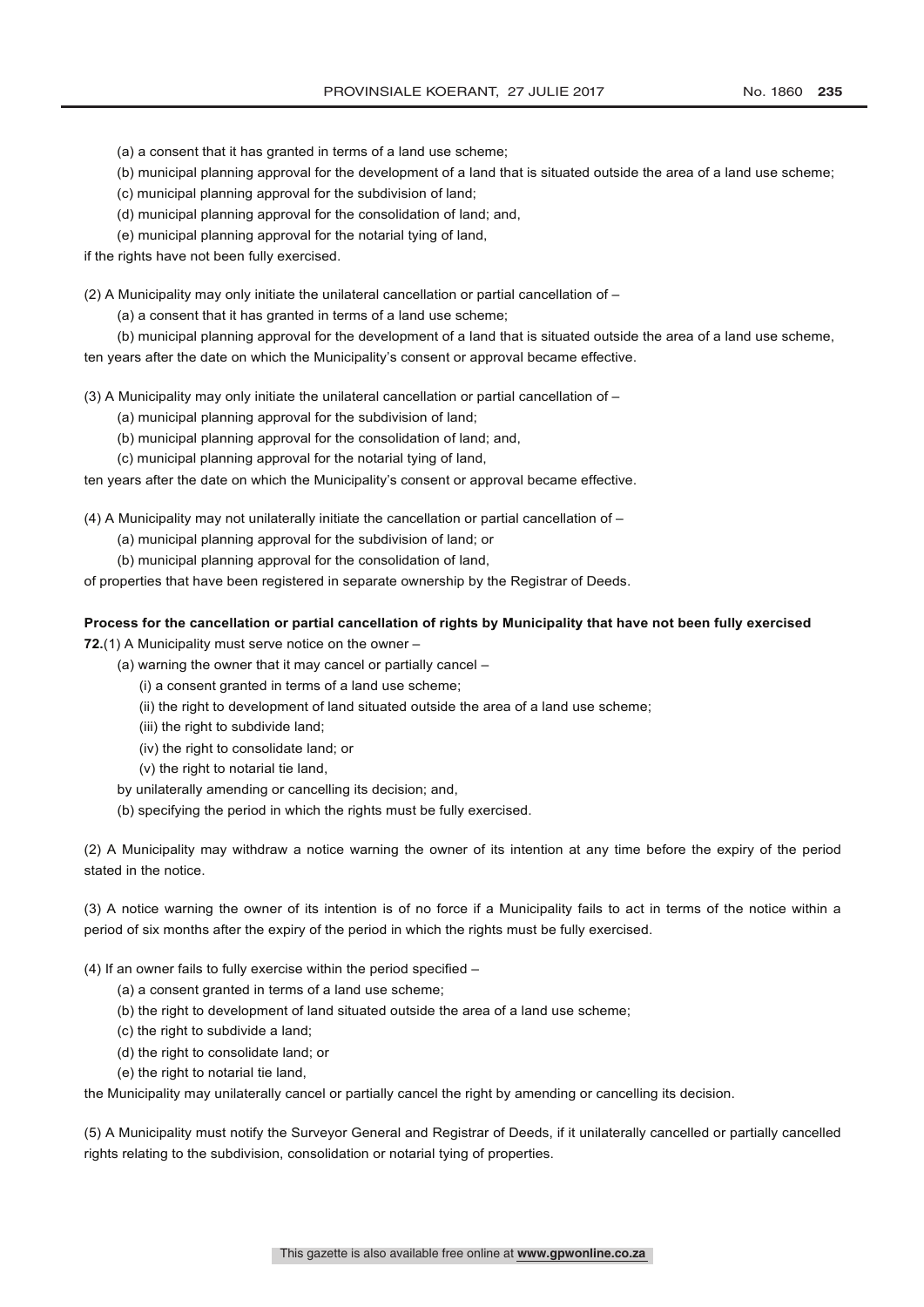(a) a consent that it has granted in terms of a land use scheme;

(b) municipal planning approval for the development of a land that is situated outside the area of a land use scheme;

(c) municipal planning approval for the subdivision of land;

(d) municipal planning approval for the consolidation of land; and,

(e) municipal planning approval for the notarial tying of land,

if the rights have not been fully exercised.

(2) A Municipality may only initiate the unilateral cancellation or partial cancellation of –

(a) a consent that it has granted in terms of a land use scheme;

(b) municipal planning approval for the development of a land that is situated outside the area of a land use scheme,

ten years after the date on which the Municipality's consent or approval became effective.

(3) A Municipality may only initiate the unilateral cancellation or partial cancellation of –

(a) municipal planning approval for the subdivision of land;

(b) municipal planning approval for the consolidation of land; and,

(c) municipal planning approval for the notarial tying of land,

ten years after the date on which the Municipality's consent or approval became effective.

(4) A Municipality may not unilaterally initiate the cancellation or partial cancellation of –

(a) municipal planning approval for the subdivision of land; or

(b) municipal planning approval for the consolidation of land,

of properties that have been registered in separate ownership by the Registrar of Deeds.

**Process for the cancellation or partial cancellation of rights by Municipality that have not been fully exercised**

**72.**(1) A Municipality must serve notice on the owner –

(a) warning the owner that it may cancel or partially cancel –

(i) a consent granted in terms of a land use scheme;

(ii) the right to development of land situated outside the area of a land use scheme;

(iii) the right to subdivide land;

(iv) the right to consolidate land; or

(v) the right to notarial tie land,

by unilaterally amending or cancelling its decision; and,

(b) specifying the period in which the rights must be fully exercised.

(2) A Municipality may withdraw a notice warning the owner of its intention at any time before the expiry of the period stated in the notice.

(3) A notice warning the owner of its intention is of no force if a Municipality fails to act in terms of the notice within a period of six months after the expiry of the period in which the rights must be fully exercised.

(4) If an owner fails to fully exercise within the period specified –

(a) a consent granted in terms of a land use scheme;

(b) the right to development of land situated outside the area of a land use scheme;

(c) the right to subdivide a land;

(d) the right to consolidate land; or

(e) the right to notarial tie land,

the Municipality may unilaterally cancel or partially cancel the right by amending or cancelling its decision.

(5) A Municipality must notify the Surveyor General and Registrar of Deeds, if it unilaterally cancelled or partially cancelled rights relating to the subdivision, consolidation or notarial tying of properties.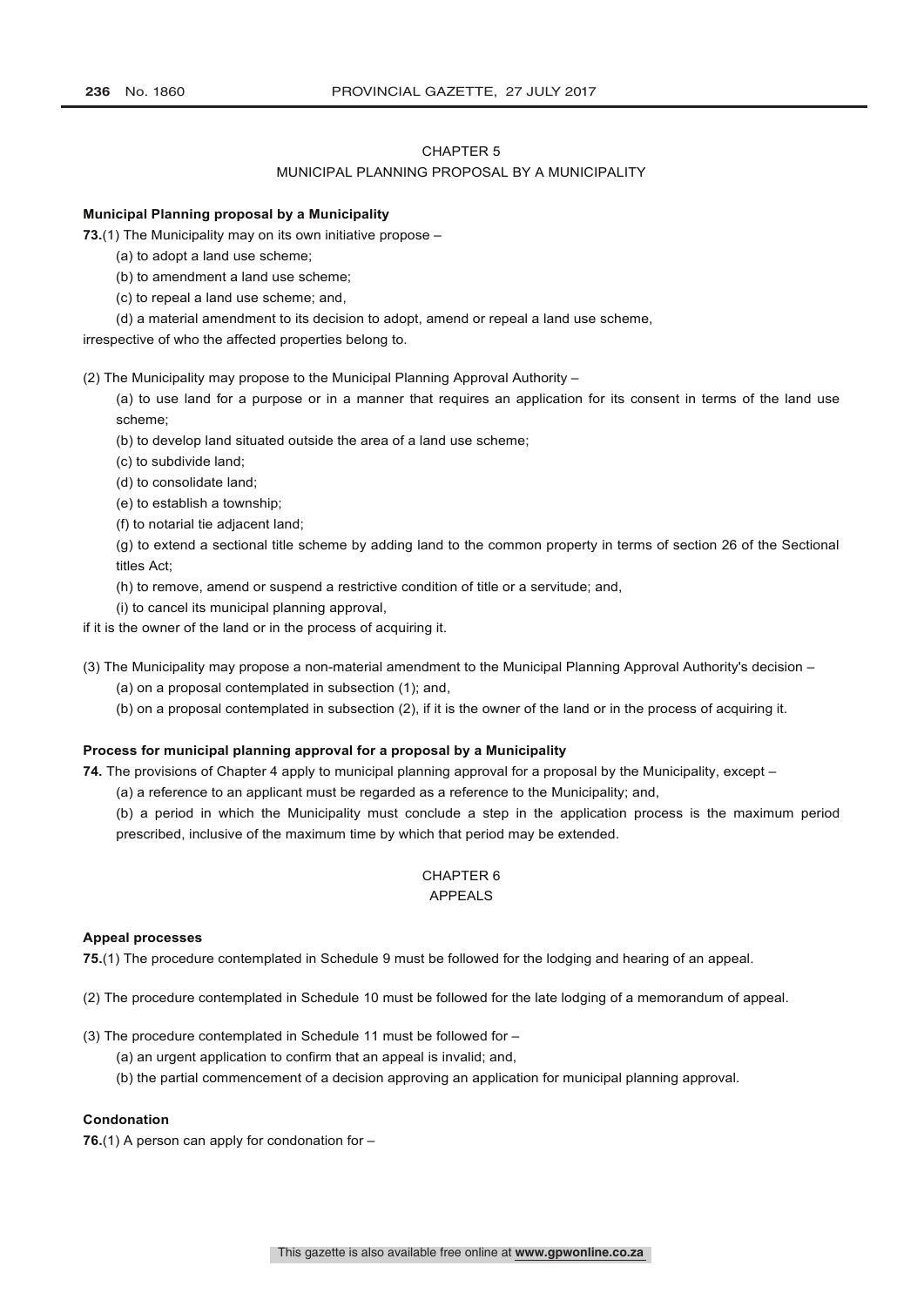## CHAPTER 5

## MUNICIPAL PLANNING PROPOSAL BY A MUNICIPALITY

**Municipal Planning proposal by a Municipality**

**73.**(1) The Municipality may on its own initiative propose –

(a) to adopt a land use scheme;

(b) to amendment a land use scheme;

(c) to repeal a land use scheme; and,

(d) a material amendment to its decision to adopt, amend or repeal a land use scheme,

irrespective of who the affected properties belong to.

(2) The Municipality may propose to the Municipal Planning Approval Authority –

(a) to use land for a purpose or in a manner that requires an application for its consent in terms of the land use scheme;

(b) to develop land situated outside the area of a land use scheme;

(c) to subdivide land;

(d) to consolidate land;

(e) to establish a township;

(f) to notarial tie adjacent land;

(g) to extend a sectional title scheme by adding land to the common property in terms of section 26 of the Sectional titles Act;

(h) to remove, amend or suspend a restrictive condition of title or a servitude; and,

(i) to cancel its municipal planning approval,

if it is the owner of the land or in the process of acquiring it.

(3) The Municipality may propose a non-material amendment to the Municipal Planning Approval Authority's decision –

(a) on a proposal contemplated in subsection (1); and,

(b) on a proposal contemplated in subsection (2), if it is the owner of the land or in the process of acquiring it.

**Process for municipal planning approval for a proposal by a Municipality**

**74.** The provisions of Chapter 4 apply to municipal planning approval for a proposal by the Municipality, except –

(a) a reference to an applicant must be regarded as a reference to the Municipality; and,

(b) a period in which the Municipality must conclude a step in the application process is the maximum period prescribed, inclusive of the maximum time by which that period may be extended.

## CHAPTER 6

## APPEALS

**Appeal processes**

**75.**(1) The procedure contemplated in Schedule 9 must be followed for the lodging and hearing of an appeal.

(2) The procedure contemplated in Schedule 10 must be followed for the late lodging of a memorandum of appeal.

(3) The procedure contemplated in Schedule 11 must be followed for –

(a) an urgent application to confirm that an appeal is invalid; and,

(b) the partial commencement of a decision approving an application for municipal planning approval.

**Condonation**

**76.**(1) A person can apply for condonation for –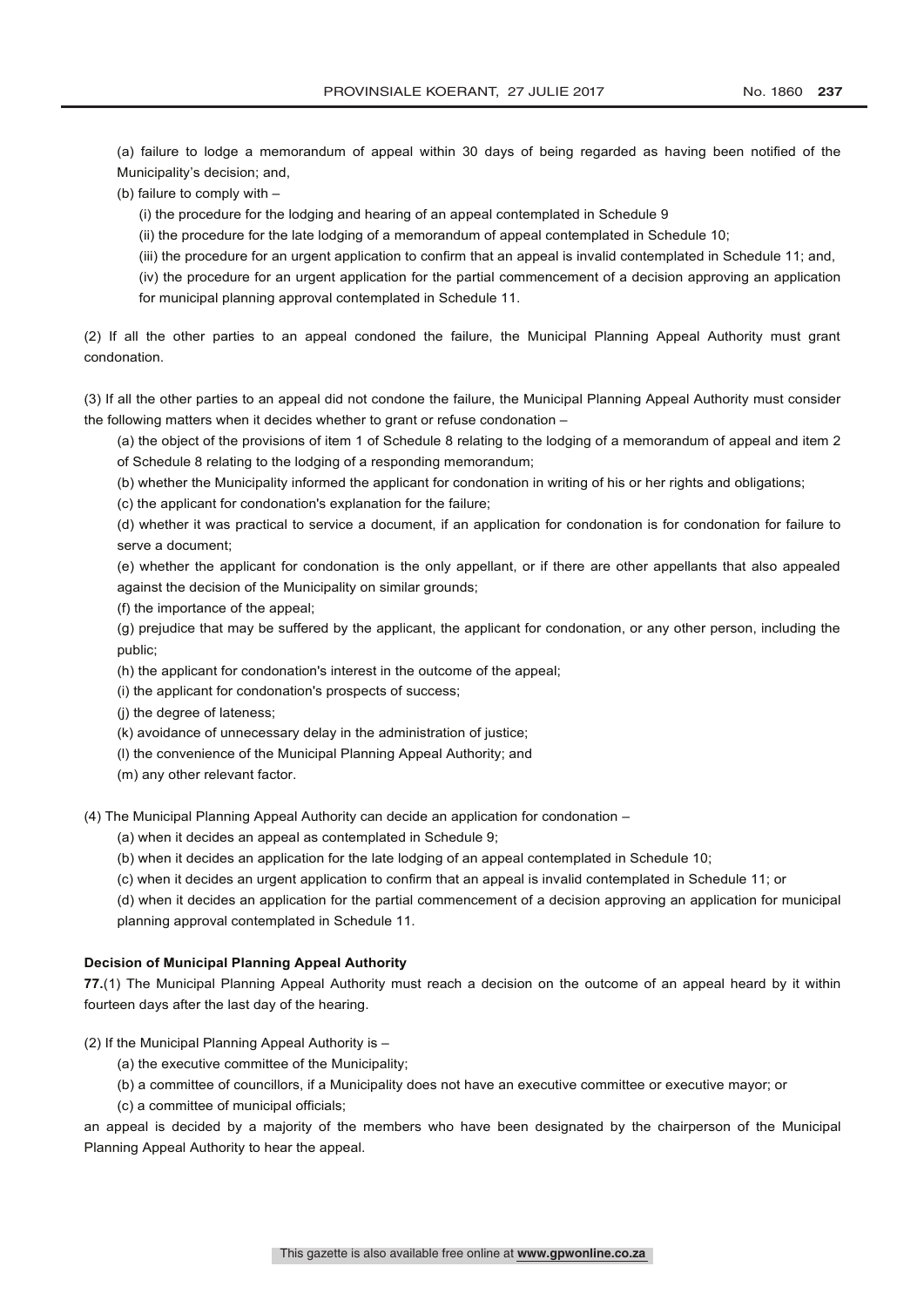(a) failure to lodge a memorandum of appeal within 30 days of being regarded as having been notified of the Municipality's decision; and,

(b) failure to comply with –

(i) the procedure for the lodging and hearing of an appeal contemplated in Schedule 9

(ii) the procedure for the late lodging of a memorandum of appeal contemplated in Schedule 10;

(iii) the procedure for an urgent application to confirm that an appeal is invalid contemplated in Schedule 11; and,

(iv) the procedure for an urgent application for the partial commencement of a decision approving an application for municipal planning approval contemplated in Schedule 11.

(2) If all the other parties to an appeal condoned the failure, the Municipal Planning Appeal Authority must grant condonation.

(3) If all the other parties to an appeal did not condone the failure, the Municipal Planning Appeal Authority must consider the following matters when it decides whether to grant or refuse condonation –

(a) the object of the provisions of item 1 of Schedule 8 relating to the lodging of a memorandum of appeal and item 2 of Schedule 8 relating to the lodging of a responding memorandum;

(b) whether the Municipality informed the applicant for condonation in writing of his or her rights and obligations;

(c) the applicant for condonation's explanation for the failure;

(d) whether it was practical to service a document, if an application for condonation is for condonation for failure to serve a document;

(e) whether the applicant for condonation is the only appellant, or if there are other appellants that also appealed against the decision of the Municipality on similar grounds;

(f) the importance of the appeal;

(g) prejudice that may be suffered by the applicant, the applicant for condonation, or any other person, including the public;

(h) the applicant for condonation's interest in the outcome of the appeal;

(i) the applicant for condonation's prospects of success;

(j) the degree of lateness;

(k) avoidance of unnecessary delay in the administration of justice;

(l) the convenience of the Municipal Planning Appeal Authority; and

(m) any other relevant factor.

(4) The Municipal Planning Appeal Authority can decide an application for condonation –

(a) when it decides an appeal as contemplated in Schedule 9;

(b) when it decides an application for the late lodging of an appeal contemplated in Schedule 10;

(c) when it decides an urgent application to confirm that an appeal is invalid contemplated in Schedule 11; or

(d) when it decides an application for the partial commencement of a decision approving an application for municipal planning approval contemplated in Schedule 11.

**Decision of Municipal Planning Appeal Authority**

**77.**(1) The Municipal Planning Appeal Authority must reach a decision on the outcome of an appeal heard by it within fourteen days after the last day of the hearing.

(2) If the Municipal Planning Appeal Authority is –

(a) the executive committee of the Municipality;

(b) a committee of councillors, if a Municipality does not have an executive committee or executive mayor; or

(c) a committee of municipal officials;

an appeal is decided by a majority of the members who have been designated by the chairperson of the Municipal Planning Appeal Authority to hear the appeal.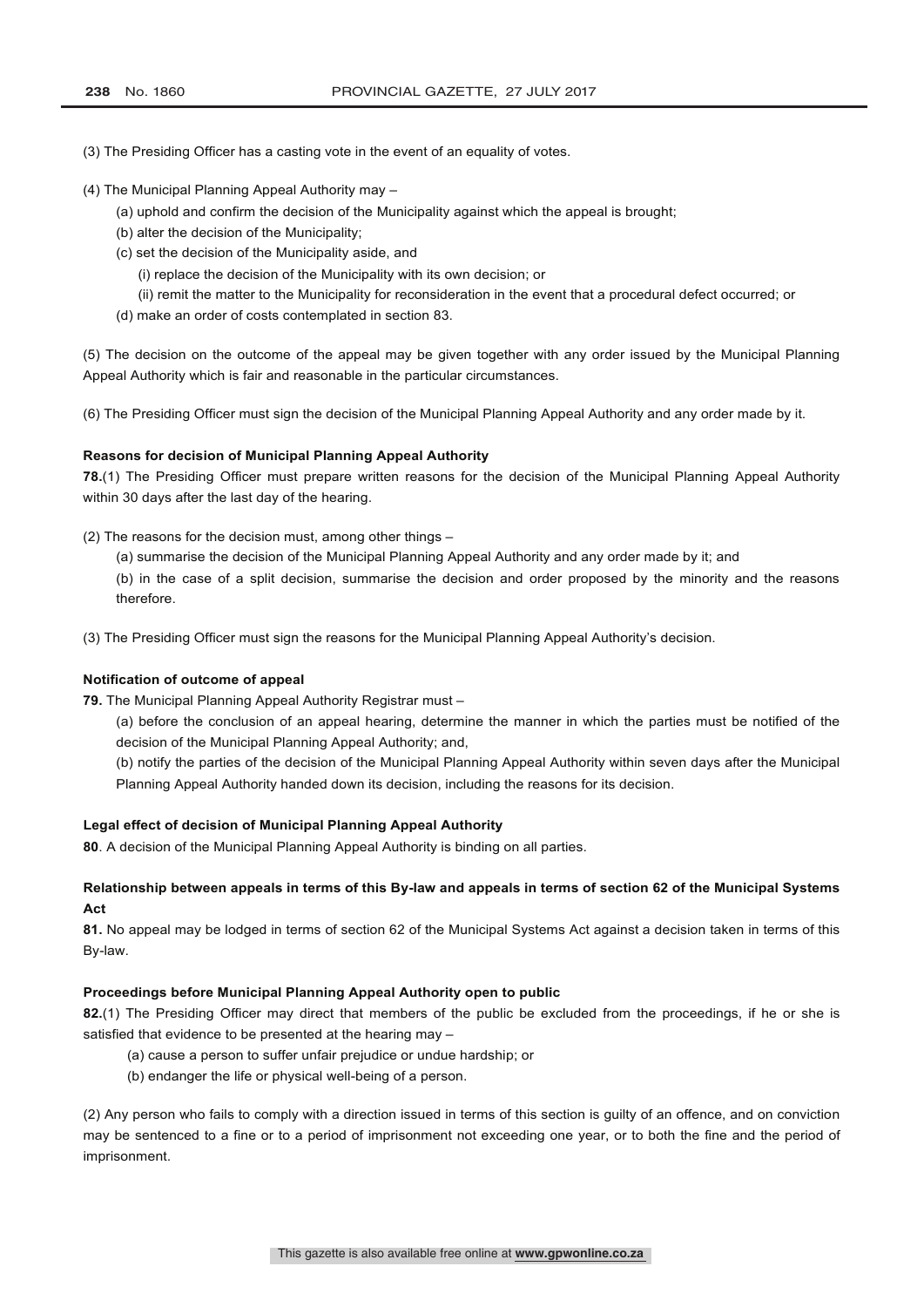(3) The Presiding Officer has a casting vote in the event of an equality of votes.

(4) The Municipal Planning Appeal Authority may –

(a) uphold and confirm the decision of the Municipality against which the appeal is brought;

(b) alter the decision of the Municipality;

(c) set the decision of the Municipality aside, and

(i) replace the decision of the Municipality with its own decision; or

(ii) remit the matter to the Municipality for reconsideration in the event that a procedural defect occurred; or

(d) make an order of costs contemplated in section 83.

(5) The decision on the outcome of the appeal may be given together with any order issued by the Municipal Planning Appeal Authority which is fair and reasonable in the particular circumstances.

(6) The Presiding Officer must sign the decision of the Municipal Planning Appeal Authority and any order made by it.

**Reasons for decision of Municipal Planning Appeal Authority**

**78.**(1) The Presiding Officer must prepare written reasons for the decision of the Municipal Planning Appeal Authority within 30 days after the last day of the hearing.

(2) The reasons for the decision must, among other things –

(a) summarise the decision of the Municipal Planning Appeal Authority and any order made by it; and

(b) in the case of a split decision, summarise the decision and order proposed by the minority and the reasons therefore.

(3) The Presiding Officer must sign the reasons for the Municipal Planning Appeal Authority's decision.

**Notification of outcome of appeal**

**79.** The Municipal Planning Appeal Authority Registrar must –

(a) before the conclusion of an appeal hearing, determine the manner in which the parties must be notified of the decision of the Municipal Planning Appeal Authority; and,

(b) notify the parties of the decision of the Municipal Planning Appeal Authority within seven days after the Municipal Planning Appeal Authority handed down its decision, including the reasons for its decision.

**Legal effect of decision of Municipal Planning Appeal Authority**

**80**. A decision of the Municipal Planning Appeal Authority is binding on all parties.

**Relationship between appeals in terms of this By-law and appeals in terms of section 62 of the Municipal Systems Act**

**81.** No appeal may be lodged in terms of section 62 of the Municipal Systems Act against a decision taken in terms of this By-law.

**Proceedings before Municipal Planning Appeal Authority open to public**

**82.**(1) The Presiding Officer may direct that members of the public be excluded from the proceedings, if he or she is satisfied that evidence to be presented at the hearing may –

(a) cause a person to suffer unfair prejudice or undue hardship; or

(b) endanger the life or physical well-being of a person.

(2) Any person who fails to comply with a direction issued in terms of this section is guilty of an offence, and on conviction may be sentenced to a fine or to a period of imprisonment not exceeding one year, or to both the fine and the period of imprisonment.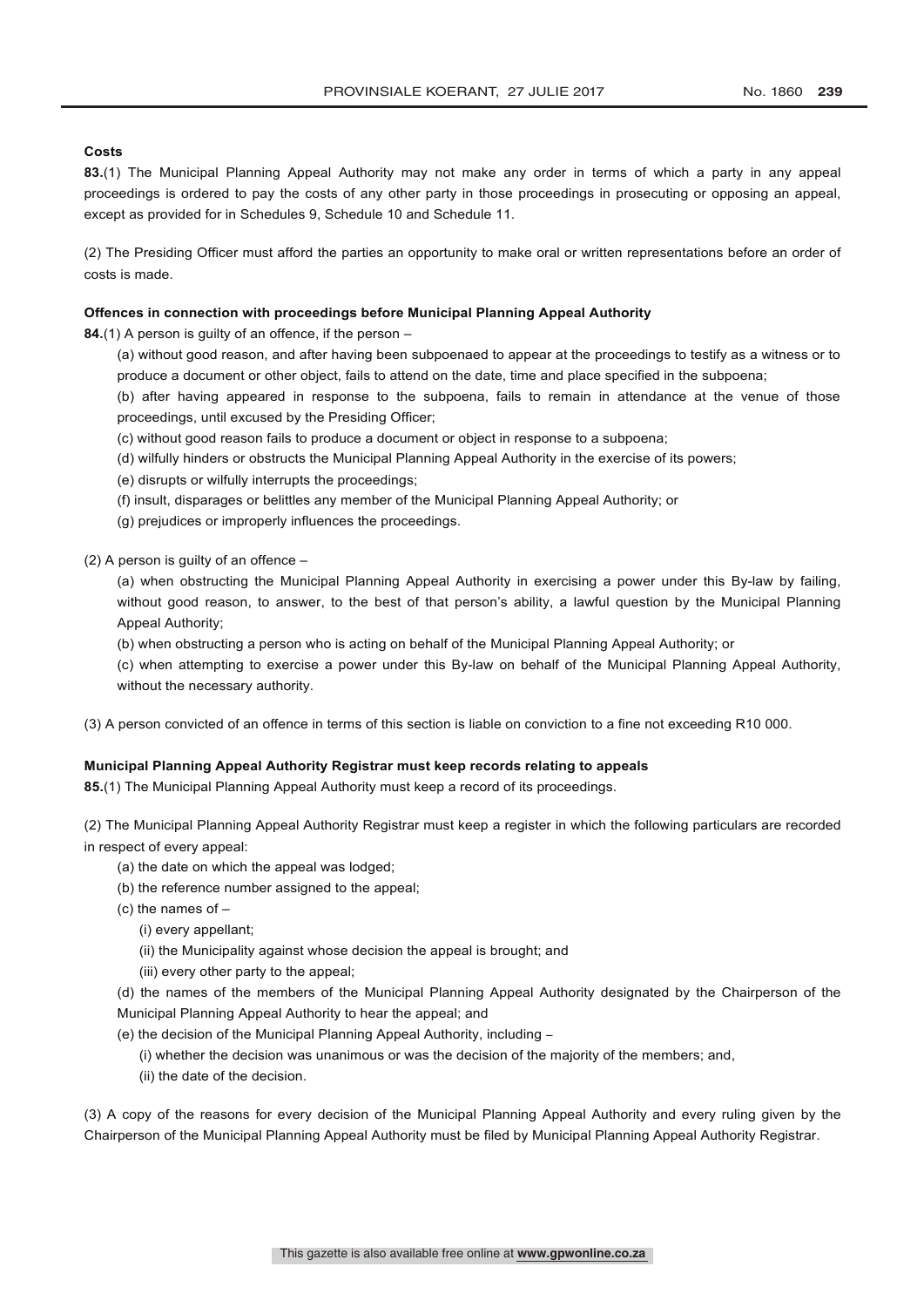**Costs**

**83.**(1) The Municipal Planning Appeal Authority may not make any order in terms of which a party in any appeal proceedings is ordered to pay the costs of any other party in those proceedings in prosecuting or opposing an appeal, except as provided for in Schedules 9, Schedule 10 and Schedule 11.

(2) The Presiding Officer must afford the parties an opportunity to make oral or written representations before an order of costs is made.

**Offences in connection with proceedings before Municipal Planning Appeal Authority**

**84.**(1) A person is guilty of an offence, if the person –

(a) without good reason, and after having been subpoenaed to appear at the proceedings to testify as a witness or to produce a document or other object, fails to attend on the date, time and place specified in the subpoena;

(b) after having appeared in response to the subpoena, fails to remain in attendance at the venue of those proceedings, until excused by the Presiding Officer;

(c) without good reason fails to produce a document or object in response to a subpoena;

(d) wilfully hinders or obstructs the Municipal Planning Appeal Authority in the exercise of its powers;

(e) disrupts or wilfully interrupts the proceedings;

(f) insult, disparages or belittles any member of the Municipal Planning Appeal Authority; or

(g) prejudices or improperly influences the proceedings.

(2) A person is guilty of an offence –

(a) when obstructing the Municipal Planning Appeal Authority in exercising a power under this By-law by failing, without good reason, to answer, to the best of that person's ability, a lawful question by the Municipal Planning Appeal Authority;

(b) when obstructing a person who is acting on behalf of the Municipal Planning Appeal Authority; or

(c) when attempting to exercise a power under this By-law on behalf of the Municipal Planning Appeal Authority, without the necessary authority.

(3) A person convicted of an offence in terms of this section is liable on conviction to a fine not exceeding R10 000.

**Municipal Planning Appeal Authority Registrar must keep records relating to appeals**

**85.**(1) The Municipal Planning Appeal Authority must keep a record of its proceedings.

(2) The Municipal Planning Appeal Authority Registrar must keep a register in which the following particulars are recorded in respect of every appeal:

(a) the date on which the appeal was lodged;

(b) the reference number assigned to the appeal;

(c) the names of –

(i) every appellant;

(ii) the Municipality against whose decision the appeal is brought; and

(iii) every other party to the appeal;

(d) the names of the members of the Municipal Planning Appeal Authority designated by the Chairperson of the Municipal Planning Appeal Authority to hear the appeal; and

(e) the decision of the Municipal Planning Appeal Authority, including –

(i) whether the decision was unanimous or was the decision of the majority of the members; and,

(ii) the date of the decision.

(3) A copy of the reasons for every decision of the Municipal Planning Appeal Authority and every ruling given by the Chairperson of the Municipal Planning Appeal Authority must be filed by Municipal Planning Appeal Authority Registrar.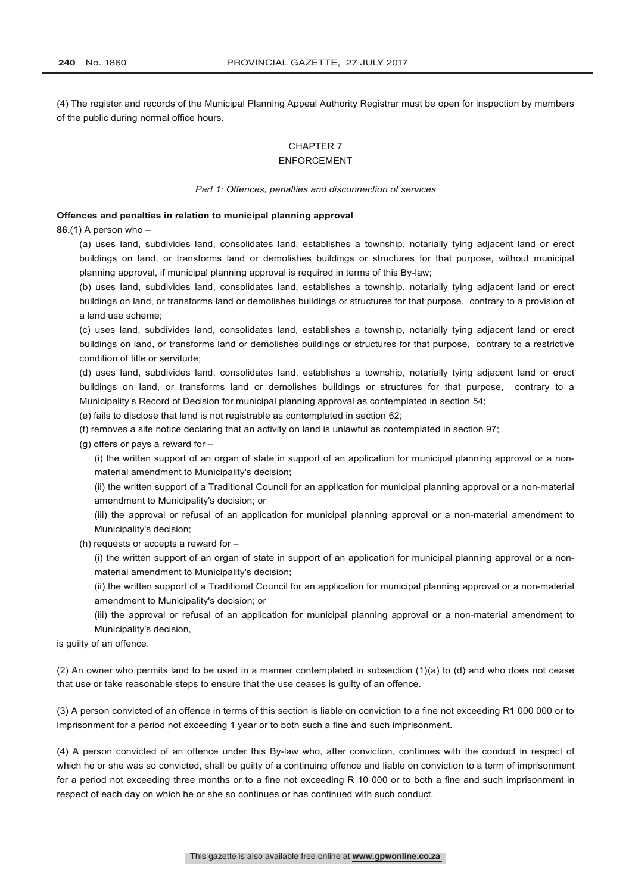(4) The register and records of the Municipal Planning Appeal Authority Registrar must be open for inspection by members of the public during normal office hours.

## CHAPTER 7
## ENFORCEMENT

*Part 1: Offences, penalties and disconnection of services*

**Offences and penalties in relation to municipal planning approval**

**86.**(1) A person who –

(a) uses land, subdivides land, consolidates land, establishes a township, notarially tying adjacent land or erect buildings on land, or transforms land or demolishes buildings or structures for that purpose, without municipal planning approval, if municipal planning approval is required in terms of this By-law;

(b) uses land, subdivides land, consolidates land, establishes a township, notarially tying adjacent land or erect buildings on land, or transforms land or demolishes buildings or structures for that purpose, contrary to a provision of a land use scheme;

(c) uses land, subdivides land, consolidates land, establishes a township, notarially tying adjacent land or erect buildings on land, or transforms land or demolishes buildings or structures for that purpose, contrary to a restrictive condition of title or servitude;

(d) uses land, subdivides land, consolidates land, establishes a township, notarially tying adjacent land or erect buildings on land, or transforms land or demolishes buildings or structures for that purpose, contrary to a Municipality's Record of Decision for municipal planning approval as contemplated in section 54;

(e) fails to disclose that land is not registrable as contemplated in section 62;

(f) removes a site notice declaring that an activity on land is unlawful as contemplated in section 97;

(g) offers or pays a reward for –

(i) the written support of an organ of state in support of an application for municipal planning approval or a non-material amendment to Municipality's decision;

(ii) the written support of a Traditional Council for an application for municipal planning approval or a non-material amendment to Municipality's decision; or

(iii) the approval or refusal of an application for municipal planning approval or a non-material amendment to Municipality's decision;

(h) requests or accepts a reward for –

(i) the written support of an organ of state in support of an application for municipal planning approval or a non-material amendment to Municipality's decision;

(ii) the written support of a Traditional Council for an application for municipal planning approval or a non-material amendment to Municipality's decision; or

(iii) the approval or refusal of an application for municipal planning approval or a non-material amendment to Municipality's decision,

is guilty of an offence.

(2) An owner who permits land to be used in a manner contemplated in subsection (1)(a) to (d) and who does not cease that use or take reasonable steps to ensure that the use ceases is guilty of an offence.

(3) A person convicted of an offence in terms of this section is liable on conviction to a fine not exceeding R1 000 000 or to imprisonment for a period not exceeding 1 year or to both such a fine and such imprisonment.

(4) A person convicted of an offence under this By-law who, after conviction, continues with the conduct in respect of which he or she was so convicted, shall be guilty of a continuing offence and liable on conviction to a term of imprisonment for a period not exceeding three months or to a fine not exceeding R 10 000 or to both a fine and such imprisonment in respect of each day on which he or she so continues or has continued with such conduct.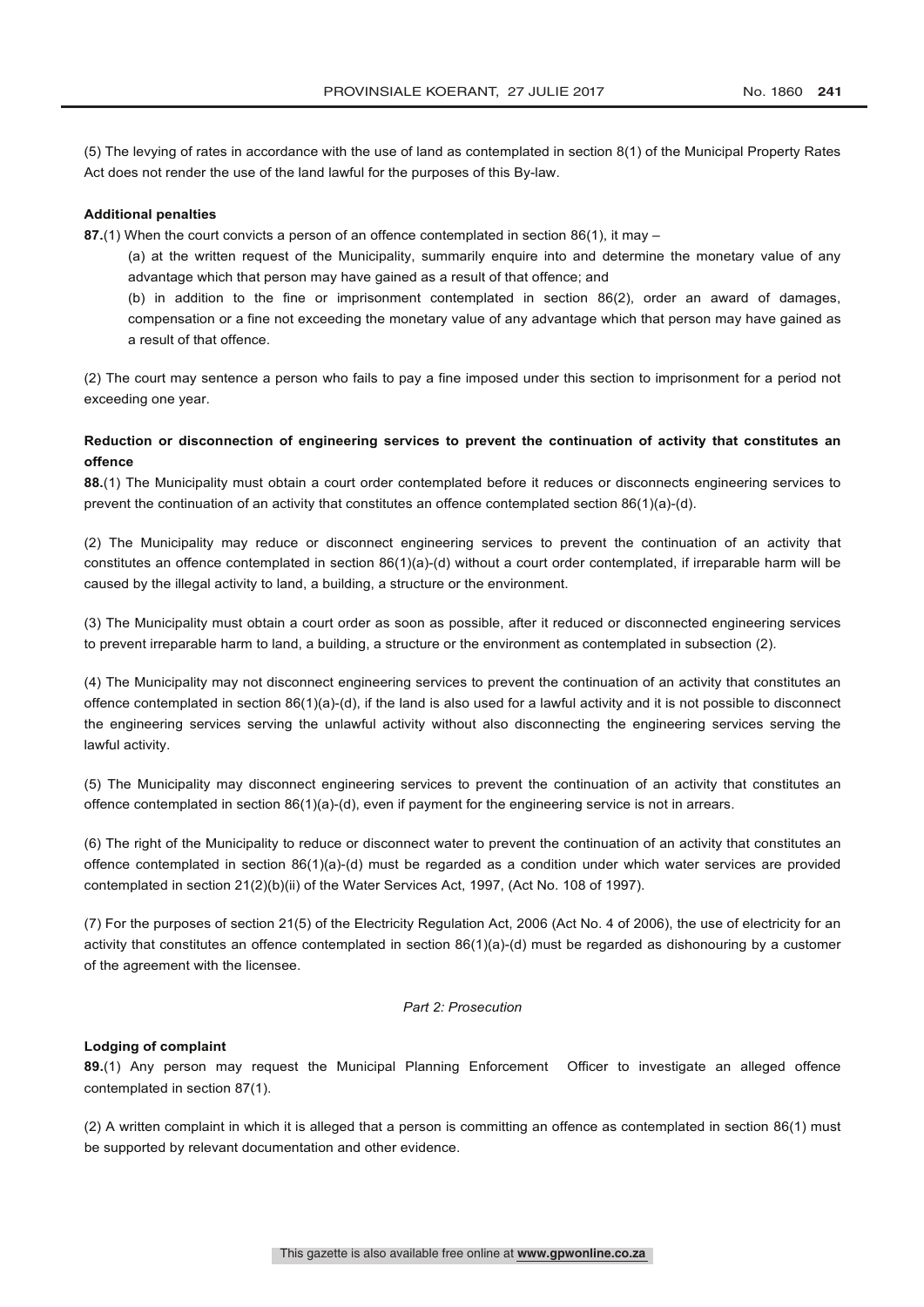(5) The levying of rates in accordance with the use of land as contemplated in section 8(1) of the Municipal Property Rates Act does not render the use of the land lawful for the purposes of this By-law.

**Additional penalties**

**87.**(1) When the court convicts a person of an offence contemplated in section 86(1), it may –

(a) at the written request of the Municipality, summarily enquire into and determine the monetary value of any advantage which that person may have gained as a result of that offence; and

(b) in addition to the fine or imprisonment contemplated in section 86(2), order an award of damages, compensation or a fine not exceeding the monetary value of any advantage which that person may have gained as a result of that offence.

(2) The court may sentence a person who fails to pay a fine imposed under this section to imprisonment for a period not exceeding one year.

**Reduction or disconnection of engineering services to prevent the continuation of activity that constitutes an offence**

**88.**(1) The Municipality must obtain a court order contemplated before it reduces or disconnects engineering services to prevent the continuation of an activity that constitutes an offence contemplated section 86(1)(a)-(d).

(2) The Municipality may reduce or disconnect engineering services to prevent the continuation of an activity that constitutes an offence contemplated in section 86(1)(a)-(d) without a court order contemplated, if irreparable harm will be caused by the illegal activity to land, a building, a structure or the environment.

(3) The Municipality must obtain a court order as soon as possible, after it reduced or disconnected engineering services to prevent irreparable harm to land, a building, a structure or the environment as contemplated in subsection (2).

(4) The Municipality may not disconnect engineering services to prevent the continuation of an activity that constitutes an offence contemplated in section 86(1)(a)-(d), if the land is also used for a lawful activity and it is not possible to disconnect the engineering services serving the unlawful activity without also disconnecting the engineering services serving the lawful activity.

(5) The Municipality may disconnect engineering services to prevent the continuation of an activity that constitutes an offence contemplated in section 86(1)(a)-(d), even if payment for the engineering service is not in arrears.

(6) The right of the Municipality to reduce or disconnect water to prevent the continuation of an activity that constitutes an offence contemplated in section 86(1)(a)-(d) must be regarded as a condition under which water services are provided contemplated in section 21(2)(b)(ii) of the Water Services Act, 1997, (Act No. 108 of 1997).

(7) For the purposes of section 21(5) of the Electricity Regulation Act, 2006 (Act No. 4 of 2006), the use of electricity for an activity that constitutes an offence contemplated in section 86(1)(a)-(d) must be regarded as dishonouring by a customer of the agreement with the licensee.

*Part 2: Prosecution*

**Lodging of complaint**

**89.**(1) Any person may request the Municipal Planning Enforcement Officer to investigate an alleged offence contemplated in section 87(1).

(2) A written complaint in which it is alleged that a person is committing an offence as contemplated in section 86(1) must be supported by relevant documentation and other evidence.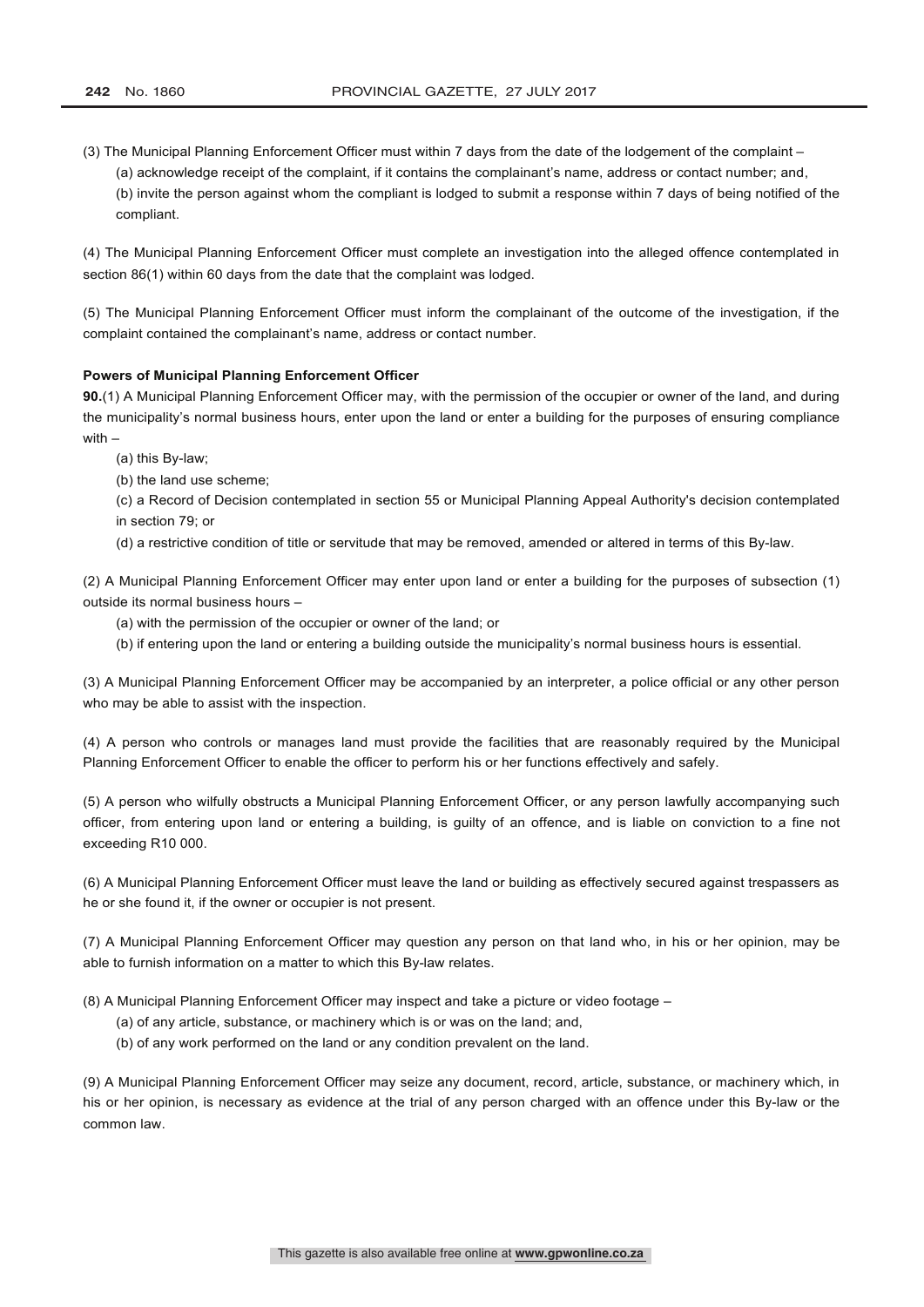(3) The Municipal Planning Enforcement Officer must within 7 days from the date of the lodgement of the complaint –

(a) acknowledge receipt of the complaint, if it contains the complainant's name, address or contact number; and,

(b) invite the person against whom the compliant is lodged to submit a response within 7 days of being notified of the compliant.

(4) The Municipal Planning Enforcement Officer must complete an investigation into the alleged offence contemplated in section 86(1) within 60 days from the date that the complaint was lodged.

(5) The Municipal Planning Enforcement Officer must inform the complainant of the outcome of the investigation, if the complaint contained the complainant's name, address or contact number.

**Powers of Municipal Planning Enforcement Officer**

**90.**(1) A Municipal Planning Enforcement Officer may, with the permission of the occupier or owner of the land, and during the municipality's normal business hours, enter upon the land or enter a building for the purposes of ensuring compliance with –

(a) this By-law;

(b) the land use scheme;

(c) a Record of Decision contemplated in section 55 or Municipal Planning Appeal Authority's decision contemplated in section 79; or

(d) a restrictive condition of title or servitude that may be removed, amended or altered in terms of this By-law.

(2) A Municipal Planning Enforcement Officer may enter upon land or enter a building for the purposes of subsection (1) outside its normal business hours –

(a) with the permission of the occupier or owner of the land; or

(b) if entering upon the land or entering a building outside the municipality's normal business hours is essential.

(3) A Municipal Planning Enforcement Officer may be accompanied by an interpreter, a police official or any other person who may be able to assist with the inspection.

(4) A person who controls or manages land must provide the facilities that are reasonably required by the Municipal Planning Enforcement Officer to enable the officer to perform his or her functions effectively and safely.

(5) A person who wilfully obstructs a Municipal Planning Enforcement Officer, or any person lawfully accompanying such officer, from entering upon land or entering a building, is guilty of an offence, and is liable on conviction to a fine not exceeding R10 000.

(6) A Municipal Planning Enforcement Officer must leave the land or building as effectively secured against trespassers as he or she found it, if the owner or occupier is not present.

(7) A Municipal Planning Enforcement Officer may question any person on that land who, in his or her opinion, may be able to furnish information on a matter to which this By-law relates.

(8) A Municipal Planning Enforcement Officer may inspect and take a picture or video footage –

(a) of any article, substance, or machinery which is or was on the land; and,

(b) of any work performed on the land or any condition prevalent on the land.

(9) A Municipal Planning Enforcement Officer may seize any document, record, article, substance, or machinery which, in his or her opinion, is necessary as evidence at the trial of any person charged with an offence under this By-law or the common law.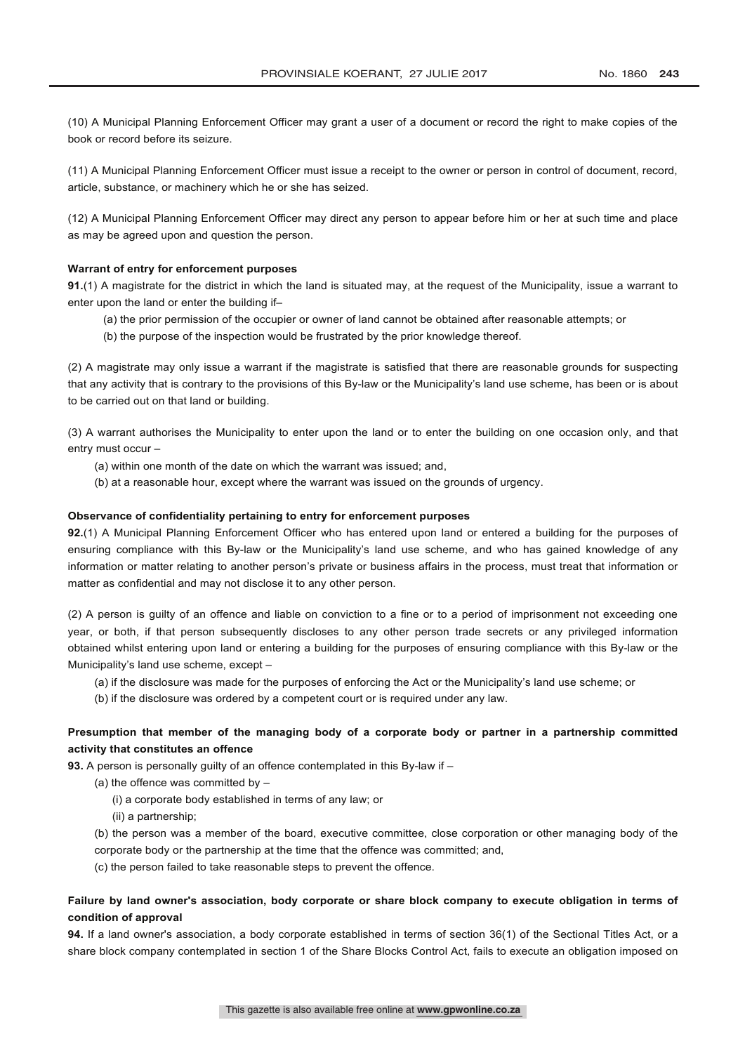(10) A Municipal Planning Enforcement Officer may grant a user of a document or record the right to make copies of the book or record before its seizure.

(11) A Municipal Planning Enforcement Officer must issue a receipt to the owner or person in control of document, record, article, substance, or machinery which he or she has seized.

(12) A Municipal Planning Enforcement Officer may direct any person to appear before him or her at such time and place as may be agreed upon and question the person.

**Warrant of entry for enforcement purposes**

**91.**(1) A magistrate for the district in which the land is situated may, at the request of the Municipality, issue a warrant to enter upon the land or enter the building if–

(a) the prior permission of the occupier or owner of land cannot be obtained after reasonable attempts; or

(b) the purpose of the inspection would be frustrated by the prior knowledge thereof.

(2) A magistrate may only issue a warrant if the magistrate is satisfied that there are reasonable grounds for suspecting that any activity that is contrary to the provisions of this By-law or the Municipality's land use scheme, has been or is about to be carried out on that land or building.

(3) A warrant authorises the Municipality to enter upon the land or to enter the building on one occasion only, and that entry must occur –

(a) within one month of the date on which the warrant was issued; and,

(b) at a reasonable hour, except where the warrant was issued on the grounds of urgency.

**Observance of confidentiality pertaining to entry for enforcement purposes**

**92.**(1) A Municipal Planning Enforcement Officer who has entered upon land or entered a building for the purposes of ensuring compliance with this By-law or the Municipality's land use scheme, and who has gained knowledge of any information or matter relating to another person's private or business affairs in the process, must treat that information or matter as confidential and may not disclose it to any other person.

(2) A person is guilty of an offence and liable on conviction to a fine or to a period of imprisonment not exceeding one year, or both, if that person subsequently discloses to any other person trade secrets or any privileged information obtained whilst entering upon land or entering a building for the purposes of ensuring compliance with this By-law or the Municipality's land use scheme, except –

(a) if the disclosure was made for the purposes of enforcing the Act or the Municipality's land use scheme; or

(b) if the disclosure was ordered by a competent court or is required under any law.

**Presumption that member of the managing body of a corporate body or partner in a partnership committed activity that constitutes an offence**

**93.** A person is personally guilty of an offence contemplated in this By-law if –

(a) the offence was committed by –

(i) a corporate body established in terms of any law; or

(ii) a partnership;

(b) the person was a member of the board, executive committee, close corporation or other managing body of the corporate body or the partnership at the time that the offence was committed; and,

(c) the person failed to take reasonable steps to prevent the offence.

**Failure by land owner's association, body corporate or share block company to execute obligation in terms of condition of approval**

**94.** If a land owner's association, a body corporate established in terms of section 36(1) of the Sectional Titles Act, or a share block company contemplated in section 1 of the Share Blocks Control Act, fails to execute an obligation imposed on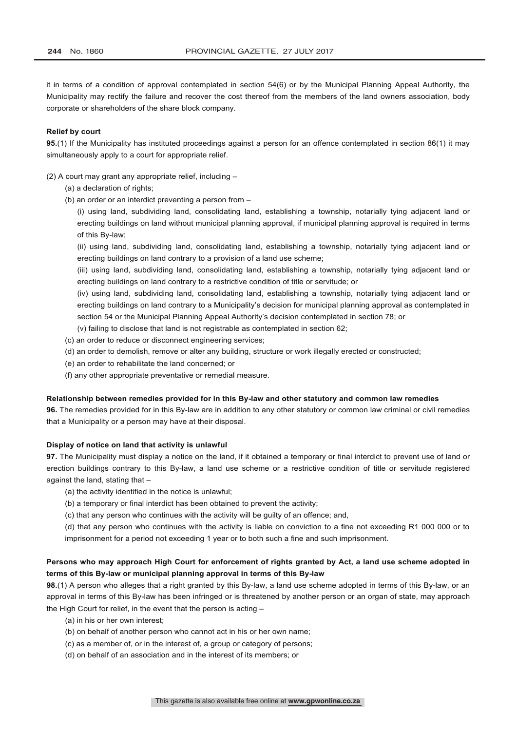it in terms of a condition of approval contemplated in section 54(6) or by the Municipal Planning Appeal Authority, the Municipality may rectify the failure and recover the cost thereof from the members of the land owners association, body corporate or shareholders of the share block company.

**Relief by court**

**95.**(1) If the Municipality has instituted proceedings against a person for an offence contemplated in section 86(1) it may simultaneously apply to a court for appropriate relief.

(2) A court may grant any appropriate relief, including –

(a) a declaration of rights;

(b) an order or an interdict preventing a person from –

(i) using land, subdividing land, consolidating land, establishing a township, notarially tying adjacent land or erecting buildings on land without municipal planning approval, if municipal planning approval is required in terms of this By-law;

(ii) using land, subdividing land, consolidating land, establishing a township, notarially tying adjacent land or erecting buildings on land contrary to a provision of a land use scheme;

(iii) using land, subdividing land, consolidating land, establishing a township, notarially tying adjacent land or erecting buildings on land contrary to a restrictive condition of title or servitude; or

(iv) using land, subdividing land, consolidating land, establishing a township, notarially tying adjacent land or erecting buildings on land contrary to a Municipality's decision for municipal planning approval as contemplated in section 54 or the Municipal Planning Appeal Authority's decision contemplated in section 78; or

(v) failing to disclose that land is not registrable as contemplated in section 62;

(c) an order to reduce or disconnect engineering services;

(d) an order to demolish, remove or alter any building, structure or work illegally erected or constructed;

(e) an order to rehabilitate the land concerned; or

(f) any other appropriate preventative or remedial measure.

**Relationship between remedies provided for in this By-law and other statutory and common law remedies**

**96.** The remedies provided for in this By-law are in addition to any other statutory or common law criminal or civil remedies that a Municipality or a person may have at their disposal.

**Display of notice on land that activity is unlawful**

**97.** The Municipality must display a notice on the land, if it obtained a temporary or final interdict to prevent use of land or erection buildings contrary to this By-law, a land use scheme or a restrictive condition of title or servitude registered against the land, stating that –

(a) the activity identified in the notice is unlawful;

(b) a temporary or final interdict has been obtained to prevent the activity;

(c) that any person who continues with the activity will be guilty of an offence; and,

(d) that any person who continues with the activity is liable on conviction to a fine not exceeding R1 000 000 or to imprisonment for a period not exceeding 1 year or to both such a fine and such imprisonment.

**Persons who may approach High Court for enforcement of rights granted by Act, a land use scheme adopted in terms of this By-law or municipal planning approval in terms of this By-law**

**98.**(1) A person who alleges that a right granted by this By-law, a land use scheme adopted in terms of this By-law, or an approval in terms of this By-law has been infringed or is threatened by another person or an organ of state, may approach the High Court for relief, in the event that the person is acting –

(a) in his or her own interest;

(b) on behalf of another person who cannot act in his or her own name;

(c) as a member of, or in the interest of, a group or category of persons;

(d) on behalf of an association and in the interest of its members; or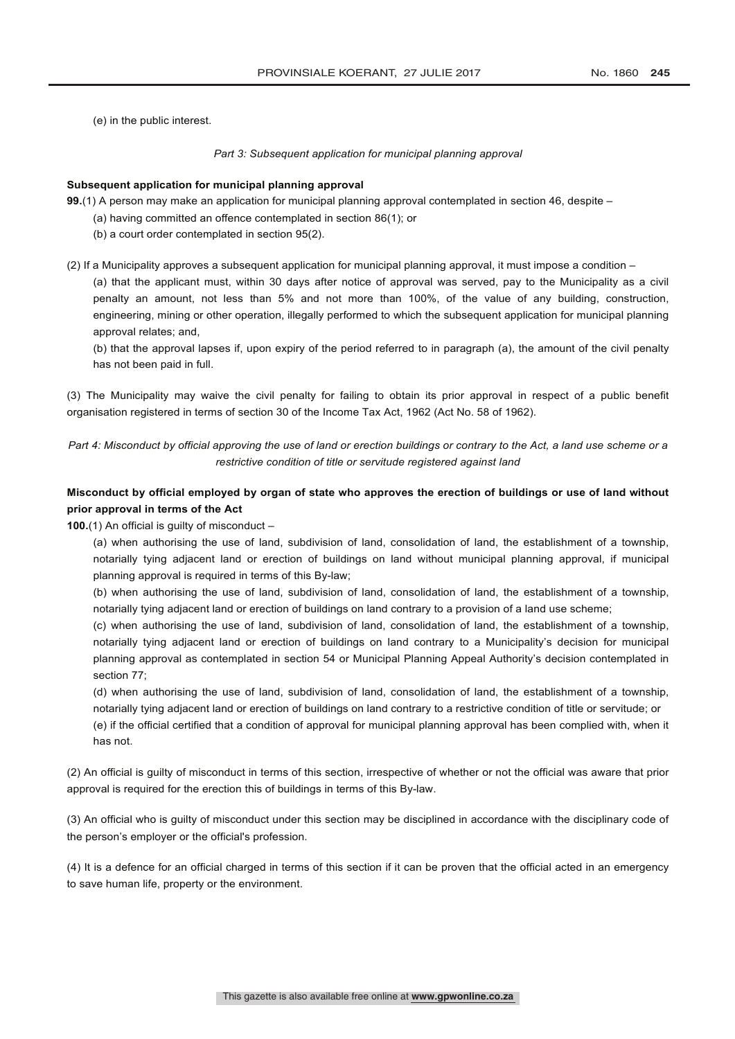(e) in the public interest.

*Part 3: Subsequent application for municipal planning approval*

**Subsequent application for municipal planning approval**

**99.**(1) A person may make an application for municipal planning approval contemplated in section 46, despite –

(a) having committed an offence contemplated in section 86(1); or

(b) a court order contemplated in section 95(2).

(2) If a Municipality approves a subsequent application for municipal planning approval, it must impose a condition –

(a) that the applicant must, within 30 days after notice of approval was served, pay to the Municipality as a civil penalty an amount, not less than 5% and not more than 100%, of the value of any building, construction, engineering, mining or other operation, illegally performed to which the subsequent application for municipal planning approval relates; and,

(b) that the approval lapses if, upon expiry of the period referred to in paragraph (a), the amount of the civil penalty has not been paid in full.

(3) The Municipality may waive the civil penalty for failing to obtain its prior approval in respect of a public benefit organisation registered in terms of section 30 of the Income Tax Act, 1962 (Act No. 58 of 1962).

*Part 4: Misconduct by official approving the use of land or erection buildings or contrary to the Act, a land use scheme or a restrictive condition of title or servitude registered against land*

**Misconduct by official employed by organ of state who approves the erection of buildings or use of land without prior approval in terms of the Act**

**100.**(1) An official is guilty of misconduct –

(a) when authorising the use of land, subdivision of land, consolidation of land, the establishment of a township, notarially tying adjacent land or erection of buildings on land without municipal planning approval, if municipal planning approval is required in terms of this By-law;

(b) when authorising the use of land, subdivision of land, consolidation of land, the establishment of a township, notarially tying adjacent land or erection of buildings on land contrary to a provision of a land use scheme;

(c) when authorising the use of land, subdivision of land, consolidation of land, the establishment of a township, notarially tying adjacent land or erection of buildings on land contrary to a Municipality's decision for municipal planning approval as contemplated in section 54 or Municipal Planning Appeal Authority's decision contemplated in section 77;

(d) when authorising the use of land, subdivision of land, consolidation of land, the establishment of a township, notarially tying adjacent land or erection of buildings on land contrary to a restrictive condition of title or servitude; or

(e) if the official certified that a condition of approval for municipal planning approval has been complied with, when it has not.

(2) An official is guilty of misconduct in terms of this section, irrespective of whether or not the official was aware that prior approval is required for the erection this of buildings in terms of this By-law.

(3) An official who is guilty of misconduct under this section may be disciplined in accordance with the disciplinary code of the person's employer or the official's profession.

(4) It is a defence for an official charged in terms of this section if it can be proven that the official acted in an emergency to save human life, property or the environment.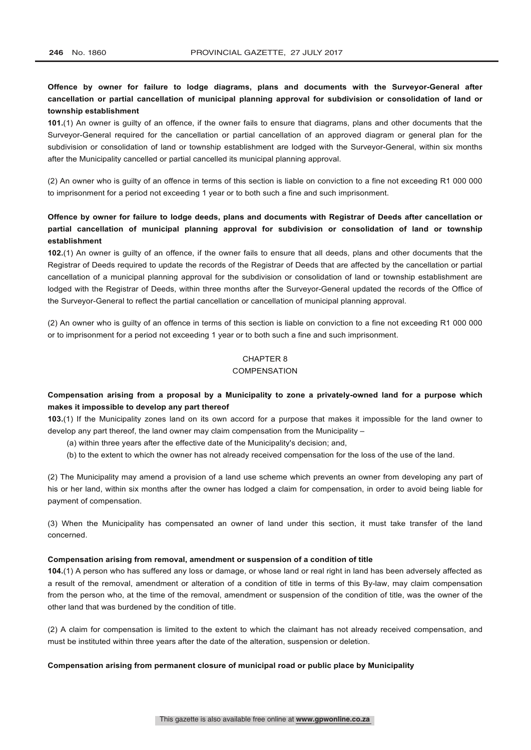**Offence by owner for failure to lodge diagrams, plans and documents with the Surveyor-General after cancellation or partial cancellation of municipal planning approval for subdivision or consolidation of land or township establishment**

**101.**(1) An owner is guilty of an offence, if the owner fails to ensure that diagrams, plans and other documents that the Surveyor-General required for the cancellation or partial cancellation of an approved diagram or general plan for the subdivision or consolidation of land or township establishment are lodged with the Surveyor-General, within six months after the Municipality cancelled or partial cancelled its municipal planning approval.

(2) An owner who is guilty of an offence in terms of this section is liable on conviction to a fine not exceeding R1 000 000 to imprisonment for a period not exceeding 1 year or to both such a fine and such imprisonment.

**Offence by owner for failure to lodge deeds, plans and documents with Registrar of Deeds after cancellation or partial cancellation of municipal planning approval for subdivision or consolidation of land or township establishment**

**102.**(1) An owner is guilty of an offence, if the owner fails to ensure that all deeds, plans and other documents that the Registrar of Deeds required to update the records of the Registrar of Deeds that are affected by the cancellation or partial cancellation of a municipal planning approval for the subdivision or consolidation of land or township establishment are lodged with the Registrar of Deeds, within three months after the Surveyor-General updated the records of the Office of the Surveyor-General to reflect the partial cancellation or cancellation of municipal planning approval.

(2) An owner who is guilty of an offence in terms of this section is liable on conviction to a fine not exceeding R1 000 000 or to imprisonment for a period not exceeding 1 year or to both such a fine and such imprisonment.

## CHAPTER 8
## COMPENSATION

**Compensation arising from a proposal by a Municipality to zone a privately-owned land for a purpose which makes it impossible to develop any part thereof**

**103.**(1) If the Municipality zones land on its own accord for a purpose that makes it impossible for the land owner to develop any part thereof, the land owner may claim compensation from the Municipality –

(a) within three years after the effective date of the Municipality's decision; and,

(b) to the extent to which the owner has not already received compensation for the loss of the use of the land.

(2) The Municipality may amend a provision of a land use scheme which prevents an owner from developing any part of his or her land, within six months after the owner has lodged a claim for compensation, in order to avoid being liable for payment of compensation.

(3) When the Municipality has compensated an owner of land under this section, it must take transfer of the land concerned.

**Compensation arising from removal, amendment or suspension of a condition of title**

**104.**(1) A person who has suffered any loss or damage, or whose land or real right in land has been adversely affected as a result of the removal, amendment or alteration of a condition of title in terms of this By-law, may claim compensation from the person who, at the time of the removal, amendment or suspension of the condition of title, was the owner of the other land that was burdened by the condition of title.

(2) A claim for compensation is limited to the extent to which the claimant has not already received compensation, and must be instituted within three years after the date of the alteration, suspension or deletion.

**Compensation arising from permanent closure of municipal road or public place by Municipality**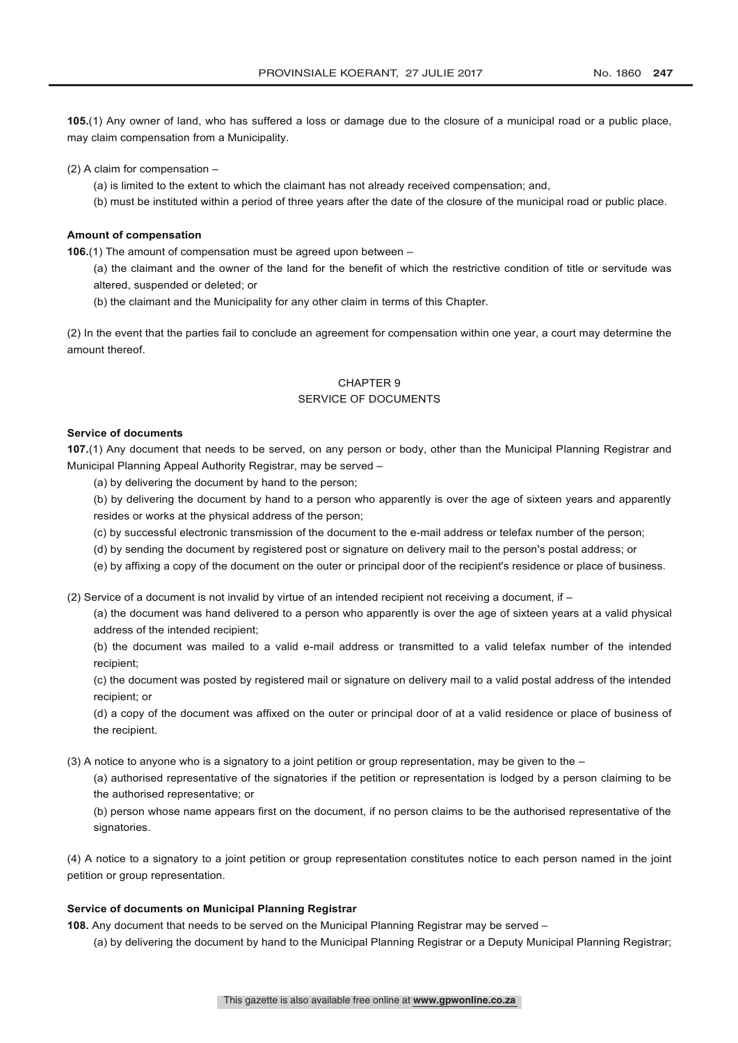**105.**(1) Any owner of land, who has suffered a loss or damage due to the closure of a municipal road or a public place, may claim compensation from a Municipality.

(2) A claim for compensation –

(a) is limited to the extent to which the claimant has not already received compensation; and,

(b) must be instituted within a period of three years after the date of the closure of the municipal road or public place.

**Amount of compensation**

**106.**(1) The amount of compensation must be agreed upon between –

(a) the claimant and the owner of the land for the benefit of which the restrictive condition of title or servitude was altered, suspended or deleted; or

(b) the claimant and the Municipality for any other claim in terms of this Chapter.

(2) In the event that the parties fail to conclude an agreement for compensation within one year, a court may determine the amount thereof.

## CHAPTER 9
## SERVICE OF DOCUMENTS

**Service of documents**

**107.**(1) Any document that needs to be served, on any person or body, other than the Municipal Planning Registrar and Municipal Planning Appeal Authority Registrar, may be served –

(a) by delivering the document by hand to the person;

(b) by delivering the document by hand to a person who apparently is over the age of sixteen years and apparently resides or works at the physical address of the person;

(c) by successful electronic transmission of the document to the e-mail address or telefax number of the person;

(d) by sending the document by registered post or signature on delivery mail to the person's postal address; or

(e) by affixing a copy of the document on the outer or principal door of the recipient's residence or place of business.

(2) Service of a document is not invalid by virtue of an intended recipient not receiving a document, if –

(a) the document was hand delivered to a person who apparently is over the age of sixteen years at a valid physical address of the intended recipient;

(b) the document was mailed to a valid e-mail address or transmitted to a valid telefax number of the intended recipient;

(c) the document was posted by registered mail or signature on delivery mail to a valid postal address of the intended recipient; or

(d) a copy of the document was affixed on the outer or principal door of at a valid residence or place of business of the recipient.

(3) A notice to anyone who is a signatory to a joint petition or group representation, may be given to the –

(a) authorised representative of the signatories if the petition or representation is lodged by a person claiming to be the authorised representative; or

(b) person whose name appears first on the document, if no person claims to be the authorised representative of the signatories.

(4) A notice to a signatory to a joint petition or group representation constitutes notice to each person named in the joint petition or group representation.

**Service of documents on Municipal Planning Registrar**

**108.** Any document that needs to be served on the Municipal Planning Registrar may be served –

(a) by delivering the document by hand to the Municipal Planning Registrar or a Deputy Municipal Planning Registrar;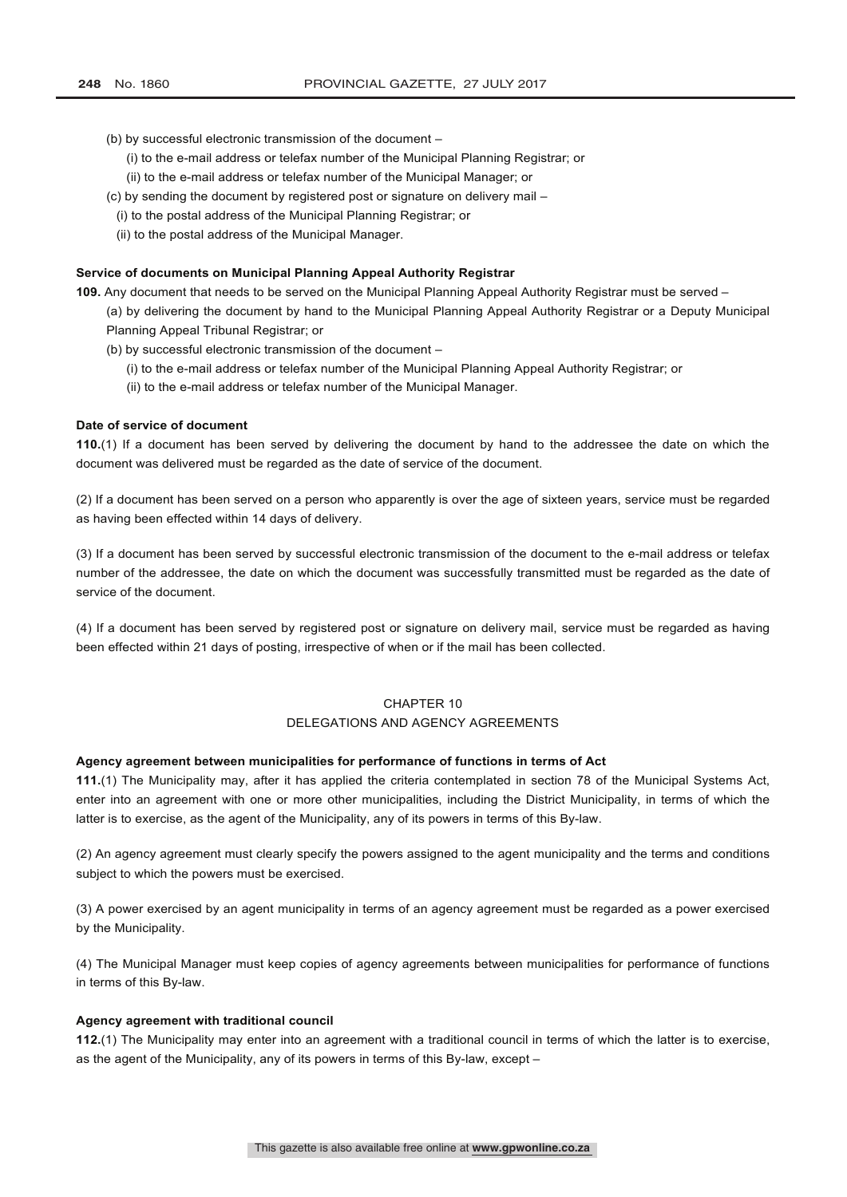(b) by successful electronic transmission of the document –

(i) to the e-mail address or telefax number of the Municipal Planning Registrar; or

(ii) to the e-mail address or telefax number of the Municipal Manager; or

(c) by sending the document by registered post or signature on delivery mail –

(i) to the postal address of the Municipal Planning Registrar; or

(ii) to the postal address of the Municipal Manager.

**Service of documents on Municipal Planning Appeal Authority Registrar**

**109.** Any document that needs to be served on the Municipal Planning Appeal Authority Registrar must be served –

(a) by delivering the document by hand to the Municipal Planning Appeal Authority Registrar or a Deputy Municipal Planning Appeal Tribunal Registrar; or

(b) by successful electronic transmission of the document –

(i) to the e-mail address or telefax number of the Municipal Planning Appeal Authority Registrar; or

(ii) to the e-mail address or telefax number of the Municipal Manager.

**Date of service of document**

**110.**(1) If a document has been served by delivering the document by hand to the addressee the date on which the document was delivered must be regarded as the date of service of the document.

(2) If a document has been served on a person who apparently is over the age of sixteen years, service must be regarded as having been effected within 14 days of delivery.

(3) If a document has been served by successful electronic transmission of the document to the e-mail address or telefax number of the addressee, the date on which the document was successfully transmitted must be regarded as the date of service of the document.

(4) If a document has been served by registered post or signature on delivery mail, service must be regarded as having been effected within 21 days of posting, irrespective of when or if the mail has been collected.

## CHAPTER 10
## DELEGATIONS AND AGENCY AGREEMENTS

**Agency agreement between municipalities for performance of functions in terms of Act**

**111.**(1) The Municipality may, after it has applied the criteria contemplated in section 78 of the Municipal Systems Act, enter into an agreement with one or more other municipalities, including the District Municipality, in terms of which the latter is to exercise, as the agent of the Municipality, any of its powers in terms of this By-law.

(2) An agency agreement must clearly specify the powers assigned to the agent municipality and the terms and conditions subject to which the powers must be exercised.

(3) A power exercised by an agent municipality in terms of an agency agreement must be regarded as a power exercised by the Municipality.

(4) The Municipal Manager must keep copies of agency agreements between municipalities for performance of functions in terms of this By-law.

**Agency agreement with traditional council**

**112.**(1) The Municipality may enter into an agreement with a traditional council in terms of which the latter is to exercise, as the agent of the Municipality, any of its powers in terms of this By-law, except –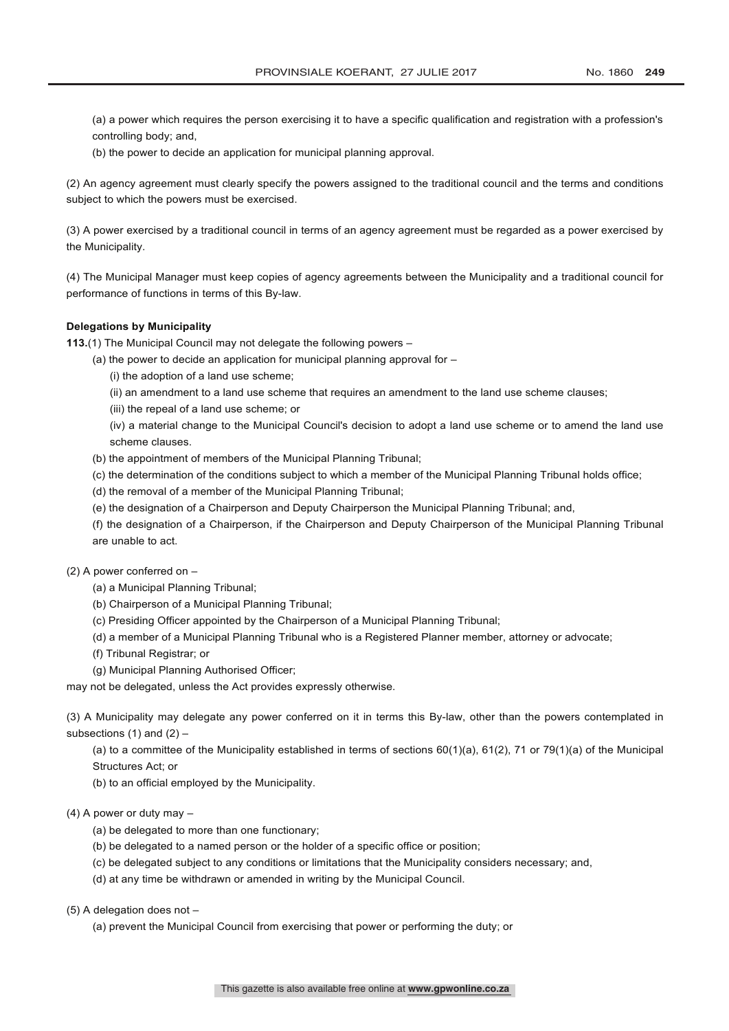(a) a power which requires the person exercising it to have a specific qualification and registration with a profession's controlling body; and,

(b) the power to decide an application for municipal planning approval.

(2) An agency agreement must clearly specify the powers assigned to the traditional council and the terms and conditions subject to which the powers must be exercised.

(3) A power exercised by a traditional council in terms of an agency agreement must be regarded as a power exercised by the Municipality.

(4) The Municipal Manager must keep copies of agency agreements between the Municipality and a traditional council for performance of functions in terms of this By-law.

**Delegations by Municipality**

**113.**(1) The Municipal Council may not delegate the following powers –

(a) the power to decide an application for municipal planning approval for –

(i) the adoption of a land use scheme;

(ii) an amendment to a land use scheme that requires an amendment to the land use scheme clauses;

(iii) the repeal of a land use scheme; or

(iv) a material change to the Municipal Council's decision to adopt a land use scheme or to amend the land use scheme clauses.

(b) the appointment of members of the Municipal Planning Tribunal;

(c) the determination of the conditions subject to which a member of the Municipal Planning Tribunal holds office;

(d) the removal of a member of the Municipal Planning Tribunal;

(e) the designation of a Chairperson and Deputy Chairperson the Municipal Planning Tribunal; and,

(f) the designation of a Chairperson, if the Chairperson and Deputy Chairperson of the Municipal Planning Tribunal are unable to act.

(2) A power conferred on –

(a) a Municipal Planning Tribunal;

(b) Chairperson of a Municipal Planning Tribunal;

(c) Presiding Officer appointed by the Chairperson of a Municipal Planning Tribunal;

(d) a member of a Municipal Planning Tribunal who is a Registered Planner member, attorney or advocate;

(f) Tribunal Registrar; or

(g) Municipal Planning Authorised Officer;

may not be delegated, unless the Act provides expressly otherwise.

(3) A Municipality may delegate any power conferred on it in terms this By-law, other than the powers contemplated in subsections (1) and (2) –

(a) to a committee of the Municipality established in terms of sections 60(1)(a), 61(2), 71 or 79(1)(a) of the Municipal Structures Act; or

(b) to an official employed by the Municipality.

(4) A power or duty may –

(a) be delegated to more than one functionary;

(b) be delegated to a named person or the holder of a specific office or position;

(c) be delegated subject to any conditions or limitations that the Municipality considers necessary; and,

(d) at any time be withdrawn or amended in writing by the Municipal Council.

(5) A delegation does not –

(a) prevent the Municipal Council from exercising that power or performing the duty; or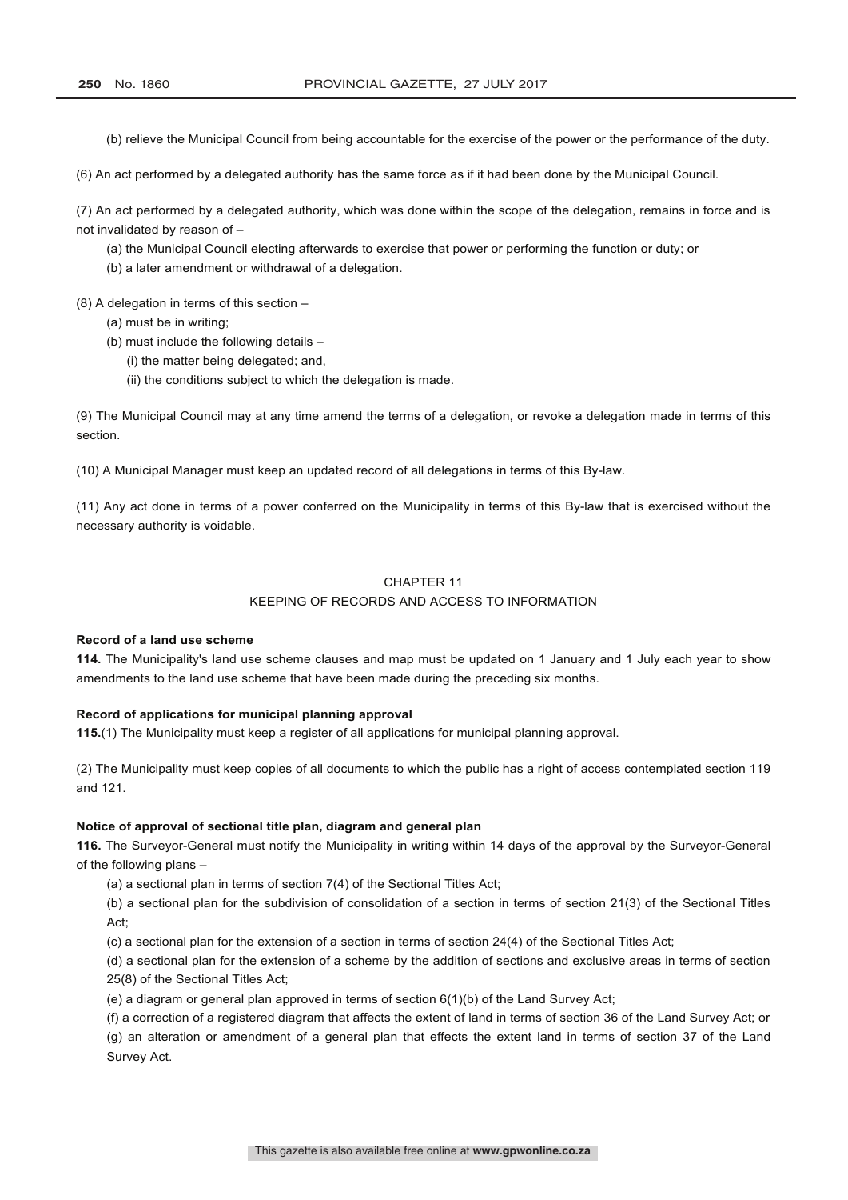(b) relieve the Municipal Council from being accountable for the exercise of the power or the performance of the duty.

(6) An act performed by a delegated authority has the same force as if it had been done by the Municipal Council.

(7) An act performed by a delegated authority, which was done within the scope of the delegation, remains in force and is not invalidated by reason of –

(a) the Municipal Council electing afterwards to exercise that power or performing the function or duty; or

(b) a later amendment or withdrawal of a delegation.

(8) A delegation in terms of this section –

(a) must be in writing;

(b) must include the following details –

(i) the matter being delegated; and,

(ii) the conditions subject to which the delegation is made.

(9) The Municipal Council may at any time amend the terms of a delegation, or revoke a delegation made in terms of this section.

(10) A Municipal Manager must keep an updated record of all delegations in terms of this By-law.

(11) Any act done in terms of a power conferred on the Municipality in terms of this By-law that is exercised without the necessary authority is voidable.

## CHAPTER 11
## KEEPING OF RECORDS AND ACCESS TO INFORMATION

**Record of a land use scheme**

**114.** The Municipality's land use scheme clauses and map must be updated on 1 January and 1 July each year to show amendments to the land use scheme that have been made during the preceding six months.

**Record of applications for municipal planning approval**

**115.**(1) The Municipality must keep a register of all applications for municipal planning approval.

(2) The Municipality must keep copies of all documents to which the public has a right of access contemplated section 119 and 121.

**Notice of approval of sectional title plan, diagram and general plan**

**116.** The Surveyor-General must notify the Municipality in writing within 14 days of the approval by the Surveyor-General of the following plans –

(a) a sectional plan in terms of section 7(4) of the Sectional Titles Act;

(b) a sectional plan for the subdivision of consolidation of a section in terms of section 21(3) of the Sectional Titles Act;

(c) a sectional plan for the extension of a section in terms of section 24(4) of the Sectional Titles Act;

(d) a sectional plan for the extension of a scheme by the addition of sections and exclusive areas in terms of section 25(8) of the Sectional Titles Act;

(e) a diagram or general plan approved in terms of section 6(1)(b) of the Land Survey Act;

(f) a correction of a registered diagram that affects the extent of land in terms of section 36 of the Land Survey Act; or

(g) an alteration or amendment of a general plan that effects the extent land in terms of section 37 of the Land Survey Act.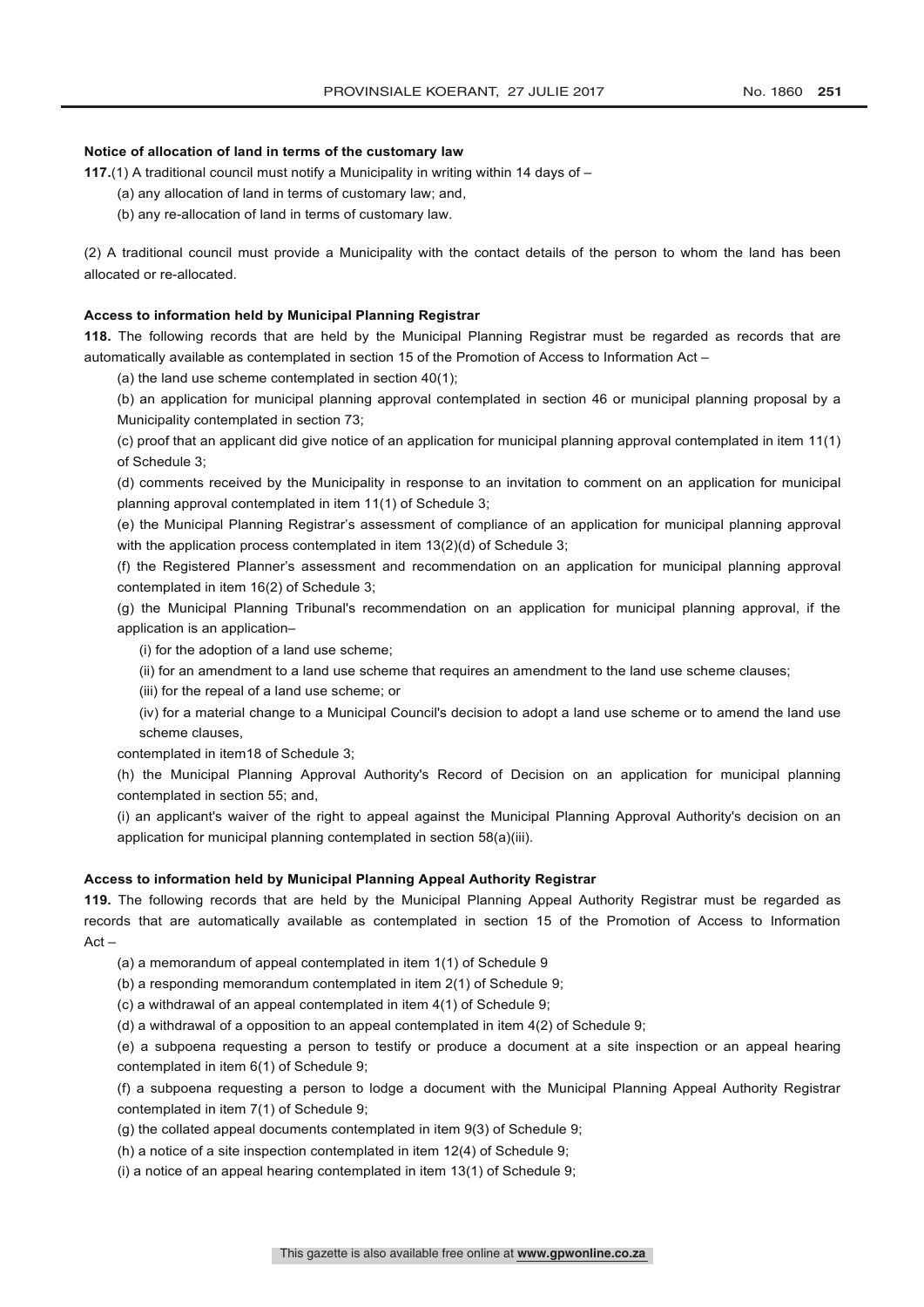**Notice of allocation of land in terms of the customary law**

**117.**(1) A traditional council must notify a Municipality in writing within 14 days of –

(a) any allocation of land in terms of customary law; and,

(b) any re-allocation of land in terms of customary law.

(2) A traditional council must provide a Municipality with the contact details of the person to whom the land has been allocated or re-allocated.

**Access to information held by Municipal Planning Registrar**

**118.** The following records that are held by the Municipal Planning Registrar must be regarded as records that are automatically available as contemplated in section 15 of the Promotion of Access to Information Act –

(a) the land use scheme contemplated in section 40(1);

(b) an application for municipal planning approval contemplated in section 46 or municipal planning proposal by a Municipality contemplated in section 73;

(c) proof that an applicant did give notice of an application for municipal planning approval contemplated in item 11(1) of Schedule 3;

(d) comments received by the Municipality in response to an invitation to comment on an application for municipal planning approval contemplated in item 11(1) of Schedule 3;

(e) the Municipal Planning Registrar's assessment of compliance of an application for municipal planning approval with the application process contemplated in item 13(2)(d) of Schedule 3;

(f) the Registered Planner's assessment and recommendation on an application for municipal planning approval contemplated in item 16(2) of Schedule 3;

(g) the Municipal Planning Tribunal's recommendation on an application for municipal planning approval, if the application is an application–

(i) for the adoption of a land use scheme;

(ii) for an amendment to a land use scheme that requires an amendment to the land use scheme clauses;

(iii) for the repeal of a land use scheme; or

(iv) for a material change to a Municipal Council's decision to adopt a land use scheme or to amend the land use scheme clauses,

contemplated in item18 of Schedule 3;

(h) the Municipal Planning Approval Authority's Record of Decision on an application for municipal planning contemplated in section 55; and,

(i) an applicant's waiver of the right to appeal against the Municipal Planning Approval Authority's decision on an application for municipal planning contemplated in section 58(a)(iii).

**Access to information held by Municipal Planning Appeal Authority Registrar**

**119.** The following records that are held by the Municipal Planning Appeal Authority Registrar must be regarded as records that are automatically available as contemplated in section 15 of the Promotion of Access to Information Act –

(a) a memorandum of appeal contemplated in item 1(1) of Schedule 9

(b) a responding memorandum contemplated in item 2(1) of Schedule 9;

(c) a withdrawal of an appeal contemplated in item 4(1) of Schedule 9;

(d) a withdrawal of a opposition to an appeal contemplated in item 4(2) of Schedule 9;

(e) a subpoena requesting a person to testify or produce a document at a site inspection or an appeal hearing contemplated in item 6(1) of Schedule 9;

(f) a subpoena requesting a person to lodge a document with the Municipal Planning Appeal Authority Registrar contemplated in item 7(1) of Schedule 9;

(g) the collated appeal documents contemplated in item 9(3) of Schedule 9;

(h) a notice of a site inspection contemplated in item 12(4) of Schedule 9;

(i) a notice of an appeal hearing contemplated in item 13(1) of Schedule 9;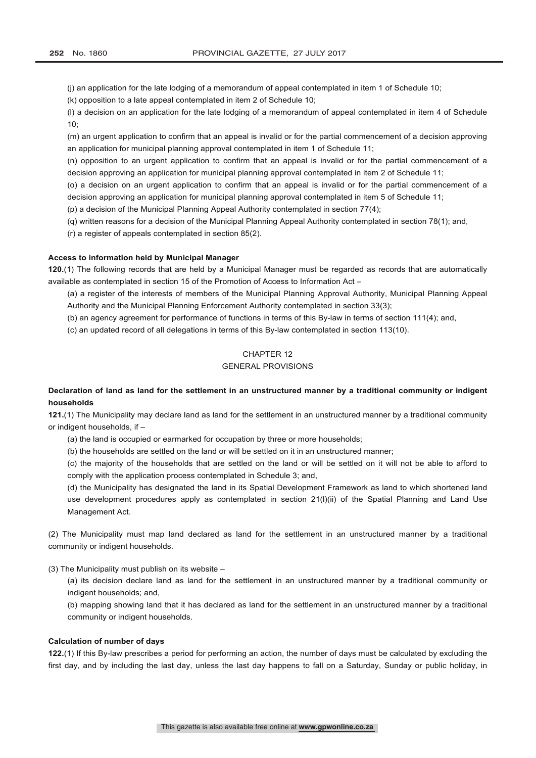(j) an application for the late lodging of a memorandum of appeal contemplated in item 1 of Schedule 10;

(k) opposition to a late appeal contemplated in item 2 of Schedule 10;

(l) a decision on an application for the late lodging of a memorandum of appeal contemplated in item 4 of Schedule 10;

(m) an urgent application to confirm that an appeal is invalid or for the partial commencement of a decision approving an application for municipal planning approval contemplated in item 1 of Schedule 11;

(n) opposition to an urgent application to confirm that an appeal is invalid or for the partial commencement of a decision approving an application for municipal planning approval contemplated in item 2 of Schedule 11;

(o) a decision on an urgent application to confirm that an appeal is invalid or for the partial commencement of a decision approving an application for municipal planning approval contemplated in item 5 of Schedule 11;

(p) a decision of the Municipal Planning Appeal Authority contemplated in section 77(4);

(q) written reasons for a decision of the Municipal Planning Appeal Authority contemplated in section 78(1); and,

(r) a register of appeals contemplated in section 85(2).

**Access to information held by Municipal Manager**

**120.**(1) The following records that are held by a Municipal Manager must be regarded as records that are automatically available as contemplated in section 15 of the Promotion of Access to Information Act –

(a) a register of the interests of members of the Municipal Planning Approval Authority, Municipal Planning Appeal Authority and the Municipal Planning Enforcement Authority contemplated in section 33(3);

(b) an agency agreement for performance of functions in terms of this By-law in terms of section 111(4); and,

(c) an updated record of all delegations in terms of this By-law contemplated in section 113(10).

## CHAPTER 12
## GENERAL PROVISIONS

**Declaration of land as land for the settlement in an unstructured manner by a traditional community or indigent households**

**121.**(1) The Municipality may declare land as land for the settlement in an unstructured manner by a traditional community or indigent households, if –

(a) the land is occupied or earmarked for occupation by three or more households;

(b) the households are settled on the land or will be settled on it in an unstructured manner;

(c) the majority of the households that are settled on the land or will be settled on it will not be able to afford to comply with the application process contemplated in Schedule 3; and,

(d) the Municipality has designated the land in its Spatial Development Framework as land to which shortened land use development procedures apply as contemplated in section 21(l)(ii) of the Spatial Planning and Land Use Management Act.

(2) The Municipality must map land declared as land for the settlement in an unstructured manner by a traditional community or indigent households.

(3) The Municipality must publish on its website –

(a) its decision declare land as land for the settlement in an unstructured manner by a traditional community or indigent households; and,

(b) mapping showing land that it has declared as land for the settlement in an unstructured manner by a traditional community or indigent households.

**Calculation of number of days**

**122.**(1) If this By-law prescribes a period for performing an action, the number of days must be calculated by excluding the first day, and by including the last day, unless the last day happens to fall on a Saturday, Sunday or public holiday, in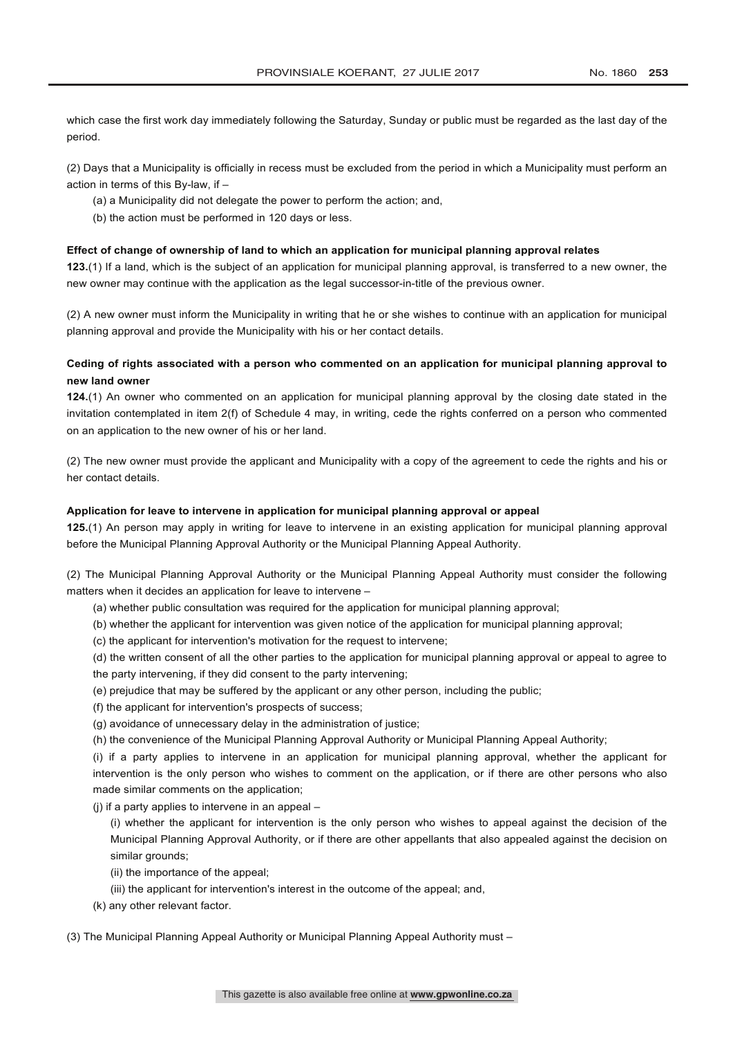which case the first work day immediately following the Saturday, Sunday or public must be regarded as the last day of the period.

(2) Days that a Municipality is officially in recess must be excluded from the period in which a Municipality must perform an action in terms of this By-law, if –

(a) a Municipality did not delegate the power to perform the action; and,

(b) the action must be performed in 120 days or less.

**Effect of change of ownership of land to which an application for municipal planning approval relates**

**123.**(1) If a land, which is the subject of an application for municipal planning approval, is transferred to a new owner, the new owner may continue with the application as the legal successor-in-title of the previous owner.

(2) A new owner must inform the Municipality in writing that he or she wishes to continue with an application for municipal planning approval and provide the Municipality with his or her contact details.

**Ceding of rights associated with a person who commented on an application for municipal planning approval to new land owner**

**124.**(1) An owner who commented on an application for municipal planning approval by the closing date stated in the invitation contemplated in item 2(f) of Schedule 4 may, in writing, cede the rights conferred on a person who commented on an application to the new owner of his or her land.

(2) The new owner must provide the applicant and Municipality with a copy of the agreement to cede the rights and his or her contact details.

**Application for leave to intervene in application for municipal planning approval or appeal**

**125.**(1) An person may apply in writing for leave to intervene in an existing application for municipal planning approval before the Municipal Planning Approval Authority or the Municipal Planning Appeal Authority.

(2) The Municipal Planning Approval Authority or the Municipal Planning Appeal Authority must consider the following matters when it decides an application for leave to intervene –

(a) whether public consultation was required for the application for municipal planning approval;

(b) whether the applicant for intervention was given notice of the application for municipal planning approval;

(c) the applicant for intervention's motivation for the request to intervene;

(d) the written consent of all the other parties to the application for municipal planning approval or appeal to agree to the party intervening, if they did consent to the party intervening;

(e) prejudice that may be suffered by the applicant or any other person, including the public;

(f) the applicant for intervention's prospects of success;

(g) avoidance of unnecessary delay in the administration of justice;

(h) the convenience of the Municipal Planning Approval Authority or Municipal Planning Appeal Authority;

(i) if a party applies to intervene in an application for municipal planning approval, whether the applicant for intervention is the only person who wishes to comment on the application, or if there are other persons who also made similar comments on the application;

(j) if a party applies to intervene in an appeal –

(i) whether the applicant for intervention is the only person who wishes to appeal against the decision of the Municipal Planning Approval Authority, or if there are other appellants that also appealed against the decision on similar grounds;

(ii) the importance of the appeal;

(iii) the applicant for intervention's interest in the outcome of the appeal; and,

(k) any other relevant factor.

(3) The Municipal Planning Appeal Authority or Municipal Planning Appeal Authority must –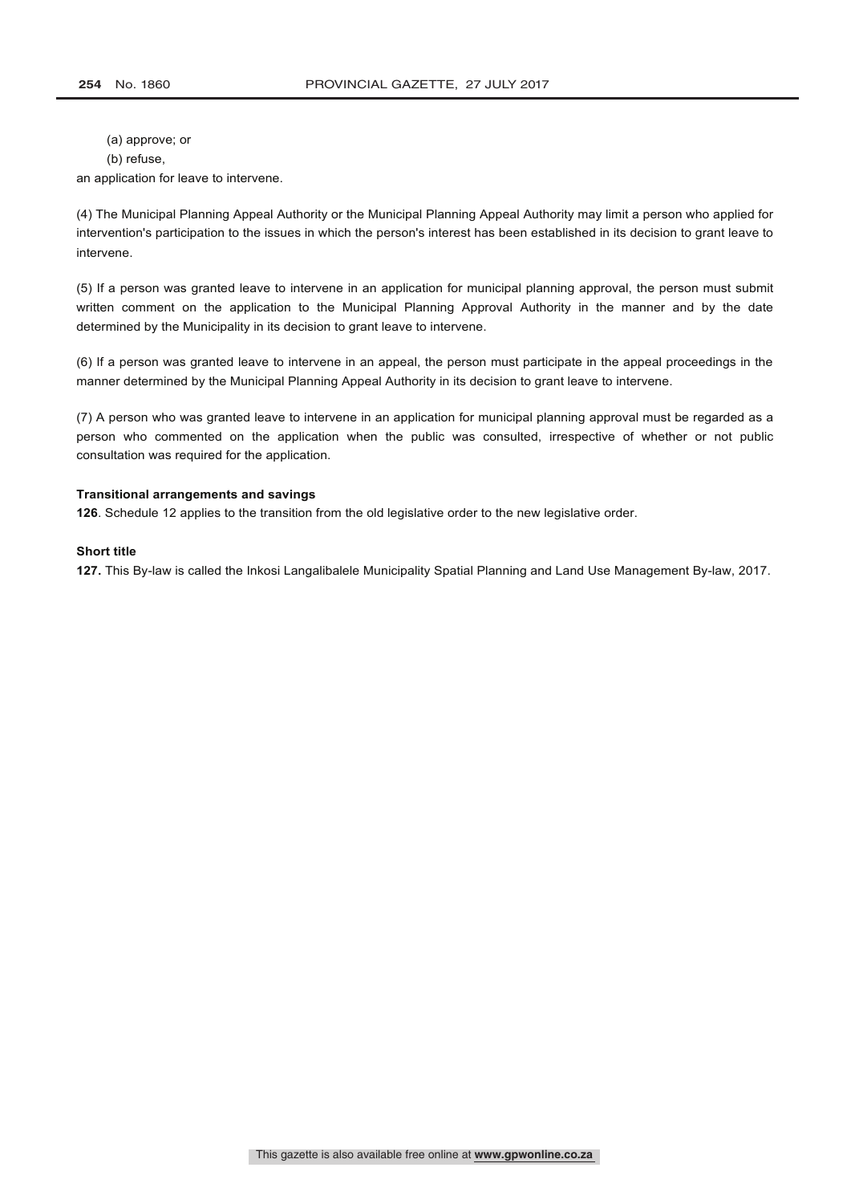(a) approve; or

(b) refuse,

an application for leave to intervene.

(4) The Municipal Planning Appeal Authority or the Municipal Planning Appeal Authority may limit a person who applied for intervention's participation to the issues in which the person's interest has been established in its decision to grant leave to intervene.

(5) If a person was granted leave to intervene in an application for municipal planning approval, the person must submit written comment on the application to the Municipal Planning Approval Authority in the manner and by the date determined by the Municipality in its decision to grant leave to intervene.

(6) If a person was granted leave to intervene in an appeal, the person must participate in the appeal proceedings in the manner determined by the Municipal Planning Appeal Authority in its decision to grant leave to intervene.

(7) A person who was granted leave to intervene in an application for municipal planning approval must be regarded as a person who commented on the application when the public was consulted, irrespective of whether or not public consultation was required for the application.

**Transitional arrangements and savings**

**126**. Schedule 12 applies to the transition from the old legislative order to the new legislative order.

**Short title**

**127.** This By-law is called the Inkosi Langalibalele Municipality Spatial Planning and Land Use Management By-law, 2017.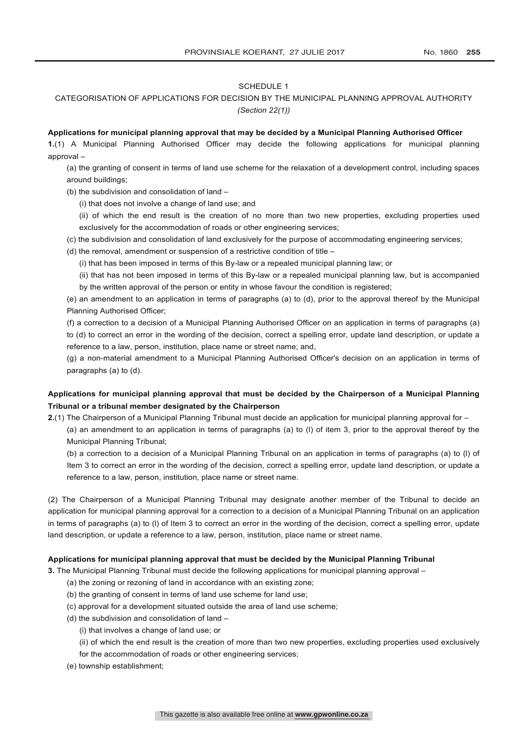SCHEDULE 1

CATEGORISATION OF APPLICATIONS FOR DECISION BY THE MUNICIPAL PLANNING APPROVAL AUTHORITY

*(Section 22(1))*

**Applications for municipal planning approval that may be decided by a Municipal Planning Authorised Officer**

**1.**(1) A Municipal Planning Authorised Officer may decide the following applications for municipal planning approval –

(a) the granting of consent in terms of land use scheme for the relaxation of a development control, including spaces around buildings;

(b) the subdivision and consolidation of land –

(i) that does not involve a change of land use; and

(ii) of which the end result is the creation of no more than two new properties, excluding properties used exclusively for the accommodation of roads or other engineering services;

(c) the subdivision and consolidation of land exclusively for the purpose of accommodating engineering services;

(d) the removal, amendment or suspension of a restrictive condition of title –

(i) that has been imposed in terms of this By-law or a repealed municipal planning law; or

(ii) that has not been imposed in terms of this By-law or a repealed municipal planning law, but is accompanied by the written approval of the person or entity in whose favour the condition is registered;

(e) an amendment to an application in terms of paragraphs (a) to (d), prior to the approval thereof by the Municipal Planning Authorised Officer;

(f) a correction to a decision of a Municipal Planning Authorised Officer on an application in terms of paragraphs (a) to (d) to correct an error in the wording of the decision, correct a spelling error, update land description, or update a reference to a law, person, institution, place name or street name; and,

(g) a non-material amendment to a Municipal Planning Authorised Officer's decision on an application in terms of paragraphs (a) to (d).

**Applications for municipal planning approval that must be decided by the Chairperson of a Municipal Planning Tribunal or a tribunal member designated by the Chairperson**

**2.**(1) The Chairperson of a Municipal Planning Tribunal must decide an application for municipal planning approval for –

(a) an amendment to an application in terms of paragraphs (a) to (l) of item 3, prior to the approval thereof by the Municipal Planning Tribunal;

(b) a correction to a decision of a Municipal Planning Tribunal on an application in terms of paragraphs (a) to (l) of Item 3 to correct an error in the wording of the decision, correct a spelling error, update land description, or update a reference to a law, person, institution, place name or street name.

(2) The Chairperson of a Municipal Planning Tribunal may designate another member of the Tribunal to decide an application for municipal planning approval for a correction to a decision of a Municipal Planning Tribunal on an application in terms of paragraphs (a) to (l) of Item 3 to correct an error in the wording of the decision, correct a spelling error, update land description, or update a reference to a law, person, institution, place name or street name.

**Applications for municipal planning approval that must be decided by the Municipal Planning Tribunal**

**3.** The Municipal Planning Tribunal must decide the following applications for municipal planning approval –

(a) the zoning or rezoning of land in accordance with an existing zone;

(b) the granting of consent in terms of land use scheme for land use;

(c) approval for a development situated outside the area of land use scheme;

(d) the subdivision and consolidation of land –

(i) that involves a change of land use; or

(ii) of which the end result is the creation of more than two new properties, excluding properties used exclusively for the accommodation of roads or other engineering services;

(e) township establishment;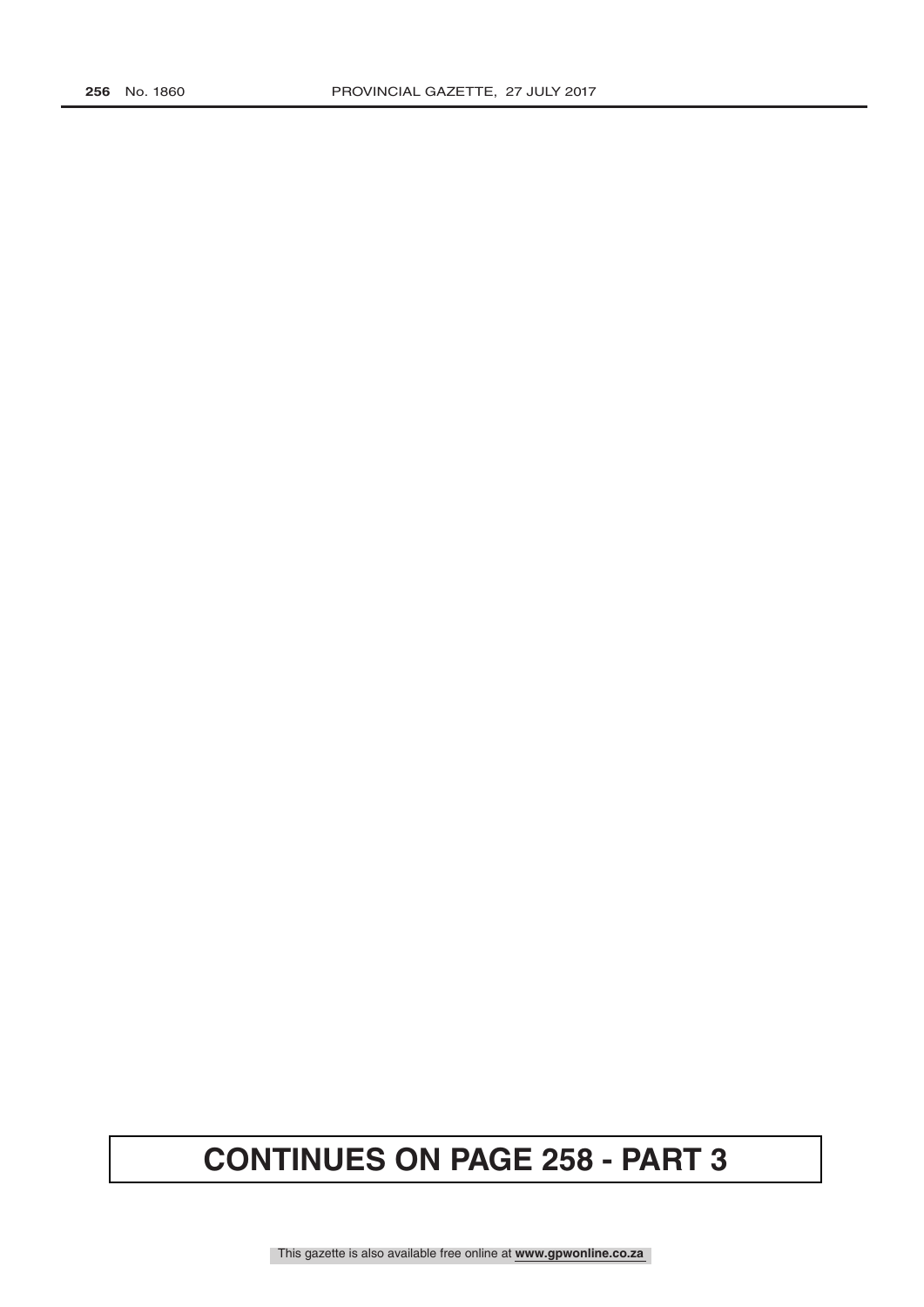**CONTINUES ON PAGE 258 - PART 3**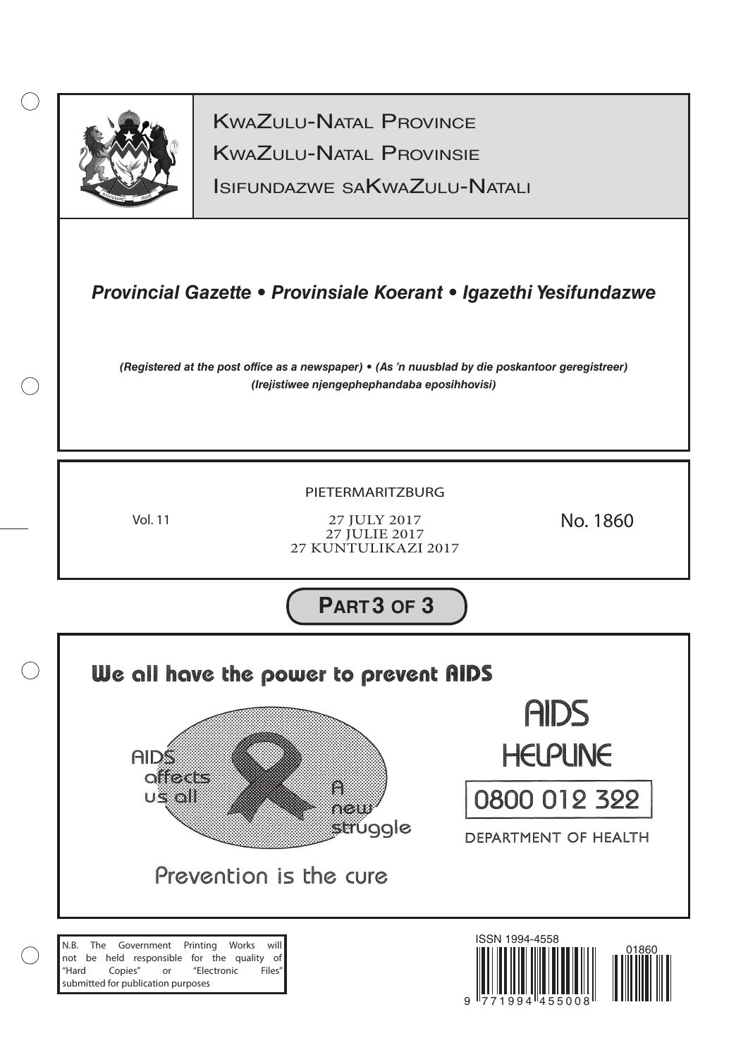KwaZulu-Natal Province

KwaZulu-Natal Provinsie

Isifundazwe saKwaZulu-Natali

# *Provincial Gazette • Provinsiale Koerant • Igazethi Yesifundazwe*

***(Registered at the post office as a newspaper) • (As 'n nuusblad by die poskantoor geregistreer) (Irejistiwee njengephephandaba eposihhovisi)***

PIETERMARITZBURG

Vol. 11

27 JULY 2017
27 JULIE 2017
27 KUNTULIKAZI 2017

No. 1860

## Part 3 of 3

**We all have the power to prevent AIDS**

AIDS affects us all

A new struggle

Prevention is the cure

AIDS HELPLINE

0800 012 322

DEPARTMENT OF HEALTH

N.B. The Government Printing Works will not be held responsible for the quality of "Hard Copies" or "Electronic Files" submitted for publication purposes

ISSN 1994-4558

01860

9 771994 455008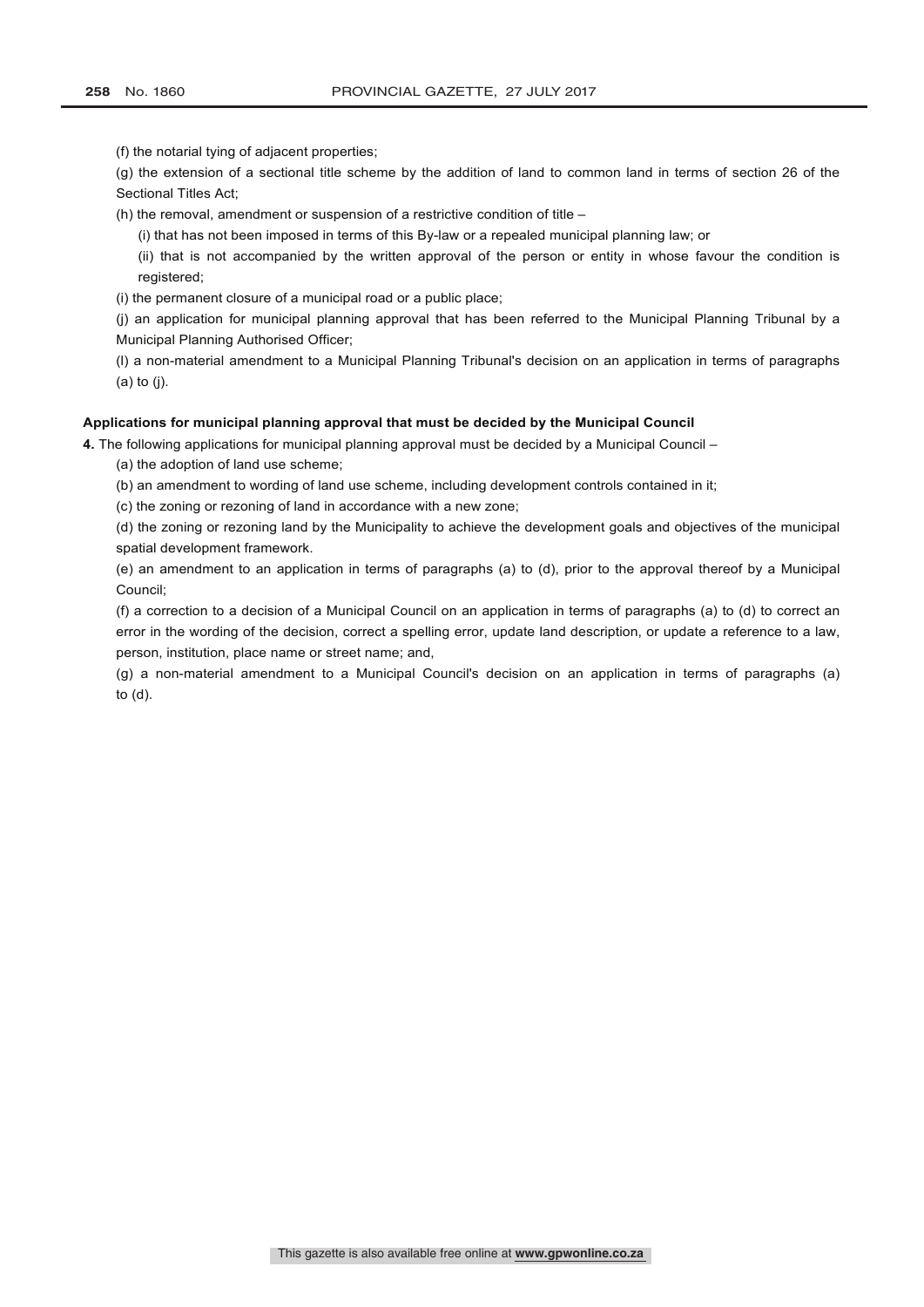(f) the notarial tying of adjacent properties;

(g) the extension of a sectional title scheme by the addition of land to common land in terms of section 26 of the Sectional Titles Act;

(h) the removal, amendment or suspension of a restrictive condition of title –

(i) that has not been imposed in terms of this By-law or a repealed municipal planning law; or

(ii) that is not accompanied by the written approval of the person or entity in whose favour the condition is registered;

(i) the permanent closure of a municipal road or a public place;

(j) an application for municipal planning approval that has been referred to the Municipal Planning Tribunal by a Municipal Planning Authorised Officer;

(l) a non-material amendment to a Municipal Planning Tribunal's decision on an application in terms of paragraphs (a) to (j).

**Applications for municipal planning approval that must be decided by the Municipal Council**

**4.** The following applications for municipal planning approval must be decided by a Municipal Council –

(a) the adoption of land use scheme;

(b) an amendment to wording of land use scheme, including development controls contained in it;

(c) the zoning or rezoning of land in accordance with a new zone;

(d) the zoning or rezoning land by the Municipality to achieve the development goals and objectives of the municipal spatial development framework.

(e) an amendment to an application in terms of paragraphs (a) to (d), prior to the approval thereof by a Municipal Council;

(f) a correction to a decision of a Municipal Council on an application in terms of paragraphs (a) to (d) to correct an error in the wording of the decision, correct a spelling error, update land description, or update a reference to a law, person, institution, place name or street name; and,

(g) a non-material amendment to a Municipal Council's decision on an application in terms of paragraphs (a) to (d).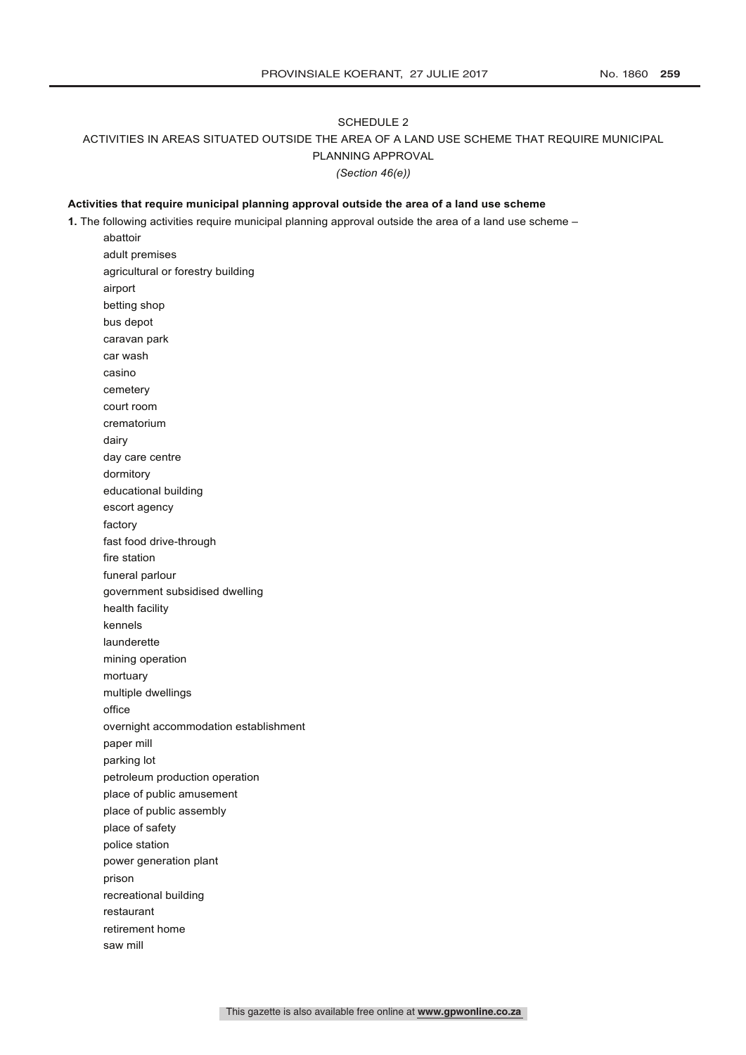SCHEDULE 2

ACTIVITIES IN AREAS SITUATED OUTSIDE THE AREA OF A LAND USE SCHEME THAT REQUIRE MUNICIPAL PLANNING APPROVAL

*(Section 46(e))*

**Activities that require municipal planning approval outside the area of a land use scheme**

**1.** The following activities require municipal planning approval outside the area of a land use scheme –

abattoir
adult premises
agricultural or forestry building
airport
betting shop
bus depot
caravan park
car wash
casino
cemetery
court room
crematorium
dairy
day care centre
dormitory
educational building
escort agency
factory
fast food drive-through
fire station
funeral parlour
government subsidised dwelling
health facility
kennels
launderette
mining operation
mortuary
multiple dwellings
office
overnight accommodation establishment
paper mill
parking lot
petroleum production operation
place of public amusement
place of public assembly
place of safety
police station
power generation plant
prison
recreational building
restaurant
retirement home
saw mill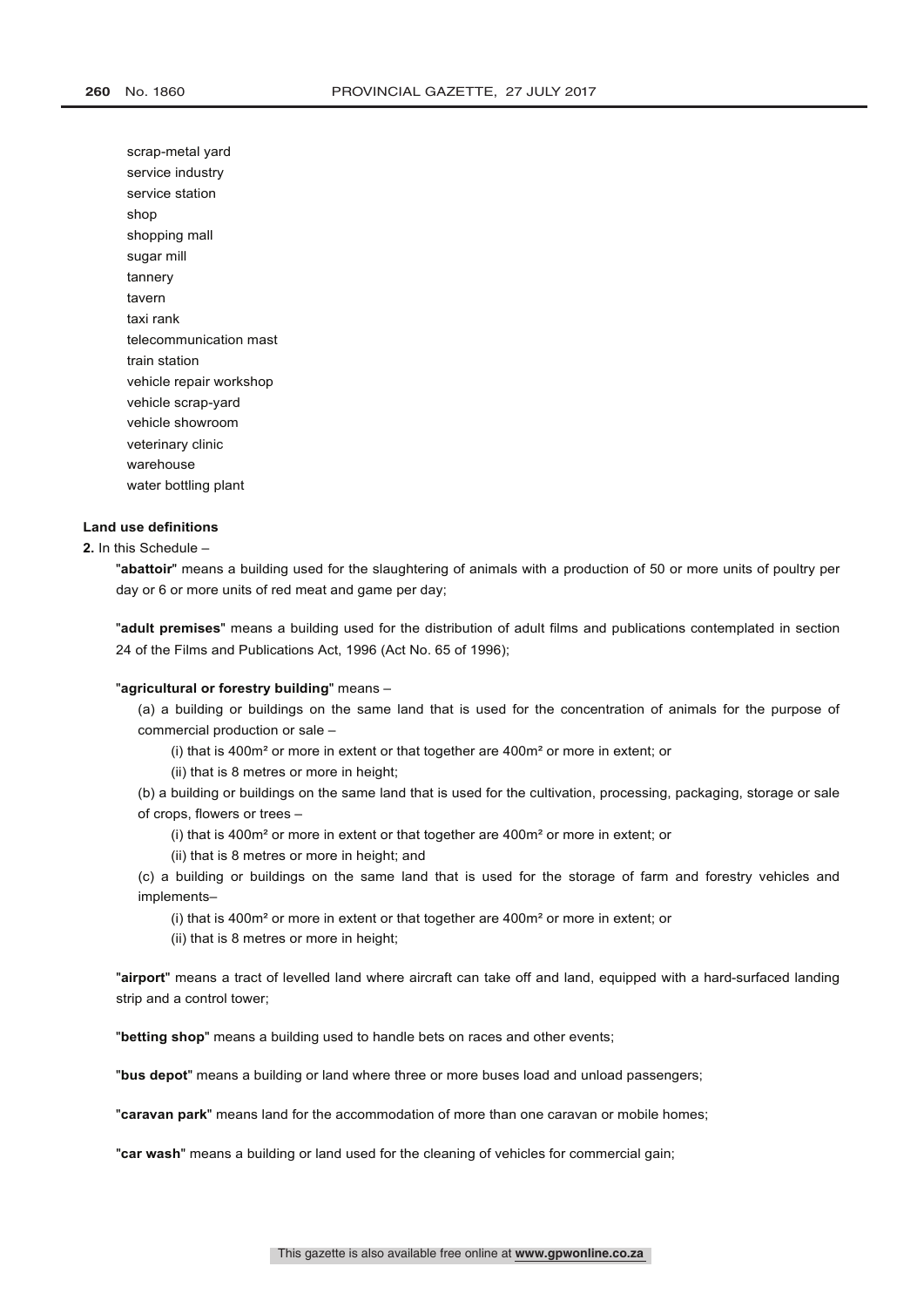scrap-metal yard
service industry
service station
shop
shopping mall
sugar mill
tannery
tavern
taxi rank
telecommunication mast
train station
vehicle repair workshop
vehicle scrap-yard
vehicle showroom
veterinary clinic
warehouse
water bottling plant

**Land use definitions**

**2.** In this Schedule –

"**abattoir**" means a building used for the slaughtering of animals with a production of 50 or more units of poultry per day or 6 or more units of red meat and game per day;

"**adult premises**" means a building used for the distribution of adult films and publications contemplated in section 24 of the Films and Publications Act, 1996 (Act No. 65 of 1996);

"**agricultural or forestry building**" means –

(a) a building or buildings on the same land that is used for the concentration of animals for the purpose of commercial production or sale –

(i) that is 400m² or more in extent or that together are 400m² or more in extent; or

(ii) that is 8 metres or more in height;

(b) a building or buildings on the same land that is used for the cultivation, processing, packaging, storage or sale of crops, flowers or trees –

(i) that is 400m² or more in extent or that together are 400m² or more in extent; or

(ii) that is 8 metres or more in height; and

(c) a building or buildings on the same land that is used for the storage of farm and forestry vehicles and implements–

(i) that is 400m² or more in extent or that together are 400m² or more in extent; or

(ii) that is 8 metres or more in height;

"**airport**" means a tract of levelled land where aircraft can take off and land, equipped with a hard-surfaced landing strip and a control tower;

"**betting shop**" means a building used to handle bets on races and other events;

"**bus depot**" means a building or land where three or more buses load and unload passengers;

"**caravan park**" means land for the accommodation of more than one caravan or mobile homes;

"**car wash**" means a building or land used for the cleaning of vehicles for commercial gain;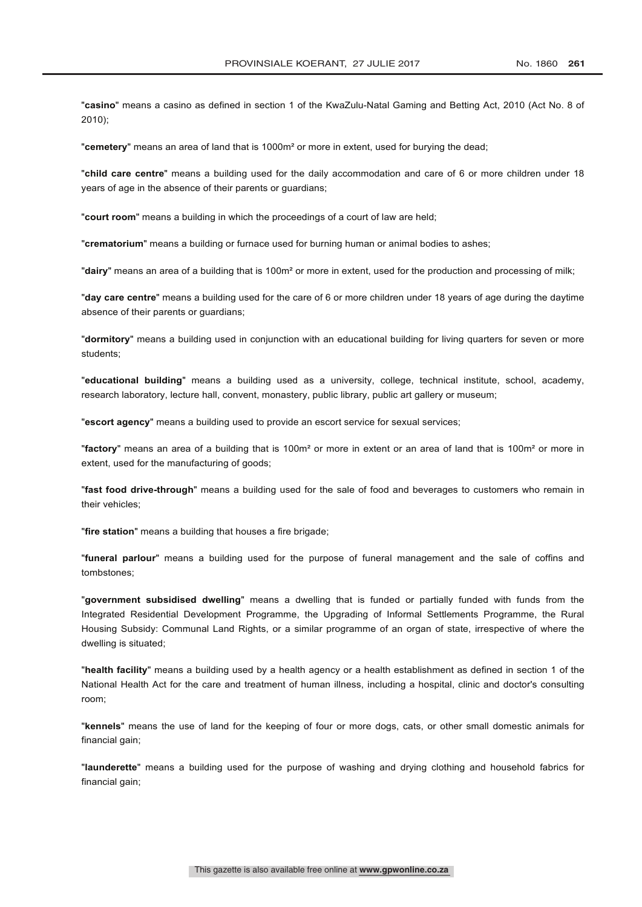"**casino**" means a casino as defined in section 1 of the KwaZulu-Natal Gaming and Betting Act, 2010 (Act No. 8 of 2010);

"**cemetery**" means an area of land that is 1000m² or more in extent, used for burying the dead;

"**child care centre**" means a building used for the daily accommodation and care of 6 or more children under 18 years of age in the absence of their parents or guardians;

"**court room**" means a building in which the proceedings of a court of law are held;

"**crematorium**" means a building or furnace used for burning human or animal bodies to ashes;

"**dairy**" means an area of a building that is 100m² or more in extent, used for the production and processing of milk;

"**day care centre**" means a building used for the care of 6 or more children under 18 years of age during the daytime absence of their parents or guardians;

"**dormitory**" means a building used in conjunction with an educational building for living quarters for seven or more students;

"**educational building**" means a building used as a university, college, technical institute, school, academy, research laboratory, lecture hall, convent, monastery, public library, public art gallery or museum;

"**escort agency**" means a building used to provide an escort service for sexual services;

"**factory**" means an area of a building that is 100m² or more in extent or an area of land that is 100m² or more in extent, used for the manufacturing of goods;

"**fast food drive-through**" means a building used for the sale of food and beverages to customers who remain in their vehicles;

"**fire station**" means a building that houses a fire brigade;

"**funeral parlour**" means a building used for the purpose of funeral management and the sale of coffins and tombstones;

"**government subsidised dwelling**" means a dwelling that is funded or partially funded with funds from the Integrated Residential Development Programme, the Upgrading of Informal Settlements Programme, the Rural Housing Subsidy: Communal Land Rights, or a similar programme of an organ of state, irrespective of where the dwelling is situated;

"**health facility**" means a building used by a health agency or a health establishment as defined in section 1 of the National Health Act for the care and treatment of human illness, including a hospital, clinic and doctor's consulting room;

"**kennels**" means the use of land for the keeping of four or more dogs, cats, or other small domestic animals for financial gain;

"**launderette**" means a building used for the purpose of washing and drying clothing and household fabrics for financial gain;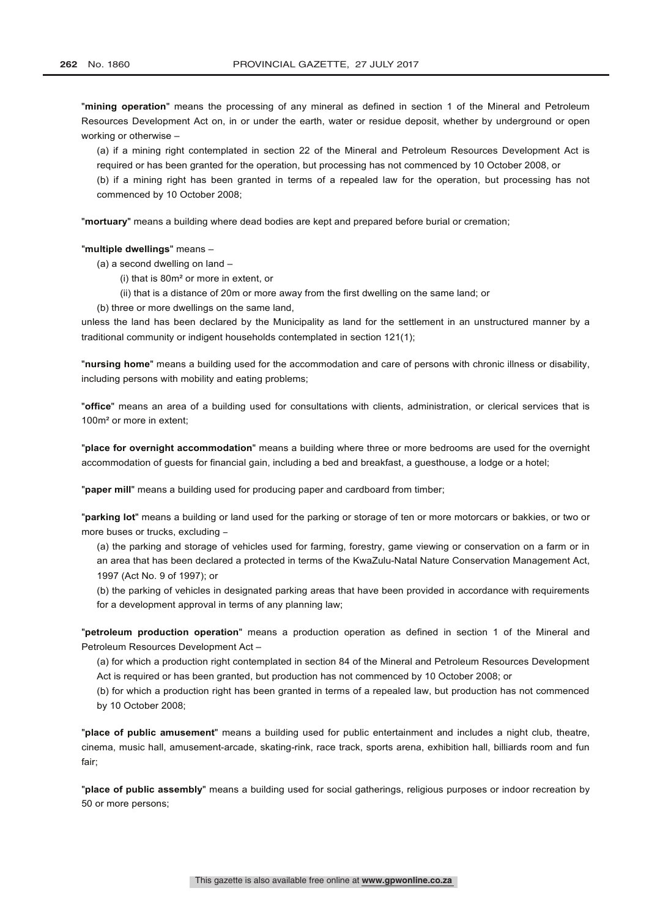"**mining operation**" means the processing of any mineral as defined in section 1 of the Mineral and Petroleum Resources Development Act on, in or under the earth, water or residue deposit, whether by underground or open working or otherwise –

(a) if a mining right contemplated in section 22 of the Mineral and Petroleum Resources Development Act is required or has been granted for the operation, but processing has not commenced by 10 October 2008, or

(b) if a mining right has been granted in terms of a repealed law for the operation, but processing has not commenced by 10 October 2008;

"**mortuary**" means a building where dead bodies are kept and prepared before burial or cremation;

"**multiple dwellings**" means –

(a) a second dwelling on land –

(i) that is 80m² or more in extent, or

(ii) that is a distance of 20m or more away from the first dwelling on the same land; or

(b) three or more dwellings on the same land,

unless the land has been declared by the Municipality as land for the settlement in an unstructured manner by a traditional community or indigent households contemplated in section 121(1);

"**nursing home**" means a building used for the accommodation and care of persons with chronic illness or disability, including persons with mobility and eating problems;

"**office**" means an area of a building used for consultations with clients, administration, or clerical services that is 100m² or more in extent;

"**place for overnight accommodation**" means a building where three or more bedrooms are used for the overnight accommodation of guests for financial gain, including a bed and breakfast, a guesthouse, a lodge or a hotel;

"**paper mill**" means a building used for producing paper and cardboard from timber;

"**parking lot**" means a building or land used for the parking or storage of ten or more motorcars or bakkies, or two or more buses or trucks, excluding –

(a) the parking and storage of vehicles used for farming, forestry, game viewing or conservation on a farm or in an area that has been declared a protected in terms of the KwaZulu-Natal Nature Conservation Management Act, 1997 (Act No. 9 of 1997); or

(b) the parking of vehicles in designated parking areas that have been provided in accordance with requirements for a development approval in terms of any planning law;

"**petroleum production operation**" means a production operation as defined in section 1 of the Mineral and Petroleum Resources Development Act –

(a) for which a production right contemplated in section 84 of the Mineral and Petroleum Resources Development Act is required or has been granted, but production has not commenced by 10 October 2008; or

(b) for which a production right has been granted in terms of a repealed law, but production has not commenced by 10 October 2008;

"**place of public amusement**" means a building used for public entertainment and includes a night club, theatre, cinema, music hall, amusement-arcade, skating-rink, race track, sports arena, exhibition hall, billiards room and fun fair;

"**place of public assembly**" means a building used for social gatherings, religious purposes or indoor recreation by 50 or more persons;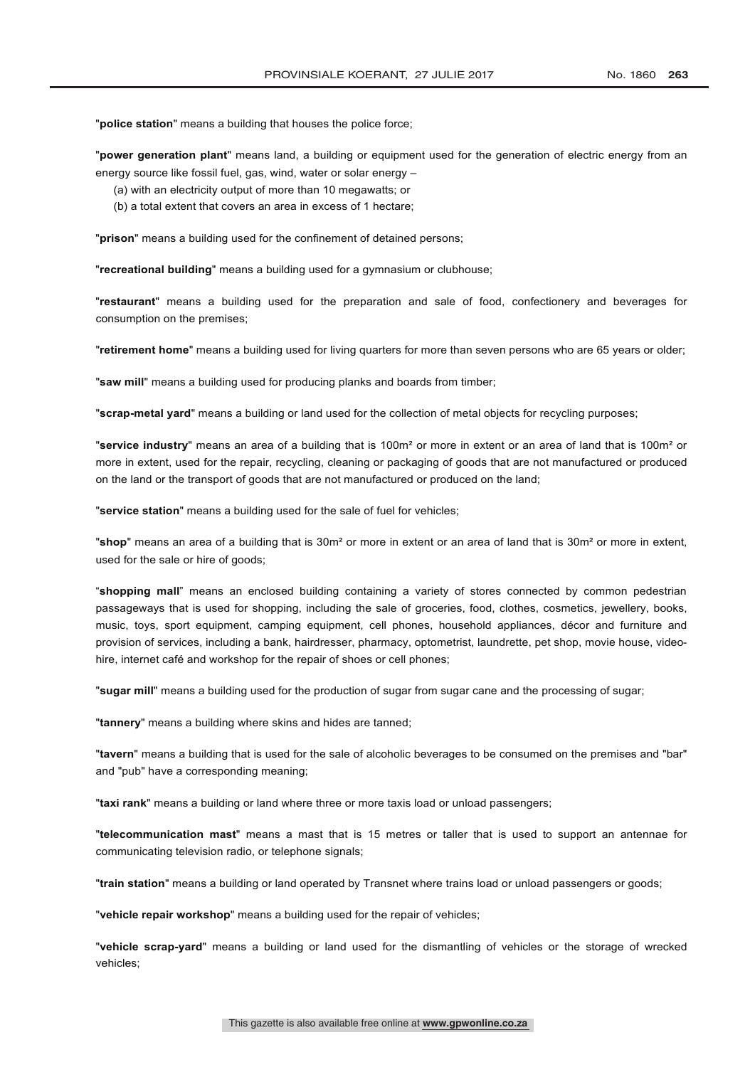"**police station**" means a building that houses the police force;

"**power generation plant**" means land, a building or equipment used for the generation of electric energy from an energy source like fossil fuel, gas, wind, water or solar energy –

(a) with an electricity output of more than 10 megawatts; or

(b) a total extent that covers an area in excess of 1 hectare;

"**prison**" means a building used for the confinement of detained persons;

"**recreational building**" means a building used for a gymnasium or clubhouse;

"**restaurant**" means a building used for the preparation and sale of food, confectionery and beverages for consumption on the premises;

"**retirement home**" means a building used for living quarters for more than seven persons who are 65 years or older;

"**saw mill**" means a building used for producing planks and boards from timber;

"**scrap-metal yard**" means a building or land used for the collection of metal objects for recycling purposes;

"**service industry**" means an area of a building that is 100m² or more in extent or an area of land that is 100m² or more in extent, used for the repair, recycling, cleaning or packaging of goods that are not manufactured or produced on the land or the transport of goods that are not manufactured or produced on the land;

"**service station**" means a building used for the sale of fuel for vehicles;

"**shop**" means an area of a building that is 30m² or more in extent or an area of land that is 30m² or more in extent, used for the sale or hire of goods;

"**shopping mall**" means an enclosed building containing a variety of stores connected by common pedestrian passageways that is used for shopping, including the sale of groceries, food, clothes, cosmetics, jewellery, books, music, toys, sport equipment, camping equipment, cell phones, household appliances, décor and furniture and provision of services, including a bank, hairdresser, pharmacy, optometrist, laundrette, pet shop, movie house, video-hire, internet café and workshop for the repair of shoes or cell phones;

"**sugar mill**" means a building used for the production of sugar from sugar cane and the processing of sugar;

"**tannery**" means a building where skins and hides are tanned;

"**tavern**" means a building that is used for the sale of alcoholic beverages to be consumed on the premises and "bar" and "pub" have a corresponding meaning;

"**taxi rank**" means a building or land where three or more taxis load or unload passengers;

"**telecommunication mast**" means a mast that is 15 metres or taller that is used to support an antennae for communicating television radio, or telephone signals;

"**train station**" means a building or land operated by Transnet where trains load or unload passengers or goods;

"**vehicle repair workshop**" means a building used for the repair of vehicles;

"**vehicle scrap-yard**" means a building or land used for the dismantling of vehicles or the storage of wrecked vehicles;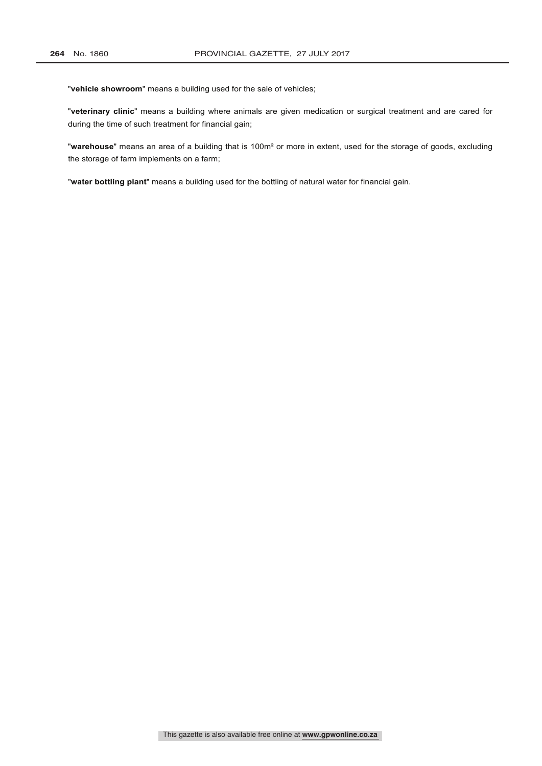"**vehicle showroom**" means a building used for the sale of vehicles;

"**veterinary clinic**" means a building where animals are given medication or surgical treatment and are cared for during the time of such treatment for financial gain;

"**warehouse**" means an area of a building that is $100m^2$ or more in extent, used for the storage of goods, excluding the storage of farm implements on a farm;

"**water bottling plant**" means a building used for the bottling of natural water for financial gain.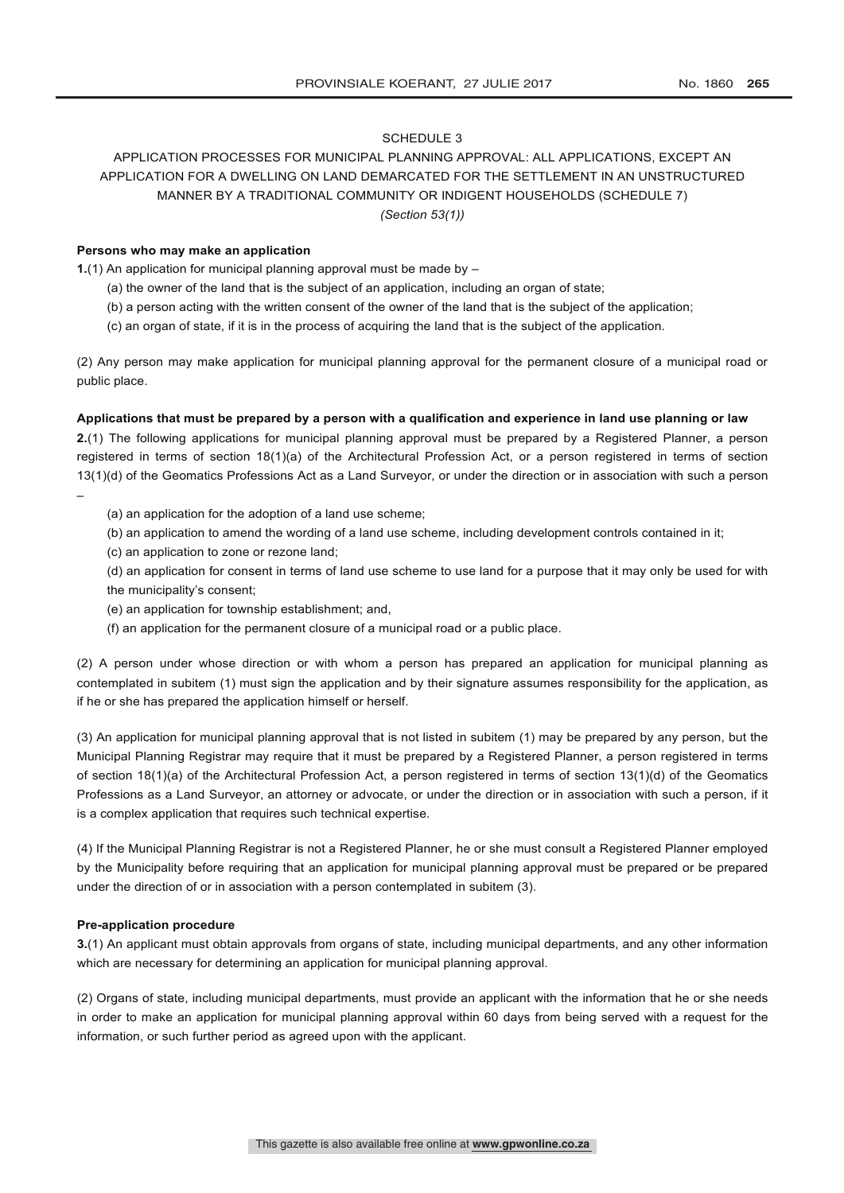# SCHEDULE 3

## APPLICATION PROCESSES FOR MUNICIPAL PLANNING APPROVAL: ALL APPLICATIONS, EXCEPT AN APPLICATION FOR A DWELLING ON LAND DEMARCATED FOR THE SETTLEMENT IN AN UNSTRUCTURED MANNER BY A TRADITIONAL COMMUNITY OR INDIGENT HOUSEHOLDS (SCHEDULE 7)

*(Section 53(1))*

**Persons who may make an application**

**1.**(1) An application for municipal planning approval must be made by –

(a) the owner of the land that is the subject of an application, including an organ of state;

(b) a person acting with the written consent of the owner of the land that is the subject of the application;

(c) an organ of state, if it is in the process of acquiring the land that is the subject of the application.

(2) Any person may make application for municipal planning approval for the permanent closure of a municipal road or public place.

**Applications that must be prepared by a person with a qualification and experience in land use planning or law**

**2.**(1) The following applications for municipal planning approval must be prepared by a Registered Planner, a person registered in terms of section 18(1)(a) of the Architectural Profession Act, or a person registered in terms of section 13(1)(d) of the Geomatics Professions Act as a Land Surveyor, or under the direction or in association with such a person –

(a) an application for the adoption of a land use scheme;

(b) an application to amend the wording of a land use scheme, including development controls contained in it;

(c) an application to zone or rezone land;

(d) an application for consent in terms of land use scheme to use land for a purpose that it may only be used for with the municipality's consent;

(e) an application for township establishment; and,

(f) an application for the permanent closure of a municipal road or a public place.

(2) A person under whose direction or with whom a person has prepared an application for municipal planning as contemplated in subitem (1) must sign the application and by their signature assumes responsibility for the application, as if he or she has prepared the application himself or herself.

(3) An application for municipal planning approval that is not listed in subitem (1) may be prepared by any person, but the Municipal Planning Registrar may require that it must be prepared by a Registered Planner, a person registered in terms of section 18(1)(a) of the Architectural Profession Act, a person registered in terms of section 13(1)(d) of the Geomatics Professions as a Land Surveyor, an attorney or advocate, or under the direction or in association with such a person, if it is a complex application that requires such technical expertise.

(4) If the Municipal Planning Registrar is not a Registered Planner, he or she must consult a Registered Planner employed by the Municipality before requiring that an application for municipal planning approval must be prepared or be prepared under the direction of or in association with a person contemplated in subitem (3).

**Pre-application procedure**

**3.**(1) An applicant must obtain approvals from organs of state, including municipal departments, and any other information which are necessary for determining an application for municipal planning approval.

(2) Organs of state, including municipal departments, must provide an applicant with the information that he or she needs in order to make an application for municipal planning approval within 60 days from being served with a request for the information, or such further period as agreed upon with the applicant.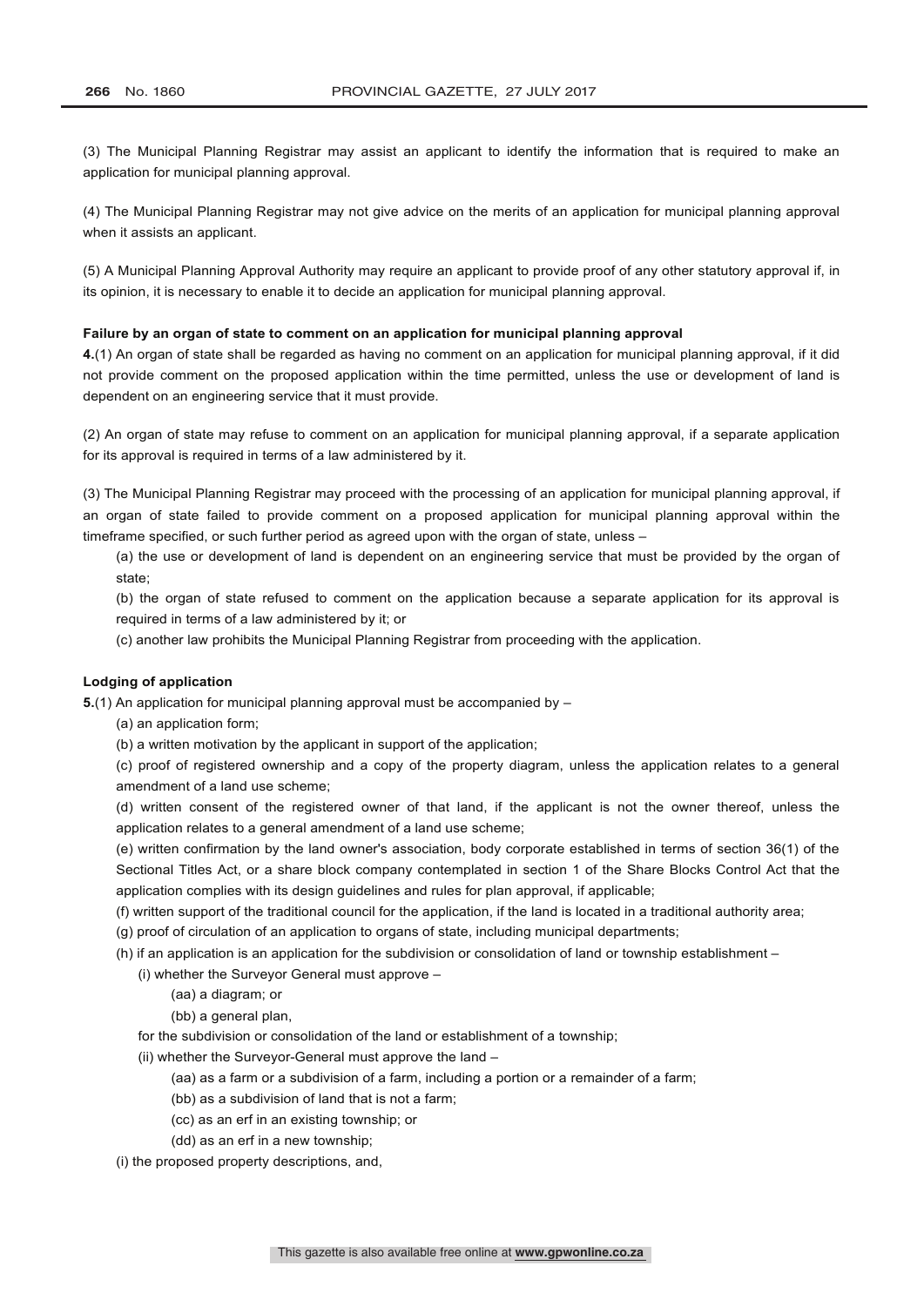(3) The Municipal Planning Registrar may assist an applicant to identify the information that is required to make an application for municipal planning approval.

(4) The Municipal Planning Registrar may not give advice on the merits of an application for municipal planning approval when it assists an applicant.

(5) A Municipal Planning Approval Authority may require an applicant to provide proof of any other statutory approval if, in its opinion, it is necessary to enable it to decide an application for municipal planning approval.

**Failure by an organ of state to comment on an application for municipal planning approval**

**4.**(1) An organ of state shall be regarded as having no comment on an application for municipal planning approval, if it did not provide comment on the proposed application within the time permitted, unless the use or development of land is dependent on an engineering service that it must provide.

(2) An organ of state may refuse to comment on an application for municipal planning approval, if a separate application for its approval is required in terms of a law administered by it.

(3) The Municipal Planning Registrar may proceed with the processing of an application for municipal planning approval, if an organ of state failed to provide comment on a proposed application for municipal planning approval within the timeframe specified, or such further period as agreed upon with the organ of state, unless –

(a) the use or development of land is dependent on an engineering service that must be provided by the organ of state;

(b) the organ of state refused to comment on the application because a separate application for its approval is required in terms of a law administered by it; or

(c) another law prohibits the Municipal Planning Registrar from proceeding with the application.

**Lodging of application**

**5.**(1) An application for municipal planning approval must be accompanied by –

(a) an application form;

(b) a written motivation by the applicant in support of the application;

(c) proof of registered ownership and a copy of the property diagram, unless the application relates to a general amendment of a land use scheme;

(d) written consent of the registered owner of that land, if the applicant is not the owner thereof, unless the application relates to a general amendment of a land use scheme;

(e) written confirmation by the land owner's association, body corporate established in terms of section 36(1) of the Sectional Titles Act, or a share block company contemplated in section 1 of the Share Blocks Control Act that the application complies with its design guidelines and rules for plan approval, if applicable;

(f) written support of the traditional council for the application, if the land is located in a traditional authority area;

(g) proof of circulation of an application to organs of state, including municipal departments;

(h) if an application is an application for the subdivision or consolidation of land or township establishment –

(i) whether the Surveyor General must approve –

(aa) a diagram; or

(bb) a general plan,

for the subdivision or consolidation of the land or establishment of a township;

(ii) whether the Surveyor-General must approve the land –

(aa) as a farm or a subdivision of a farm, including a portion or a remainder of a farm;

(bb) as a subdivision of land that is not a farm;

(cc) as an erf in an existing township; or

(dd) as an erf in a new township;

(i) the proposed property descriptions, and,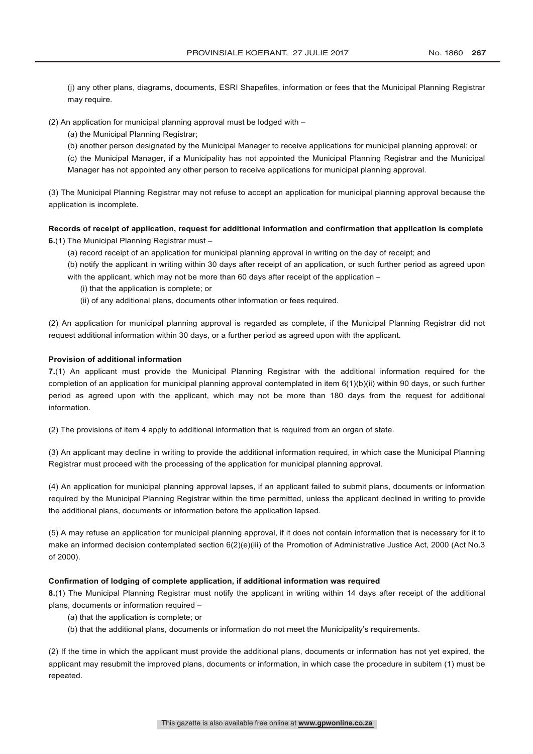(j) any other plans, diagrams, documents, ESRI Shapefiles, information or fees that the Municipal Planning Registrar may require.

(2) An application for municipal planning approval must be lodged with –

(a) the Municipal Planning Registrar;

(b) another person designated by the Municipal Manager to receive applications for municipal planning approval; or

(c) the Municipal Manager, if a Municipality has not appointed the Municipal Planning Registrar and the Municipal Manager has not appointed any other person to receive applications for municipal planning approval.

(3) The Municipal Planning Registrar may not refuse to accept an application for municipal planning approval because the application is incomplete.

**Records of receipt of application, request for additional information and confirmation that application is complete**

**6.**(1) The Municipal Planning Registrar must –

(a) record receipt of an application for municipal planning approval in writing on the day of receipt; and

(b) notify the applicant in writing within 30 days after receipt of an application, or such further period as agreed upon with the applicant, which may not be more than 60 days after receipt of the application –

(i) that the application is complete; or

(ii) of any additional plans, documents other information or fees required.

(2) An application for municipal planning approval is regarded as complete, if the Municipal Planning Registrar did not request additional information within 30 days, or a further period as agreed upon with the applicant.

**Provision of additional information**

**7.**(1) An applicant must provide the Municipal Planning Registrar with the additional information required for the completion of an application for municipal planning approval contemplated in item 6(1)(b)(ii) within 90 days, or such further period as agreed upon with the applicant, which may not be more than 180 days from the request for additional information.

(2) The provisions of item 4 apply to additional information that is required from an organ of state.

(3) An applicant may decline in writing to provide the additional information required, in which case the Municipal Planning Registrar must proceed with the processing of the application for municipal planning approval.

(4) An application for municipal planning approval lapses, if an applicant failed to submit plans, documents or information required by the Municipal Planning Registrar within the time permitted, unless the applicant declined in writing to provide the additional plans, documents or information before the application lapsed.

(5) A may refuse an application for municipal planning approval, if it does not contain information that is necessary for it to make an informed decision contemplated section 6(2)(e)(iii) of the Promotion of Administrative Justice Act, 2000 (Act No.3 of 2000).

**Confirmation of lodging of complete application, if additional information was required**

**8.**(1) The Municipal Planning Registrar must notify the applicant in writing within 14 days after receipt of the additional plans, documents or information required –

(a) that the application is complete; or

(b) that the additional plans, documents or information do not meet the Municipality's requirements.

(2) If the time in which the applicant must provide the additional plans, documents or information has not yet expired, the applicant may resubmit the improved plans, documents or information, in which case the procedure in subitem (1) must be repeated.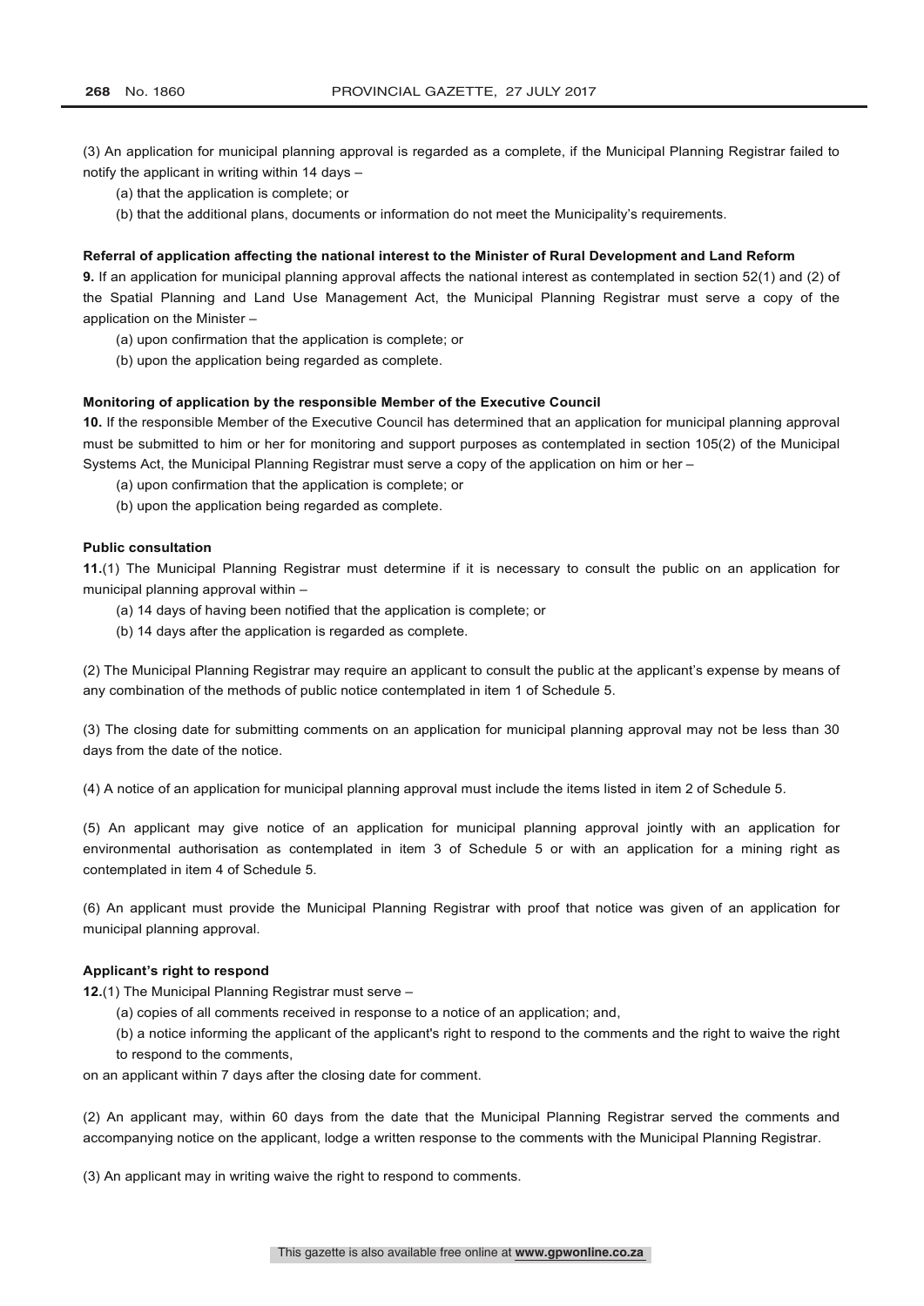(3) An application for municipal planning approval is regarded as a complete, if the Municipal Planning Registrar failed to notify the applicant in writing within 14 days –

(a) that the application is complete; or

(b) that the additional plans, documents or information do not meet the Municipality's requirements.

**Referral of application affecting the national interest to the Minister of Rural Development and Land Reform**

**9.** If an application for municipal planning approval affects the national interest as contemplated in section 52(1) and (2) of the Spatial Planning and Land Use Management Act, the Municipal Planning Registrar must serve a copy of the application on the Minister –

(a) upon confirmation that the application is complete; or

(b) upon the application being regarded as complete.

**Monitoring of application by the responsible Member of the Executive Council**

**10.** If the responsible Member of the Executive Council has determined that an application for municipal planning approval must be submitted to him or her for monitoring and support purposes as contemplated in section 105(2) of the Municipal Systems Act, the Municipal Planning Registrar must serve a copy of the application on him or her –

(a) upon confirmation that the application is complete; or

(b) upon the application being regarded as complete.

**Public consultation**

**11.**(1) The Municipal Planning Registrar must determine if it is necessary to consult the public on an application for municipal planning approval within –

(a) 14 days of having been notified that the application is complete; or

(b) 14 days after the application is regarded as complete.

(2) The Municipal Planning Registrar may require an applicant to consult the public at the applicant's expense by means of any combination of the methods of public notice contemplated in item 1 of Schedule 5.

(3) The closing date for submitting comments on an application for municipal planning approval may not be less than 30 days from the date of the notice.

(4) A notice of an application for municipal planning approval must include the items listed in item 2 of Schedule 5.

(5) An applicant may give notice of an application for municipal planning approval jointly with an application for environmental authorisation as contemplated in item 3 of Schedule 5 or with an application for a mining right as contemplated in item 4 of Schedule 5.

(6) An applicant must provide the Municipal Planning Registrar with proof that notice was given of an application for municipal planning approval.

**Applicant's right to respond**

**12.**(1) The Municipal Planning Registrar must serve –

(a) copies of all comments received in response to a notice of an application; and,

(b) a notice informing the applicant of the applicant's right to respond to the comments and the right to waive the right to respond to the comments,

on an applicant within 7 days after the closing date for comment.

(2) An applicant may, within 60 days from the date that the Municipal Planning Registrar served the comments and accompanying notice on the applicant, lodge a written response to the comments with the Municipal Planning Registrar.

(3) An applicant may in writing waive the right to respond to comments.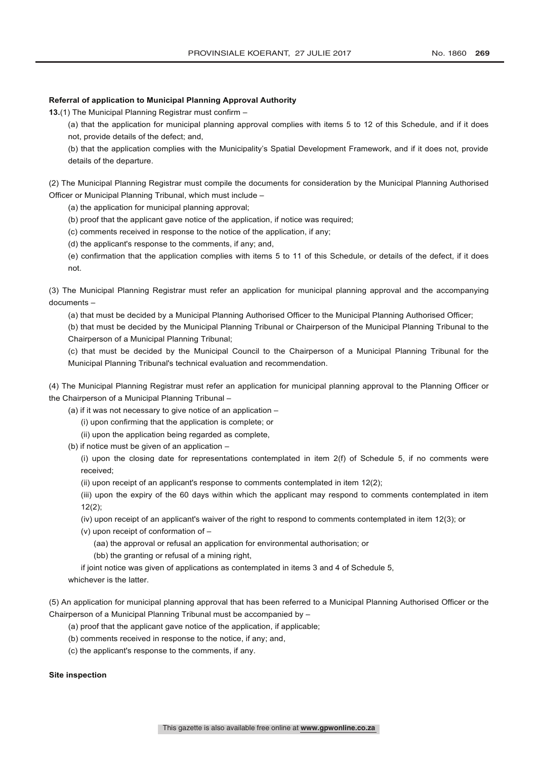**Referral of application to Municipal Planning Approval Authority**

**13.**(1) The Municipal Planning Registrar must confirm –

(a) that the application for municipal planning approval complies with items 5 to 12 of this Schedule, and if it does not, provide details of the defect; and,

(b) that the application complies with the Municipality's Spatial Development Framework, and if it does not, provide details of the departure.

(2) The Municipal Planning Registrar must compile the documents for consideration by the Municipal Planning Authorised Officer or Municipal Planning Tribunal, which must include –

(a) the application for municipal planning approval;

(b) proof that the applicant gave notice of the application, if notice was required;

(c) comments received in response to the notice of the application, if any;

(d) the applicant's response to the comments, if any; and,

(e) confirmation that the application complies with items 5 to 11 of this Schedule, or details of the defect, if it does not.

(3) The Municipal Planning Registrar must refer an application for municipal planning approval and the accompanying documents –

(a) that must be decided by a Municipal Planning Authorised Officer to the Municipal Planning Authorised Officer;

(b) that must be decided by the Municipal Planning Tribunal or Chairperson of the Municipal Planning Tribunal to the Chairperson of a Municipal Planning Tribunal;

(c) that must be decided by the Municipal Council to the Chairperson of a Municipal Planning Tribunal for the Municipal Planning Tribunal's technical evaluation and recommendation.

(4) The Municipal Planning Registrar must refer an application for municipal planning approval to the Planning Officer or the Chairperson of a Municipal Planning Tribunal –

(a) if it was not necessary to give notice of an application –

(i) upon confirming that the application is complete; or

(ii) upon the application being regarded as complete,

(b) if notice must be given of an application –

(i) upon the closing date for representations contemplated in item 2(f) of Schedule 5, if no comments were received;

(ii) upon receipt of an applicant's response to comments contemplated in item 12(2);

(iii) upon the expiry of the 60 days within which the applicant may respond to comments contemplated in item 12(2);

(iv) upon receipt of an applicant's waiver of the right to respond to comments contemplated in item 12(3); or

(v) upon receipt of conformation of –

(aa) the approval or refusal an application for environmental authorisation; or

(bb) the granting or refusal of a mining right,

if joint notice was given of applications as contemplated in items 3 and 4 of Schedule 5,

whichever is the latter.

(5) An application for municipal planning approval that has been referred to a Municipal Planning Authorised Officer or the Chairperson of a Municipal Planning Tribunal must be accompanied by –

(a) proof that the applicant gave notice of the application, if applicable;

(b) comments received in response to the notice, if any; and,

(c) the applicant's response to the comments, if any.

**Site inspection**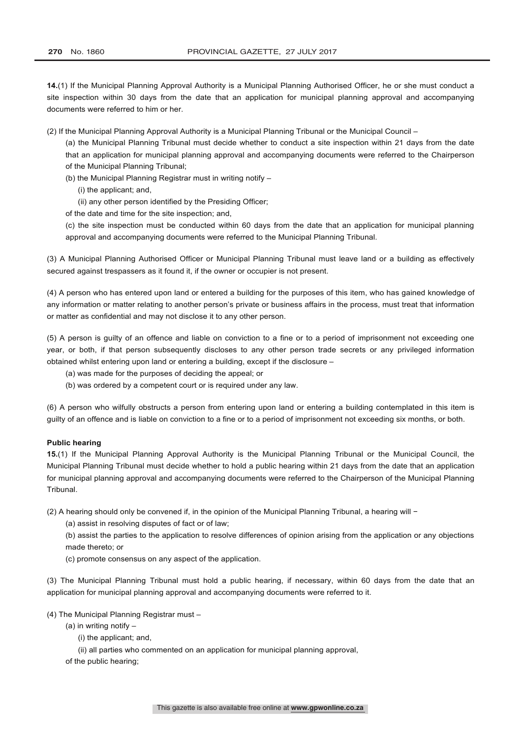**14.**(1) If the Municipal Planning Approval Authority is a Municipal Planning Authorised Officer, he or she must conduct a site inspection within 30 days from the date that an application for municipal planning approval and accompanying documents were referred to him or her.

(2) If the Municipal Planning Approval Authority is a Municipal Planning Tribunal or the Municipal Council –

(a) the Municipal Planning Tribunal must decide whether to conduct a site inspection within 21 days from the date that an application for municipal planning approval and accompanying documents were referred to the Chairperson of the Municipal Planning Tribunal;

(b) the Municipal Planning Registrar must in writing notify –

(i) the applicant; and,

(ii) any other person identified by the Presiding Officer;

of the date and time for the site inspection; and,

(c) the site inspection must be conducted within 60 days from the date that an application for municipal planning approval and accompanying documents were referred to the Municipal Planning Tribunal.

(3) A Municipal Planning Authorised Officer or Municipal Planning Tribunal must leave land or a building as effectively secured against trespassers as it found it, if the owner or occupier is not present.

(4) A person who has entered upon land or entered a building for the purposes of this item, who has gained knowledge of any information or matter relating to another person's private or business affairs in the process, must treat that information or matter as confidential and may not disclose it to any other person.

(5) A person is guilty of an offence and liable on conviction to a fine or to a period of imprisonment not exceeding one year, or both, if that person subsequently discloses to any other person trade secrets or any privileged information obtained whilst entering upon land or entering a building, except if the disclosure –

(a) was made for the purposes of deciding the appeal; or

(b) was ordered by a competent court or is required under any law.

(6) A person who wilfully obstructs a person from entering upon land or entering a building contemplated in this item is guilty of an offence and is liable on conviction to a fine or to a period of imprisonment not exceeding six months, or both.

**Public hearing**

**15.**(1) If the Municipal Planning Approval Authority is the Municipal Planning Tribunal or the Municipal Council, the Municipal Planning Tribunal must decide whether to hold a public hearing within 21 days from the date that an application for municipal planning approval and accompanying documents were referred to the Chairperson of the Municipal Planning Tribunal.

(2) A hearing should only be convened if, in the opinion of the Municipal Planning Tribunal, a hearing will −

(a) assist in resolving disputes of fact or of law;

(b) assist the parties to the application to resolve differences of opinion arising from the application or any objections made thereto; or

(c) promote consensus on any aspect of the application.

(3) The Municipal Planning Tribunal must hold a public hearing, if necessary, within 60 days from the date that an application for municipal planning approval and accompanying documents were referred to it.

(4) The Municipal Planning Registrar must –

(a) in writing notify –

(i) the applicant; and,

(ii) all parties who commented on an application for municipal planning approval,

of the public hearing;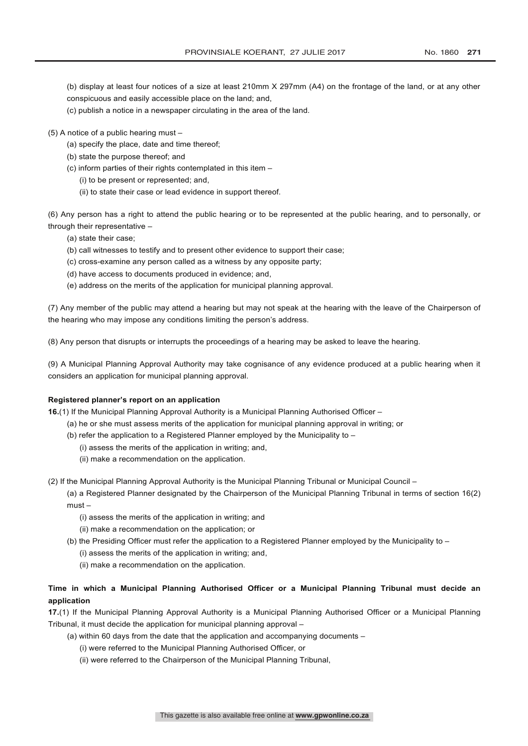(b) display at least four notices of a size at least 210mm X 297mm (A4) on the frontage of the land, or at any other conspicuous and easily accessible place on the land; and,

(c) publish a notice in a newspaper circulating in the area of the land.

(5) A notice of a public hearing must –

(a) specify the place, date and time thereof;

(b) state the purpose thereof; and

(c) inform parties of their rights contemplated in this item –

(i) to be present or represented; and,

(ii) to state their case or lead evidence in support thereof.

(6) Any person has a right to attend the public hearing or to be represented at the public hearing, and to personally, or through their representative –

(a) state their case;

(b) call witnesses to testify and to present other evidence to support their case;

(c) cross-examine any person called as a witness by any opposite party;

(d) have access to documents produced in evidence; and,

(e) address on the merits of the application for municipal planning approval.

(7) Any member of the public may attend a hearing but may not speak at the hearing with the leave of the Chairperson of the hearing who may impose any conditions limiting the person's address.

(8) Any person that disrupts or interrupts the proceedings of a hearing may be asked to leave the hearing.

(9) A Municipal Planning Approval Authority may take cognisance of any evidence produced at a public hearing when it considers an application for municipal planning approval.

**Registered planner's report on an application**

**16.**(1) If the Municipal Planning Approval Authority is a Municipal Planning Authorised Officer –

(a) he or she must assess merits of the application for municipal planning approval in writing; or

(b) refer the application to a Registered Planner employed by the Municipality to –

(i) assess the merits of the application in writing; and,

(ii) make a recommendation on the application.

(2) If the Municipal Planning Approval Authority is the Municipal Planning Tribunal or Municipal Council –

(a) a Registered Planner designated by the Chairperson of the Municipal Planning Tribunal in terms of section 16(2) must –

(i) assess the merits of the application in writing; and

(ii) make a recommendation on the application; or

(b) the Presiding Officer must refer the application to a Registered Planner employed by the Municipality to –

(i) assess the merits of the application in writing; and,

(ii) make a recommendation on the application.

**Time in which a Municipal Planning Authorised Officer or a Municipal Planning Tribunal must decide an application**

**17.**(1) If the Municipal Planning Approval Authority is a Municipal Planning Authorised Officer or a Municipal Planning Tribunal, it must decide the application for municipal planning approval –

(a) within 60 days from the date that the application and accompanying documents –

(i) were referred to the Municipal Planning Authorised Officer, or

(ii) were referred to the Chairperson of the Municipal Planning Tribunal,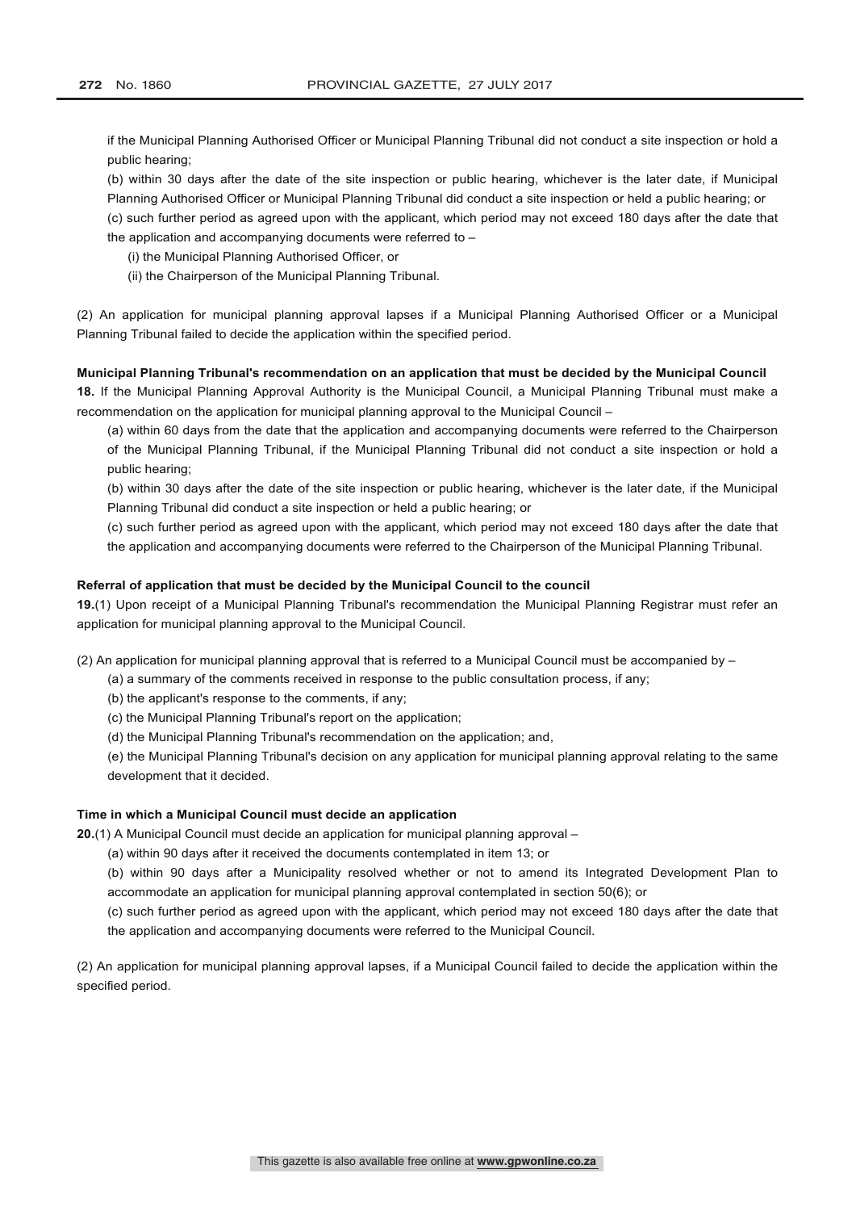if the Municipal Planning Authorised Officer or Municipal Planning Tribunal did not conduct a site inspection or hold a public hearing;

(b) within 30 days after the date of the site inspection or public hearing, whichever is the later date, if Municipal Planning Authorised Officer or Municipal Planning Tribunal did conduct a site inspection or held a public hearing; or

(c) such further period as agreed upon with the applicant, which period may not exceed 180 days after the date that the application and accompanying documents were referred to –

(i) the Municipal Planning Authorised Officer, or

(ii) the Chairperson of the Municipal Planning Tribunal.

(2) An application for municipal planning approval lapses if a Municipal Planning Authorised Officer or a Municipal Planning Tribunal failed to decide the application within the specified period.

**Municipal Planning Tribunal's recommendation on an application that must be decided by the Municipal Council**

**18.** If the Municipal Planning Approval Authority is the Municipal Council, a Municipal Planning Tribunal must make a recommendation on the application for municipal planning approval to the Municipal Council –

(a) within 60 days from the date that the application and accompanying documents were referred to the Chairperson of the Municipal Planning Tribunal, if the Municipal Planning Tribunal did not conduct a site inspection or hold a public hearing;

(b) within 30 days after the date of the site inspection or public hearing, whichever is the later date, if the Municipal Planning Tribunal did conduct a site inspection or held a public hearing; or

(c) such further period as agreed upon with the applicant, which period may not exceed 180 days after the date that the application and accompanying documents were referred to the Chairperson of the Municipal Planning Tribunal.

**Referral of application that must be decided by the Municipal Council to the council**

**19.**(1) Upon receipt of a Municipal Planning Tribunal's recommendation the Municipal Planning Registrar must refer an application for municipal planning approval to the Municipal Council.

(2) An application for municipal planning approval that is referred to a Municipal Council must be accompanied by –

(a) a summary of the comments received in response to the public consultation process, if any;

(b) the applicant's response to the comments, if any;

(c) the Municipal Planning Tribunal's report on the application;

(d) the Municipal Planning Tribunal's recommendation on the application; and,

(e) the Municipal Planning Tribunal's decision on any application for municipal planning approval relating to the same development that it decided.

**Time in which a Municipal Council must decide an application**

**20.**(1) A Municipal Council must decide an application for municipal planning approval –

(a) within 90 days after it received the documents contemplated in item 13; or

(b) within 90 days after a Municipality resolved whether or not to amend its Integrated Development Plan to accommodate an application for municipal planning approval contemplated in section 50(6); or

(c) such further period as agreed upon with the applicant, which period may not exceed 180 days after the date that the application and accompanying documents were referred to the Municipal Council.

(2) An application for municipal planning approval lapses, if a Municipal Council failed to decide the application within the specified period.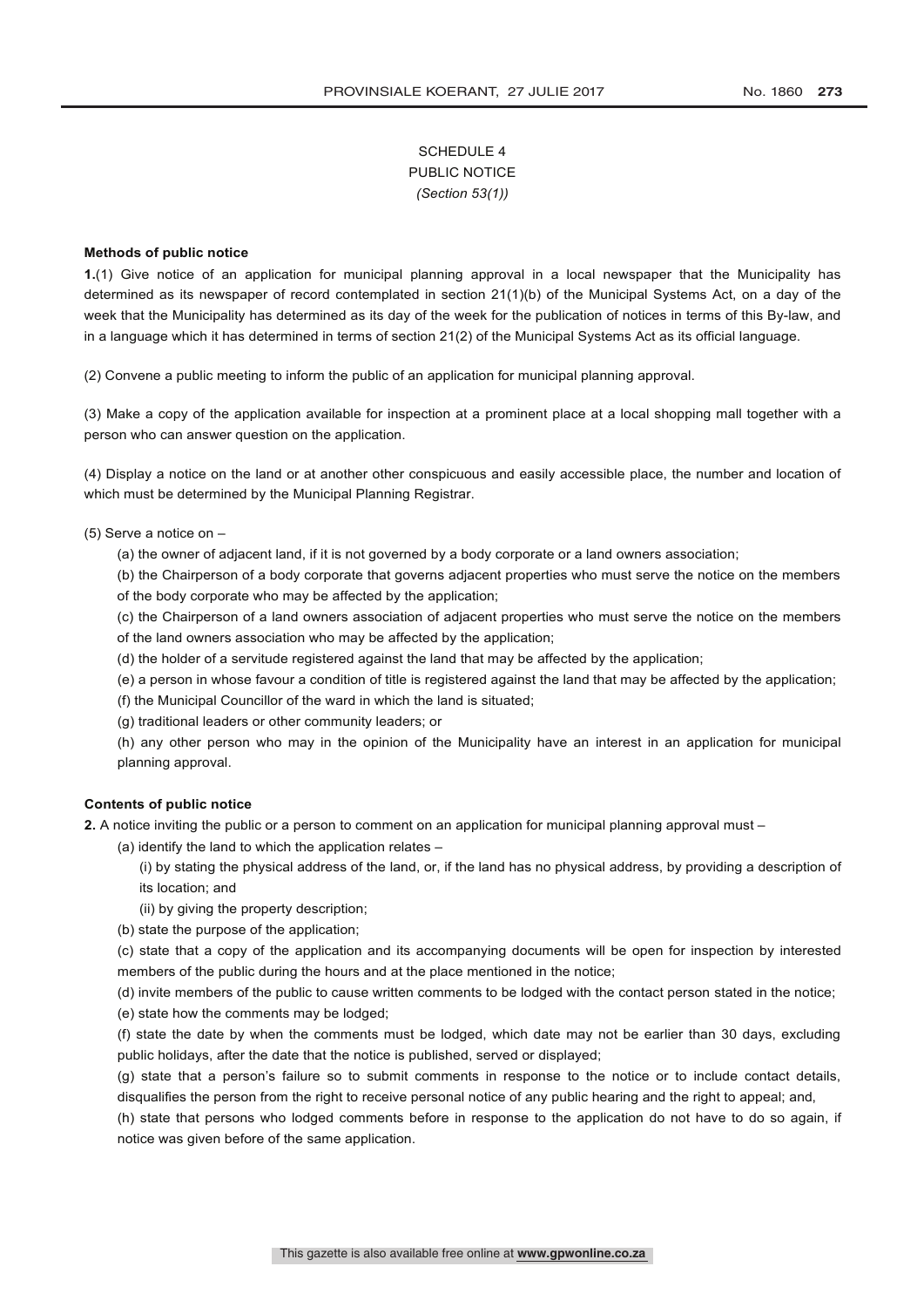SCHEDULE 4
PUBLIC NOTICE
*(Section 53(1))*

**Methods of public notice**

**1.**(1) Give notice of an application for municipal planning approval in a local newspaper that the Municipality has determined as its newspaper of record contemplated in section 21(1)(b) of the Municipal Systems Act, on a day of the week that the Municipality has determined as its day of the week for the publication of notices in terms of this By-law, and in a language which it has determined in terms of section 21(2) of the Municipal Systems Act as its official language.

(2) Convene a public meeting to inform the public of an application for municipal planning approval.

(3) Make a copy of the application available for inspection at a prominent place at a local shopping mall together with a person who can answer question on the application.

(4) Display a notice on the land or at another other conspicuous and easily accessible place, the number and location of which must be determined by the Municipal Planning Registrar.

(5) Serve a notice on –

(a) the owner of adjacent land, if it is not governed by a body corporate or a land owners association;

(b) the Chairperson of a body corporate that governs adjacent properties who must serve the notice on the members of the body corporate who may be affected by the application;

(c) the Chairperson of a land owners association of adjacent properties who must serve the notice on the members of the land owners association who may be affected by the application;

(d) the holder of a servitude registered against the land that may be affected by the application;

(e) a person in whose favour a condition of title is registered against the land that may be affected by the application;

(f) the Municipal Councillor of the ward in which the land is situated;

(g) traditional leaders or other community leaders; or

(h) any other person who may in the opinion of the Municipality have an interest in an application for municipal planning approval.

**Contents of public notice**

**2.** A notice inviting the public or a person to comment on an application for municipal planning approval must –

(a) identify the land to which the application relates –

(i) by stating the physical address of the land, or, if the land has no physical address, by providing a description of its location; and

(ii) by giving the property description;

(b) state the purpose of the application;

(c) state that a copy of the application and its accompanying documents will be open for inspection by interested members of the public during the hours and at the place mentioned in the notice;

(d) invite members of the public to cause written comments to be lodged with the contact person stated in the notice;

(e) state how the comments may be lodged;

(f) state the date by when the comments must be lodged, which date may not be earlier than 30 days, excluding public holidays, after the date that the notice is published, served or displayed;

(g) state that a person's failure so to submit comments in response to the notice or to include contact details, disqualifies the person from the right to receive personal notice of any public hearing and the right to appeal; and,

(h) state that persons who lodged comments before in response to the application do not have to do so again, if notice was given before of the same application.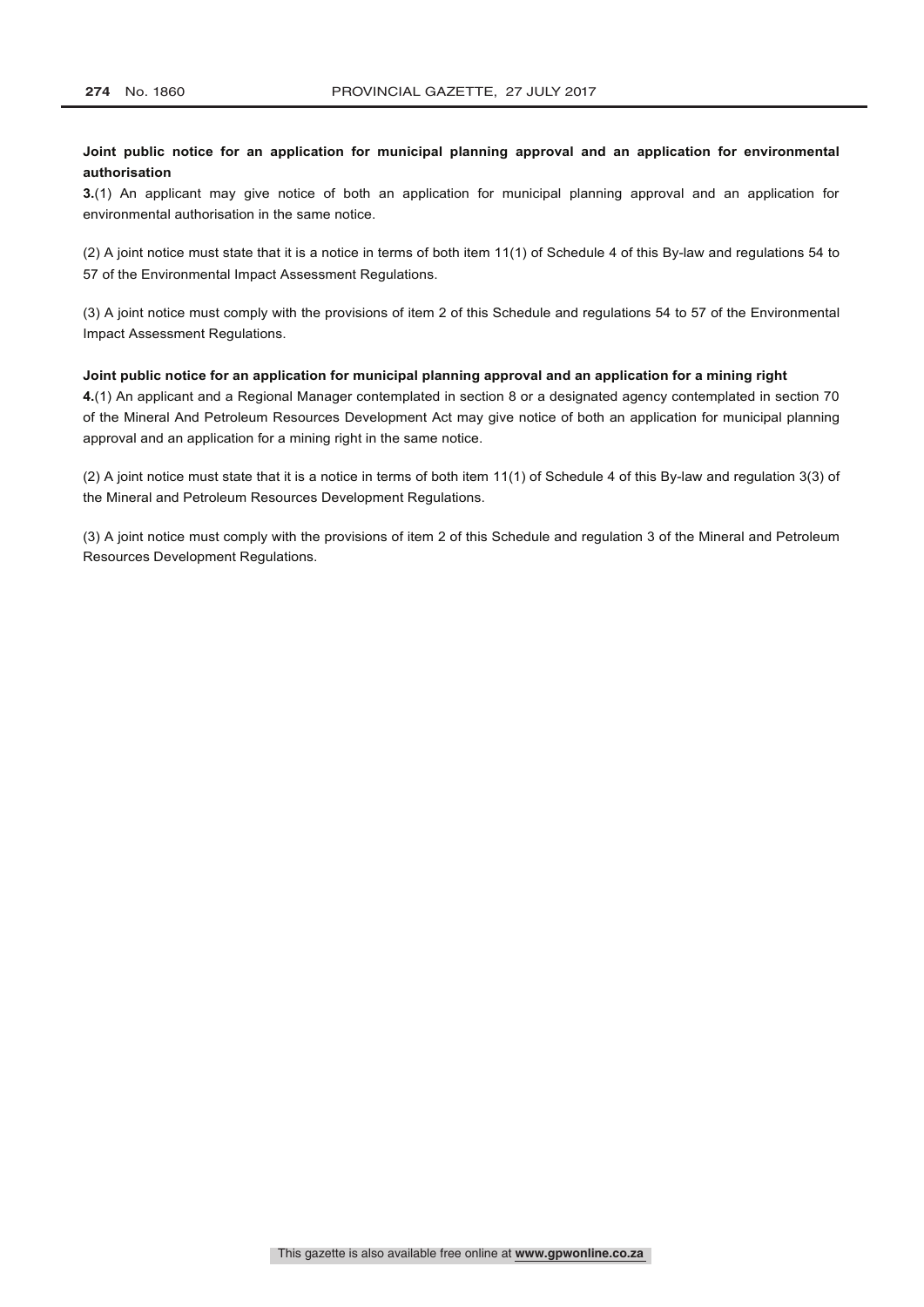**Joint public notice for an application for municipal planning approval and an application for environmental authorisation**

**3.**(1) An applicant may give notice of both an application for municipal planning approval and an application for environmental authorisation in the same notice.

(2) A joint notice must state that it is a notice in terms of both item 11(1) of Schedule 4 of this By-law and regulations 54 to 57 of the Environmental Impact Assessment Regulations.

(3) A joint notice must comply with the provisions of item 2 of this Schedule and regulations 54 to 57 of the Environmental Impact Assessment Regulations.

**Joint public notice for an application for municipal planning approval and an application for a mining right**

**4.**(1) An applicant and a Regional Manager contemplated in section 8 or a designated agency contemplated in section 70 of the Mineral And Petroleum Resources Development Act may give notice of both an application for municipal planning approval and an application for a mining right in the same notice.

(2) A joint notice must state that it is a notice in terms of both item 11(1) of Schedule 4 of this By-law and regulation 3(3) of the Mineral and Petroleum Resources Development Regulations.

(3) A joint notice must comply with the provisions of item 2 of this Schedule and regulation 3 of the Mineral and Petroleum Resources Development Regulations.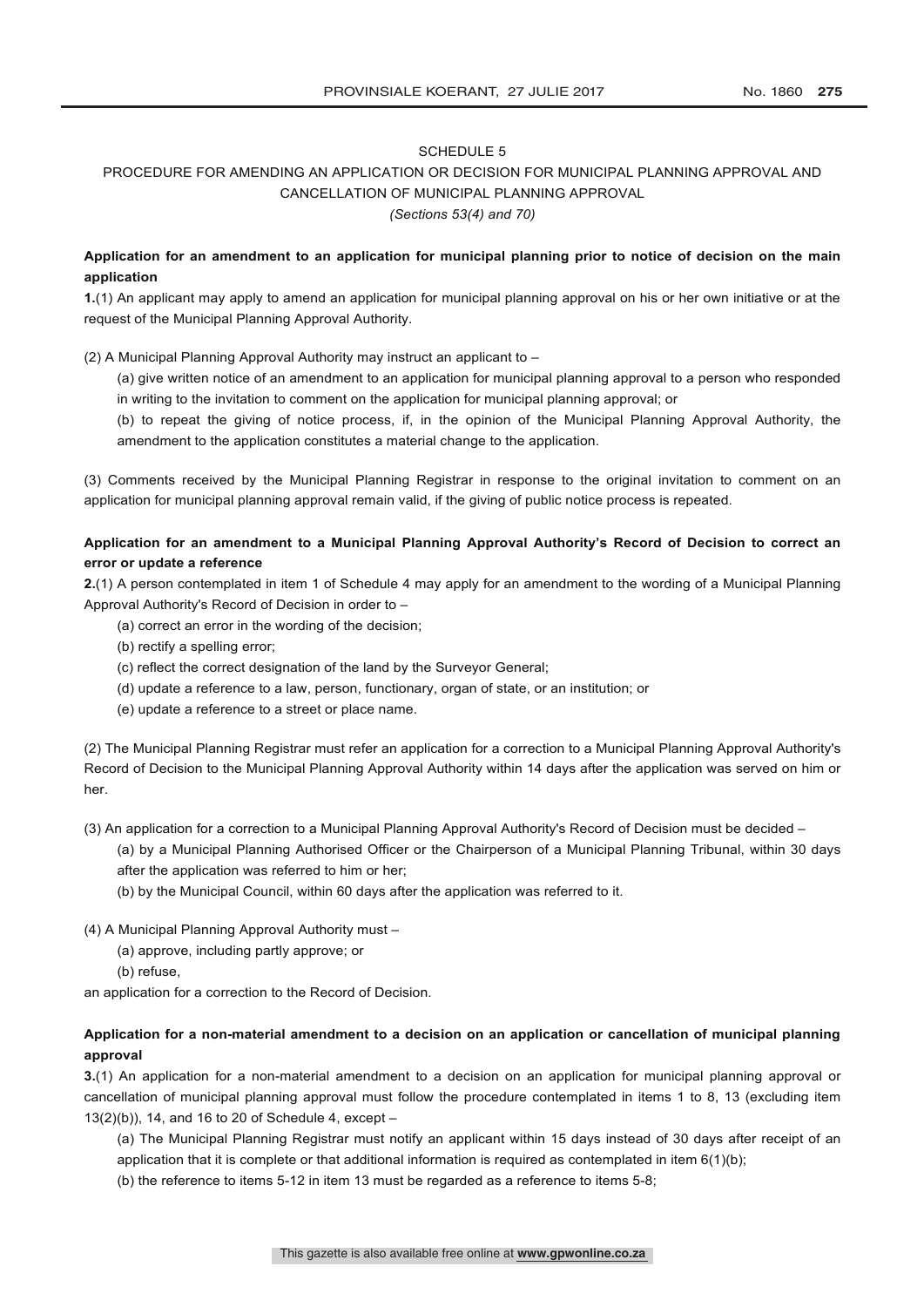SCHEDULE 5

PROCEDURE FOR AMENDING AN APPLICATION OR DECISION FOR MUNICIPAL PLANNING APPROVAL AND CANCELLATION OF MUNICIPAL PLANNING APPROVAL

*(Sections 53(4) and 70)*

**Application for an amendment to an application for municipal planning prior to notice of decision on the main application**

**1.**(1) An applicant may apply to amend an application for municipal planning approval on his or her own initiative or at the request of the Municipal Planning Approval Authority.

(2) A Municipal Planning Approval Authority may instruct an applicant to –

(a) give written notice of an amendment to an application for municipal planning approval to a person who responded in writing to the invitation to comment on the application for municipal planning approval; or

(b) to repeat the giving of notice process, if, in the opinion of the Municipal Planning Approval Authority, the amendment to the application constitutes a material change to the application.

(3) Comments received by the Municipal Planning Registrar in response to the original invitation to comment on an application for municipal planning approval remain valid, if the giving of public notice process is repeated.

**Application for an amendment to a Municipal Planning Approval Authority's Record of Decision to correct an error or update a reference**

**2.**(1) A person contemplated in item 1 of Schedule 4 may apply for an amendment to the wording of a Municipal Planning Approval Authority's Record of Decision in order to –

(a) correct an error in the wording of the decision;

(b) rectify a spelling error;

(c) reflect the correct designation of the land by the Surveyor General;

(d) update a reference to a law, person, functionary, organ of state, or an institution; or

(e) update a reference to a street or place name.

(2) The Municipal Planning Registrar must refer an application for a correction to a Municipal Planning Approval Authority's Record of Decision to the Municipal Planning Approval Authority within 14 days after the application was served on him or her.

(3) An application for a correction to a Municipal Planning Approval Authority's Record of Decision must be decided –

(a) by a Municipal Planning Authorised Officer or the Chairperson of a Municipal Planning Tribunal, within 30 days after the application was referred to him or her;

(b) by the Municipal Council, within 60 days after the application was referred to it.

(4) A Municipal Planning Approval Authority must –

(a) approve, including partly approve; or

(b) refuse,

an application for a correction to the Record of Decision.

**Application for a non-material amendment to a decision on an application or cancellation of municipal planning approval**

**3.**(1) An application for a non-material amendment to a decision on an application for municipal planning approval or cancellation of municipal planning approval must follow the procedure contemplated in items 1 to 8, 13 (excluding item 13(2)(b)), 14, and 16 to 20 of Schedule 4, except –

(a) The Municipal Planning Registrar must notify an applicant within 15 days instead of 30 days after receipt of an application that it is complete or that additional information is required as contemplated in item 6(1)(b);

(b) the reference to items 5-12 in item 13 must be regarded as a reference to items 5-8;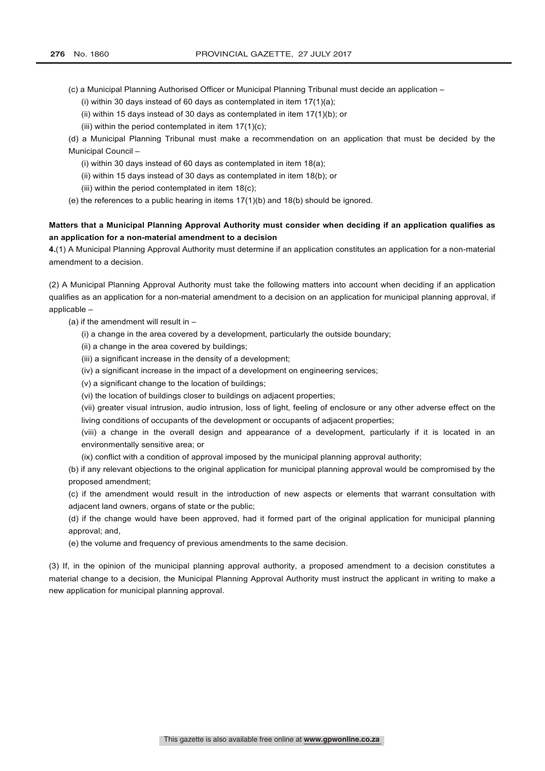(c) a Municipal Planning Authorised Officer or Municipal Planning Tribunal must decide an application –

(i) within 30 days instead of 60 days as contemplated in item 17(1)(a);

(ii) within 15 days instead of 30 days as contemplated in item 17(1)(b); or

(iii) within the period contemplated in item 17(1)(c);

(d) a Municipal Planning Tribunal must make a recommendation on an application that must be decided by the Municipal Council –

(i) within 30 days instead of 60 days as contemplated in item 18(a);

(ii) within 15 days instead of 30 days as contemplated in item 18(b); or

(iii) within the period contemplated in item 18(c);

(e) the references to a public hearing in items 17(1)(b) and 18(b) should be ignored.

**Matters that a Municipal Planning Approval Authority must consider when deciding if an application qualifies as an application for a non-material amendment to a decision**

**4.**(1) A Municipal Planning Approval Authority must determine if an application constitutes an application for a non-material amendment to a decision.

(2) A Municipal Planning Approval Authority must take the following matters into account when deciding if an application qualifies as an application for a non-material amendment to a decision on an application for municipal planning approval, if applicable –

(a) if the amendment will result in –

(i) a change in the area covered by a development, particularly the outside boundary;

(ii) a change in the area covered by buildings;

(iii) a significant increase in the density of a development;

(iv) a significant increase in the impact of a development on engineering services;

(v) a significant change to the location of buildings;

(vi) the location of buildings closer to buildings on adjacent properties;

(vii) greater visual intrusion, audio intrusion, loss of light, feeling of enclosure or any other adverse effect on the living conditions of occupants of the development or occupants of adjacent properties;

(viii) a change in the overall design and appearance of a development, particularly if it is located in an environmentally sensitive area; or

(ix) conflict with a condition of approval imposed by the municipal planning approval authority;

(b) if any relevant objections to the original application for municipal planning approval would be compromised by the proposed amendment;

(c) if the amendment would result in the introduction of new aspects or elements that warrant consultation with adjacent land owners, organs of state or the public;

(d) if the change would have been approved, had it formed part of the original application for municipal planning approval; and,

(e) the volume and frequency of previous amendments to the same decision.

(3) If, in the opinion of the municipal planning approval authority, a proposed amendment to a decision constitutes a material change to a decision, the Municipal Planning Approval Authority must instruct the applicant in writing to make a new application for municipal planning approval.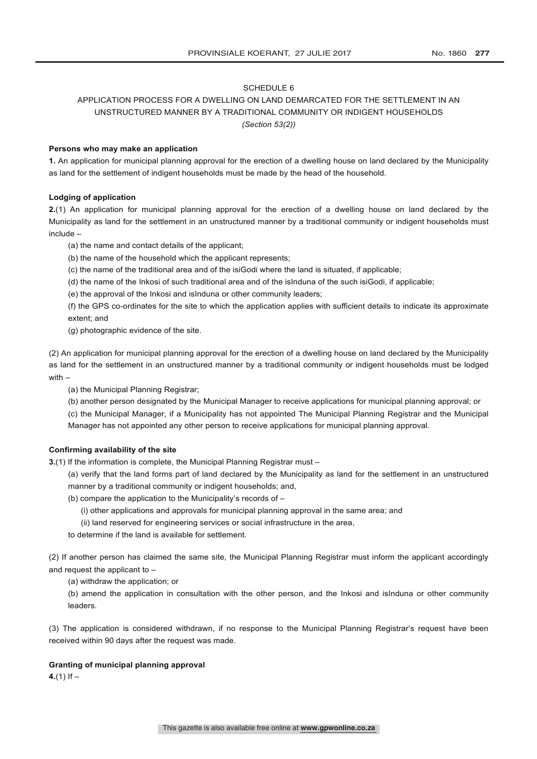SCHEDULE 6

APPLICATION PROCESS FOR A DWELLING ON LAND DEMARCATED FOR THE SETTLEMENT IN AN UNSTRUCTURED MANNER BY A TRADITIONAL COMMUNITY OR INDIGENT HOUSEHOLDS

*(Section 53(2))*

**Persons who may make an application**

**1.** An application for municipal planning approval for the erection of a dwelling house on land declared by the Municipality as land for the settlement of indigent households must be made by the head of the household.

**Lodging of application**

**2.**(1) An application for municipal planning approval for the erection of a dwelling house on land declared by the Municipality as land for the settlement in an unstructured manner by a traditional community or indigent households must include –

(a) the name and contact details of the applicant;

(b) the name of the household which the applicant represents;

(c) the name of the traditional area and of the isiGodi where the land is situated, if applicable;

(d) the name of the Inkosi of such traditional area and of the isInduna of the such isiGodi, if applicable;

(e) the approval of the Inkosi and isInduna or other community leaders;

(f) the GPS co-ordinates for the site to which the application applies with sufficient details to indicate its approximate extent; and

(g) photographic evidence of the site.

(2) An application for municipal planning approval for the erection of a dwelling house on land declared by the Municipality as land for the settlement in an unstructured manner by a traditional community or indigent households must be lodged with –

(a) the Municipal Planning Registrar;

(b) another person designated by the Municipal Manager to receive applications for municipal planning approval; or

(c) the Municipal Manager, if a Municipality has not appointed The Municipal Planning Registrar and the Municipal Manager has not appointed any other person to receive applications for municipal planning approval.

**Confirming availability of the site**

**3.**(1) If the information is complete, the Municipal Planning Registrar must –

(a) verify that the land forms part of land declared by the Municipality as land for the settlement in an unstructured manner by a traditional community or indigent households; and,

(b) compare the application to the Municipality's records of –

(i) other applications and approvals for municipal planning approval in the same area; and

(ii) land reserved for engineering services or social infrastructure in the area,

to determine if the land is available for settlement.

(2) If another person has claimed the same site, the Municipal Planning Registrar must inform the applicant accordingly and request the applicant to –

(a) withdraw the application; or

(b) amend the application in consultation with the other person, and the Inkosi and isInduna or other community leaders.

(3) The application is considered withdrawn, if no response to the Municipal Planning Registrar's request have been received within 90 days after the request was made.

**Granting of municipal planning approval**

**4.**(1) If –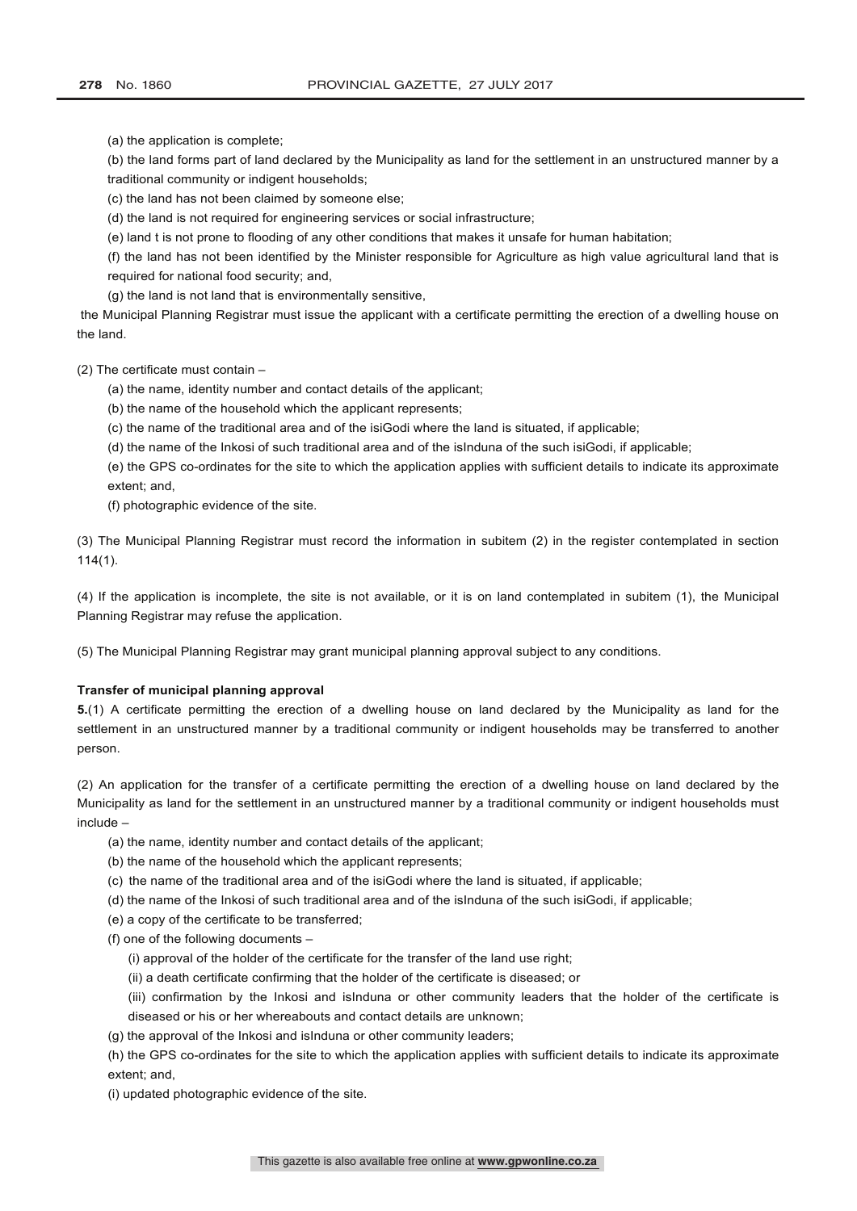(a) the application is complete;

(b) the land forms part of land declared by the Municipality as land for the settlement in an unstructured manner by a traditional community or indigent households;

(c) the land has not been claimed by someone else;

(d) the land is not required for engineering services or social infrastructure;

(e) land t is not prone to flooding of any other conditions that makes it unsafe for human habitation;

(f) the land has not been identified by the Minister responsible for Agriculture as high value agricultural land that is required for national food security; and,

(g) the land is not land that is environmentally sensitive,

the Municipal Planning Registrar must issue the applicant with a certificate permitting the erection of a dwelling house on the land.

(2) The certificate must contain –

(a) the name, identity number and contact details of the applicant;

(b) the name of the household which the applicant represents;

(c) the name of the traditional area and of the isiGodi where the land is situated, if applicable;

(d) the name of the Inkosi of such traditional area and of the isInduna of the such isiGodi, if applicable;

(e) the GPS co-ordinates for the site to which the application applies with sufficient details to indicate its approximate extent; and,

(f) photographic evidence of the site.

(3) The Municipal Planning Registrar must record the information in subitem (2) in the register contemplated in section 114(1).

(4) If the application is incomplete, the site is not available, or it is on land contemplated in subitem (1), the Municipal Planning Registrar may refuse the application.

(5) The Municipal Planning Registrar may grant municipal planning approval subject to any conditions.

**Transfer of municipal planning approval**

**5.**(1) A certificate permitting the erection of a dwelling house on land declared by the Municipality as land for the settlement in an unstructured manner by a traditional community or indigent households may be transferred to another person.

(2) An application for the transfer of a certificate permitting the erection of a dwelling house on land declared by the Municipality as land for the settlement in an unstructured manner by a traditional community or indigent households must include –

(a) the name, identity number and contact details of the applicant;

(b) the name of the household which the applicant represents;

(c) the name of the traditional area and of the isiGodi where the land is situated, if applicable;

(d) the name of the Inkosi of such traditional area and of the isInduna of the such isiGodi, if applicable;

(e) a copy of the certificate to be transferred;

(f) one of the following documents –

(i) approval of the holder of the certificate for the transfer of the land use right;

(ii) a death certificate confirming that the holder of the certificate is diseased; or

(iii) confirmation by the Inkosi and isInduna or other community leaders that the holder of the certificate is diseased or his or her whereabouts and contact details are unknown;

(g) the approval of the Inkosi and isInduna or other community leaders;

(h) the GPS co-ordinates for the site to which the application applies with sufficient details to indicate its approximate extent; and,

(i) updated photographic evidence of the site.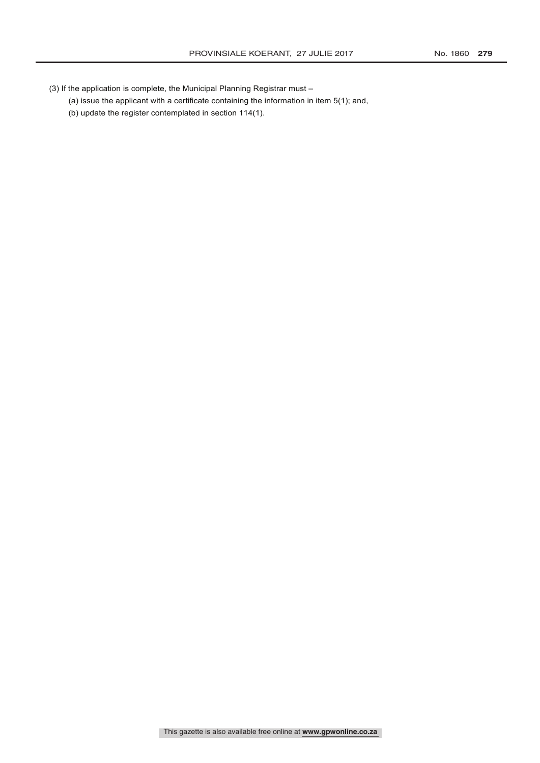(3) If the application is complete, the Municipal Planning Registrar must –

(a) issue the applicant with a certificate containing the information in item 5(1); and,

(b) update the register contemplated in section 114(1).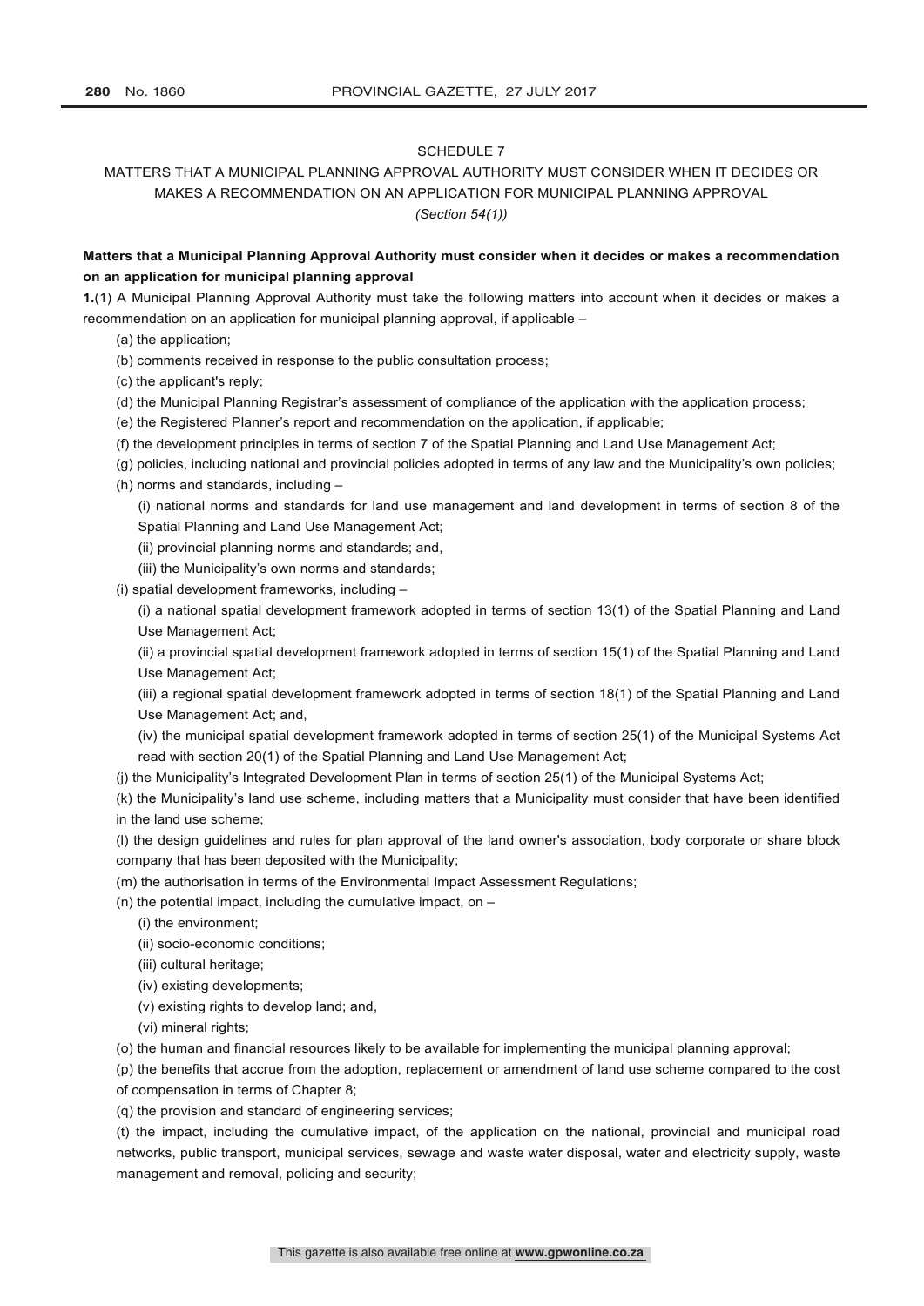SCHEDULE 7

MATTERS THAT A MUNICIPAL PLANNING APPROVAL AUTHORITY MUST CONSIDER WHEN IT DECIDES OR MAKES A RECOMMENDATION ON AN APPLICATION FOR MUNICIPAL PLANNING APPROVAL

*(Section 54(1))*

**Matters that a Municipal Planning Approval Authority must consider when it decides or makes a recommendation on an application for municipal planning approval**

**1.**(1) A Municipal Planning Approval Authority must take the following matters into account when it decides or makes a recommendation on an application for municipal planning approval, if applicable –

(a) the application;

(b) comments received in response to the public consultation process;

(c) the applicant's reply;

(d) the Municipal Planning Registrar's assessment of compliance of the application with the application process;

(e) the Registered Planner's report and recommendation on the application, if applicable;

(f) the development principles in terms of section 7 of the Spatial Planning and Land Use Management Act;

(g) policies, including national and provincial policies adopted in terms of any law and the Municipality's own policies;

(h) norms and standards, including –

(i) national norms and standards for land use management and land development in terms of section 8 of the Spatial Planning and Land Use Management Act;

(ii) provincial planning norms and standards; and,

(iii) the Municipality's own norms and standards;

(i) spatial development frameworks, including –

(i) a national spatial development framework adopted in terms of section 13(1) of the Spatial Planning and Land Use Management Act;

(ii) a provincial spatial development framework adopted in terms of section 15(1) of the Spatial Planning and Land Use Management Act;

(iii) a regional spatial development framework adopted in terms of section 18(1) of the Spatial Planning and Land Use Management Act; and,

(iv) the municipal spatial development framework adopted in terms of section 25(1) of the Municipal Systems Act read with section 20(1) of the Spatial Planning and Land Use Management Act;

(j) the Municipality's Integrated Development Plan in terms of section 25(1) of the Municipal Systems Act;

(k) the Municipality's land use scheme, including matters that a Municipality must consider that have been identified in the land use scheme;

(l) the design guidelines and rules for plan approval of the land owner's association, body corporate or share block company that has been deposited with the Municipality;

(m) the authorisation in terms of the Environmental Impact Assessment Regulations;

(n) the potential impact, including the cumulative impact, on –

(i) the environment;

(ii) socio-economic conditions;

(iii) cultural heritage;

(iv) existing developments;

(v) existing rights to develop land; and,

(vi) mineral rights;

(o) the human and financial resources likely to be available for implementing the municipal planning approval;

(p) the benefits that accrue from the adoption, replacement or amendment of land use scheme compared to the cost of compensation in terms of Chapter 8;

(q) the provision and standard of engineering services;

(t) the impact, including the cumulative impact, of the application on the national, provincial and municipal road networks, public transport, municipal services, sewage and waste water disposal, water and electricity supply, waste management and removal, policing and security;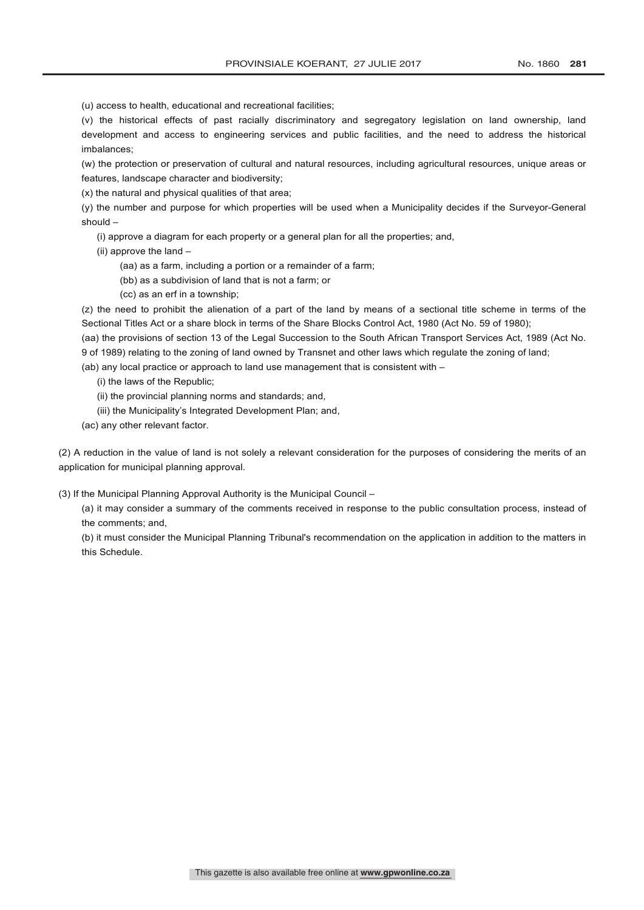(u) access to health, educational and recreational facilities;

(v) the historical effects of past racially discriminatory and segregatory legislation on land ownership, land development and access to engineering services and public facilities, and the need to address the historical imbalances;

(w) the protection or preservation of cultural and natural resources, including agricultural resources, unique areas or features, landscape character and biodiversity;

(x) the natural and physical qualities of that area;

(y) the number and purpose for which properties will be used when a Municipality decides if the Surveyor-General should –

(i) approve a diagram for each property or a general plan for all the properties; and,

(ii) approve the land –

(aa) as a farm, including a portion or a remainder of a farm;

(bb) as a subdivision of land that is not a farm; or

(cc) as an erf in a township;

(z) the need to prohibit the alienation of a part of the land by means of a sectional title scheme in terms of the Sectional Titles Act or a share block in terms of the Share Blocks Control Act, 1980 (Act No. 59 of 1980);

(aa) the provisions of section 13 of the Legal Succession to the South African Transport Services Act, 1989 (Act No. 9 of 1989) relating to the zoning of land owned by Transnet and other laws which regulate the zoning of land;

(ab) any local practice or approach to land use management that is consistent with –

(i) the laws of the Republic;

(ii) the provincial planning norms and standards; and,

(iii) the Municipality's Integrated Development Plan; and,

(ac) any other relevant factor.

(2) A reduction in the value of land is not solely a relevant consideration for the purposes of considering the merits of an application for municipal planning approval.

(3) If the Municipal Planning Approval Authority is the Municipal Council –

(a) it may consider a summary of the comments received in response to the public consultation process, instead of the comments; and,

(b) it must consider the Municipal Planning Tribunal's recommendation on the application in addition to the matters in this Schedule.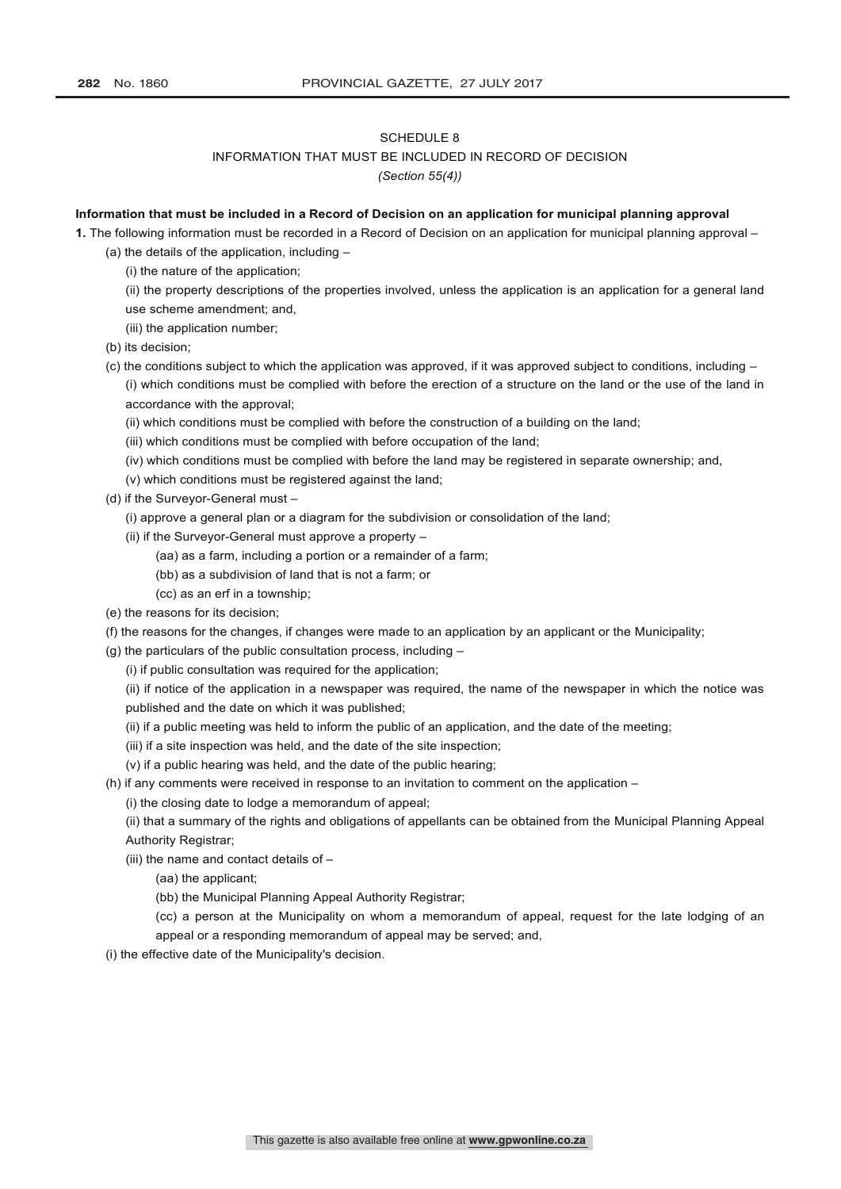SCHEDULE 8

INFORMATION THAT MUST BE INCLUDED IN RECORD OF DECISION

*(Section 55(4))*

**Information that must be included in a Record of Decision on an application for municipal planning approval**

**1.** The following information must be recorded in a Record of Decision on an application for municipal planning approval –

(a) the details of the application, including –

(i) the nature of the application;

(ii) the property descriptions of the properties involved, unless the application is an application for a general land use scheme amendment; and,

(iii) the application number;

(b) its decision;

(c) the conditions subject to which the application was approved, if it was approved subject to conditions, including –

(i) which conditions must be complied with before the erection of a structure on the land or the use of the land in accordance with the approval;

(ii) which conditions must be complied with before the construction of a building on the land;

(iii) which conditions must be complied with before occupation of the land;

(iv) which conditions must be complied with before the land may be registered in separate ownership; and,

(v) which conditions must be registered against the land;

(d) if the Surveyor-General must –

(i) approve a general plan or a diagram for the subdivision or consolidation of the land;

(ii) if the Surveyor-General must approve a property –

(aa) as a farm, including a portion or a remainder of a farm;

(bb) as a subdivision of land that is not a farm; or

(cc) as an erf in a township;

(e) the reasons for its decision;

(f) the reasons for the changes, if changes were made to an application by an applicant or the Municipality;

(g) the particulars of the public consultation process, including –

(i) if public consultation was required for the application;

(ii) if notice of the application in a newspaper was required, the name of the newspaper in which the notice was published and the date on which it was published;

(ii) if a public meeting was held to inform the public of an application, and the date of the meeting;

(iii) if a site inspection was held, and the date of the site inspection;

(v) if a public hearing was held, and the date of the public hearing;

(h) if any comments were received in response to an invitation to comment on the application –

(i) the closing date to lodge a memorandum of appeal;

(ii) that a summary of the rights and obligations of appellants can be obtained from the Municipal Planning Appeal Authority Registrar;

(iii) the name and contact details of –

(aa) the applicant;

(bb) the Municipal Planning Appeal Authority Registrar;

(cc) a person at the Municipality on whom a memorandum of appeal, request for the late lodging of an appeal or a responding memorandum of appeal may be served; and,

(i) the effective date of the Municipality's decision.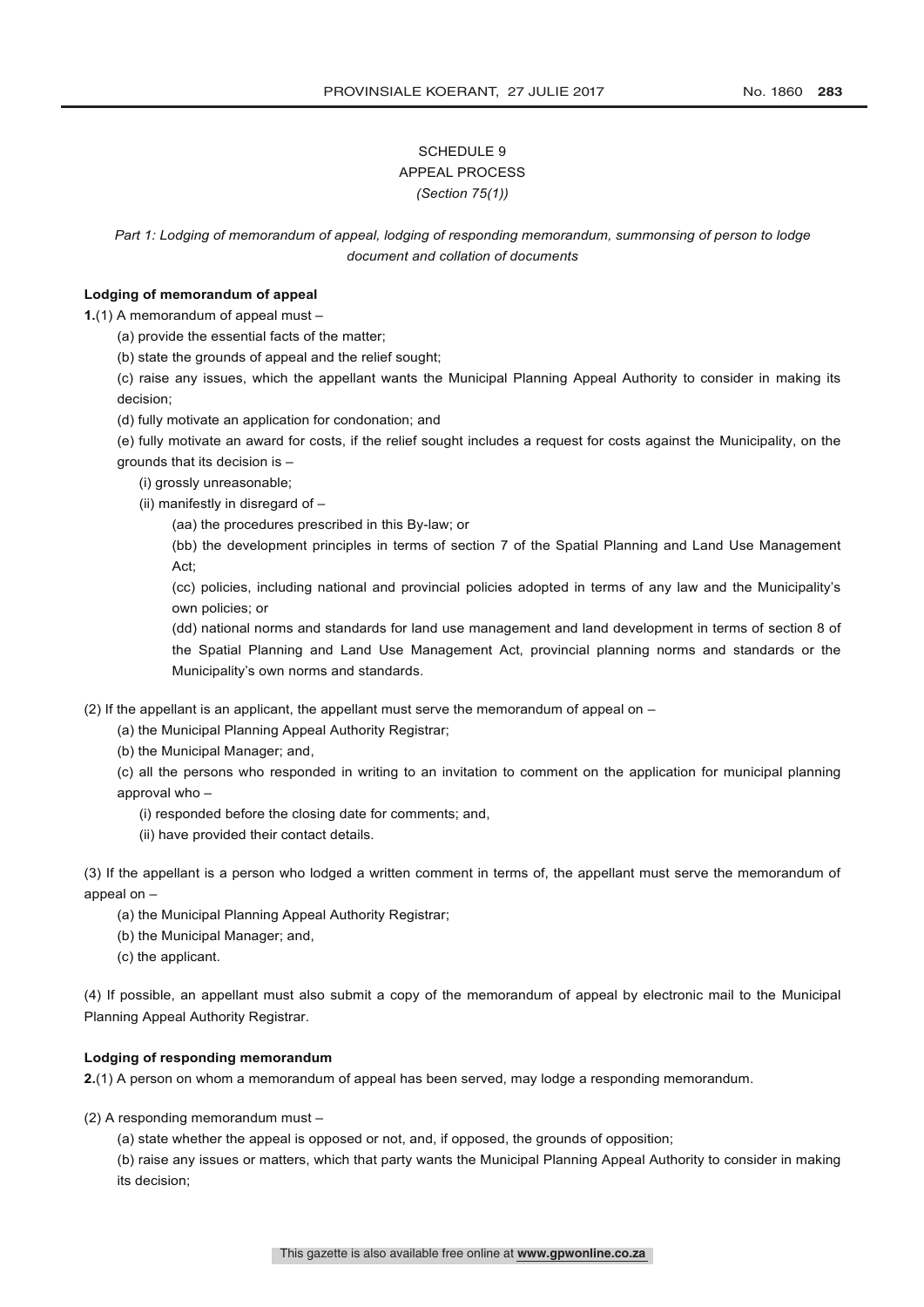# SCHEDULE 9
## APPEAL PROCESS
*(Section 75(1))*

*Part 1: Lodging of memorandum of appeal, lodging of responding memorandum, summonsing of person to lodge document and collation of documents*

**Lodging of memorandum of appeal**

**1.**(1) A memorandum of appeal must –

(a) provide the essential facts of the matter;

(b) state the grounds of appeal and the relief sought;

(c) raise any issues, which the appellant wants the Municipal Planning Appeal Authority to consider in making its decision;

(d) fully motivate an application for condonation; and

(e) fully motivate an award for costs, if the relief sought includes a request for costs against the Municipality, on the grounds that its decision is –

(i) grossly unreasonable;

(ii) manifestly in disregard of –

(aa) the procedures prescribed in this By-law; or

(bb) the development principles in terms of section 7 of the Spatial Planning and Land Use Management Act;

(cc) policies, including national and provincial policies adopted in terms of any law and the Municipality's own policies; or

(dd) national norms and standards for land use management and land development in terms of section 8 of the Spatial Planning and Land Use Management Act, provincial planning norms and standards or the Municipality's own norms and standards.

(2) If the appellant is an applicant, the appellant must serve the memorandum of appeal on –

(a) the Municipal Planning Appeal Authority Registrar;

(b) the Municipal Manager; and,

(c) all the persons who responded in writing to an invitation to comment on the application for municipal planning approval who –

(i) responded before the closing date for comments; and,

(ii) have provided their contact details.

(3) If the appellant is a person who lodged a written comment in terms of, the appellant must serve the memorandum of appeal on –

(a) the Municipal Planning Appeal Authority Registrar;

(b) the Municipal Manager; and,

(c) the applicant.

(4) If possible, an appellant must also submit a copy of the memorandum of appeal by electronic mail to the Municipal Planning Appeal Authority Registrar.

**Lodging of responding memorandum**

**2.**(1) A person on whom a memorandum of appeal has been served, may lodge a responding memorandum.

(2) A responding memorandum must –

(a) state whether the appeal is opposed or not, and, if opposed, the grounds of opposition;

(b) raise any issues or matters, which that party wants the Municipal Planning Appeal Authority to consider in making its decision;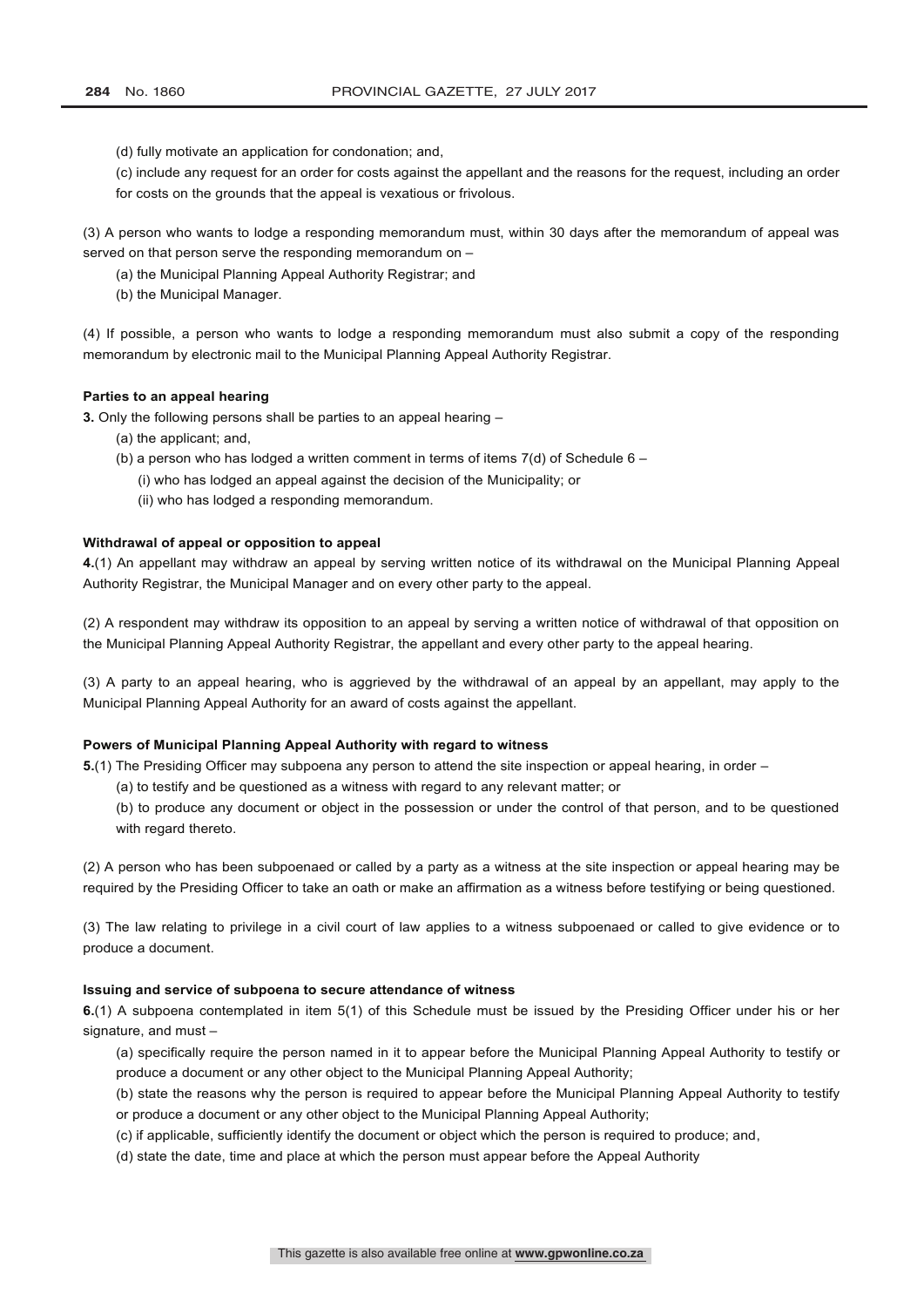(d) fully motivate an application for condonation; and,

(c) include any request for an order for costs against the appellant and the reasons for the request, including an order for costs on the grounds that the appeal is vexatious or frivolous.

(3) A person who wants to lodge a responding memorandum must, within 30 days after the memorandum of appeal was served on that person serve the responding memorandum on –

(a) the Municipal Planning Appeal Authority Registrar; and

(b) the Municipal Manager.

(4) If possible, a person who wants to lodge a responding memorandum must also submit a copy of the responding memorandum by electronic mail to the Municipal Planning Appeal Authority Registrar.

**Parties to an appeal hearing**

**3.** Only the following persons shall be parties to an appeal hearing –

(a) the applicant; and,

(b) a person who has lodged a written comment in terms of items 7(d) of Schedule 6 –

(i) who has lodged an appeal against the decision of the Municipality; or

(ii) who has lodged a responding memorandum.

**Withdrawal of appeal or opposition to appeal**

**4.**(1) An appellant may withdraw an appeal by serving written notice of its withdrawal on the Municipal Planning Appeal Authority Registrar, the Municipal Manager and on every other party to the appeal.

(2) A respondent may withdraw its opposition to an appeal by serving a written notice of withdrawal of that opposition on the Municipal Planning Appeal Authority Registrar, the appellant and every other party to the appeal hearing.

(3) A party to an appeal hearing, who is aggrieved by the withdrawal of an appeal by an appellant, may apply to the Municipal Planning Appeal Authority for an award of costs against the appellant.

**Powers of Municipal Planning Appeal Authority with regard to witness**

**5.**(1) The Presiding Officer may subpoena any person to attend the site inspection or appeal hearing, in order –

(a) to testify and be questioned as a witness with regard to any relevant matter; or

(b) to produce any document or object in the possession or under the control of that person, and to be questioned with regard thereto.

(2) A person who has been subpoenaed or called by a party as a witness at the site inspection or appeal hearing may be required by the Presiding Officer to take an oath or make an affirmation as a witness before testifying or being questioned.

(3) The law relating to privilege in a civil court of law applies to a witness subpoenaed or called to give evidence or to produce a document.

**Issuing and service of subpoena to secure attendance of witness**

**6.**(1) A subpoena contemplated in item 5(1) of this Schedule must be issued by the Presiding Officer under his or her signature, and must –

(a) specifically require the person named in it to appear before the Municipal Planning Appeal Authority to testify or produce a document or any other object to the Municipal Planning Appeal Authority;

(b) state the reasons why the person is required to appear before the Municipal Planning Appeal Authority to testify or produce a document or any other object to the Municipal Planning Appeal Authority;

(c) if applicable, sufficiently identify the document or object which the person is required to produce; and,

(d) state the date, time and place at which the person must appear before the Appeal Authority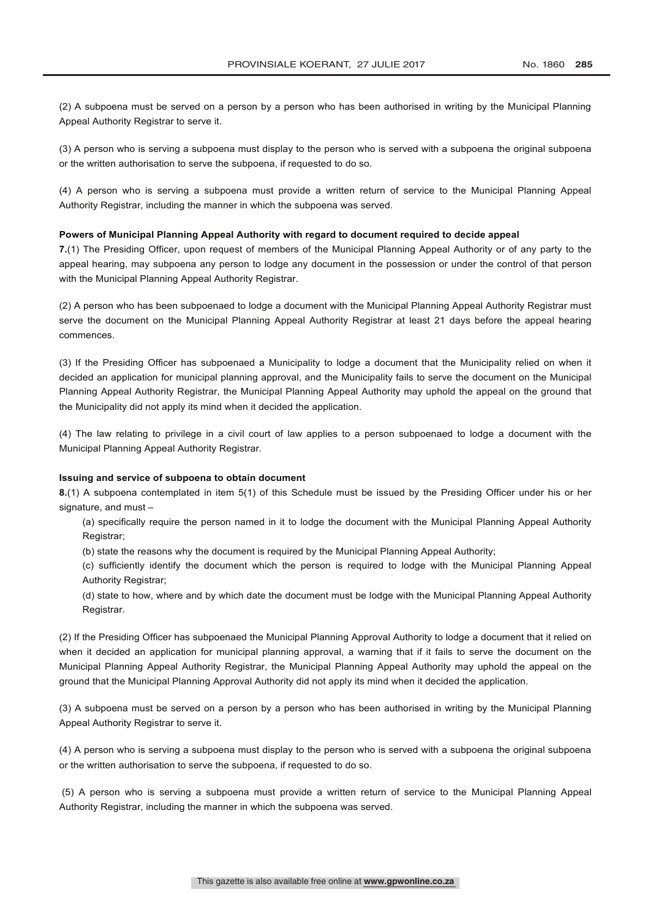(2) A subpoena must be served on a person by a person who has been authorised in writing by the Municipal Planning Appeal Authority Registrar to serve it.

(3) A person who is serving a subpoena must display to the person who is served with a subpoena the original subpoena or the written authorisation to serve the subpoena, if requested to do so.

(4) A person who is serving a subpoena must provide a written return of service to the Municipal Planning Appeal Authority Registrar, including the manner in which the subpoena was served.

**Powers of Municipal Planning Appeal Authority with regard to document required to decide appeal**

**7.**(1) The Presiding Officer, upon request of members of the Municipal Planning Appeal Authority or of any party to the appeal hearing, may subpoena any person to lodge any document in the possession or under the control of that person with the Municipal Planning Appeal Authority Registrar.

(2) A person who has been subpoenaed to lodge a document with the Municipal Planning Appeal Authority Registrar must serve the document on the Municipal Planning Appeal Authority Registrar at least 21 days before the appeal hearing commences.

(3) If the Presiding Officer has subpoenaed a Municipality to lodge a document that the Municipality relied on when it decided an application for municipal planning approval, and the Municipality fails to serve the document on the Municipal Planning Appeal Authority Registrar, the Municipal Planning Appeal Authority may uphold the appeal on the ground that the Municipality did not apply its mind when it decided the application.

(4) The law relating to privilege in a civil court of law applies to a person subpoenaed to lodge a document with the Municipal Planning Appeal Authority Registrar.

**Issuing and service of subpoena to obtain document**

**8.**(1) A subpoena contemplated in item 5(1) of this Schedule must be issued by the Presiding Officer under his or her signature, and must –

(a) specifically require the person named in it to lodge the document with the Municipal Planning Appeal Authority Registrar;

(b) state the reasons why the document is required by the Municipal Planning Appeal Authority;

(c) sufficiently identify the document which the person is required to lodge with the Municipal Planning Appeal Authority Registrar;

(d) state to how, where and by which date the document must be lodge with the Municipal Planning Appeal Authority Registrar.

(2) If the Presiding Officer has subpoenaed the Municipal Planning Approval Authority to lodge a document that it relied on when it decided an application for municipal planning approval, a warning that if it fails to serve the document on the Municipal Planning Appeal Authority Registrar, the Municipal Planning Appeal Authority may uphold the appeal on the ground that the Municipal Planning Approval Authority did not apply its mind when it decided the application.

(3) A subpoena must be served on a person by a person who has been authorised in writing by the Municipal Planning Appeal Authority Registrar to serve it.

(4) A person who is serving a subpoena must display to the person who is served with a subpoena the original subpoena or the written authorisation to serve the subpoena, if requested to do so.

(5) A person who is serving a subpoena must provide a written return of service to the Municipal Planning Appeal Authority Registrar, including the manner in which the subpoena was served.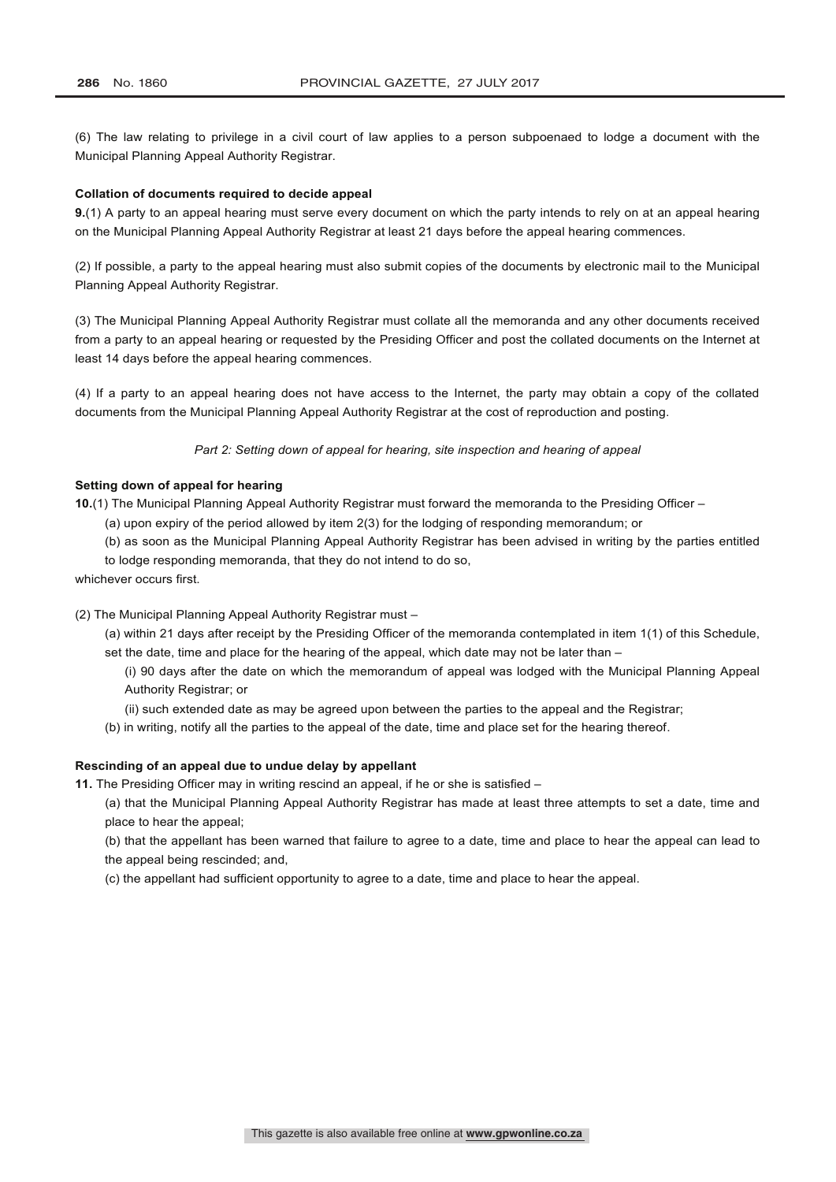(6) The law relating to privilege in a civil court of law applies to a person subpoenaed to lodge a document with the Municipal Planning Appeal Authority Registrar.

**Collation of documents required to decide appeal**

**9.**(1) A party to an appeal hearing must serve every document on which the party intends to rely on at an appeal hearing on the Municipal Planning Appeal Authority Registrar at least 21 days before the appeal hearing commences.

(2) If possible, a party to the appeal hearing must also submit copies of the documents by electronic mail to the Municipal Planning Appeal Authority Registrar.

(3) The Municipal Planning Appeal Authority Registrar must collate all the memoranda and any other documents received from a party to an appeal hearing or requested by the Presiding Officer and post the collated documents on the Internet at least 14 days before the appeal hearing commences.

(4) If a party to an appeal hearing does not have access to the Internet, the party may obtain a copy of the collated documents from the Municipal Planning Appeal Authority Registrar at the cost of reproduction and posting.

*Part 2: Setting down of appeal for hearing, site inspection and hearing of appeal*

**Setting down of appeal for hearing**

**10.**(1) The Municipal Planning Appeal Authority Registrar must forward the memoranda to the Presiding Officer –

(a) upon expiry of the period allowed by item 2(3) for the lodging of responding memorandum; or

(b) as soon as the Municipal Planning Appeal Authority Registrar has been advised in writing by the parties entitled to lodge responding memoranda, that they do not intend to do so,

whichever occurs first.

(2) The Municipal Planning Appeal Authority Registrar must –

(a) within 21 days after receipt by the Presiding Officer of the memoranda contemplated in item 1(1) of this Schedule, set the date, time and place for the hearing of the appeal, which date may not be later than –

(i) 90 days after the date on which the memorandum of appeal was lodged with the Municipal Planning Appeal Authority Registrar; or

(ii) such extended date as may be agreed upon between the parties to the appeal and the Registrar;

(b) in writing, notify all the parties to the appeal of the date, time and place set for the hearing thereof.

**Rescinding of an appeal due to undue delay by appellant**

**11.** The Presiding Officer may in writing rescind an appeal, if he or she is satisfied –

(a) that the Municipal Planning Appeal Authority Registrar has made at least three attempts to set a date, time and place to hear the appeal;

(b) that the appellant has been warned that failure to agree to a date, time and place to hear the appeal can lead to the appeal being rescinded; and,

(c) the appellant had sufficient opportunity to agree to a date, time and place to hear the appeal.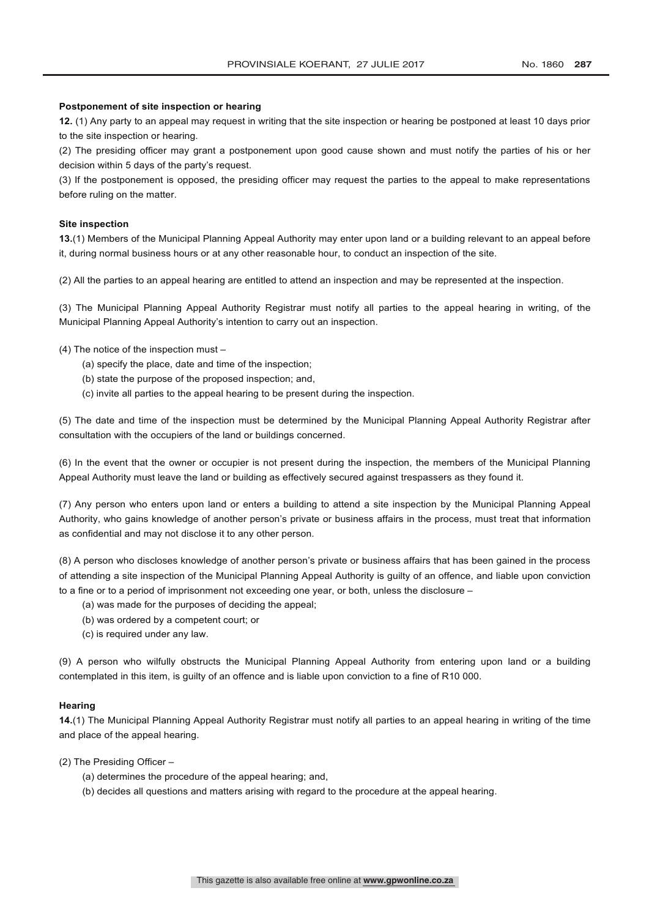**Postponement of site inspection or hearing**

**12.** (1) Any party to an appeal may request in writing that the site inspection or hearing be postponed at least 10 days prior to the site inspection or hearing.

(2) The presiding officer may grant a postponement upon good cause shown and must notify the parties of his or her decision within 5 days of the party's request.

(3) If the postponement is opposed, the presiding officer may request the parties to the appeal to make representations before ruling on the matter.

**Site inspection**

**13.**(1) Members of the Municipal Planning Appeal Authority may enter upon land or a building relevant to an appeal before it, during normal business hours or at any other reasonable hour, to conduct an inspection of the site.

(2) All the parties to an appeal hearing are entitled to attend an inspection and may be represented at the inspection.

(3) The Municipal Planning Appeal Authority Registrar must notify all parties to the appeal hearing in writing, of the Municipal Planning Appeal Authority's intention to carry out an inspection.

(4) The notice of the inspection must –

(a) specify the place, date and time of the inspection;

(b) state the purpose of the proposed inspection; and,

(c) invite all parties to the appeal hearing to be present during the inspection.

(5) The date and time of the inspection must be determined by the Municipal Planning Appeal Authority Registrar after consultation with the occupiers of the land or buildings concerned.

(6) In the event that the owner or occupier is not present during the inspection, the members of the Municipal Planning Appeal Authority must leave the land or building as effectively secured against trespassers as they found it.

(7) Any person who enters upon land or enters a building to attend a site inspection by the Municipal Planning Appeal Authority, who gains knowledge of another person's private or business affairs in the process, must treat that information as confidential and may not disclose it to any other person.

(8) A person who discloses knowledge of another person's private or business affairs that has been gained in the process of attending a site inspection of the Municipal Planning Appeal Authority is guilty of an offence, and liable upon conviction to a fine or to a period of imprisonment not exceeding one year, or both, unless the disclosure –

(a) was made for the purposes of deciding the appeal;

(b) was ordered by a competent court; or

(c) is required under any law.

(9) A person who wilfully obstructs the Municipal Planning Appeal Authority from entering upon land or a building contemplated in this item, is guilty of an offence and is liable upon conviction to a fine of R10 000.

**Hearing**

**14.**(1) The Municipal Planning Appeal Authority Registrar must notify all parties to an appeal hearing in writing of the time and place of the appeal hearing.

(2) The Presiding Officer –

(a) determines the procedure of the appeal hearing; and,

(b) decides all questions and matters arising with regard to the procedure at the appeal hearing.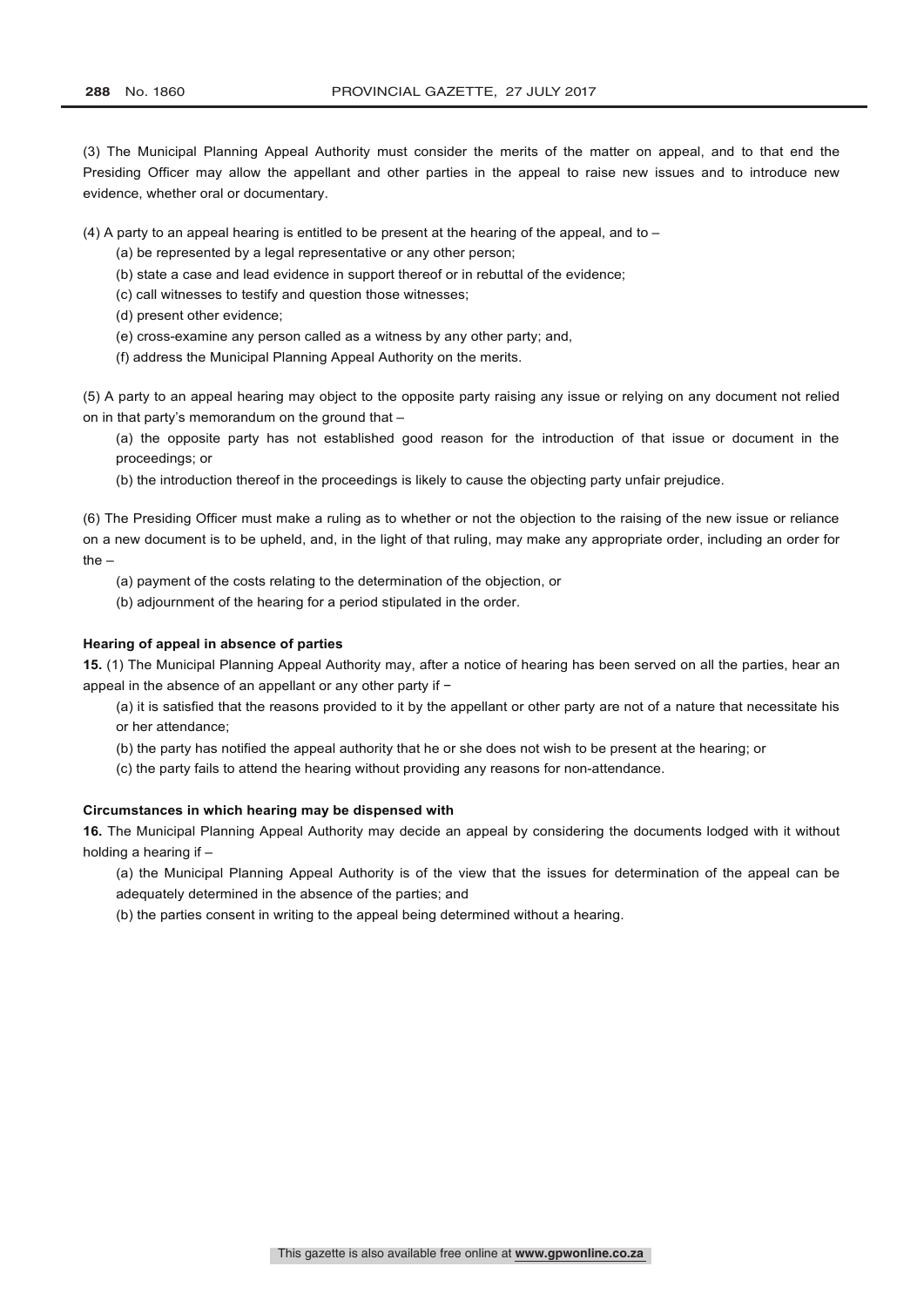(3) The Municipal Planning Appeal Authority must consider the merits of the matter on appeal, and to that end the Presiding Officer may allow the appellant and other parties in the appeal to raise new issues and to introduce new evidence, whether oral or documentary.

(4) A party to an appeal hearing is entitled to be present at the hearing of the appeal, and to –

(a) be represented by a legal representative or any other person;

(b) state a case and lead evidence in support thereof or in rebuttal of the evidence;

(c) call witnesses to testify and question those witnesses;

(d) present other evidence;

(e) cross-examine any person called as a witness by any other party; and,

(f) address the Municipal Planning Appeal Authority on the merits.

(5) A party to an appeal hearing may object to the opposite party raising any issue or relying on any document not relied on in that party's memorandum on the ground that –

(a) the opposite party has not established good reason for the introduction of that issue or document in the proceedings; or

(b) the introduction thereof in the proceedings is likely to cause the objecting party unfair prejudice.

(6) The Presiding Officer must make a ruling as to whether or not the objection to the raising of the new issue or reliance on a new document is to be upheld, and, in the light of that ruling, may make any appropriate order, including an order for the –

(a) payment of the costs relating to the determination of the objection, or

(b) adjournment of the hearing for a period stipulated in the order.

**Hearing of appeal in absence of parties**

**15.** (1) The Municipal Planning Appeal Authority may, after a notice of hearing has been served on all the parties, hear an appeal in the absence of an appellant or any other party if –

(a) it is satisfied that the reasons provided to it by the appellant or other party are not of a nature that necessitate his or her attendance;

(b) the party has notified the appeal authority that he or she does not wish to be present at the hearing; or

(c) the party fails to attend the hearing without providing any reasons for non-attendance.

**Circumstances in which hearing may be dispensed with**

**16.** The Municipal Planning Appeal Authority may decide an appeal by considering the documents lodged with it without holding a hearing if –

(a) the Municipal Planning Appeal Authority is of the view that the issues for determination of the appeal can be adequately determined in the absence of the parties; and

(b) the parties consent in writing to the appeal being determined without a hearing.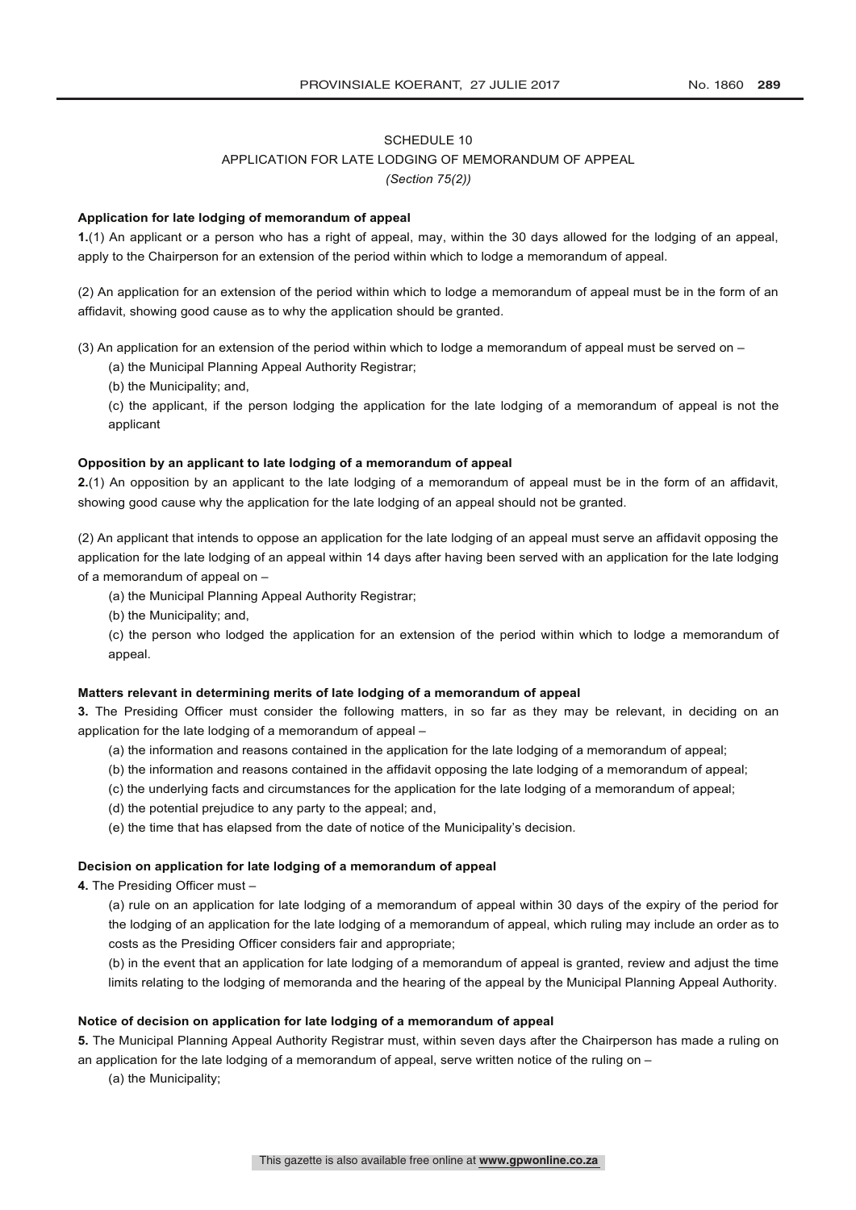# SCHEDULE 10

## APPLICATION FOR LATE LODGING OF MEMORANDUM OF APPEAL

*(Section 75(2))*

**Application for late lodging of memorandum of appeal**

**1.**(1) An applicant or a person who has a right of appeal, may, within the 30 days allowed for the lodging of an appeal, apply to the Chairperson for an extension of the period within which to lodge a memorandum of appeal.

(2) An application for an extension of the period within which to lodge a memorandum of appeal must be in the form of an affidavit, showing good cause as to why the application should be granted.

(3) An application for an extension of the period within which to lodge a memorandum of appeal must be served on –

(a) the Municipal Planning Appeal Authority Registrar;

(b) the Municipality; and,

(c) the applicant, if the person lodging the application for the late lodging of a memorandum of appeal is not the applicant

**Opposition by an applicant to late lodging of a memorandum of appeal**

**2.**(1) An opposition by an applicant to the late lodging of a memorandum of appeal must be in the form of an affidavit, showing good cause why the application for the late lodging of an appeal should not be granted.

(2) An applicant that intends to oppose an application for the late lodging of an appeal must serve an affidavit opposing the application for the late lodging of an appeal within 14 days after having been served with an application for the late lodging of a memorandum of appeal on –

(a) the Municipal Planning Appeal Authority Registrar;

(b) the Municipality; and,

(c) the person who lodged the application for an extension of the period within which to lodge a memorandum of appeal.

**Matters relevant in determining merits of late lodging of a memorandum of appeal**

**3.** The Presiding Officer must consider the following matters, in so far as they may be relevant, in deciding on an application for the late lodging of a memorandum of appeal –

(a) the information and reasons contained in the application for the late lodging of a memorandum of appeal;

(b) the information and reasons contained in the affidavit opposing the late lodging of a memorandum of appeal;

(c) the underlying facts and circumstances for the application for the late lodging of a memorandum of appeal;

(d) the potential prejudice to any party to the appeal; and,

(e) the time that has elapsed from the date of notice of the Municipality's decision.

**Decision on application for late lodging of a memorandum of appeal**

**4.** The Presiding Officer must –

(a) rule on an application for late lodging of a memorandum of appeal within 30 days of the expiry of the period for the lodging of an application for the late lodging of a memorandum of appeal, which ruling may include an order as to costs as the Presiding Officer considers fair and appropriate;

(b) in the event that an application for late lodging of a memorandum of appeal is granted, review and adjust the time limits relating to the lodging of memoranda and the hearing of the appeal by the Municipal Planning Appeal Authority.

**Notice of decision on application for late lodging of a memorandum of appeal**

**5.** The Municipal Planning Appeal Authority Registrar must, within seven days after the Chairperson has made a ruling on an application for the late lodging of a memorandum of appeal, serve written notice of the ruling on –

(a) the Municipality;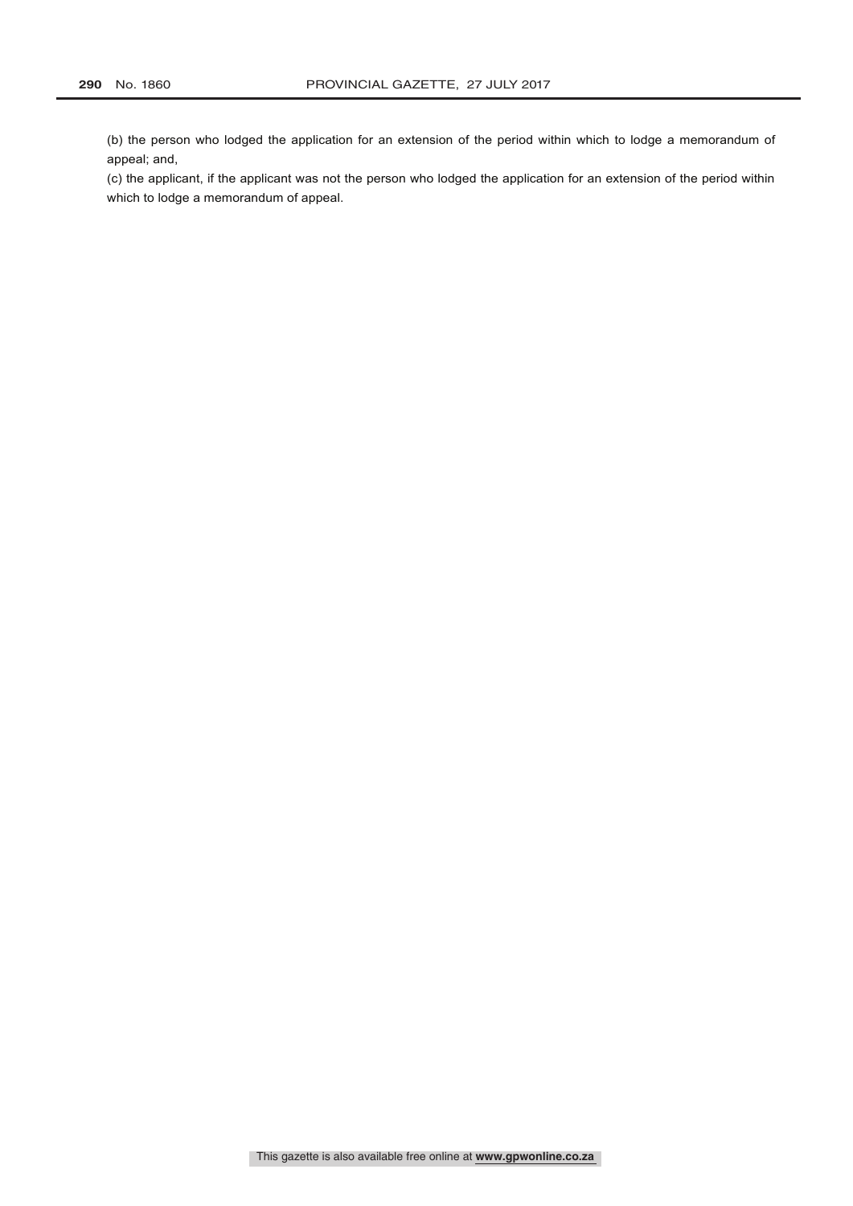(b) the person who lodged the application for an extension of the period within which to lodge a memorandum of appeal; and,

(c) the applicant, if the applicant was not the person who lodged the application for an extension of the period within which to lodge a memorandum of appeal.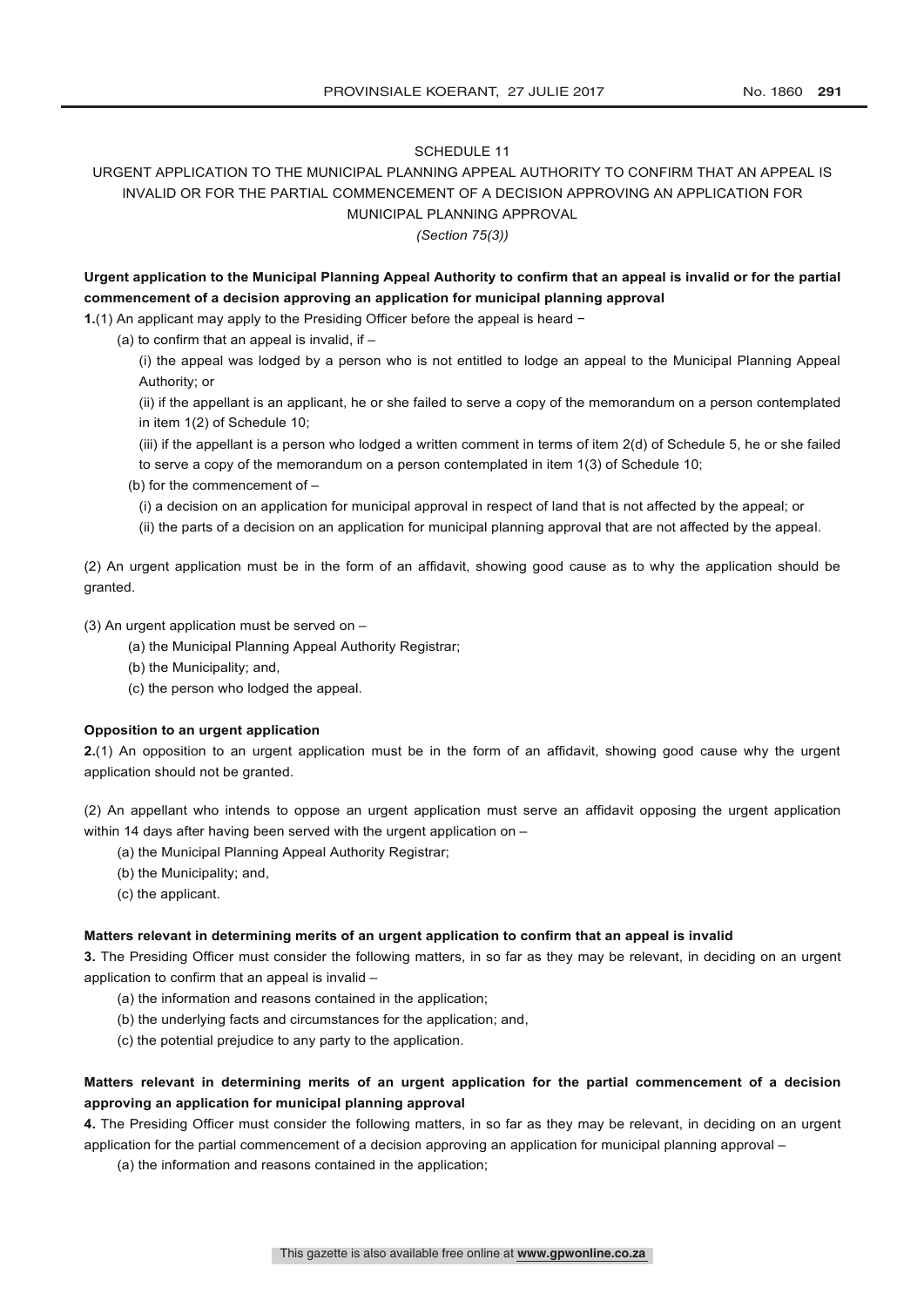SCHEDULE 11

URGENT APPLICATION TO THE MUNICIPAL PLANNING APPEAL AUTHORITY TO CONFIRM THAT AN APPEAL IS INVALID OR FOR THE PARTIAL COMMENCEMENT OF A DECISION APPROVING AN APPLICATION FOR MUNICIPAL PLANNING APPROVAL

*(Section 75(3))*

**Urgent application to the Municipal Planning Appeal Authority to confirm that an appeal is invalid or for the partial commencement of a decision approving an application for municipal planning approval**

**1.**(1) An applicant may apply to the Presiding Officer before the appeal is heard −

(a) to confirm that an appeal is invalid, if –

(i) the appeal was lodged by a person who is not entitled to lodge an appeal to the Municipal Planning Appeal Authority; or

(ii) if the appellant is an applicant, he or she failed to serve a copy of the memorandum on a person contemplated in item 1(2) of Schedule 10;

(iii) if the appellant is a person who lodged a written comment in terms of item 2(d) of Schedule 5, he or she failed to serve a copy of the memorandum on a person contemplated in item 1(3) of Schedule 10;

(b) for the commencement of –

(i) a decision on an application for municipal approval in respect of land that is not affected by the appeal; or

(ii) the parts of a decision on an application for municipal planning approval that are not affected by the appeal.

(2) An urgent application must be in the form of an affidavit, showing good cause as to why the application should be granted.

(3) An urgent application must be served on –

(a) the Municipal Planning Appeal Authority Registrar;

(b) the Municipality; and,

(c) the person who lodged the appeal.

**Opposition to an urgent application**

**2.**(1) An opposition to an urgent application must be in the form of an affidavit, showing good cause why the urgent application should not be granted.

(2) An appellant who intends to oppose an urgent application must serve an affidavit opposing the urgent application within 14 days after having been served with the urgent application on –

(a) the Municipal Planning Appeal Authority Registrar;

(b) the Municipality; and,

(c) the applicant.

**Matters relevant in determining merits of an urgent application to confirm that an appeal is invalid**

**3.** The Presiding Officer must consider the following matters, in so far as they may be relevant, in deciding on an urgent application to confirm that an appeal is invalid –

(a) the information and reasons contained in the application;

(b) the underlying facts and circumstances for the application; and,

(c) the potential prejudice to any party to the application.

**Matters relevant in determining merits of an urgent application for the partial commencement of a decision approving an application for municipal planning approval**

**4.** The Presiding Officer must consider the following matters, in so far as they may be relevant, in deciding on an urgent application for the partial commencement of a decision approving an application for municipal planning approval –

(a) the information and reasons contained in the application;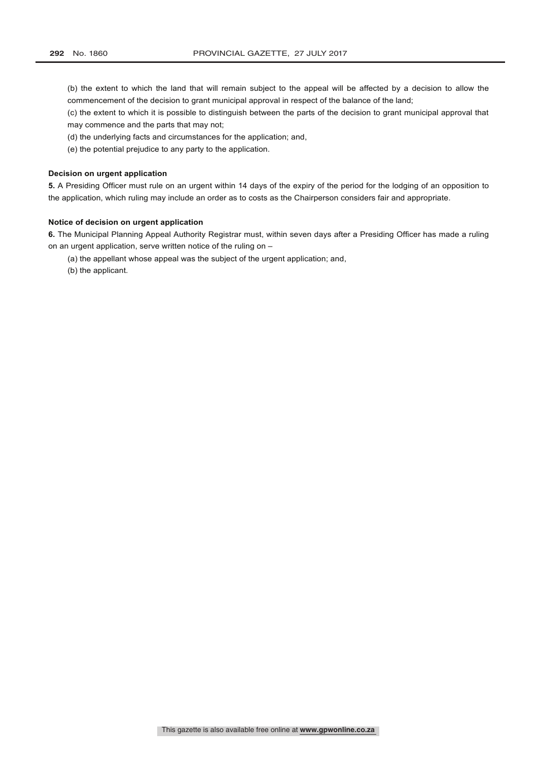(b) the extent to which the land that will remain subject to the appeal will be affected by a decision to allow the commencement of the decision to grant municipal approval in respect of the balance of the land;

(c) the extent to which it is possible to distinguish between the parts of the decision to grant municipal approval that may commence and the parts that may not;

(d) the underlying facts and circumstances for the application; and,

(e) the potential prejudice to any party to the application.

**Decision on urgent application**

**5.** A Presiding Officer must rule on an urgent within 14 days of the expiry of the period for the lodging of an opposition to the application, which ruling may include an order as to costs as the Chairperson considers fair and appropriate.

**Notice of decision on urgent application**

**6.** The Municipal Planning Appeal Authority Registrar must, within seven days after a Presiding Officer has made a ruling on an urgent application, serve written notice of the ruling on –

(a) the appellant whose appeal was the subject of the urgent application; and,

(b) the applicant.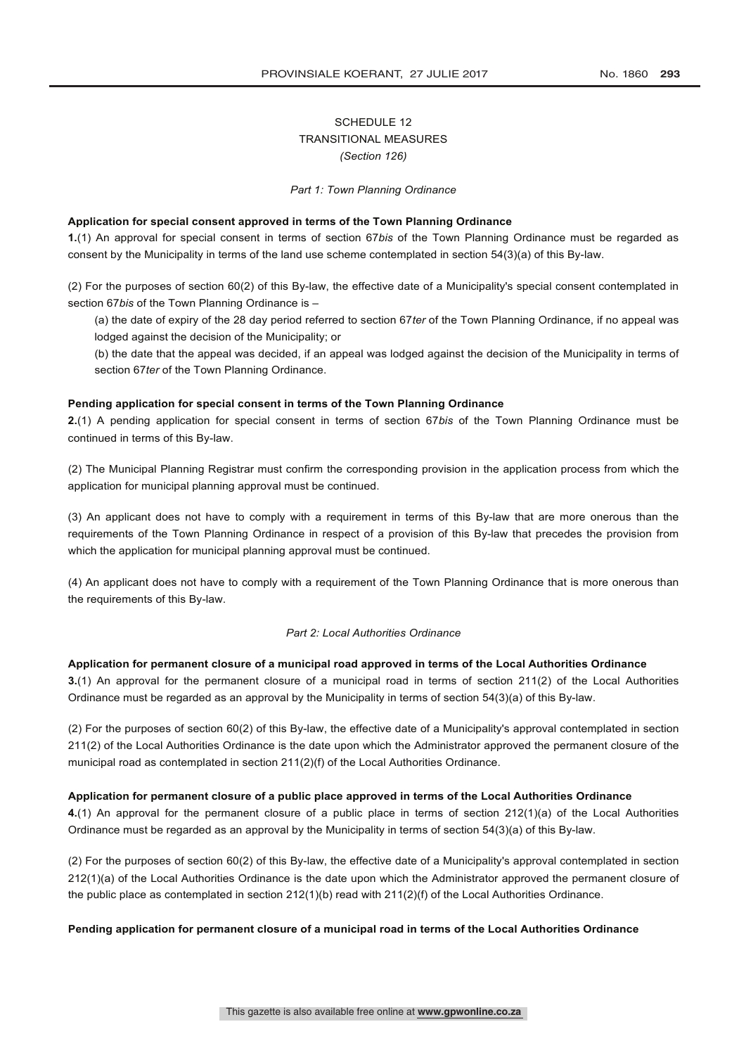# SCHEDULE 12
## TRANSITIONAL MEASURES
*(Section 126)*

*Part 1: Town Planning Ordinance*

**Application for special consent approved in terms of the Town Planning Ordinance**

**1.**(1) An approval for special consent in terms of section 67*bis* of the Town Planning Ordinance must be regarded as consent by the Municipality in terms of the land use scheme contemplated in section 54(3)(a) of this By-law.

(2) For the purposes of section 60(2) of this By-law, the effective date of a Municipality's special consent contemplated in section 67*bis* of the Town Planning Ordinance is –

(a) the date of expiry of the 28 day period referred to section 67*ter* of the Town Planning Ordinance, if no appeal was lodged against the decision of the Municipality; or

(b) the date that the appeal was decided, if an appeal was lodged against the decision of the Municipality in terms of section 67*ter* of the Town Planning Ordinance.

**Pending application for special consent in terms of the Town Planning Ordinance**

**2.**(1) A pending application for special consent in terms of section 67*bis* of the Town Planning Ordinance must be continued in terms of this By-law.

(2) The Municipal Planning Registrar must confirm the corresponding provision in the application process from which the application for municipal planning approval must be continued.

(3) An applicant does not have to comply with a requirement in terms of this By-law that are more onerous than the requirements of the Town Planning Ordinance in respect of a provision of this By-law that precedes the provision from which the application for municipal planning approval must be continued.

(4) An applicant does not have to comply with a requirement of the Town Planning Ordinance that is more onerous than the requirements of this By-law.

*Part 2: Local Authorities Ordinance*

**Application for permanent closure of a municipal road approved in terms of the Local Authorities Ordinance**

**3.**(1) An approval for the permanent closure of a municipal road in terms of section 211(2) of the Local Authorities Ordinance must be regarded as an approval by the Municipality in terms of section 54(3)(a) of this By-law.

(2) For the purposes of section 60(2) of this By-law, the effective date of a Municipality's approval contemplated in section 211(2) of the Local Authorities Ordinance is the date upon which the Administrator approved the permanent closure of the municipal road as contemplated in section 211(2)(f) of the Local Authorities Ordinance.

**Application for permanent closure of a public place approved in terms of the Local Authorities Ordinance**

**4.**(1) An approval for the permanent closure of a public place in terms of section 212(1)(a) of the Local Authorities Ordinance must be regarded as an approval by the Municipality in terms of section 54(3)(a) of this By-law.

(2) For the purposes of section 60(2) of this By-law, the effective date of a Municipality's approval contemplated in section 212(1)(a) of the Local Authorities Ordinance is the date upon which the Administrator approved the permanent closure of the public place as contemplated in section 212(1)(b) read with 211(2)(f) of the Local Authorities Ordinance.

**Pending application for permanent closure of a municipal road in terms of the Local Authorities Ordinance**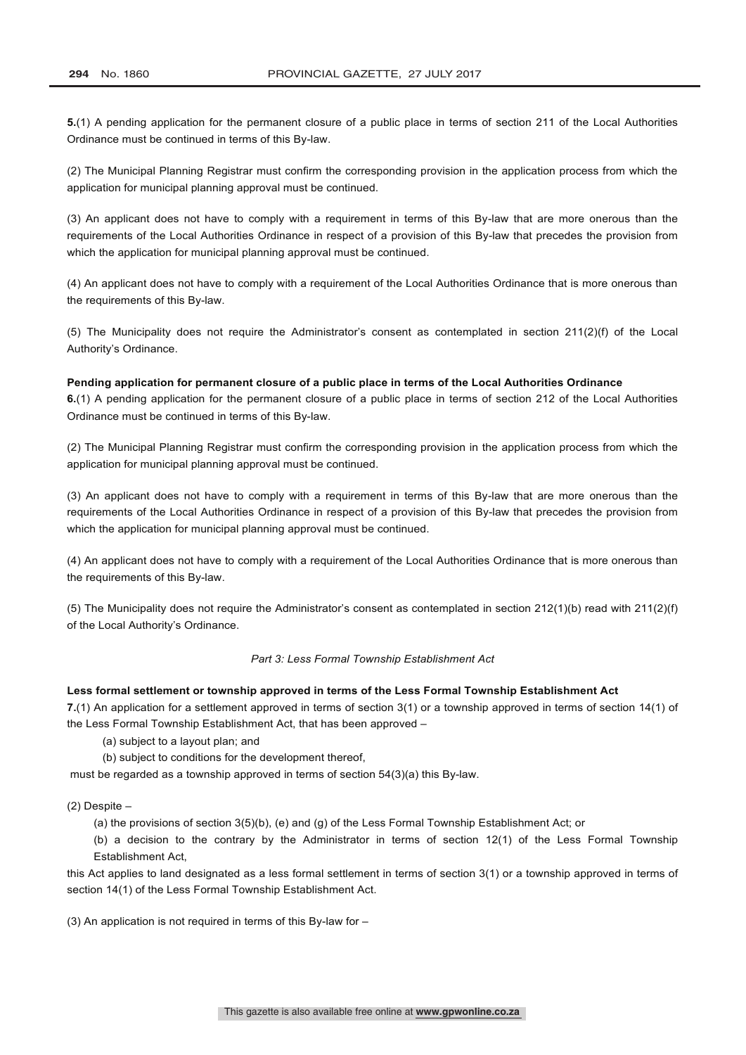**5.**(1) A pending application for the permanent closure of a public place in terms of section 211 of the Local Authorities Ordinance must be continued in terms of this By-law.

(2) The Municipal Planning Registrar must confirm the corresponding provision in the application process from which the application for municipal planning approval must be continued.

(3) An applicant does not have to comply with a requirement in terms of this By-law that are more onerous than the requirements of the Local Authorities Ordinance in respect of a provision of this By-law that precedes the provision from which the application for municipal planning approval must be continued.

(4) An applicant does not have to comply with a requirement of the Local Authorities Ordinance that is more onerous than the requirements of this By-law.

(5) The Municipality does not require the Administrator's consent as contemplated in section 211(2)(f) of the Local Authority's Ordinance.

**Pending application for permanent closure of a public place in terms of the Local Authorities Ordinance**

**6.**(1) A pending application for the permanent closure of a public place in terms of section 212 of the Local Authorities Ordinance must be continued in terms of this By-law.

(2) The Municipal Planning Registrar must confirm the corresponding provision in the application process from which the application for municipal planning approval must be continued.

(3) An applicant does not have to comply with a requirement in terms of this By-law that are more onerous than the requirements of the Local Authorities Ordinance in respect of a provision of this By-law that precedes the provision from which the application for municipal planning approval must be continued.

(4) An applicant does not have to comply with a requirement of the Local Authorities Ordinance that is more onerous than the requirements of this By-law.

(5) The Municipality does not require the Administrator's consent as contemplated in section 212(1)(b) read with 211(2)(f) of the Local Authority's Ordinance.

*Part 3: Less Formal Township Establishment Act*

**Less formal settlement or township approved in terms of the Less Formal Township Establishment Act**

**7.**(1) An application for a settlement approved in terms of section 3(1) or a township approved in terms of section 14(1) of the Less Formal Township Establishment Act, that has been approved –

(a) subject to a layout plan; and

(b) subject to conditions for the development thereof,

must be regarded as a township approved in terms of section 54(3)(a) this By-law.

(2) Despite –

(a) the provisions of section 3(5)(b), (e) and (g) of the Less Formal Township Establishment Act; or

(b) a decision to the contrary by the Administrator in terms of section 12(1) of the Less Formal Township Establishment Act,

this Act applies to land designated as a less formal settlement in terms of section 3(1) or a township approved in terms of section 14(1) of the Less Formal Township Establishment Act.

(3) An application is not required in terms of this By-law for –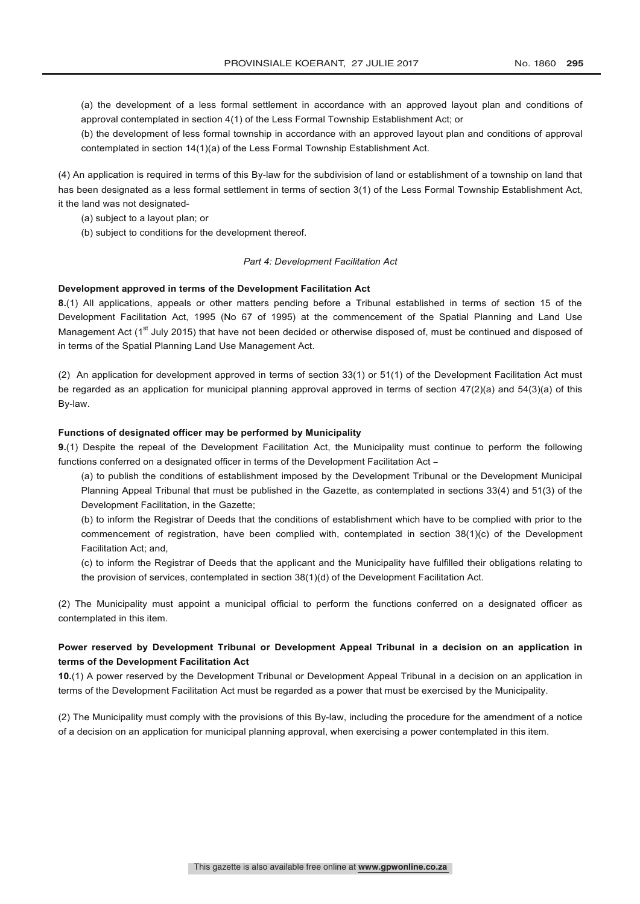(a) the development of a less formal settlement in accordance with an approved layout plan and conditions of approval contemplated in section 4(1) of the Less Formal Township Establishment Act; or

(b) the development of less formal township in accordance with an approved layout plan and conditions of approval contemplated in section 14(1)(a) of the Less Formal Township Establishment Act.

(4) An application is required in terms of this By-law for the subdivision of land or establishment of a township on land that has been designated as a less formal settlement in terms of section 3(1) of the Less Formal Township Establishment Act, it the land was not designated-

(a) subject to a layout plan; or

(b) subject to conditions for the development thereof.

*Part 4: Development Facilitation Act*

**Development approved in terms of the Development Facilitation Act**

**8.**(1) All applications, appeals or other matters pending before a Tribunal established in terms of section 15 of the Development Facilitation Act, 1995 (No 67 of 1995) at the commencement of the Spatial Planning and Land Use Management Act (1st July 2015) that have not been decided or otherwise disposed of, must be continued and disposed of in terms of the Spatial Planning Land Use Management Act.

(2) An application for development approved in terms of section 33(1) or 51(1) of the Development Facilitation Act must be regarded as an application for municipal planning approval approved in terms of section 47(2)(a) and 54(3)(a) of this By-law.

**Functions of designated officer may be performed by Municipality**

**9.**(1) Despite the repeal of the Development Facilitation Act, the Municipality must continue to perform the following functions conferred on a designated officer in terms of the Development Facilitation Act –

(a) to publish the conditions of establishment imposed by the Development Tribunal or the Development Municipal Planning Appeal Tribunal that must be published in the Gazette, as contemplated in sections 33(4) and 51(3) of the Development Facilitation, in the Gazette;

(b) to inform the Registrar of Deeds that the conditions of establishment which have to be complied with prior to the commencement of registration, have been complied with, contemplated in section 38(1)(c) of the Development Facilitation Act; and,

(c) to inform the Registrar of Deeds that the applicant and the Municipality have fulfilled their obligations relating to the provision of services, contemplated in section 38(1)(d) of the Development Facilitation Act.

(2) The Municipality must appoint a municipal official to perform the functions conferred on a designated officer as contemplated in this item.

**Power reserved by Development Tribunal or Development Appeal Tribunal in a decision on an application in terms of the Development Facilitation Act**

**10.**(1) A power reserved by the Development Tribunal or Development Appeal Tribunal in a decision on an application in terms of the Development Facilitation Act must be regarded as a power that must be exercised by the Municipality.

(2) The Municipality must comply with the provisions of this By-law, including the procedure for the amendment of a notice of a decision on an application for municipal planning approval, when exercising a power contemplated in this item.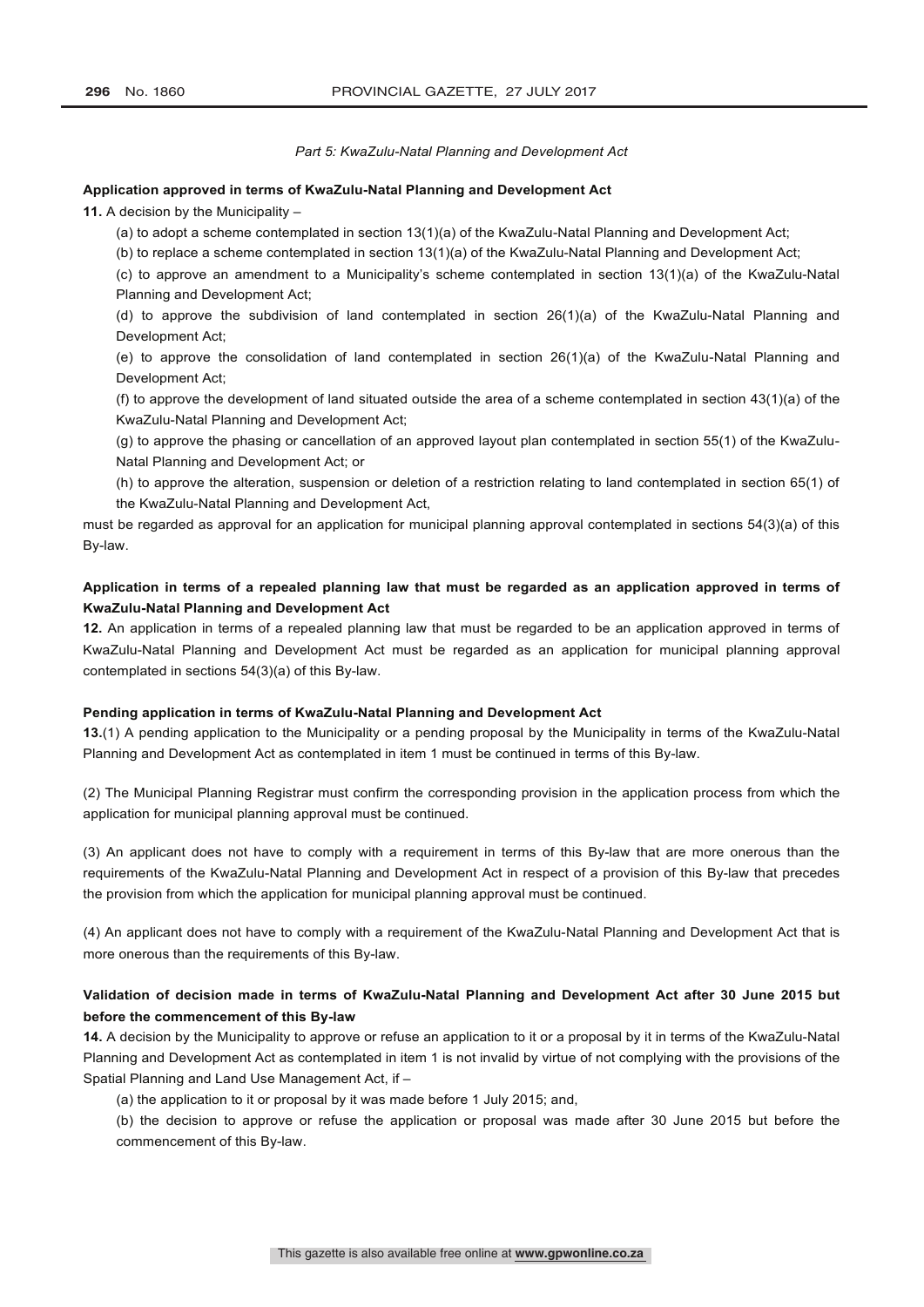*Part 5: KwaZulu-Natal Planning and Development Act*

**Application approved in terms of KwaZulu-Natal Planning and Development Act**

**11.** A decision by the Municipality –

(a) to adopt a scheme contemplated in section 13(1)(a) of the KwaZulu-Natal Planning and Development Act;

(b) to replace a scheme contemplated in section 13(1)(a) of the KwaZulu-Natal Planning and Development Act;

(c) to approve an amendment to a Municipality's scheme contemplated in section 13(1)(a) of the KwaZulu-Natal Planning and Development Act;

(d) to approve the subdivision of land contemplated in section 26(1)(a) of the KwaZulu-Natal Planning and Development Act;

(e) to approve the consolidation of land contemplated in section 26(1)(a) of the KwaZulu-Natal Planning and Development Act;

(f) to approve the development of land situated outside the area of a scheme contemplated in section 43(1)(a) of the KwaZulu-Natal Planning and Development Act;

(g) to approve the phasing or cancellation of an approved layout plan contemplated in section 55(1) of the KwaZulu-Natal Planning and Development Act; or

(h) to approve the alteration, suspension or deletion of a restriction relating to land contemplated in section 65(1) of the KwaZulu-Natal Planning and Development Act,

must be regarded as approval for an application for municipal planning approval contemplated in sections 54(3)(a) of this By-law.

**Application in terms of a repealed planning law that must be regarded as an application approved in terms of KwaZulu-Natal Planning and Development Act**

**12.** An application in terms of a repealed planning law that must be regarded to be an application approved in terms of KwaZulu-Natal Planning and Development Act must be regarded as an application for municipal planning approval contemplated in sections 54(3)(a) of this By-law.

**Pending application in terms of KwaZulu-Natal Planning and Development Act**

**13.**(1) A pending application to the Municipality or a pending proposal by the Municipality in terms of the KwaZulu-Natal Planning and Development Act as contemplated in item 1 must be continued in terms of this By-law.

(2) The Municipal Planning Registrar must confirm the corresponding provision in the application process from which the application for municipal planning approval must be continued.

(3) An applicant does not have to comply with a requirement in terms of this By-law that are more onerous than the requirements of the KwaZulu-Natal Planning and Development Act in respect of a provision of this By-law that precedes the provision from which the application for municipal planning approval must be continued.

(4) An applicant does not have to comply with a requirement of the KwaZulu-Natal Planning and Development Act that is more onerous than the requirements of this By-law.

**Validation of decision made in terms of KwaZulu-Natal Planning and Development Act after 30 June 2015 but before the commencement of this By-law**

**14.** A decision by the Municipality to approve or refuse an application to it or a proposal by it in terms of the KwaZulu-Natal Planning and Development Act as contemplated in item 1 is not invalid by virtue of not complying with the provisions of the Spatial Planning and Land Use Management Act, if –

(a) the application to it or proposal by it was made before 1 July 2015; and,

(b) the decision to approve or refuse the application or proposal was made after 30 June 2015 but before the commencement of this By-law.